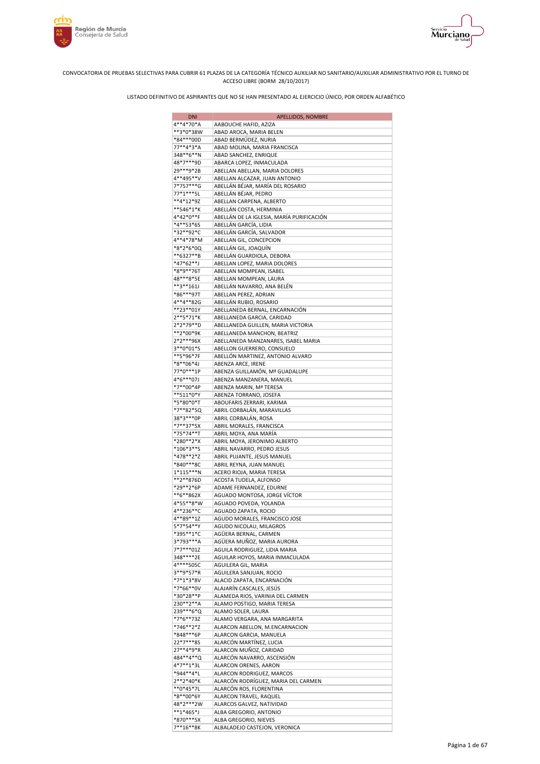CONVOCATORIA DE PRUEBAS SELECTIVAS PARA CUBRIR 61 PLAZAS DE LA CATEGORÍA TÉCNICO AUXILIAR NO SANITARIO/AUXILIAR ADMINISTRATIVO POR EL TURNO DE ACCESO LIBRE (BORM 28/10/2017)

LISTADO DEFINITIVO DE ASPIRANTES QUE NO SE HAN PRESENTADO AL EJERCICIO ÚNICO, POR ORDEN ALFABÉTICO

| DNI | APELLIDOS, NOMBRE |
|---|---|
| 4**4*70*A | AABOUCHE HAFID, AZIZA |
| **3*0*38W | ABAD AROCA, MARIA BELEN |
| *84***00D | ABAD BERMÚDEZ, NURIA |
| 77**4*3*A | ABAD MOLINA, MARIA FRANCISCA |
| 348**6**N | ABAD SANCHEZ, ENRIQUE |
| 48*7***9D | ABARCA LOPEZ, INMACULADA |
| 29***9*2B | ABELLAN ABELLAN, MARIA DOLORES |
| 4**495**V | ABELLAN ALCAZAR, JUAN ANTONIO |
| 7*757***G | ABELLÁN BÉJAR, MARÍA DEL ROSARIO |
| 77*1***5L | ABELLÁN BÉJAR, PEDRO |
| **4*12*9Z | ABELLAN CARPENA, ALBERTO |
| **546*1*K | ABELLÁN COSTA, HERMINIA |
| 4*42*0**F | ABELLÁN DE LA IGLESIA, MARÍA PURIFICACIÓN |
| *4**53*6S | ABELLÁN GARCÍA, LIDIA |
| *32**92*C | ABELLÁN GARCÍA, SALVADOR |
| 4**4*78*M | ABELLAN GIL, CONCEPCION |
| *8*2*6*0Q | ABELLÁN GIL, JOAQUÍN |
| **6327**B | ABELLÁN GUARDIOLA, DEBORA |
| *47*62**J | ABELLAN LOPEZ, MARIA DOLORES |
| *8*9**76T | ABELLAN MOMPEAN, ISABEL |
| 48***8*5E | ABELLAN MOMPEAN, LAURA |
| **3**161J | ABELLÁN NAVARRO, ANA BELÉN |
| *86***97T | ABELLAN PEREZ, ADRIAN |
| 4**4**82G | ABELLÁN RUBIO, ROSARIO |
| **23**01Y | ABELLANEDA BERNAL, ENCARNACIÓN |
| 2**5*71*K | ABELLANEDA GARCIA, CARIDAD |
| 2*2*79**D | ABELLANEDA GUILLEN, MARIA VICTORIA |
| **2*00*9K | ABELLANEDA MANCHON, BEATRIZ |
| 2*2***96X | ABELLANEDA MANZANARES, ISABEL MARIA |
| 3**0*01*S | ABELLON GUERRERO, CONSUELO |
| **5*96*7F | ABELLÓN MARTINEZ, ANTONIO ALVARO |
| *8**06*4J | ABENZA ARCE, IRENE |
| 77*0***1P | ABENZA GUILLAMÓN, Mª GUADALUPE |
| 4*6***07J | ABENZA MANZANERA, MANUEL |
| *7**00*4P | ABENZA MARIN, Mª TERESA |
| **511*0*Y | ABENZA TORRANO, JOSEFA |
| *5*80*0*T | ABOUFARIS ZERRARI, KARIMA |
| *7**82*5Q | ABRIL CORBALÁN, MARAVILLAS |
| 38*3***0P | ABRIL CORBALÁN, ROSA |
| *7**37*5X | ABRIL MORALES, FRANCISCA |
| *75*74**T | ABRIL MOYA, ANA MARÍA |
| *280**2*X | ABRIL MOYA, JERONIMO ALBERTO |
| *106*3**S | ABRIL NAVARRO, PEDRO JESUS |
| *478**2*Z | ABRIL PUJANTE, JESUS MANUEL |
| *840***8C | ABRIL REYNA, JUAN MANUEL |
| 1*115***N | ACERO RIOJA, MARIA TERESA |
| **2**876D | ACOSTA TUDELA, ALFONSO |
| *29**2*6P | ADAME FERNANDEZ, EDURNE |
| **6**862X | AGUADO MONTOSA, JORGE VÍCTOR |
| 4*55**8*W | AGUADO POVEDA, YOLANDA |
| 4**236**C | AGUADO ZAPATA, ROCIO |
| 4**89**1Z | AGUDO MORALES, FRANCISCO JOSE |
| 5*7*54**Y | AGUDO NICOLAU, MILAGROS |
| *395**1*C | AGÜERA BERNAL, CARMEN |
| 3*793***A | AGÜERA MUÑOZ, MARIA AURORA |
| 7*7***01Z | AGUILA RODRIGUEZ, LIDIA MARIA |
| 348****2E | AGUILAR HOYOS, MARIA INMACULADA |
| 4****505C | AGUILERA GIL, MARIA |
| 3**9*57*R | AGUILERA SANJUAN, ROCIO |
| *7*1*3*8V | ALACID ZAPATA, ENCARNACIÓN |
| *7*66**0V | ALAJARÍN CASCALES, JESÚS |
| *30*28**P | ALAMEDA RIOS, VARINIA DEL CARMEN |
| 230**2**A | ALAMO POSTIGO, MARIA TERESA |
| 239***6*Q | ALAMO SOLER, LAURA |
| *7*6**73Z | ALAMO VERGARA, ANA MARGARITA |
| *746**2*Z | ALARCON ABELLON, M.ENCARNACION |
| *848***6P | ALARCON GARCIA, MANUELA |
| 22*7***8S | ALARCÓN MARTÍNEZ, LUCIA |
| 27**4*9*R | ALARCON MUÑOZ, CARIDAD |
| 484**4**Q | ALARCÓN NAVARRO, ASCENSIÓN |
| 4*7**1*3L | ALARCON ORENES, AARON |
| *944**4*L | ALARCON RODRIGUEZ, MARCOS |
| 2**2*40*K | ALARCÓN RODRÍGUEZ, MARIA DEL CARMEN |
| **0*45*7L | ALARCÓN ROS, FLORENTINA |
| *8**00*6Y | ALARCON TRAVEL, RAQUEL |
| 48*2***2W | ALARCOS GALVEZ, NATIVIDAD |
| **1*465*J | ALBA GREGORIO, ANTONIO |
| *870***5X | ALBA GREGORIO, NIEVES |
| 7**16**8K | ALBALADEJO CASTEJON, VERONICA |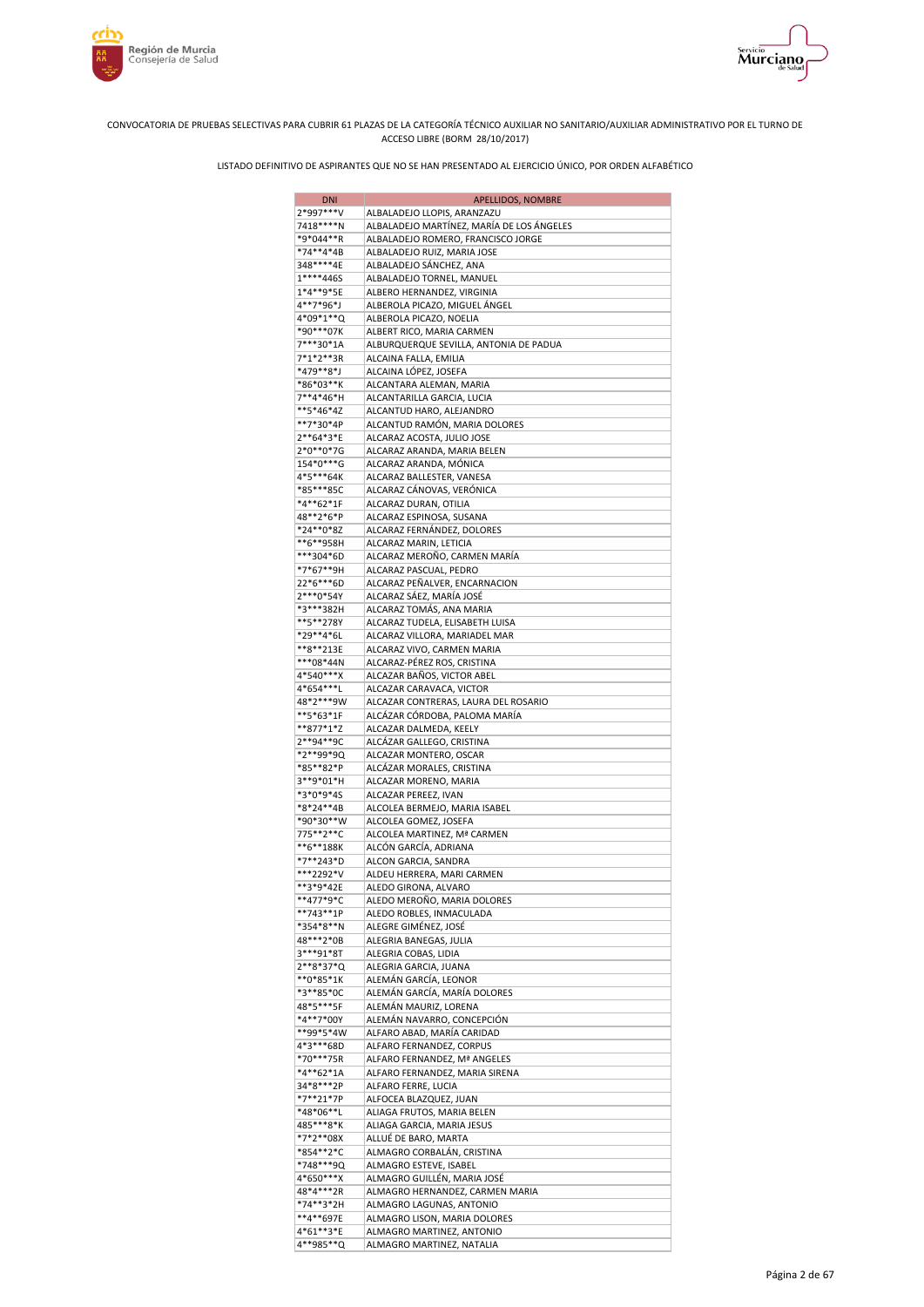CONVOCATORIA DE PRUEBAS SELECTIVAS PARA CUBRIR 61 PLAZAS DE LA CATEGORÍA TÉCNICO AUXILIAR NO SANITARIO/AUXILIAR ADMINISTRATIVO POR EL TURNO DE ACCESO LIBRE (BORM 28/10/2017)

LISTADO DEFINITIVO DE ASPIRANTES QUE NO SE HAN PRESENTADO AL EJERCICIO ÚNICO, POR ORDEN ALFABÉTICO

| DNI | APELLIDOS, NOMBRE |
|---|---|
| 2*997***V | ALBALADEJO LLOPIS, ARANZAZU |
| 7418****N | ALBALADEJO MARTÍNEZ, MARÍA DE LOS ÁNGELES |
| *9*044**R | ALBALADEJO ROMERO, FRANCISCO JORGE |
| *74**4*4B | ALBALADEJO RUIZ, MARIA JOSE |
| 348****4E | ALBALADEJO SÁNCHEZ, ANA |
| 1****446S | ALBALADEJO TORNEL, MANUEL |
| 1*4**9*5E | ALBERO HERNANDEZ, VIRGINIA |
| 4**7*96*J | ALBEROLA PICAZO, MIGUEL ÁNGEL |
| 4*09*1**Q | ALBEROLA PICAZO, NOELIA |
| *90***07K | ALBERT RICO, MARIA CARMEN |
| 7***30*1A | ALBURQUERQUE SEVILLA, ANTONIA DE PADUA |
| 7*1*2**3R | ALCAINA FALLA, EMILIA |
| *479**8*J | ALCAINA LÓPEZ, JOSEFA |
| *86*03**K | ALCANTARA ALEMAN, MARIA |
| 7**4*46*H | ALCANTARILLA GARCIA, LUCIA |
| **5*46*4Z | ALCANTUD HARO, ALEJANDRO |
| **7*30*4P | ALCANTUD RAMÓN, MARIA DOLORES |
| 2**64*3*E | ALCARAZ ACOSTA, JULIO JOSE |
| 2*0**0*7G | ALCARAZ ARANDA, MARIA BELEN |
| 154*0***G | ALCARAZ ARANDA, MÓNICA |
| 4*5***64K | ALCARAZ BALLESTER, VANESA |
| *85***85C | ALCARAZ CÁNOVAS, VERÓNICA |
| *4**62*1F | ALCARAZ DURAN, OTILIA |
| 48**2*6*P | ALCARAZ ESPINOSA, SUSANA |
| *24**0*8Z | ALCARAZ FERNÁNDEZ, DOLORES |
| **6**958H | ALCARAZ MARIN, LETICIA |
| ***304*6D | ALCARAZ MEROÑO, CARMEN MARÍA |
| *7*67**9H | ALCARAZ PASCUAL, PEDRO |
| 22*6***6D | ALCARAZ PEÑALVER, ENCARNACION |
| 2***0*54Y | ALCARAZ SÁEZ, MARÍA JOSÉ |
| *3***382H | ALCARAZ TOMÁS, ANA MARIA |
| **5**278Y | ALCARAZ TUDELA, ELISABETH LUISA |
| *29**4*6L | ALCARAZ VILLORA, MARIADEL MAR |
| **8**213E | ALCARAZ VIVO, CARMEN MARIA |
| ***08*44N | ALCARAZ-PÉREZ ROS, CRISTINA |
| 4*540***X | ALCAZAR BAÑOS, VICTOR ABEL |
| 4*654***L | ALCAZAR CARAVACA, VICTOR |
| 48*2***9W | ALCAZAR CONTRERAS, LAURA DEL ROSARIO |
| **5*63*1F | ALCÁZAR CÓRDOBA, PALOMA MARÍA |
| **877*1*Z | ALCAZAR DALMEDA, KEELY |
| 2**94**9C | ALCÁZAR GALLEGO, CRISTINA |
| *2**99*9Q | ALCAZAR MONTERO, OSCAR |
| *85**82*P | ALCÁZAR MORALES, CRISTINA |
| 3**9*01*H | ALCAZAR MORENO, MARIA |
| *3*0*9*4S | ALCAZAR PEREEZ, IVAN |
| *8*24**4B | ALCOLEA BERMEJO, MARIA ISABEL |
| *90*30**W | ALCOLEA GOMEZ, JOSEFA |
| 775**2**C | ALCOLEA MARTINEZ, Mª CARMEN |
| **6**188K | ALCÓN GARCÍA, ADRIANA |
| *7**243*D | ALCON GARCIA, SANDRA |
| ***2292*V | ALDEU HERRERA, MARI CARMEN |
| **3*9*42E | ALEDO GIRONA, ALVARO |
| **477*9*C | ALEDO MEROÑO, MARIA DOLORES |
| **743**1P | ALEDO ROBLES, INMACULADA |
| *354*8**N | ALEGRE GIMÉNEZ, JOSÉ |
| 48***2*0B | ALEGRIA BANEGAS, JULIA |
| 3***91*8T | ALEGRIA COBAS, LIDIA |
| 2**8*37*Q | ALEGRIA GARCIA, JUANA |
| **0*85*1K | ALEMÁN GARCÍA, LEONOR |
| *3**85*0C | ALEMÁN GARCÍA, MARÍA DOLORES |
| 48*5***5F | ALEMÁN MAURIZ, LORENA |
| *4**7*00Y | ALEMÁN NAVARRO, CONCEPCIÓN |
| **99*5*4W | ALFARO ABAD, MARÍA CARIDAD |
| 4*3***68D | ALFARO FERNANDEZ, CORPUS |
| *70***75R | ALFARO FERNANDEZ, Mª ANGELES |
| *4**62*1A | ALFARO FERNANDEZ, MARIA SIRENA |
| 34*8***2P | ALFARO FERRE, LUCIA |
| *7**21*7P | ALFOCEA BLAZQUEZ, JUAN |
| *48*06**L | ALIAGA FRUTOS, MARIA BELEN |
| 485***8*K | ALIAGA GARCIA, MARIA JESUS |
| *7*2**08X | ALLUÉ DE BARO, MARTA |
| *854**2*C | ALMAGRO CORBALÁN, CRISTINA |
| *748***9Q | ALMAGRO ESTEVE, ISABEL |
| 4*650***X | ALMAGRO GUILLÉN, MARIA JOSÉ |
| 48*4***2R | ALMAGRO HERNANDEZ, CARMEN MARIA |
| *74**3*2H | ALMAGRO LAGUNAS, ANTONIO |
| **4**697E | ALMAGRO LISON, MARIA DOLORES |
| 4*61**3*E | ALMAGRO MARTINEZ, ANTONIO |
| 4**985**Q | ALMAGRO MARTINEZ, NATALIA |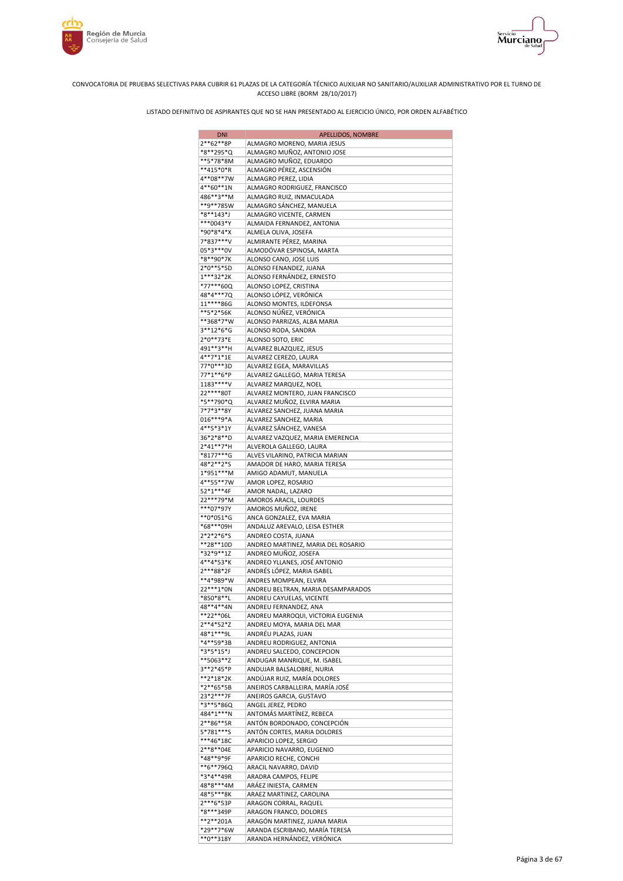CONVOCATORIA DE PRUEBAS SELECTIVAS PARA CUBRIR 61 PLAZAS DE LA CATEGORÍA TÉCNICO AUXILIAR NO SANITARIO/AUXILIAR ADMINISTRATIVO POR EL TURNO DE ACCESO LIBRE (BORM 28/10/2017)

LISTADO DEFINITIVO DE ASPIRANTES QUE NO SE HAN PRESENTADO AL EJERCICIO ÚNICO, POR ORDEN ALFABÉTICO

| DNI | APELLIDOS, NOMBRE |
|---|---|
| 2**62**8P | ALMAGRO MORENO, MARIA JESUS |
| *8**295*Q | ALMAGRO MUÑOZ, ANTONIO JOSE |
| **5*78*8M | ALMAGRO MUÑOZ, EDUARDO |
| **415*0*R | ALMAGRO PÉREZ, ASCENSIÓN |
| 4**08**7W | ALMAGRO PEREZ, LIDIA |
| 4**60**1N | ALMAGRO RODRIGUEZ, FRANCISCO |
| 486**3**M | ALMAGRO RUIZ, INMACULADA |
| **9**785W | ALMAGRO SÁNCHEZ, MANUELA |
| *8**143*J | ALMAGRO VICENTE, CARMEN |
| ***0043*Y | ALMAIDA FERNANDEZ, ANTONIA |
| *90*8*4*X | ALMELA OLIVA, JOSEFA |
| 7*837***V | ALMIRANTE PÉREZ, MARINA |
| 05*3***0V | ALMODÓVAR ESPINOSA, MARTA |
| *8**90*7K | ALONSO CANO, JOSE LUIS |
| 2*0**5*5D | ALONSO FENANDEZ, JUANA |
| 1***32*2K | ALONSO FERNÁNDEZ, ERNESTO |
| *77***60Q | ALONSO LOPEZ, CRISTINA |
| 48*4***7Q | ALONSO LÓPEZ, VERÓNICA |
| 11****86G | ALONSO MONTES, ILDEFONSA |
| **5*2*56K | ALONSO NÚÑEZ, VERÓNICA |
| **368*7*W | ALONSO PARRIZAS, ALBA MARIA |
| 3**12*6*G | ALONSO RODA, SANDRA |
| 2*0**73*E | ALONSO SOTO, ERIC |
| 491**3**H | ALVAREZ BLAZQUEZ, JESUS |
| 4**7*1*1E | ALVAREZ CEREZO, LAURA |
| 77*0***3D | ALVAREZ EGEA, MARAVILLAS |
| 77*1**6*P | ALVAREZ GALLEGO, MARIA TERESA |
| 1183****V | ALVAREZ MARQUEZ, NOEL |
| 22****80T | ALVAREZ MONTERO, JUAN FRANCISCO |
| *5**790*Q | ALVAREZ MUÑOZ, ELVIRA MARIA |
| 7*7*3**8Y | ALVAREZ SANCHEZ, JUANA MARIA |
| 016***9*A | ALVAREZ SANCHEZ, MARIA |
| 4**5*3*1Y | ÁLVAREZ SÁNCHEZ, VANESA |
| 36*2*8**D | ALVAREZ VAZQUEZ, MARIA EMERENCIA |
| 2*41**7*H | ALVEROLA GALLEGO, LAURA |
| *8177***G | ALVES VILARINO, PATRICIA MARIAN |
| 48*2**2*S | AMADOR DE HARO, MARIA TERESA |
| 1*951***M | AMIGO ADAMUT, MANUELA |
| 4**55**7W | AMOR LOPEZ, ROSARIO |
| 52*1***4F | AMOR NADAL, LAZARO |
| 22***79*M | AMOROS ARACIL, LOURDES |
| ***07*97Y | AMOROS MUÑOZ, IRENE |
| **0*051*G | ANCA GONZALEZ, EVA MARIA |
| *68***09H | ANDALUZ AREVALO, LEISA ESTHER |
| 2*2*2*6*S | ANDREO COSTA, JUANA |
| **28**10D | ANDREO MARTINEZ, MARIA DEL ROSARIO |
| *32*9**1Z | ANDREO MUÑOZ, JOSEFA |
| 4**4*53*K | ANDREO YLLANES, JOSÉ ANTONIO |
| 2***88*2F | ANDRÉS LÓPEZ, MARIA ISABEL |
| **4*989*W | ANDRES MOMPEAN, ELVIRA |
| 22***1*0N | ANDREU BELTRAN, MARIA DESAMPARADOS |
| *850*8**L | ANDREU CAYUELAS, VICENTE |
| 48**4**4N | ANDREU FERNANDEZ, ANA |
| **22**06L | ANDREU MARROQUI, VICTORIA EUGENIA |
| 2**4*52*Z | ANDREU MOYA, MARIA DEL MAR |
| 48*1***9L | ANDRÉU PLAZAS, JUAN |
| *4**59*3B | ANDREU RODRIGUEZ, ANTONIA |
| *3*5*15*J | ANDREU SALCEDO, CONCEPCION |
| **5063**Z | ANDUGAR MANRIQUE, M. ISABEL |
| 3**2*45*P | ANDUJAR BALSALOBRE, NURIA |
| **2*18*2K | ANDÚJAR RUIZ, MARÍA DOLORES |
| *2**65*5B | ANEIROS CARBALLEIRA, MARÍA JOSÉ |
| 23*2***7F | ANEIROS GARCIA, GUSTAVO |
| *3**5*86Q | ANGEL JEREZ, PEDRO |
| 484*1***N | ANTOMÁS MARTÍNEZ, REBECA |
| 2**86**5R | ANTÓN BORDONADO, CONCEPCIÓN |
| 5*781***S | ANTÓN CORTES, MARIA DOLORES |
| ***46*18C | APARICIO LOPEZ, SERGIO |
| 2**8**04E | APARICIO NAVARRO, EUGENIO |
| *48**9*9F | APARICIO RECHE, CONCHI |
| **6**796Q | ARACIL NAVARRO, DAVID |
| *3*4**49R | ARADRA CAMPOS, FELIPE |
| 48*8***4M | ARÁEZ INIESTA, CARMEN |
| 48*5***8K | ARAEZ MARTINEZ, CAROLINA |
| 2***6*53P | ARAGON CORRAL, RAQUEL |
| *8***349P | ARAGON FRANCO, DOLORES |
| **2**201A | ARAGÓN MARTINEZ, JUANA MARIA |
| *29**7*6W | ARANDA ESCRIBANO, MARÍA TERESA |
| **0**318Y | ARANDA HERNÁNDEZ, VERÓNICA |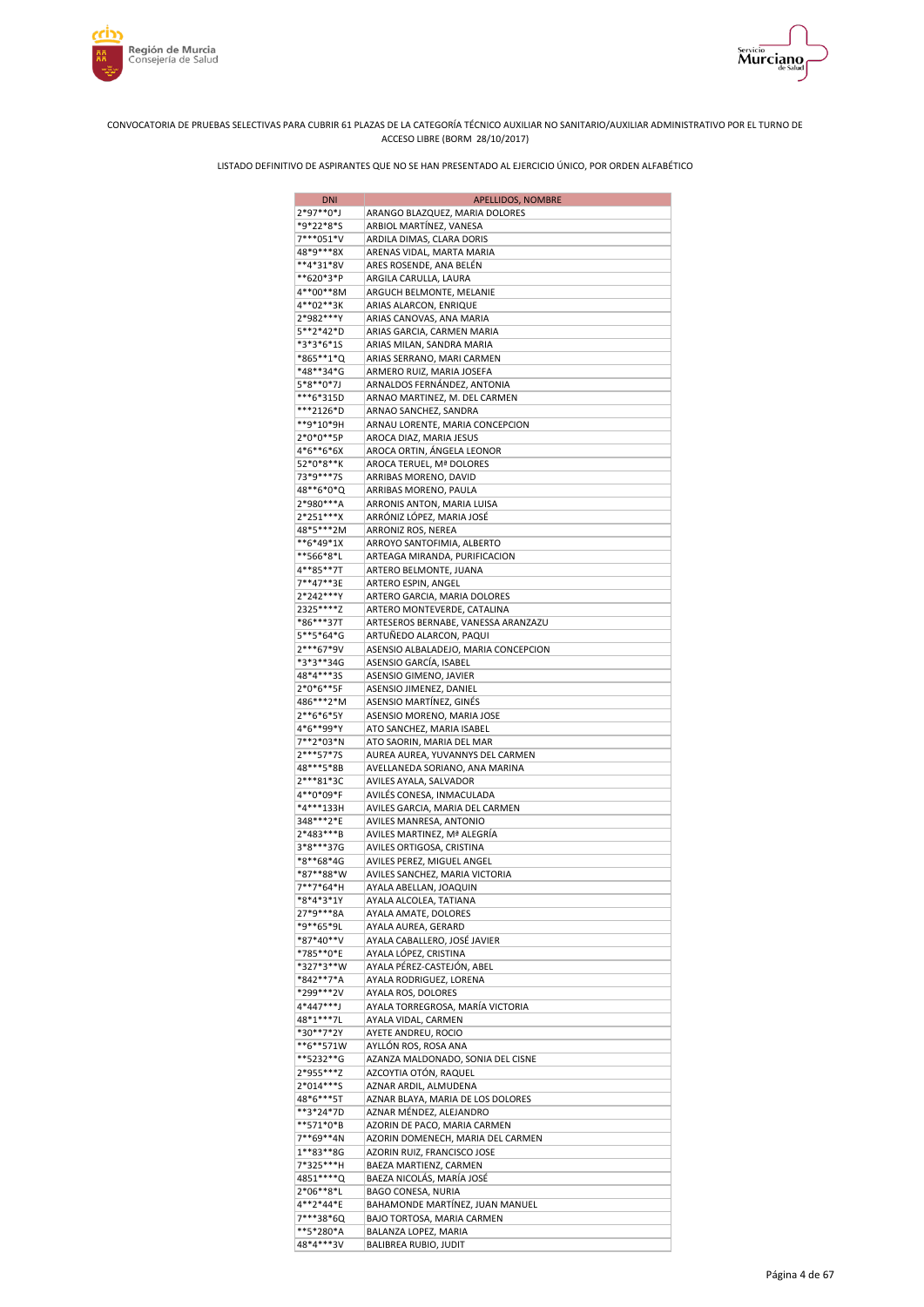CONVOCATORIA DE PRUEBAS SELECTIVAS PARA CUBRIR 61 PLAZAS DE LA CATEGORÍA TÉCNICO AUXILIAR NO SANITARIO/AUXILIAR ADMINISTRATIVO POR EL TURNO DE ACCESO LIBRE (BORM 28/10/2017)

LISTADO DEFINITIVO DE ASPIRANTES QUE NO SE HAN PRESENTADO AL EJERCICIO ÚNICO, POR ORDEN ALFABÉTICO

| DNI | APELLIDOS, NOMBRE |
|---|---|
| 2*97**0*J | ARANGO BLAZQUEZ, MARIA DOLORES |
| *9*22*8*S | ARBIOL MARTÍNEZ, VANESA |
| 7***051*V | ARDILA DIMAS, CLARA DORIS |
| 48*9***8X | ARENAS VIDAL, MARTA MARIA |
| **4*31*8V | ARES ROSENDE, ANA BELÉN |
| **620*3*P | ARGILA CARULLA, LAURA |
| 4**00**8M | ARGUCH BELMONTE, MELANIE |
| 4**02**3K | ARIAS ALARCON, ENRIQUE |
| 2*982***Y | ARIAS CANOVAS, ANA MARIA |
| 5**2*42*D | ARIAS GARCIA, CARMEN MARIA |
| *3*3*6*1S | ARIAS MILAN, SANDRA MARIA |
| *865**1*Q | ARIAS SERRANO, MARI CARMEN |
| *48**34*G | ARMERO RUIZ, MARIA JOSEFA |
| 5*8**0*7J | ARNALDOS FERNÁNDEZ, ANTONIA |
| ***6*315D | ARNAO MARTINEZ, M. DEL CARMEN |
| ***2126*D | ARNAO SANCHEZ, SANDRA |
| **9*10*9H | ARNAU LORENTE, MARIA CONCEPCION |
| 2*0*0**5P | AROCA DIAZ, MARIA JESUS |
| 4*6**6*6X | AROCA ORTIN, ÁNGELA LEONOR |
| 52*0*8**K | AROCA TERUEL, Mª DOLORES |
| 73*9***7S | ARRIBAS MORENO, DAVID |
| 48**6*0*Q | ARRIBAS MORENO, PAULA |
| 2*980***A | ARRONIS ANTON, MARIA LUISA |
| 2*251***X | ARRÓNIZ LÓPEZ, MARIA JOSÉ |
| 48*5***2M | ARRONIZ ROS, NEREA |
| **6*49*1X | ARROYO SANTOFIMIA, ALBERTO |
| **566*8*L | ARTEAGA MIRANDA, PURIFICACION |
| 4**85**7T | ARTERO BELMONTE, JUANA |
| 7**47**3E | ARTERO ESPIN, ANGEL |
| 2*242***Y | ARTERO GARCIA, MARIA DOLORES |
| 2325****Z | ARTERO MONTEVERDE, CATALINA |
| *86***37T | ARTESEROS BERNABE, VANESSA ARANZAZU |
| 5**5*64*G | ARTUÑEDO ALARCON, PAQUI |
| 2***67*9V | ASENSIO ALBALADEJO, MARIA CONCEPCION |
| *3*3**34G | ASENSIO GARCÍA, ISABEL |
| 48*4***3S | ASENSIO GIMENO, JAVIER |
| 2*0*6**5F | ASENSIO JIMENEZ, DANIEL |
| 486***2*M | ASENSIO MARTÍNEZ, GINÉS |
| 2**6*6*5Y | ASENSIO MORENO, MARIA JOSE |
| 4*6**99*Y | ATO SANCHEZ, MARIA ISABEL |
| 7**2*03*N | ATO SAORIN, MARIA DEL MAR |
| 2***57*7S | AUREA AUREA, YUVANNYS DEL CARMEN |
| 48***5*8B | AVELLANEDA SORIANO, ANA MARINA |
| 2***81*3C | AVILES AYALA, SALVADOR |
| 4**0*09*F | AVILÉS CONESA, INMACULADA |
| *4***133H | AVILES GARCIA, MARIA DEL CARMEN |
| 348***2*E | AVILES MANRESA, ANTONIO |
| 2*483***B | AVILES MARTINEZ, Mª ALEGRÍA |
| 3*8***37G | AVILES ORTIGOSA, CRISTINA |
| *8**68*4G | AVILES PEREZ, MIGUEL ANGEL |
| *87**88*W | AVILES SANCHEZ, MARIA VICTORIA |
| 7**7*64*H | AYALA ABELLAN, JOAQUIN |
| *8*4*3*1Y | AYALA ALCOLEA, TATIANA |
| 27*9***8A | AYALA AMATE, DOLORES |
| *9**65*9L | AYALA AUREA, GERARD |
| *87*40**V | AYALA CABALLERO, JOSÉ JAVIER |
| *785**0*E | AYALA LÓPEZ, CRISTINA |
| *327*3**W | AYALA PÉREZ-CASTEJÓN, ABEL |
| *842**7*A | AYALA RODRIGUEZ, LORENA |
| *299***2V | AYALA ROS, DOLORES |
| 4*447***J | AYALA TORREGROSA, MARÍA VICTORIA |
| 48*1***7L | AYALA VIDAL, CARMEN |
| *30**7*2Y | AYETE ANDREU, ROCIO |
| **6**571W | AYLLÓN ROS, ROSA ANA |
| **5232**G | AZANZA MALDONADO, SONIA DEL CISNE |
| 2*955***Z | AZCOYTIA OTÓN, RAQUEL |
| 2*014***S | AZNAR ARDIL, ALMUDENA |
| 48*6***5T | AZNAR BLAYA, MARIA DE LOS DOLORES |
| **3*24*7D | AZNAR MÉNDEZ, ALEJANDRO |
| **571*0*B | AZORIN DE PACO, MARIA CARMEN |
| 7**69**4N | AZORIN DOMENECH, MARIA DEL CARMEN |
| 1**83**8G | AZORIN RUIZ, FRANCISCO JOSE |
| 7*325***H | BAEZA MARTIENZ, CARMEN |
| 4851****Q | BAEZA NICOLÁS, MARÍA JOSÉ |
| 2*06**8*L | BAGO CONESA, NURIA |
| 4**2*44*E | BAHAMONDE MARTÍNEZ, JUAN MANUEL |
| 7***38*6Q | BAJO TORTOSA, MARIA CARMEN |
| **5*280*A | BALANZA LOPEZ, MARIA |
| 48*4***3V | BALIBREA RUBIO, JUDIT |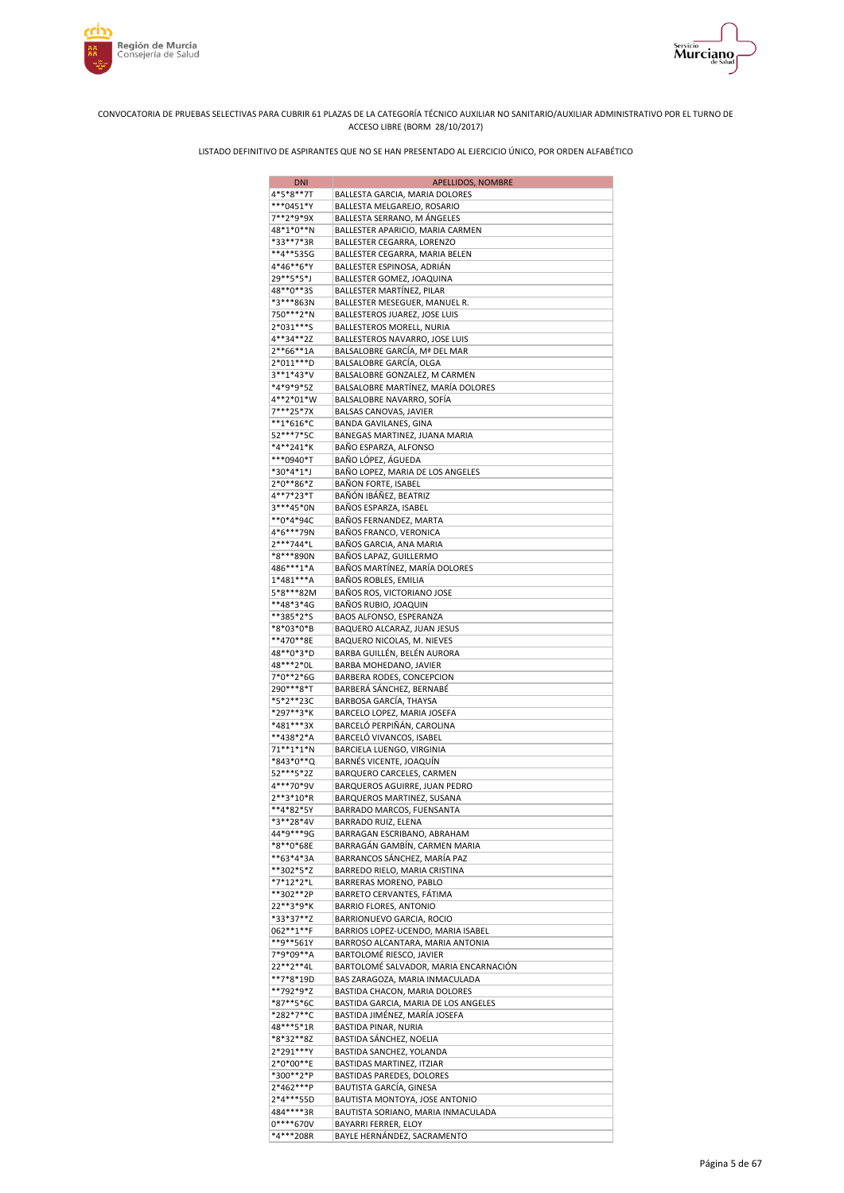CONVOCATORIA DE PRUEBAS SELECTIVAS PARA CUBRIR 61 PLAZAS DE LA CATEGORÍA TÉCNICO AUXILIAR NO SANITARIO/AUXILIAR ADMINISTRATIVO POR EL TURNO DE ACCESO LIBRE (BORM 28/10/2017)

LISTADO DEFINITIVO DE ASPIRANTES QUE NO SE HAN PRESENTADO AL EJERCICIO ÚNICO, POR ORDEN ALFABÉTICO

| DNI | APELLIDOS, NOMBRE |
|---|---|
| 4*5*8**7T | BALLESTA GARCIA, MARIA DOLORES |
| ***0451*Y | BALLESTA MELGAREJO, ROSARIO |
| 7**2*9*9X | BALLESTA SERRANO, M ÁNGELES |
| 48*1*0**N | BALLESTER APARICIO, MARIA CARMEN |
| *33**7*3R | BALLESTER CEGARRA, LORENZO |
| **4**535G | BALLESTER CEGARRA, MARIA BELEN |
| 4*46**6*Y | BALLESTER ESPINOSA, ADRIÁN |
| 29**5*5*J | BALLESTER GOMEZ, JOAQUINA |
| 48**0**3S | BALLESTER MARTÍNEZ, PILAR |
| *3***863N | BALLESTER MESEGUER, MANUEL R. |
| 750***2*N | BALLESTEROS JUAREZ, JOSE LUIS |
| 2*031***S | BALLESTEROS MORELL, NURIA |
| 4**34**2Z | BALLESTEROS NAVARRO, JOSE LUIS |
| 2**66**1A | BALSALOBRE GARCÍA, Mª DEL MAR |
| 2*011***D | BALSALOBRE GARCÍA, OLGA |
| 3**1*43*V | BALSALOBRE GONZALEZ, M CARMEN |
| *4*9*9*5Z | BALSALOBRE MARTÍNEZ, MARÍA DOLORES |
| 4**2*01*W | BALSALOBRE NAVARRO, SOFÍA |
| 7***25*7X | BALSAS CANOVAS, JAVIER |
| **1*616*C | BANDA GAVILANES, GINA |
| 52***7*5C | BANEGAS MARTINEZ, JUANA MARIA |
| *4**241*K | BAÑO ESPARZA, ALFONSO |
| ***0940*T | BAÑO LÓPEZ, ÁGUEDA |
| *30*4*1*J | BAÑO LOPEZ, MARIA DE LOS ANGELES |
| 2*0**86*Z | BAÑON FORTE, ISABEL |
| 4**7*23*T | BAÑÓN IBÁÑEZ, BEATRIZ |
| 3***45*0N | BAÑOS ESPARZA, ISABEL |
| **0*4*94C | BAÑOS FERNANDEZ, MARTA |
| 4*6***79N | BAÑOS FRANCO, VERONICA |
| 2***744*L | BAÑOS GARCIA, ANA MARIA |
| *8***890N | BAÑOS LAPAZ, GUILLERMO |
| 486***1*A | BAÑOS MARTÍNEZ, MARÍA DOLORES |
| 1*481***A | BAÑOS ROBLES, EMILIA |
| 5*8***82M | BAÑOS ROS, VICTORIANO JOSE |
| **48*3*4G | BAÑOS RUBIO, JOAQUIN |
| **385*2*S | BAOS ALFONSO, ESPERANZA |
| *8*03*0*B | BAQUERO ALCARAZ, JUAN JESUS |
| **470**8E | BAQUERO NICOLAS, M. NIEVES |
| 48**0*3*D | BARBA GUILLÉN, BELÉN AURORA |
| 48***2*0L | BARBA MOHEDANO, JAVIER |
| 7*0**2*6G | BARBERA RODES, CONCEPCION |
| 290***8*T | BARBERÁ SÁNCHEZ, BERNABÉ |
| *5*2**23C | BARBOSA GARCÍA, THAYSA |
| *297**3*K | BARCELO LOPEZ, MARIA JOSEFA |
| *481***3X | BARCELÓ PERPIÑÁN, CAROLINA |
| **438*2*A | BARCELÓ VIVANCOS, ISABEL |
| 71**1*1*N | BARCIELA LUENGO, VIRGINIA |
| *843*0**Q | BARNÉS VICENTE, JOAQUÍN |
| 52***5*2Z | BARQUERO CARCELES, CARMEN |
| 4***70*9V | BARQUEROS AGUIRRE, JUAN PEDRO |
| 2**3*10*R | BARQUEROS MARTINEZ, SUSANA |
| **4*82*5Y | BARRADO MARCOS, FUENSANTA |
| *3**28*4V | BARRADO RUIZ, ELENA |
| 44*9***9G | BARRAGAN ESCRIBANO, ABRAHAM |
| *8**0*68E | BARRAGÁN GAMBÍN, CARMEN MARIA |
| **63*4*3A | BARRANCOS SÁNCHEZ, MARÍA PAZ |
| **302*5*Z | BARREDO RIELO, MARIA CRISTINA |
| *7*12*2*L | BARRERAS MORENO, PABLO |
| **302**2P | BARRETO CERVANTES, FÁTIMA |
| 22**3*9*K | BARRIO FLORES, ANTONIO |
| *33*37**Z | BARRIONUEVO GARCIA, ROCIO |
| 062**1**F | BARRIOS LOPEZ-UCENDO, MARIA ISABEL |
| **9**561Y | BARROSO ALCANTARA, MARIA ANTONIA |
| 7*9*09**A | BARTOLOMÉ RIESCO, JAVIER |
| 22**2**4L | BARTOLOMÉ SALVADOR, MARIA ENCARNACIÓN |
| **7*8*19D | BAS ZARAGOZA, MARIA INMACULADA |
| **792*9*Z | BASTIDA CHACON, MARIA DOLORES |
| *87**5*6C | BASTIDA GARCIA, MARIA DE LOS ANGELES |
| *282*7**C | BASTIDA JIMÉNEZ, MARÍA JOSEFA |
| 48***5*1R | BASTIDA PINAR, NURIA |
| *8*32**8Z | BASTIDA SÁNCHEZ, NOELIA |
| 2*291***Y | BASTIDA SANCHEZ, YOLANDA |
| 2*0*00**E | BASTIDAS MARTINEZ, ITZIAR |
| *300**2*P | BASTIDAS PAREDES, DOLORES |
| 2*462***P | BAUTISTA GARCÍA, GINESA |
| 2*4***55D | BAUTISTA MONTOYA, JOSE ANTONIO |
| 484****3R | BAUTISTA SORIANO, MARIA INMACULADA |
| 0****670V | BAYARRI FERRER, ELOY |
| *4***208R | BAYLE HERNÁNDEZ, SACRAMENTO |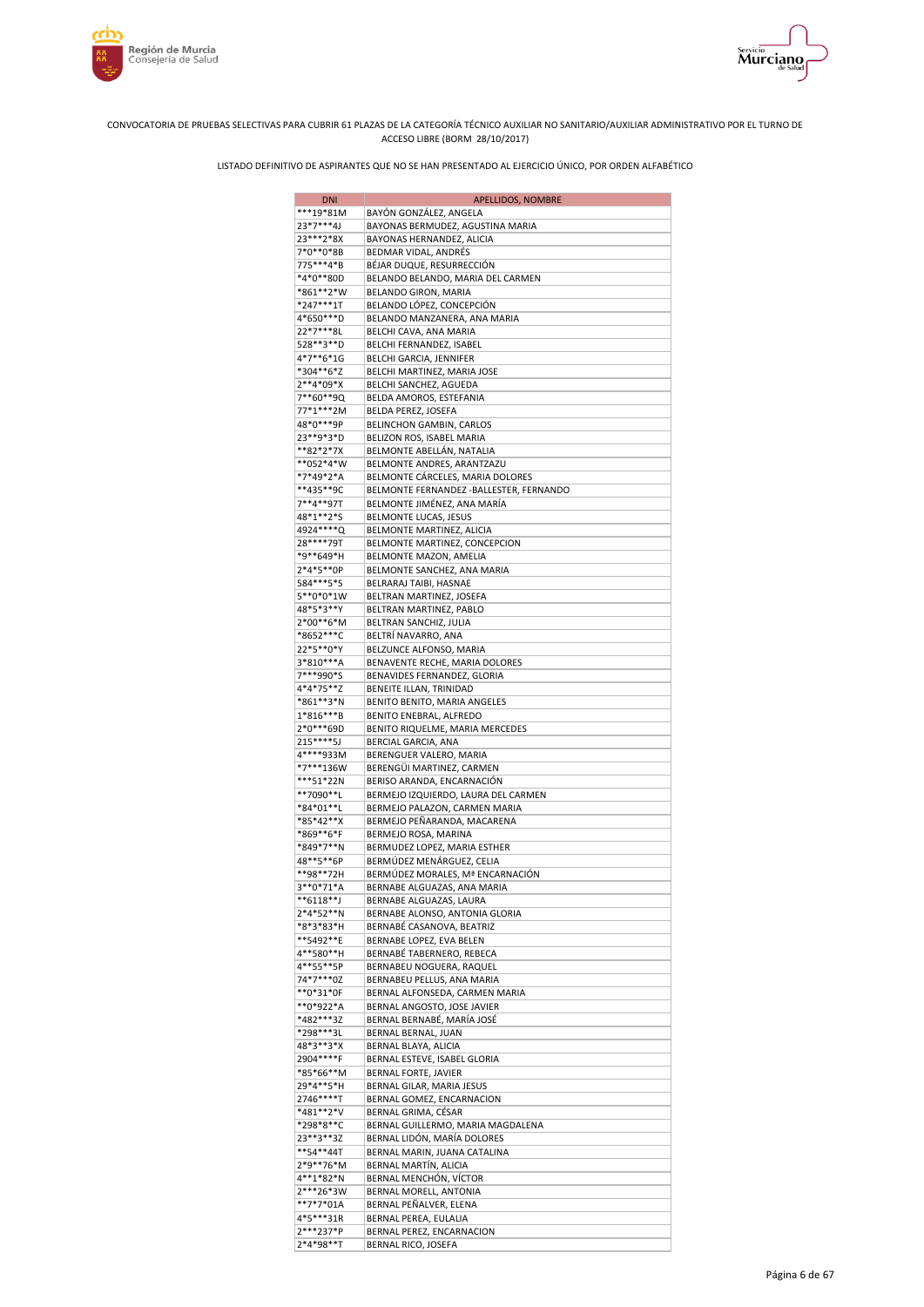CONVOCATORIA DE PRUEBAS SELECTIVAS PARA CUBRIR 61 PLAZAS DE LA CATEGORÍA TÉCNICO AUXILIAR NO SANITARIO/AUXILIAR ADMINISTRATIVO POR EL TURNO DE ACCESO LIBRE (BORM 28/10/2017)

LISTADO DEFINITIVO DE ASPIRANTES QUE NO SE HAN PRESENTADO AL EJERCICIO ÚNICO, POR ORDEN ALFABÉTICO

| DNI | APELLIDOS, NOMBRE |
|---|---|
| ***19*81M | BAYÓN GONZÁLEZ, ANGELA |
| 23*7***4J | BAYONAS BERMUDEZ, AGUSTINA MARIA |
| 23***2*8X | BAYONAS HERNANDEZ, ALICIA |
| 7*0**0*8B | BEDMAR VIDAL, ANDRÉS |
| 775***4*B | BÉJAR DUQUE, RESURRECCIÓN |
| *4*0**80D | BELANDO BELANDO, MARIA DEL CARMEN |
| *861**2*W | BELANDO GIRON, MARIA |
| *247***1T | BELANDO LÓPEZ, CONCEPCIÓN |
| 4*650***D | BELANDO MANZANERA, ANA MARIA |
| 22*7***8L | BELCHI CAVA, ANA MARIA |
| 528**3**D | BELCHI FERNANDEZ, ISABEL |
| 4*7**6*1G | BELCHI GARCIA, JENNIFER |
| *304**6*Z | BELCHI MARTINEZ, MARIA JOSE |
| 2**4*09*X | BELCHI SANCHEZ, AGUEDA |
| 7**60**9Q | BELDA AMOROS, ESTEFANIA |
| 77*1***2M | BELDA PEREZ, JOSEFA |
| 48*0***9P | BELINCHON GAMBIN, CARLOS |
| 23**9*3*D | BELIZON ROS, ISABEL MARIA |
| **82*2*7X | BELMONTE ABELLÁN, NATALIA |
| **052*4*W | BELMONTE ANDRES, ARANTZAZU |
| *7*49*2*A | BELMONTE CÁRCELES, MARIA DOLORES |
| **435**9C | BELMONTE FERNANDEZ -BALLESTER, FERNANDO |
| 7**4**97T | BELMONTE JIMÉNEZ, ANA MARÍA |
| 48*1**2*S | BELMONTE LUCAS, JESUS |
| 4924****Q | BELMONTE MARTINEZ, ALICIA |
| 28****79T | BELMONTE MARTINEZ, CONCEPCION |
| *9**649*H | BELMONTE MAZON, AMELIA |
| 2*4*5**0P | BELMONTE SANCHEZ, ANA MARIA |
| 584***5*S | BELRARAJ TAIBI, HASNAE |
| 5**0*0*1W | BELTRAN MARTINEZ, JOSEFA |
| 48*5*3**Y | BELTRAN MARTINEZ, PABLO |
| 2*00**6*M | BELTRAN SANCHIZ, JULIA |
| *8652***C | BELTRÍ NAVARRO, ANA |
| 22*5**0*Y | BELZUNCE ALFONSO, MARIA |
| 3*810***A | BENAVENTE RECHE, MARIA DOLORES |
| 7***990*S | BENAVIDES FERNANDEZ, GLORIA |
| 4*4*75**Z | BENEITE ILLAN, TRINIDAD |
| *861**3*N | BENITO BENITO, MARIA ANGELES |
| 1*816***B | BENITO ENEBRAL, ALFREDO |
| 2*0***69D | BENITO RIQUELME, MARIA MERCEDES |
| 215****5J | BERCIAL GARCIA, ANA |
| 4****933M | BERENGUER VALERO, MARIA |
| *7***136W | BERENGÜI MARTINEZ, CARMEN |
| ***51*22N | BERISO ARANDA, ENCARNACIÓN |
| **7090**L | BERMEJO IZQUIERDO, LAURA DEL CARMEN |
| *84*01**L | BERMEJO PALAZON, CARMEN MARIA |
| *85*42**X | BERMEJO PEÑARANDA, MACARENA |
| *869**6*F | BERMEJO ROSA, MARINA |
| *849*7**N | BERMUDEZ LOPEZ, MARIA ESTHER |
| 48**5**6P | BERMÚDEZ MENÁRGUEZ, CELIA |
| **98**72H | BERMÚDEZ MORALES, Mª ENCARNACIÓN |
| 3**0*71*A | BERNABE ALGUAZAS, ANA MARIA |
| **6118**J | BERNABE ALGUAZAS, LAURA |
| 2*4*52**N | BERNABE ALONSO, ANTONIA GLORIA |
| *8*3*83*H | BERNABÉ CASANOVA, BEATRIZ |
| **5492**E | BERNABE LOPEZ, EVA BELEN |
| 4**580**H | BERNABÉ TABERNERO, REBECA |
| 4**55**5P | BERNABEU NOGUERA, RAQUEL |
| 74*7***0Z | BERNABEU PELLUS, ANA MARIA |
| **0*31*0F | BERNAL ALFONSEDA, CARMEN MARIA |
| **0*922*A | BERNAL ANGOSTO, JOSE JAVIER |
| *482***3Z | BERNAL BERNABÉ, MARÍA JOSÉ |
| *298***3L | BERNAL BERNAL, JUAN |
| 48*3**3*X | BERNAL BLAYA, ALICIA |
| 2904****F | BERNAL ESTEVE, ISABEL GLORIA |
| *85*66**M | BERNAL FORTE, JAVIER |
| 29*4**5*H | BERNAL GILAR, MARIA JESUS |
| 2746****T | BERNAL GOMEZ, ENCARNACION |
| *481**2*V | BERNAL GRIMA, CÉSAR |
| *298*8**C | BERNAL GUILLERMO, MARIA MAGDALENA |
| 23**3**3Z | BERNAL LIDÓN, MARÍA DOLORES |
| **54**44T | BERNAL MARIN, JUANA CATALINA |
| 2*9**76*M | BERNAL MARTÍN, ALICIA |
| 4**1*82*N | BERNAL MENCHÓN, VÍCTOR |
| 2***26*3W | BERNAL MORELL, ANTONIA |
| **7*7*01A | BERNAL PEÑALVER, ELENA |
| 4*5***31R | BERNAL PEREA, EULALIA |
| 2***237*P | BERNAL PEREZ, ENCARNACION |
| 2*4*98**T | BERNAL RICO, JOSEFA |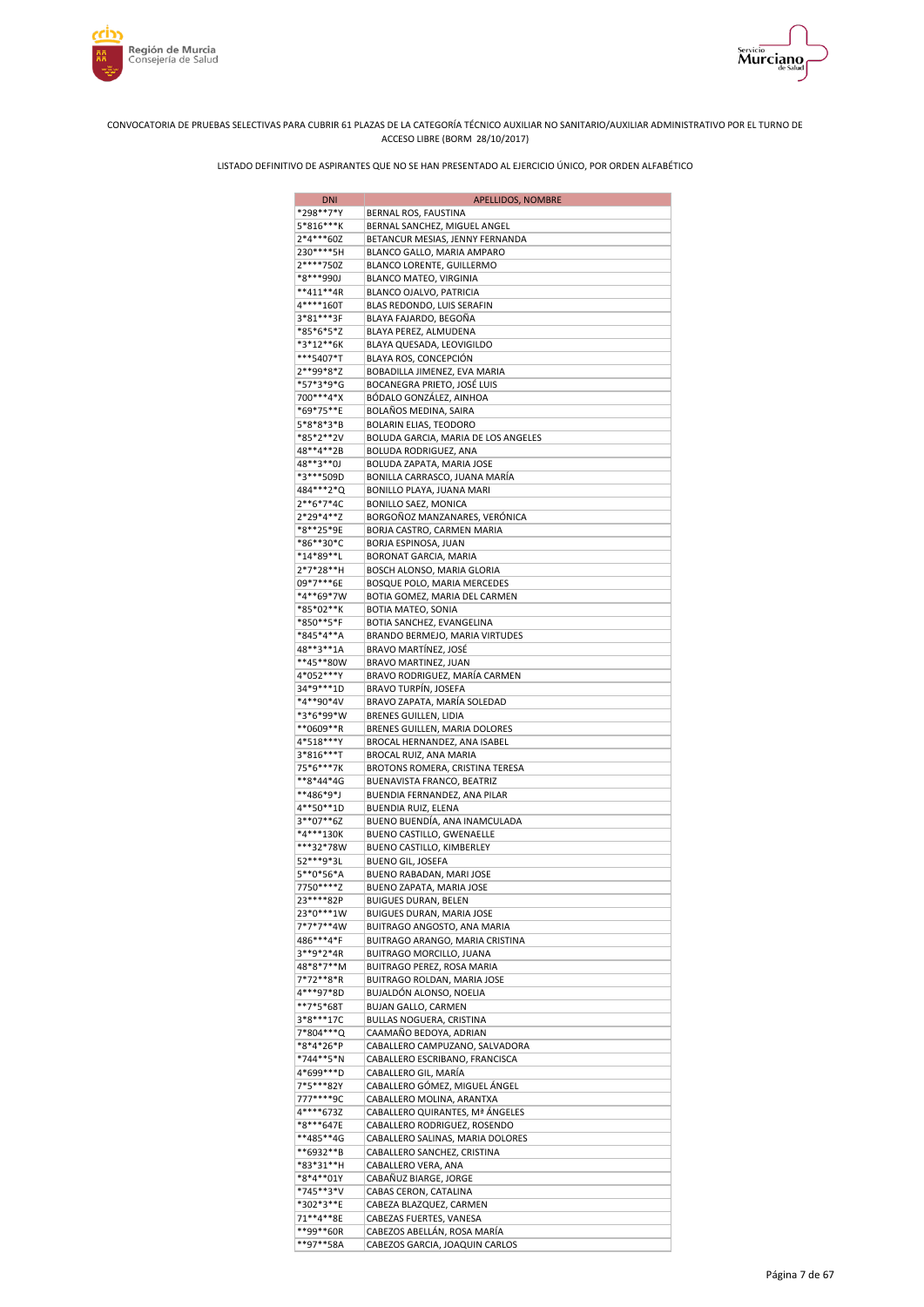CONVOCATORIA DE PRUEBAS SELECTIVAS PARA CUBRIR 61 PLAZAS DE LA CATEGORÍA TÉCNICO AUXILIAR NO SANITARIO/AUXILIAR ADMINISTRATIVO POR EL TURNO DE ACCESO LIBRE (BORM 28/10/2017)

LISTADO DEFINITIVO DE ASPIRANTES QUE NO SE HAN PRESENTADO AL EJERCICIO ÚNICO, POR ORDEN ALFABÉTICO

| DNI | APELLIDOS, NOMBRE |
|---|---|
| *298**7*Y | BERNAL ROS, FAUSTINA |
| 5*816***K | BERNAL SANCHEZ, MIGUEL ANGEL |
| 2*4***60Z | BETANCUR MESIAS, JENNY FERNANDA |
| 230****5H | BLANCO GALLO, MARIA AMPARO |
| 2****750Z | BLANCO LORENTE, GUILLERMO |
| *8***990J | BLANCO MATEO, VIRGINIA |
| **411**4R | BLANCO OJALVO, PATRICIA |
| 4****160T | BLAS REDONDO, LUIS SERAFIN |
| 3*81***3F | BLAYA FAJARDO, BEGOÑA |
| *85*6*5*Z | BLAYA PEREZ, ALMUDENA |
| *3*12**6K | BLAYA QUESADA, LEOVIGILDO |
| ***5407*T | BLAYA ROS, CONCEPCIÓN |
| 2**99*8*Z | BOBADILLA JIMENEZ, EVA MARIA |
| *57*3*9*G | BOCANEGRA PRIETO, JOSÉ LUIS |
| 700***4*X | BÓDALO GONZÁLEZ, AINHOA |
| *69*75**E | BOLAÑOS MEDINA, SAIRA |
| 5*8*8*3*B | BOLARIN ELIAS, TEODORO |
| *85*2**2V | BOLUDA GARCIA, MARIA DE LOS ANGELES |
| 48**4**2B | BOLUDA RODRIGUEZ, ANA |
| 48**3**0J | BOLUDA ZAPATA, MARIA JOSE |
| *3***509D | BONILLA CARRASCO, JUANA MARÍA |
| 484***2*Q | BONILLO PLAYA, JUANA MARI |
| 2**6*7*4C | BONILLO SAEZ, MONICA |
| 2*29*4**Z | BORGOÑOZ MANZANARES, VERÓNICA |
| *8**25*9E | BORJA CASTRO, CARMEN MARIA |
| *86**30*C | BORJA ESPINOSA, JUAN |
| *14*89**L | BORONAT GARCIA, MARIA |
| 2*7*28**H | BOSCH ALONSO, MARIA GLORIA |
| 09*7***6E | BOSQUE POLO, MARIA MERCEDES |
| *4**69*7W | BOTIA GOMEZ, MARIA DEL CARMEN |
| *85*02**K | BOTIA MATEO, SONIA |
| *850**5*F | BOTIA SANCHEZ, EVANGELINA |
| *845*4**A | BRANDO BERMEJO, MARIA VIRTUDES |
| 48**3**1A | BRAVO MARTÍNEZ, JOSÉ |
| **45**80W | BRAVO MARTINEZ, JUAN |
| 4*052***Y | BRAVO RODRIGUEZ, MARÍA CARMEN |
| 34*9***1D | BRAVO TURPÍN, JOSEFA |
| *4**90*4V | BRAVO ZAPATA, MARÍA SOLEDAD |
| *3*6*99*W | BRENES GUILLEN, LIDIA |
| **0609**R | BRENES GUILLEN, MARIA DOLORES |
| 4*518***Y | BROCAL HERNANDEZ, ANA ISABEL |
| 3*816***T | BROCAL RUIZ, ANA MARIA |
| 75*6***7K | BROTONS ROMERA, CRISTINA TERESA |
| **8*44*4G | BUENAVISTA FRANCO, BEATRIZ |
| **486*9*J | BUENDIA FERNANDEZ, ANA PILAR |
| 4**50**1D | BUENDIA RUIZ, ELENA |
| 3**07**6Z | BUENO BUENDÍA, ANA INAMCULADA |
| *4***130K | BUENO CASTILLO, GWENAELLE |
| ***32*78W | BUENO CASTILLO, KIMBERLEY |
| 52***9*3L | BUENO GIL, JOSEFA |
| 5**0*56*A | BUENO RABADAN, MARI JOSE |
| 7750****Z | BUENO ZAPATA, MARIA JOSE |
| 23****82P | BUIGUES DURAN, BELEN |
| 23*0***1W | BUIGUES DURAN, MARIA JOSE |
| 7*7*7**4W | BUITRAGO ANGOSTO, ANA MARIA |
| 486***4*F | BUITRAGO ARANGO, MARIA CRISTINA |
| 3**9*2*4R | BUITRAGO MORCILLO, JUANA |
| 48*8*7**M | BUITRAGO PEREZ, ROSA MARIA |
| 7*72**8*R | BUITRAGO ROLDAN, MARIA JOSE |
| 4***97*8D | BUJALDÓN ALONSO, NOELIA |
| **7*5*68T | BUJAN GALLO, CARMEN |
| 3*8***17C | BULLAS NOGUERA, CRISTINA |
| 7*804***Q | CAAMAÑO BEDOYA, ADRIAN |
| *8*4*26*P | CABALLERO CAMPUZANO, SALVADORA |
| *744**5*N | CABALLERO ESCRIBANO, FRANCISCA |
| 4*699***D | CABALLERO GIL, MARÍA |
| 7*5***82Y | CABALLERO GÓMEZ, MIGUEL ÁNGEL |
| 777****9C | CABALLERO MOLINA, ARANTXA |
| 4****673Z | CABALLERO QUIRANTES, Mª ÁNGELES |
| *8***647E | CABALLERO RODRIGUEZ, ROSENDO |
| **485**4G | CABALLERO SALINAS, MARIA DOLORES |
| **6932**B | CABALLERO SANCHEZ, CRISTINA |
| *83*31**H | CABALLERO VERA, ANA |
| *8*4**01Y | CABAÑUZ BIARGE, JORGE |
| *745**3*V | CABAS CERON, CATALINA |
| *302*3**E | CABEZA BLAZQUEZ, CARMEN |
| 71**4**8E | CABEZAS FUERTES, VANESA |
| **99**60R | CABEZOS ABELLÁN, ROSA MARÍA |
| **97**58A | CABEZOS GARCIA, JOAQUIN CARLOS |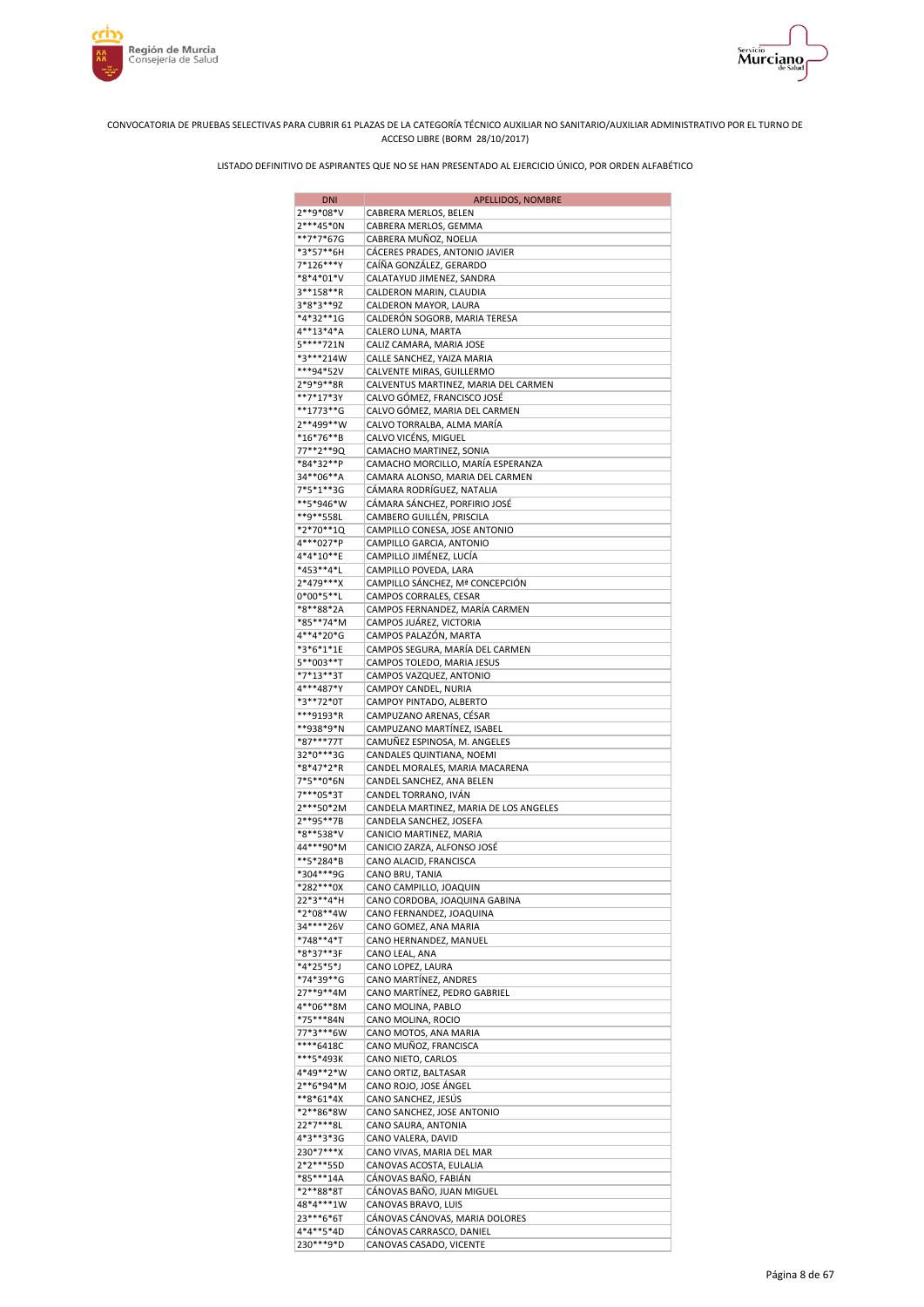CONVOCATORIA DE PRUEBAS SELECTIVAS PARA CUBRIR 61 PLAZAS DE LA CATEGORÍA TÉCNICO AUXILIAR NO SANITARIO/AUXILIAR ADMINISTRATIVO POR EL TURNO DE ACCESO LIBRE (BORM 28/10/2017)

LISTADO DEFINITIVO DE ASPIRANTES QUE NO SE HAN PRESENTADO AL EJERCICIO ÚNICO, POR ORDEN ALFABÉTICO

| DNI | APELLIDOS, NOMBRE |
|---|---|
| 2**9*08*V | CABRERA MERLOS, BELEN |
| 2***45*0N | CABRERA MERLOS, GEMMA |
| **7*7*67G | CABRERA MUÑOZ, NOELIA |
| *3*57**6H | CÁCERES PRADES, ANTONIO JAVIER |
| 7*126***Y | CAÍÑA GONZÁLEZ, GERARDO |
| *8*4*01*V | CALATAYUD JIMENEZ, SANDRA |
| 3**158**R | CALDERON MARIN, CLAUDIA |
| 3*8*3**9Z | CALDERON MAYOR, LAURA |
| *4*32**1G | CALDERÓN SOGORB, MARIA TERESA |
| 4**13*4*A | CALERO LUNA, MARTA |
| 5****721N | CALIZ CAMARA, MARIA JOSE |
| *3***214W | CALLE SANCHEZ, YAIZA MARIA |
| ***94*52V | CALVENTE MIRAS, GUILLERMO |
| 2*9*9**8R | CALVENTUS MARTINEZ, MARIA DEL CARMEN |
| **7*17*3Y | CALVO GÓMEZ, FRANCISCO JOSÉ |
| **1773**G | CALVO GÓMEZ, MARIA DEL CARMEN |
| 2**499**W | CALVO TORRALBA, ALMA MARÍA |
| *16*76**B | CALVO VICÉNS, MIGUEL |
| 77**2**9Q | CAMACHO MARTINEZ, SONIA |
| *84*32**P | CAMACHO MORCILLO, MARÍA ESPERANZA |
| 34**06**A | CAMARA ALONSO, MARIA DEL CARMEN |
| 7*5*1**3G | CÁMARA RODRÍGUEZ, NATALIA |
| **5*946*W | CÁMARA SÁNCHEZ, PORFIRIO JOSÉ |
| **9**558L | CAMBERO GUILLÉN, PRISCILA |
| *2*70**1Q | CAMPILLO CONESA, JOSE ANTONIO |
| 4***027*P | CAMPILLO GARCIA, ANTONIO |
| 4*4*10**E | CAMPILLO JIMÉNEZ, LUCÍA |
| *453**4*L | CAMPILLO POVEDA, LARA |
| 2*479***X | CAMPILLO SÁNCHEZ, Mª CONCEPCIÓN |
| 0*00*5**L | CAMPOS CORRALES, CESAR |
| *8**88*2A | CAMPOS FERNANDEZ, MARÍA CARMEN |
| *85**74*M | CAMPOS JUÁREZ, VICTORIA |
| 4**4*20*G | CAMPOS PALAZÓN, MARTA |
| *3*6*1*1E | CAMPOS SEGURA, MARÍA DEL CARMEN |
| 5**003**T | CAMPOS TOLEDO, MARIA JESUS |
| *7*13**3T | CAMPOS VAZQUEZ, ANTONIO |
| 4***487*Y | CAMPOY CANDEL, NURIA |
| *3**72*0T | CAMPOY PINTADO, ALBERTO |
| ***9193*R | CAMPUZANO ARENAS, CÉSAR |
| **938*9*N | CAMPUZANO MARTÍNEZ, ISABEL |
| *87***77T | CAMUÑEZ ESPINOSA, M. ANGELES |
| 32*0***3G | CANDALES QUINTIANA, NOEMI |
| *8*47*2*R | CANDEL MORALES, MARIA MACARENA |
| 7*5**0*6N | CANDEL SANCHEZ, ANA BELEN |
| 7***05*3T | CANDEL TORRANO, IVÁN |
| 2***50*2M | CANDELA MARTINEZ, MARIA DE LOS ANGELES |
| 2**95**7B | CANDELA SANCHEZ, JOSEFA |
| *8**538*V | CANICIO MARTINEZ, MARIA |
| 44***90*M | CANICIO ZARZA, ALFONSO JOSÉ |
| **5*284*B | CANO ALACID, FRANCISCA |
| *304***9G | CANO BRU, TANIA |
| *282***0X | CANO CAMPILLO, JOAQUIN |
| 22*3**4*H | CANO CORDOBA, JOAQUINA GABINA |
| *2*08**4W | CANO FERNANDEZ, JOAQUINA |
| 34****26V | CANO GOMEZ, ANA MARIA |
| *748**4*T | CANO HERNANDEZ, MANUEL |
| *8*37**3F | CANO LEAL, ANA |
| *4*25*5*J | CANO LOPEZ, LAURA |
| *74*39**G | CANO MARTÍNEZ, ANDRES |
| 27**9**4M | CANO MARTÍNEZ, PEDRO GABRIEL |
| 4**06**8M | CANO MOLINA, PABLO |
| *75***84N | CANO MOLINA, ROCIO |
| 77*3***6W | CANO MOTOS, ANA MARIA |
| ****6418C | CANO MUÑOZ, FRANCISCA |
| ***5*493K | CANO NIETO, CARLOS |
| 4*49**2*W | CANO ORTIZ, BALTASAR |
| 2**6*94*M | CANO ROJO, JOSE ÁNGEL |
| **8*61*4X | CANO SANCHEZ, JESÚS |
| *2**86*8W | CANO SANCHEZ, JOSE ANTONIO |
| 22*7***8L | CANO SAURA, ANTONIA |
| 4*3**3*3G | CANO VALERA, DAVID |
| 230*7***X | CANO VIVAS, MARIA DEL MAR |
| 2*2***55D | CANOVAS ACOSTA, EULALIA |
| *85***14A | CÁNOVAS BAÑO, FABIÁN |
| *2**88*8T | CÁNOVAS BAÑO, JUAN MIGUEL |
| 48*4***1W | CANOVAS BRAVO, LUIS |
| 23***6*6T | CÁNOVAS CÁNOVAS, MARIA DOLORES |
| 4*4**5*4D | CÁNOVAS CARRASCO, DANIEL |
| 230***9*D | CANOVAS CASADO, VICENTE |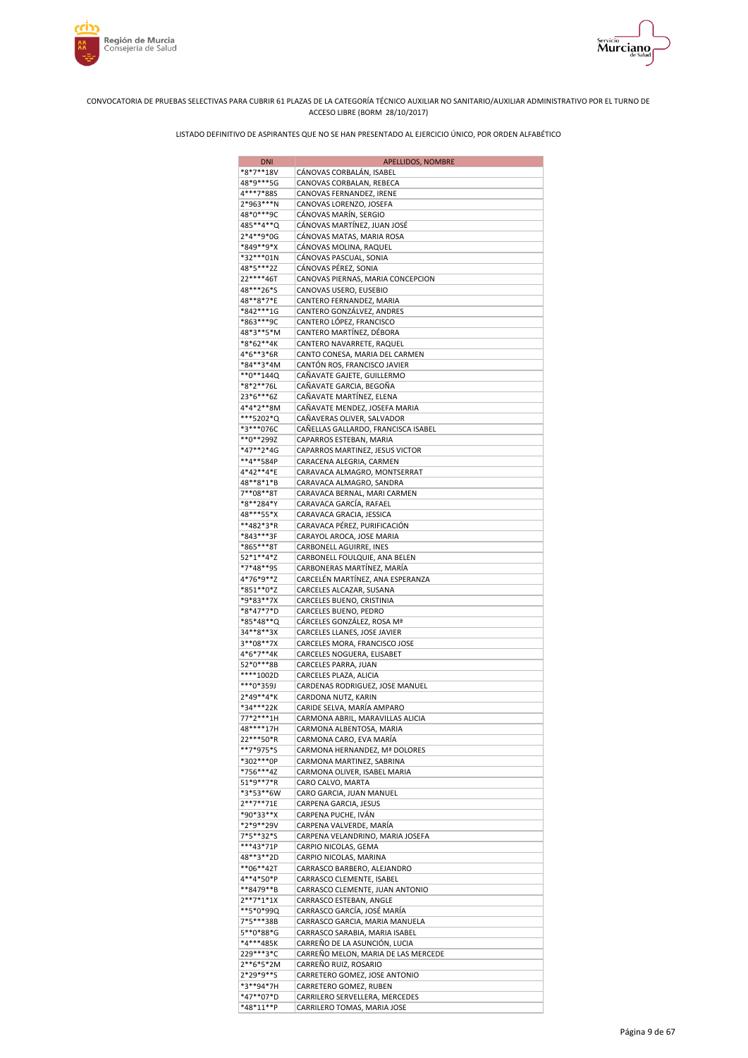CONVOCATORIA DE PRUEBAS SELECTIVAS PARA CUBRIR 61 PLAZAS DE LA CATEGORÍA TÉCNICO AUXILIAR NO SANITARIO/AUXILIAR ADMINISTRATIVO POR EL TURNO DE ACCESO LIBRE (BORM 28/10/2017)

LISTADO DEFINITIVO DE ASPIRANTES QUE NO SE HAN PRESENTADO AL EJERCICIO ÚNICO, POR ORDEN ALFABÉTICO

| DNI | APELLIDOS, NOMBRE |
|---|---|
| *8*7**18V | CÁNOVAS CORBALÁN, ISABEL |
| 48*9***5G | CANOVAS CORBALAN, REBECA |
| 4***7*88S | CANOVAS FERNANDEZ, IRENE |
| 2*963***N | CANOVAS LORENZO, JOSEFA |
| 48*0***9C | CÁNOVAS MARÍN, SERGIO |
| 485**4**Q | CÁNOVAS MARTÍNEZ, JUAN JOSÉ |
| 2*4**9*0G | CÁNOVAS MATAS, MARIA ROSA |
| *849**9*X | CÁNOVAS MOLINA, RAQUEL |
| *32***01N | CÁNOVAS PASCUAL, SONIA |
| 48*5***2Z | CÁNOVAS PÉREZ, SONIA |
| 22****46T | CANOVAS PIERNAS, MARIA CONCEPCION |
| 48***26*S | CANOVAS USERO, EUSEBIO |
| 48**8*7*E | CANTERO FERNANDEZ, MARIA |
| *842***1G | CANTERO GONZÁLVEZ, ANDRES |
| *863***9C | CANTERO LÓPEZ, FRANCISCO |
| 48*3**5*M | CANTERO MARTÍNEZ, DÉBORA |
| *8*62**4K | CANTERO NAVARRETE, RAQUEL |
| 4*6**3*6R | CANTO CONESA, MARIA DEL CARMEN |
| *84**3*4M | CANTÓN ROS, FRANCISCO JAVIER |
| **0**144Q | CAÑAVATE GAJETE, GUILLERMO |
| *8*2**76L | CAÑAVATE GARCIA, BEGOÑA |
| 23*6***6Z | CAÑAVATE MARTÍNEZ, ELENA |
| 4*4*2**8M | CAÑAVATE MENDEZ, JOSEFA MARIA |
| ***5202*Q | CAÑAVERAS OLIVER, SALVADOR |
| *3***076C | CAÑELLAS GALLARDO, FRANCISCA ISABEL |
| **0**299Z | CAPARROS ESTEBAN, MARIA |
| *47**2*4G | CAPARROS MARTINEZ, JESUS VICTOR |
| **4**584P | CARACENA ALEGRIA, CARMEN |
| 4*42**4*E | CARAVACA ALMAGRO, MONTSERRAT |
| 48**8*1*B | CARAVACA ALMAGRO, SANDRA |
| 7**08**8T | CARAVACA BERNAL, MARI CARMEN |
| *8**284*Y | CARAVACA GARCÍA, RAFAEL |
| 48***55*X | CARAVACA GRACIA, JESSICA |
| **482*3*R | CARAVACA PÉREZ, PURIFICACIÓN |
| *843***3F | CARAYOL AROCA, JOSE MARIA |
| *865***8T | CARBONELL AGUIRRE, INES |
| 52*1**4*Z | CARBONELL FOULQUIE, ANA BELEN |
| *7*48**9S | CARBONERAS MARTÍNEZ, MARÍA |
| 4*76*9**Z | CARCELÉN MARTÍNEZ, ANA ESPERANZA |
| *851**0*Z | CARCELES ALCAZAR, SUSANA |
| *9*83**7X | CARCELES BUENO, CRISTINIA |
| *8*47*7*D | CARCELES BUENO, PEDRO |
| *85*48**Q | CÁRCELES GONZÁLEZ, ROSA Mª |
| 34**8**3X | CARCELES LLANES, JOSE JAVIER |
| 3**08**7X | CARCELES MORA, FRANCISCO JOSE |
| 4*6*7**4K | CARCELES NOGUERA, ELISABET |
| 52*0***8B | CARCELES PARRA, JUAN |
| ****1002D | CARCELES PLAZA, ALICIA |
| ***0*359J | CARDENAS RODRIGUEZ, JOSE MANUEL |
| 2*49**4*K | CARDONA NUTZ, KARIN |
| *34***22K | CARIDE SELVA, MARÍA AMPARO |
| 77*2***1H | CARMONA ABRIL, MARAVILLAS ALICIA |
| 48****17H | CARMONA ALBENTOSA, MARIA |
| 22***50*R | CARMONA CARO, EVA MARÍA |
| **7*975*S | CARMONA HERNANDEZ, Mª DOLORES |
| *302***0P | CARMONA MARTINEZ, SABRINA |
| *756***4Z | CARMONA OLIVER, ISABEL MARIA |
| 51*9**7*R | CARO CALVO, MARTA |
| *3*53**6W | CARO GARCIA, JUAN MANUEL |
| 2**7**71E | CARPENA GARCIA, JESUS |
| *90*33**X | CARPENA PUCHE, IVÁN |
| *2*9**29V | CARPENA VALVERDE, MARÍA |
| 7*5**32*S | CARPENA VELANDRINO, MARIA JOSEFA |
| ***43*71P | CARPIO NICOLAS, GEMA |
| 48**3**2D | CARPIO NICOLAS, MARINA |
| **06**42T | CARRASCO BARBERO, ALEJANDRO |
| 4**4*50*P | CARRASCO CLEMENTE, ISABEL |
| **8479**B | CARRASCO CLEMENTE, JUAN ANTONIO |
| 2**7*1*1X | CARRASCO ESTEBAN, ANGLE |
| **5*0*99Q | CARRASCO GARCÍA, JOSÉ MARÍA |
| 7*5***38B | CARRASCO GARCIA, MARIA MANUELA |
| 5**0*88*G | CARRASCO SARABIA, MARIA ISABEL |
| *4***485K | CARREÑO DE LA ASUNCIÓN, LUCIA |
| 229***3*C | CARREÑO MELON, MARIA DE LAS MERCEDE |
| 2**6*5*2M | CARREÑO RUIZ, ROSARIO |
| 2*29*9**S | CARRETERO GOMEZ, JOSE ANTONIO |
| *3**94*7H | CARRETERO GOMEZ, RUBEN |
| *47**07*D | CARRILERO SERVELLERA, MERCEDES |
| *48*11**P | CARRILERO TOMAS, MARIA JOSE |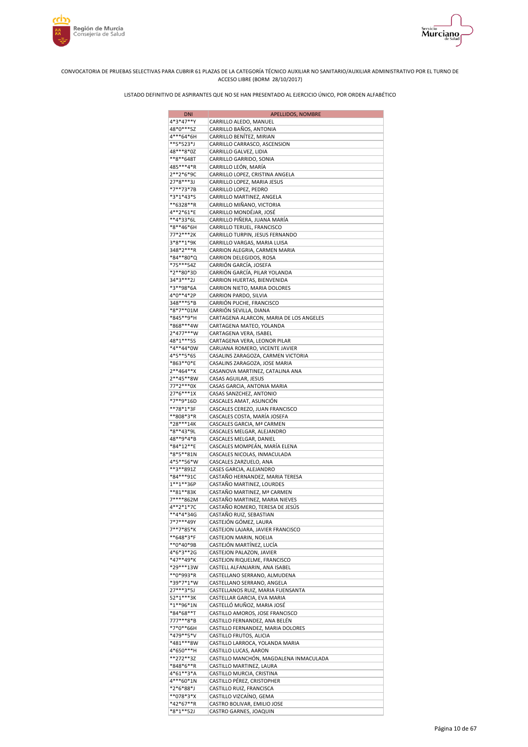CONVOCATORIA DE PRUEBAS SELECTIVAS PARA CUBRIR 61 PLAZAS DE LA CATEGORÍA TÉCNICO AUXILIAR NO SANITARIO/AUXILIAR ADMINISTRATIVO POR EL TURNO DE ACCESO LIBRE (BORM 28/10/2017)

LISTADO DEFINITIVO DE ASPIRANTES QUE NO SE HAN PRESENTADO AL EJERCICIO ÚNICO, POR ORDEN ALFABÉTICO

| DNI | APELLIDOS, NOMBRE |
|---|---|
| 4*3*47**Y | CARRILLO ALEDO, MANUEL |
| 48*0***5Z | CARRILLO BAÑOS, ANTONIA |
| 4***64*6H | CARRILLO BENÍTEZ, MIRIAN |
| **5*523*J | CARRILLO CARRASCO, ASCENSION |
| 48***8*0Z | CARRILLO GALVEZ, LIDIA |
| **8**648T | CARRILLO GARRIDO, SONIA |
| 485***4*R | CARRILLO LEÓN, MARÍA |
| 2**2*6*9C | CARRILLO LOPEZ, CRISTINA ANGELA |
| 27*8***3J | CARRILLO LOPEZ, MARIA JESUS |
| *7**73*7B | CARRILLO LOPEZ, PEDRO |
| *3*1*43*S | CARRILLO MARTINEZ, ANGELA |
| **6328**R | CARRILLO MIÑANO, VICTORIA |
| 4**2*61*E | CARRILLO MONDÉJAR, JOSÉ |
| **4*33*6L | CARRILLO PIÑERA, JUANA MARÍA |
| *8**46*6H | CARRILLO TERUEL, FRANCISCO |
| 77*2***2K | CARRILLO TURPIN, JESUS FERNANDO |
| 3*8**1*9K | CARRILLO VARGAS, MARIA LUISA |
| 348*2***R | CARRION ALEGRIA, CARMEN MARIA |
| *84**80*Q | CARRION DELEGIDOS, ROSA |
| *75***54Z | CARRIÓN GARCÍA, JOSEFA |
| *2**80*3D | CARRIÓN GARCÍA, PILAR YOLANDA |
| 34*3***2J | CARRION HUERTAS, BIENVENIDA |
| *3**98*6A | CARRION NIETO, MARIA DOLORES |
| 4*0**4*2P | CARRION PARDO, SILVIA |
| 348***5*B | CARRIÓN PUCHE, FRANCISCO |
| *8*7**01M | CARRIÓN SEVILLA, DIANA |
| *845**9*H | CARTAGENA ALARCON, MARIA DE LOS ANGELES |
| *868***4W | CARTAGENA MATEO, YOLANDA |
| 2*477***W | CARTAGENA VERA, ISABEL |
| 48*1***5S | CARTAGENA VERA, LEONOR PILAR |
| *4**44*0W | CARUANA ROMERO, VICENTE JAVIER |
| 4*5**5*6S | CASALINS ZARAGOZA, CARMEN VICTORIA |
| *863**0*E | CASALINS ZARAGOZA, JOSE MARIA |
| 2**464**X | CASANOVA MARTINEZ, CATALINA ANA |
| 2**45**8W | CASAS AGUILAR, JESUS |
| 77*2***0X | CASAS GARCIA, ANTONIA MARIA |
| 27*6***1X | CASAS SANZCHEZ, ANTONIO |
| *7**9*16D | CASCALES AMAT, ASUNCIÓN |
| **78*1*3F | CASCALES CEREZO, JUAN FRANCISCO |
| **808*3*R | CASCALES COSTA, MARÍA JOSEFA |
| *28***14K | CASCALES GARCIA, Mª CARMEN |
| *8**43*9L | CASCALES MELGAR, ALEJANDRO |
| 48**9*4*B | CASCALES MELGAR, DANIEL |
| *84*12**E | CASCALES MOMPEÁN, MARÍA ELENA |
| *8*5**81N | CASCALES NICOLAS, INMACULADA |
| 4*5**56*W | CASCALES ZARZUELO, ANA |
| **3**891Z | CASES GARCIA, ALEJANDRO |
| *84***91C | CASTAÑO HERNANDEZ, MARIA TERESA |
| 1**1**36P | CASTAÑO MARTINEZ, LOURDES |
| **81**83K | CASTAÑO MARTINEZ, Mª CARMEN |
| 7****862M | CASTAÑO MARTINEZ, MARIA NIEVES |
| 4**2*1*7C | CASTAÑO ROMERO, TERESA DE JESÚS |
| **4*4*34G | CASTAÑO RUIZ, SEBASTIAN |
| 7*7***49Y | CASTEJÓN GÓMEZ, LAURA |
| 7**7*85*K | CASTEJON LAJARA, JAVIER FRANCISCO |
| **648*3*F | CASTEJON MARIN, NOELIA |
| **0*40*9B | CASTEJÓN MARTÍNEZ, LUCÍA |
| 4*6*3**2G | CASTEJON PALAZON, JAVIER |
| *47**49*K | CASTEJON RIQUELME, FRANCISCO |
| *29***13W | CASTELL ALFANJARIN, ANA ISABEL |
| **0*993*R | CASTELLANO SERRANO, ALMUDENA |
| *39*7*1*W | CASTELLANO SERRANO, ANGELA |
| 27***3*5J | CASTELLANOS RUIZ, MARIA FUENSANTA |
| 52*1***3K | CASTELLAR GARCIA, EVA MARIA |
| *1**96*1N | CASTELLÓ MUÑOZ, MARIA JOSÉ |
| *84*68**T | CASTILLO AMOROS, JOSE FRANCISCO |
| 777***8*B | CASTILLO FERNANDEZ, ANA BELÉN |
| *7*0**66H | CASTILLO FERNANDEZ, MARIA DOLORES |
| *479**5*V | CASTILLO FRUTOS, ALICIA |
| *481***8W | CASTILLO LARROCA, YOLANDA MARIA |
| 4*650***H | CASTILLO LUCAS, AARON |
| **272**3Z | CASTILLO MANCHÓN, MAGDALENA INMACULADA |
| *848*6**R | CASTILLO MARTINEZ, LAURA |
| 4*61**3*A | CASTILLO MURCIA, CRISTINA |
| 4***60*1N | CASTILLO PÉREZ, CRISTOPHER |
| *2*6*88*J | CASTILLO RUIZ, FRANCISCA |
| **078*3*X | CASTILLO VIZCAÍNO, GEMA |
| *42*67**R | CASTRO BOLIVAR, EMILIO JOSE |
| *8*1**52J | CASTRO GARNES, JOAQUIN |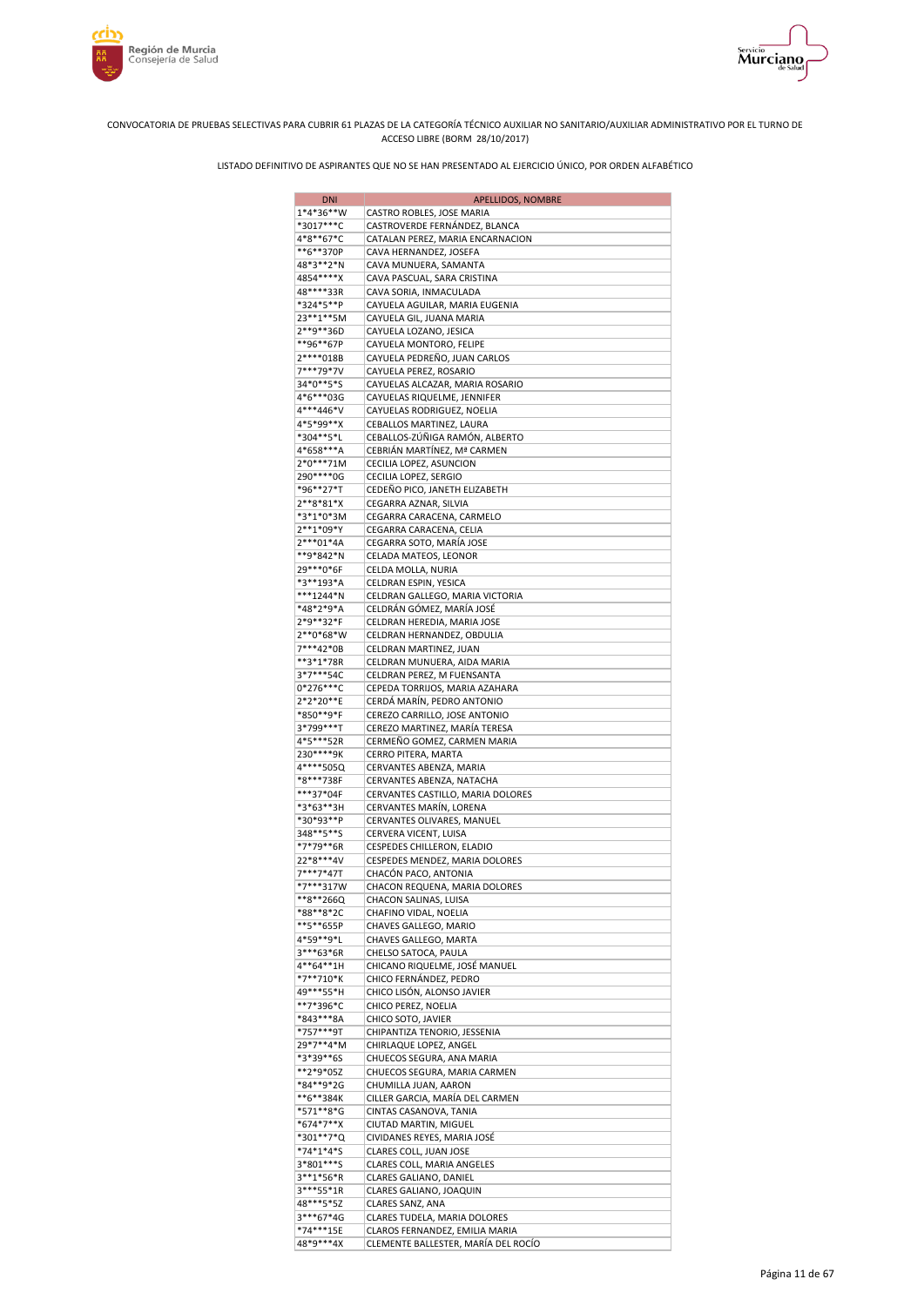CONVOCATORIA DE PRUEBAS SELECTIVAS PARA CUBRIR 61 PLAZAS DE LA CATEGORÍA TÉCNICO AUXILIAR NO SANITARIO/AUXILIAR ADMINISTRATIVO POR EL TURNO DE ACCESO LIBRE (BORM 28/10/2017)

LISTADO DEFINITIVO DE ASPIRANTES QUE NO SE HAN PRESENTADO AL EJERCICIO ÚNICO, POR ORDEN ALFABÉTICO

| DNI | APELLIDOS, NOMBRE |
|---|---|
| 1*4*36**W | CASTRO ROBLES, JOSE MARIA |
| *3017***C | CASTROVERDE FERNÁNDEZ, BLANCA |
| 4*8**67*C | CATALAN PEREZ, MARIA ENCARNACION |
| **6**370P | CAVA HERNANDEZ, JOSEFA |
| 48*3**2*N | CAVA MUNUERA, SAMANTA |
| 4854****X | CAVA PASCUAL, SARA CRISTINA |
| 48****33R | CAVA SORIA, INMACULADA |
| *324*5**P | CAYUELA AGUILAR, MARIA EUGENIA |
| 23**1**5M | CAYUELA GIL, JUANA MARIA |
| 2**9**36D | CAYUELA LOZANO, JESICA |
| **96**67P | CAYUELA MONTORO, FELIPE |
| 2****018B | CAYUELA PEDREÑO, JUAN CARLOS |
| 7***79*7V | CAYUELA PEREZ, ROSARIO |
| 34*0**5*S | CAYUELAS ALCAZAR, MARIA ROSARIO |
| 4*6***03G | CAYUELAS RIQUELME, JENNIFER |
| 4***446*V | CAYUELAS RODRIGUEZ, NOELIA |
| 4*5*99**X | CEBALLOS MARTINEZ, LAURA |
| *304**5*L | CEBALLOS-ZÚÑIGA RAMÓN, ALBERTO |
| 4*658***A | CEBRIÁN MARTÍNEZ, Mª CARMEN |
| 2*0***71M | CECILIA LOPEZ, ASUNCION |
| 290****0G | CECILIA LOPEZ, SERGIO |
| *96**27*T | CEDEÑO PICO, JANETH ELIZABETH |
| 2**8*81*X | CEGARRA AZNAR, SILVIA |
| *3*1*0*3M | CEGARRA CARACENA, CARMELO |
| 2**1*09*Y | CEGARRA CARACENA, CELIA |
| 2***01*4A | CEGARRA SOTO, MARÍA JOSE |
| **9*842*N | CELADA MATEOS, LEONOR |
| 29***0*6F | CELDA MOLLA, NURIA |
| *3**193*A | CELDRAN ESPIN, YESICA |
| ***1244*N | CELDRAN GALLEGO, MARIA VICTORIA |
| *48*2*9*A | CELDRÁN GÓMEZ, MARÍA JOSÉ |
| 2*9**32*F | CELDRAN HEREDIA, MARIA JOSE |
| 2**0*68*W | CELDRAN HERNANDEZ, OBDULIA |
| 7***42*0B | CELDRAN MARTINEZ, JUAN |
| **3*1*78R | CELDRAN MUNUERA, AIDA MARIA |
| 3*7***54C | CELDRAN PEREZ, M FUENSANTA |
| 0*276***C | CEPEDA TORRIJOS, MARIA AZAHARA |
| 2*2*20**E | CERDÁ MARÍN, PEDRO ANTONIO |
| *850**9*F | CEREZO CARRILLO, JOSE ANTONIO |
| 3*799***T | CEREZO MARTINEZ, MARÍA TERESA |
| 4*5***52R | CERMEÑO GOMEZ, CARMEN MARIA |
| 230****9K | CERRO PITERA, MARTA |
| 4****505Q | CERVANTES ABENZA, MARIA |
| *8***738F | CERVANTES ABENZA, NATACHA |
| ***37*04F | CERVANTES CASTILLO, MARIA DOLORES |
| *3*63**3H | CERVANTES MARÍN, LORENA |
| *30*93**P | CERVANTES OLIVARES, MANUEL |
| 348**5**S | CERVERA VICENT, LUISA |
| *7*79**6R | CESPEDES CHILLERON, ELADIO |
| 22*8***4V | CESPEDES MENDEZ, MARIA DOLORES |
| 7***7*47T | CHACÓN PACO, ANTONIA |
| *7***317W | CHACON REQUENA, MARIA DOLORES |
| **8**266Q | CHACON SALINAS, LUISA |
| *88**8*2C | CHAFINO VIDAL, NOELIA |
| **5**655P | CHAVES GALLEGO, MARIO |
| 4*59**9*L | CHAVES GALLEGO, MARTA |
| 3***63*6R | CHELSO SATOCA, PAULA |
| 4**64**1H | CHICANO RIQUELME, JOSÉ MANUEL |
| *7**710*K | CHICO FERNÁNDEZ, PEDRO |
| 49***55*H | CHICO LISÓN, ALONSO JAVIER |
| **7*396*C | CHICO PEREZ, NOELIA |
| *843***8A | CHICO SOTO, JAVIER |
| *757***9T | CHIPANTIZA TENORIO, JESSENIA |
| 29*7**4*M | CHIRLAQUE LOPEZ, ANGEL |
| *3*39**6S | CHUECOS SEGURA, ANA MARIA |
| **2*9*05Z | CHUECOS SEGURA, MARIA CARMEN |
| *84**9*2G | CHUMILLA JUAN, AARON |
| **6**384K | CILLER GARCIA, MARÍA DEL CARMEN |
| *571**8*G | CINTAS CASANOVA, TANIA |
| *674*7**X | CIUTAD MARTIN, MIGUEL |
| *301**7*Q | CIVIDANES REYES, MARIA JOSÉ |
| *74*1*4*S | CLARES COLL, JUAN JOSE |
| 3*801***S | CLARES COLL, MARIA ANGELES |
| 3**1*56*R | CLARES GALIANO, DANIEL |
| 3***55*1R | CLARES GALIANO, JOAQUIN |
| 48***5*5Z | CLARES SANZ, ANA |
| 3***67*4G | CLARES TUDELA, MARIA DOLORES |
| *74***15E | CLAROS FERNANDEZ, EMILIA MARIA |
| 48*9***4X | CLEMENTE BALLESTER, MARÍA DEL ROCÍO |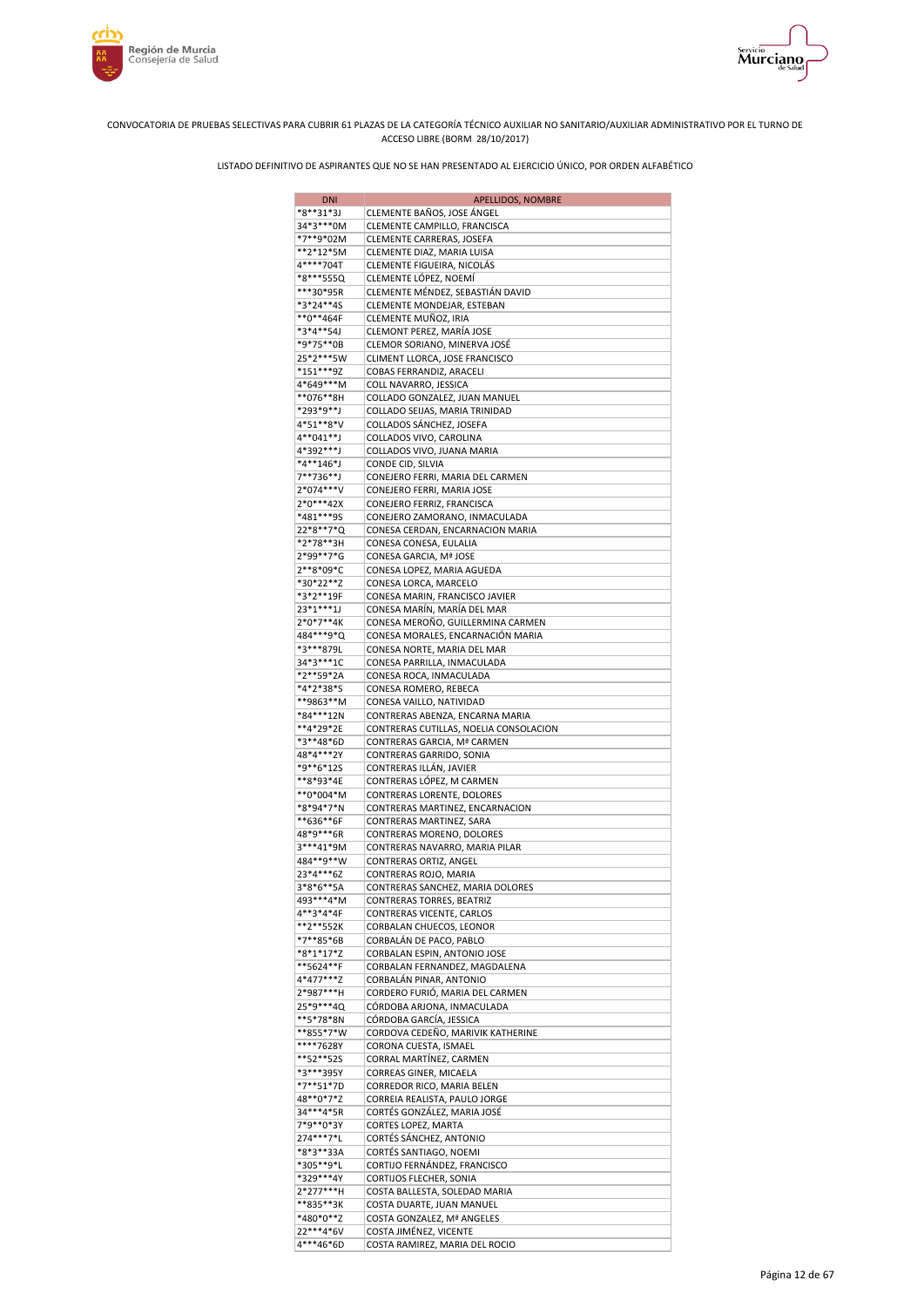CONVOCATORIA DE PRUEBAS SELECTIVAS PARA CUBRIR 61 PLAZAS DE LA CATEGORÍA TÉCNICO AUXILIAR NO SANITARIO/AUXILIAR ADMINISTRATIVO POR EL TURNO DE ACCESO LIBRE (BORM 28/10/2017)

LISTADO DEFINITIVO DE ASPIRANTES QUE NO SE HAN PRESENTADO AL EJERCICIO ÚNICO, POR ORDEN ALFABÉTICO

| DNI | APELLIDOS, NOMBRE |
|---|---|
| *8**31*3J | CLEMENTE BAÑOS, JOSE ÁNGEL |
| 34*3***0M | CLEMENTE CAMPILLO, FRANCISCA |
| *7**9*02M | CLEMENTE CARRERAS, JOSEFA |
| **2*12*5M | CLEMENTE DIAZ, MARIA LUISA |
| 4****704T | CLEMENTE FIGUEIRA, NICOLÁS |
| *8***555Q | CLEMENTE LÓPEZ, NOEMÍ |
| ***30*95R | CLEMENTE MÉNDEZ, SEBASTIÁN DAVID |
| *3*24**4S | CLEMENTE MONDEJAR, ESTEBAN |
| **0**464F | CLEMENTE MUÑOZ, IRIA |
| *3*4**54J | CLEMONT PEREZ, MARÍA JOSE |
| *9*75**0B | CLEMOR SORIANO, MINERVA JOSÉ |
| 25*2***5W | CLIMENT LLORCA, JOSE FRANCISCO |
| *151***9Z | COBAS FERRANDIZ, ARACELI |
| 4*649***M | COLL NAVARRO, JESSICA |
| **076**8H | COLLADO GONZALEZ, JUAN MANUEL |
| *293*9**J | COLLADO SEIJAS, MARIA TRINIDAD |
| 4*51**8*V | COLLADOS SÁNCHEZ, JOSEFA |
| 4**041**J | COLLADOS VIVO, CAROLINA |
| 4*392***J | COLLADOS VIVO, JUANA MARIA |
| *4**146*J | CONDE CID, SILVIA |
| 7**736**J | CONEJERO FERRI, MARIA DEL CARMEN |
| 2*074***V | CONEJERO FERRI, MARIA JOSE |
| 2*0***42X | CONEJERO FERRIZ, FRANCISCA |
| *481***9S | CONEJERO ZAMORANO, INMACULADA |
| 22*8**7*Q | CONESA CERDAN, ENCARNACION MARIA |
| *2*78**3H | CONESA CONESA, EULALIA |
| 2*99**7*G | CONESA GARCIA, Mª JOSE |
| 2**8*09*C | CONESA LOPEZ, MARIA AGUEDA |
| *30*22**Z | CONESA LORCA, MARCELO |
| *3*2**19F | CONESA MARIN, FRANCISCO JAVIER |
| 23*1***1J | CONESA MARÍN, MARÍA DEL MAR |
| 2*0*7**4K | CONESA MEROÑO, GUILLERMINA CARMEN |
| 484***9*Q | CONESA MORALES, ENCARNACIÓN MARIA |
| *3***879L | CONESA NORTE, MARIA DEL MAR |
| 34*3***1C | CONESA PARRILLA, INMACULADA |
| *2**59*2A | CONESA ROCA, INMACULADA |
| *4*2*38*S | CONESA ROMERO, REBECA |
| **9863**M | CONESA VAILLO, NATIVIDAD |
| *84***12N | CONTRERAS ABENZA, ENCARNA MARIA |
| **4*29*2E | CONTRERAS CUTILLAS, NOELIA CONSOLACION |
| *3**48*6D | CONTRERAS GARCIA, Mª CARMEN |
| 48*4***2Y | CONTRERAS GARRIDO, SONIA |
| *9**6*12S | CONTRERAS ILLÁN, JAVIER |
| **8*93*4E | CONTRERAS LÓPEZ, M CARMEN |
| **0*004*M | CONTRERAS LORENTE, DOLORES |
| *8*94*7*N | CONTRERAS MARTINEZ, ENCARNACION |
| **636**6F | CONTRERAS MARTINEZ, SARA |
| 48*9***6R | CONTRERAS MORENO, DOLORES |
| 3***41*9M | CONTRERAS NAVARRO, MARIA PILAR |
| 484**9**W | CONTRERAS ORTIZ, ANGEL |
| 23*4***6Z | CONTRERAS ROJO, MARIA |
| 3*8*6**5A | CONTRERAS SANCHEZ, MARIA DOLORES |
| 493***4*M | CONTRERAS TORRES, BEATRIZ |
| 4**3*4*4F | CONTRERAS VICENTE, CARLOS |
| **2**552K | CORBALAN CHUECOS, LEONOR |
| *7**85*6B | CORBALÁN DE PACO, PABLO |
| *8*1*17*Z | CORBALAN ESPIN, ANTONIO JOSE |
| **5624**F | CORBALAN FERNANDEZ, MAGDALENA |
| 4*477***Z | CORBALÁN PINAR, ANTONIO |
| 2*987***H | CORDERO FURIÓ, MARIA DEL CARMEN |
| 25*9***4Q | CÓRDOBA ARJONA, INMACULADA |
| **5*78*8N | CÓRDOBA GARCÍA, JESSICA |
| **855*7*W | CORDOVA CEDEÑO, MARIVIK KATHERINE |
| ****7628Y | CORONA CUESTA, ISMAEL |
| **52**52S | CORRAL MARTÍNEZ, CARMEN |
| *3***395Y | CORREAS GINER, MICAELA |
| *7**51*7D | CORREDOR RICO, MARIA BELEN |
| 48**0*7*Z | CORREIA REALISTA, PAULO JORGE |
| 34***4*5R | CORTÉS GONZÁLEZ, MARIA JOSÉ |
| 7*9**0*3Y | CORTES LOPEZ, MARTA |
| 274***7*L | CORTÉS SÁNCHEZ, ANTONIO |
| *8*3**33A | CORTÉS SANTIAGO, NOEMI |
| *305**9*L | CORTIJO FERNÁNDEZ, FRANCISCO |
| *329***4Y | CORTIJOS FLECHER, SONIA |
| 2*277***H | COSTA BALLESTA, SOLEDAD MARIA |
| **835**3K | COSTA DUARTE, JUAN MANUEL |
| *480*0**Z | COSTA GONZALEZ, Mª ANGELES |
| 22***4*6V | COSTA JIMÉNEZ, VICENTE |
| 4***46*6D | COSTA RAMIREZ, MARIA DEL ROCIO |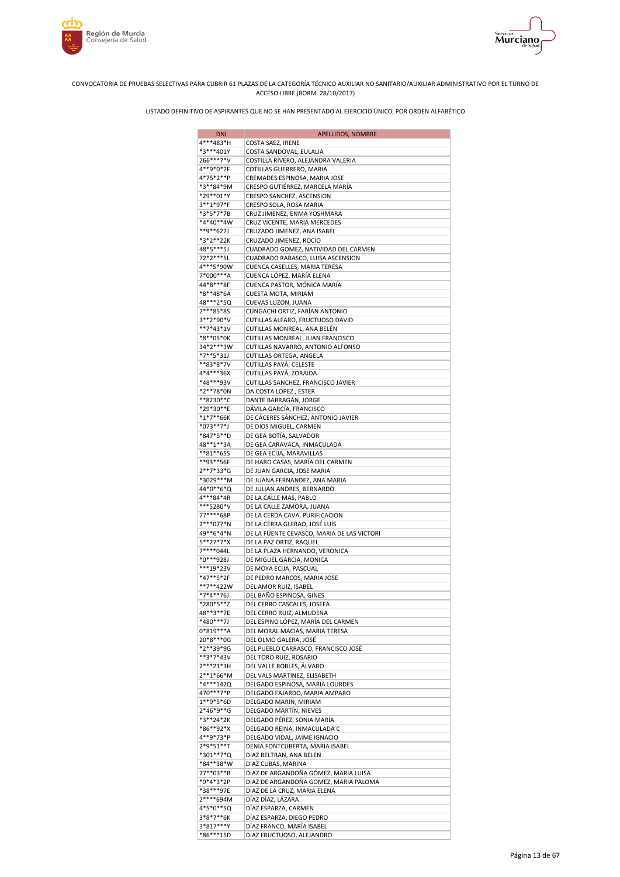CONVOCATORIA DE PRUEBAS SELECTIVAS PARA CUBRIR 61 PLAZAS DE LA CATEGORÍA TÉCNICO AUXILIAR NO SANITARIO/AUXILIAR ADMINISTRATIVO POR EL TURNO DE ACCESO LIBRE (BORM 28/10/2017)

LISTADO DEFINITIVO DE ASPIRANTES QUE NO SE HAN PRESENTADO AL EJERCICIO ÚNICO, POR ORDEN ALFABÉTICO

| DNI | APELLIDOS, NOMBRE |
|---|---|
| 4***483*H | COSTA SAEZ, IRENE |
| *3***401Y | COSTA SANDOVAL, EULALIA |
| 266***7*V | COSTILLA RIVERO, ALEJANDRA VALERIA |
| 4**9*0*2F | COTILLAS GUERRERO, MARIA |
| 4*75*2**P | CREMADES ESPINOSA, MARIA JOSE |
| *3**84*9M | CRESPO GUTIÉRREZ, MARCELA MARÍA |
| *29**01*Y | CRESPO SANCHEZ, ASCENSION |
| 3**1*97*F | CRESPO SOLA, ROSA MARIA |
| *3*5*7*7B | CRUZ JIMENEZ, ENMA YOSHMARA |
| *4*40**4W | CRUZ VICENTE, MARIA MERCEDES |
| **9**622J | CRUZADO JIMENEZ, ANA ISABEL |
| *3*2**22K | CRUZADO JIMENEZ, ROCIO |
| 48*5***5J | CUADRADO GOMEZ, NATIVIDAD DEL CARMEN |
| 72*2***5L | CUADRADO RABASCO, LUISA ASCENSION |
| 4***5*90W | CUENCA CASELLES, MARIA TERESA |
| 7*000***A | CUENCA LÓPEZ, MARÍA ELENA |
| 44*8***8F | CUENCA PASTOR, MÓNICA MARÍA |
| *8**48*6A | CUESTA MOTA, MIRIAM |
| 48***2*5Q | CUEVAS LUZON, JUANA |
| 2***85*8S | CUNGACHI ORTIZ, FABÍAN ANTONIO |
| 3**2*90*V | CUTILLAS ALFARO, FRUCTUOSO DAVID |
| **7*43*1V | CUTILLAS MONREAL, ANA BELÉN |
| *8**05*0K | CUTILLAS MONREAL, JUAN FRANCISCO |
| 34*2***3W | CUTILLAS NAVARRO, ANTONIO ALFONSO |
| *7**5*31J | CUTILLAS ORTEGA, ANGELA |
| **83*8*7V | CUTILLAS PAYÁ, CELESTE |
| 4*4***36X | CUTILLAS PAYÁ, ZORAIDA |
| *48***93V | CUTILLAS SANCHEZ, FRANCISCO JAVIER |
| *2**78*0N | DA COSTA LOPEZ , ESTER |
| **8230**C | DANTE BARRAGÁN, JORGE |
| *29*30**E | DÁVILA GARCÍA, FRANCISCO |
| *1*7**66K | DE CÁCERES SÁNCHEZ, ANTONIO JAVIER |
| *073**7*J | DE DIOS MIGUEL, CARMEN |
| *847*5**D | DE GEA BOTÍA, SALVADOR |
| 48**1**3A | DE GEA CARAVACA, INMACULADA |
| **81**65S | DE GEA ECIJA, MARAVILLAS |
| **93**56F | DE HARO CASAS, MARÍA DEL CARMEN |
| 2**7*33*G | DE JUAN GARCIA, JOSE MARIA |
| *3029***M | DE JUANA FERNANDEZ, ANA MARIA |
| 44*0**6*Q | DE JULIAN ANDRES, BERNARDO |
| 4***84*4R | DE LA CALLE MAS, PABLO |
| ***5280*V | DE LA CALLE ZAMORA, JUANA |
| 77****68P | DE LA CERDA CAVA, PURIFICACION |
| 2***077*N | DE LA CERRA GUIRAO, JOSÉ LUIS |
| 49**6*4*N | DE LA FUENTE CEVASCO, MARIA DE LAS VICTORI |
| 5**27*7*X | DE LA PAZ ORTIZ, RAQUEL |
| 7****044L | DE LA PLAZA HERNANDO, VERONICA |
| *0***928J | DE MIGUEL GARCIA, MONICA |
| ***19*23V | DE MOYA ECIJA, PASCUAL |
| *47**5*2F | DE PEDRO MARCOS, MARIA JOSE |
| **7**422W | DEL AMOR RUIZ, ISABEL |
| *7*4**76J | DEL BAÑO ESPINOSA, GINES |
| *280*5**Z | DEL CERRO CASCALES, JOSEFA |
| 48**3**7E | DEL CERRO RUIZ, ALMUDENA |
| *480***7J | DEL ESPINO LÓPEZ, MARÍA DEL CARMEN |
| 0*819***A | DEL MORAL MACIAS, MARIA TERESA |
| 20*8***0G | DEL OLMO GALERA, JOSÉ |
| *2**39*9G | DEL PUEBLO CARRASCO, FRANCISCO JOSÉ |
| **3*7*43V | DEL TORO RUIZ, ROSARIO |
| 2***21*3H | DEL VALLE ROBLES, ÁLVARO |
| 2**1*66*M | DEL VALS MARTINEZ, ELISABETH |
| *4***142Q | DELGADO ESPINOSA, MARIA LOURDES |
| 470***7*P | DELGADO FAJARDO, MARIA AMPARO |
| 1**9*5*6D | DELGADO MARIN, MIRIAM |
| 2*46*9**G | DELGADO MARTÍN, NIEVES |
| *3**24*2K | DELGADO PÉREZ, SONIA MARÍA |
| *86**92*X | DELGADO REINA, INMACULADA C |
| 4**9*73*P | DELGADO VIDAL, JAIME IGNACIO |
| 2*9*51**T | DENIA FONTCUBERTA, MARIA ISABEL |
| *301**7*Q | DIAZ BELTRAN, ANA BELEN |
| *84**38*W | DIAZ CUBAS, MARINA |
| 77**03**B | DIAZ DE ARGANDOÑA GÓMEZ, MARIA LUISA |
| *9*4*3*2P | DIAZ DE ARGANDOÑA GOMEZ, MARIA PALOMA |
| *38***97E | DIAZ DE LA CRUZ, MARIA ELENA |
| 2****694M | DÍAZ DÍAZ, LÁZARA |
| 4*5*0**5Q | DÍAZ ESPARZA, CARMEN |
| 3*8*7**6K | DÍAZ ESPARZA, DIEGO PEDRO |
| 3*817***Y | DÍAZ FRANCO, MARÍA ISABEL |
| *86***15D | DIAZ FRUCTUOSO, ALEJANDRO |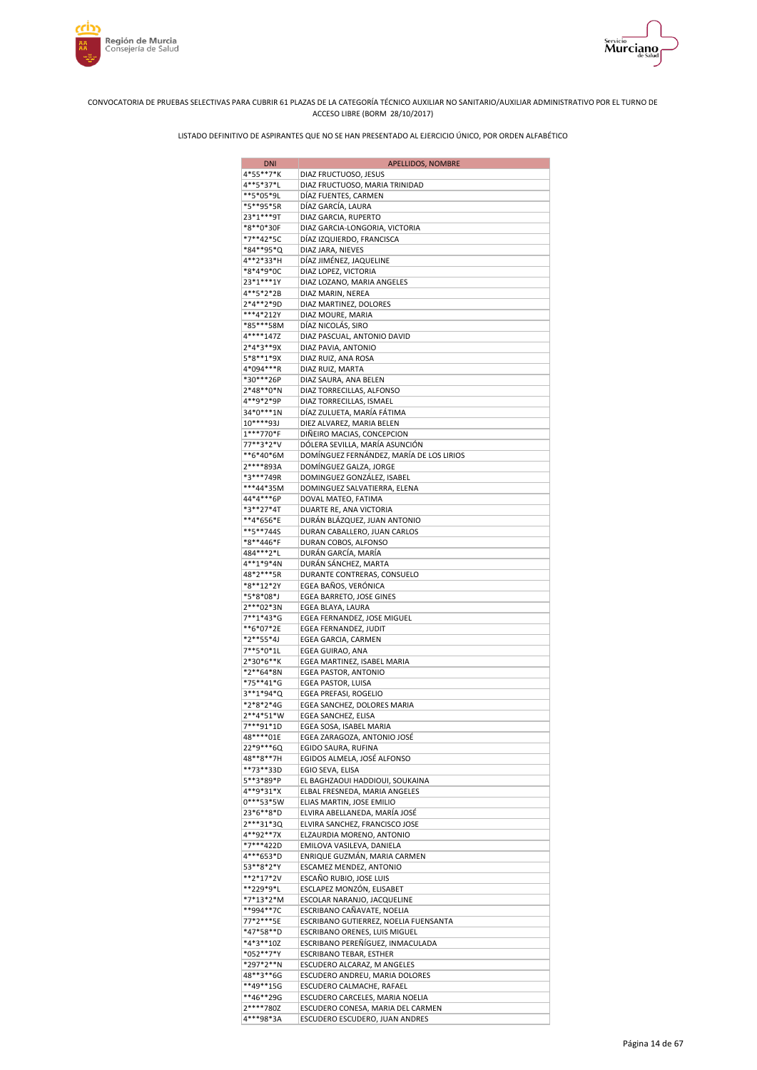CONVOCATORIA DE PRUEBAS SELECTIVAS PARA CUBRIR 61 PLAZAS DE LA CATEGORÍA TÉCNICO AUXILIAR NO SANITARIO/AUXILIAR ADMINISTRATIVO POR EL TURNO DE ACCESO LIBRE (BORM 28/10/2017)

LISTADO DEFINITIVO DE ASPIRANTES QUE NO SE HAN PRESENTADO AL EJERCICIO ÚNICO, POR ORDEN ALFABÉTICO

| DNI | APELLIDOS, NOMBRE |
|---|---|
| 4*55**7*K | DIAZ FRUCTUOSO, JESUS |
| 4**5*37*L | DIAZ FRUCTUOSO, MARIA TRINIDAD |
| **5*05*9L | DÍAZ FUENTES, CARMEN |
| *5**95*5R | DÍAZ GARCÍA, LAURA |
| 23*1***9T | DIAZ GARCIA, RUPERTO |
| *8**0*30F | DIAZ GARCIA-LONGORIA, VICTORIA |
| *7**42*5C | DÍAZ IZQUIERDO, FRANCISCA |
| *84**95*Q | DIAZ JARA, NIEVES |
| 4**2*33*H | DÍAZ JIMÉNEZ, JAQUELINE |
| *8*4*9*0C | DIAZ LOPEZ, VICTORIA |
| 23*1***1Y | DIAZ LOZANO, MARIA ANGELES |
| 4**5*2*2B | DIAZ MARIN, NEREA |
| 2*4**2*9D | DIAZ MARTINEZ, DOLORES |
| ***4*212Y | DIAZ MOURE, MARIA |
| *85***58M | DÍAZ NICOLÁS, SIRO |
| 4****147Z | DIAZ PASCUAL, ANTONIO DAVID |
| 2*4*3**9X | DIAZ PAVIA, ANTONIO |
| 5*8**1*9X | DIAZ RUIZ, ANA ROSA |
| 4*094***R | DIAZ RUIZ, MARTA |
| *30***26P | DIAZ SAURA, ANA BELEN |
| 2*48**0*N | DIAZ TORRECILLAS, ALFONSO |
| 4**9*2*9P | DIAZ TORRECILLAS, ISMAEL |
| 34*0***1N | DÍAZ ZULUETA, MARÍA FÁTIMA |
| 10****93J | DIEZ ALVAREZ, MARIA BELEN |
| 1***770*F | DIÑEIRO MACIAS, CONCEPCION |
| 77**3*2*V | DÓLERA SEVILLA, MARÍA ASUNCIÓN |
| **6*40*6M | DOMÍNGUEZ FERNÁNDEZ, MARÍA DE LOS LIRIOS |
| 2****893A | DOMÍNGUEZ GALZA, JORGE |
| *3***749R | DOMINGUEZ GONZÁLEZ, ISABEL |
| ***44*35M | DOMINGUEZ SALVATIERRA, ELENA |
| 44*4***6P | DOVAL MATEO, FATIMA |
| *3**27*4T | DUARTE RE, ANA VICTORIA |
| **4*656*E | DURÁN BLÁZQUEZ, JUAN ANTONIO |
| **5**744S | DURAN CABALLERO, JUAN CARLOS |
| *8**446*F | DURAN COBOS, ALFONSO |
| 484***2*L | DURÁN GARCÍA, MARÍA |
| 4**1*9*4N | DURÁN SÁNCHEZ, MARTA |
| 48*2***5R | DURANTE CONTRERAS, CONSUELO |
| *8**12*2Y | EGEA BAÑOS, VERÓNICA |
| *5*8*08*J | EGEA BARRETO, JOSE GINES |
| 2***02*3N | EGEA BLAYA, LAURA |
| 7**1*43*G | EGEA FERNANDEZ, JOSE MIGUEL |
| **6*07*2E | EGEA FERNANDEZ, JUDIT |
| *2**55*4J | EGEA GARCIA, CARMEN |
| 7**5*0*1L | EGEA GUIRAO, ANA |
| 2*30*6**K | EGEA MARTINEZ, ISABEL MARIA |
| *2**64*8N | EGEA PASTOR, ANTONIO |
| *75**41*G | EGEA PASTOR, LUISA |
| 3**1*94*Q | EGEA PREFASI, ROGELIO |
| *2*8*2*4G | EGEA SANCHEZ, DOLORES MARIA |
| 2**4*51*W | EGEA SANCHEZ, ELISA |
| 7***91*1D | EGEA SOSA, ISABEL MARIA |
| 48****01E | EGEA ZARAGOZA, ANTONIO JOSÉ |
| 22*9***6Q | EGIDO SAURA, RUFINA |
| 48**8**7H | EGIDOS ALMELA, JOSÉ ALFONSO |
| **73**33D | EGIO SEVA, ELISA |
| 5**3*89*P | EL BAGHZAOUI HADDIOUI, SOUKAINA |
| 4**9*31*X | ELBAL FRESNEDA, MARIA ANGELES |
| 0***53*5W | ELIAS MARTIN, JOSE EMILIO |
| 23*6**8*D | ELVIRA ABELLANEDA, MARÍA JOSÉ |
| 2***31*3Q | ELVIRA SANCHEZ, FRANCISCO JOSE |
| 4**92**7X | ELZAURDIA MORENO, ANTONIO |
| *7***422D | EMILOVA VASILEVA, DANIELA |
| 4***653*D | ENRIQUE GUZMÁN, MARIA CARMEN |
| 53**8*2*Y | ESCAMEZ MENDEZ, ANTONIO |
| **2*17*2V | ESCAÑO RUBIO, JOSE LUIS |
| **229*9*L | ESCLAPEZ MONZÓN, ELISABET |
| *7*13*2*M | ESCOLAR NARANJO, JACQUELINE |
| **994**7C | ESCRIBANO CAÑAVATE, NOELIA |
| 77*2***5E | ESCRIBANO GUTIERREZ, NOELIA FUENSANTA |
| *47*58**D | ESCRIBANO ORENES, LUIS MIGUEL |
| *4*3**10Z | ESCRIBANO PEREÑÍGUEZ, INMACULADA |
| *052**7*Y | ESCRIBANO TEBAR, ESTHER |
| *297*2**N | ESCUDERO ALCARAZ, M ANGELES |
| 48**3**6G | ESCUDERO ANDREU, MARIA DOLORES |
| **49**15G | ESCUDERO CALMACHE, RAFAEL |
| **46**29G | ESCUDERO CARCELES, MARIA NOELIA |
| 2****780Z | ESCUDERO CONESA, MARIA DEL CARMEN |
| 4***98*3A | ESCUDERO ESCUDERO, JUAN ANDRES |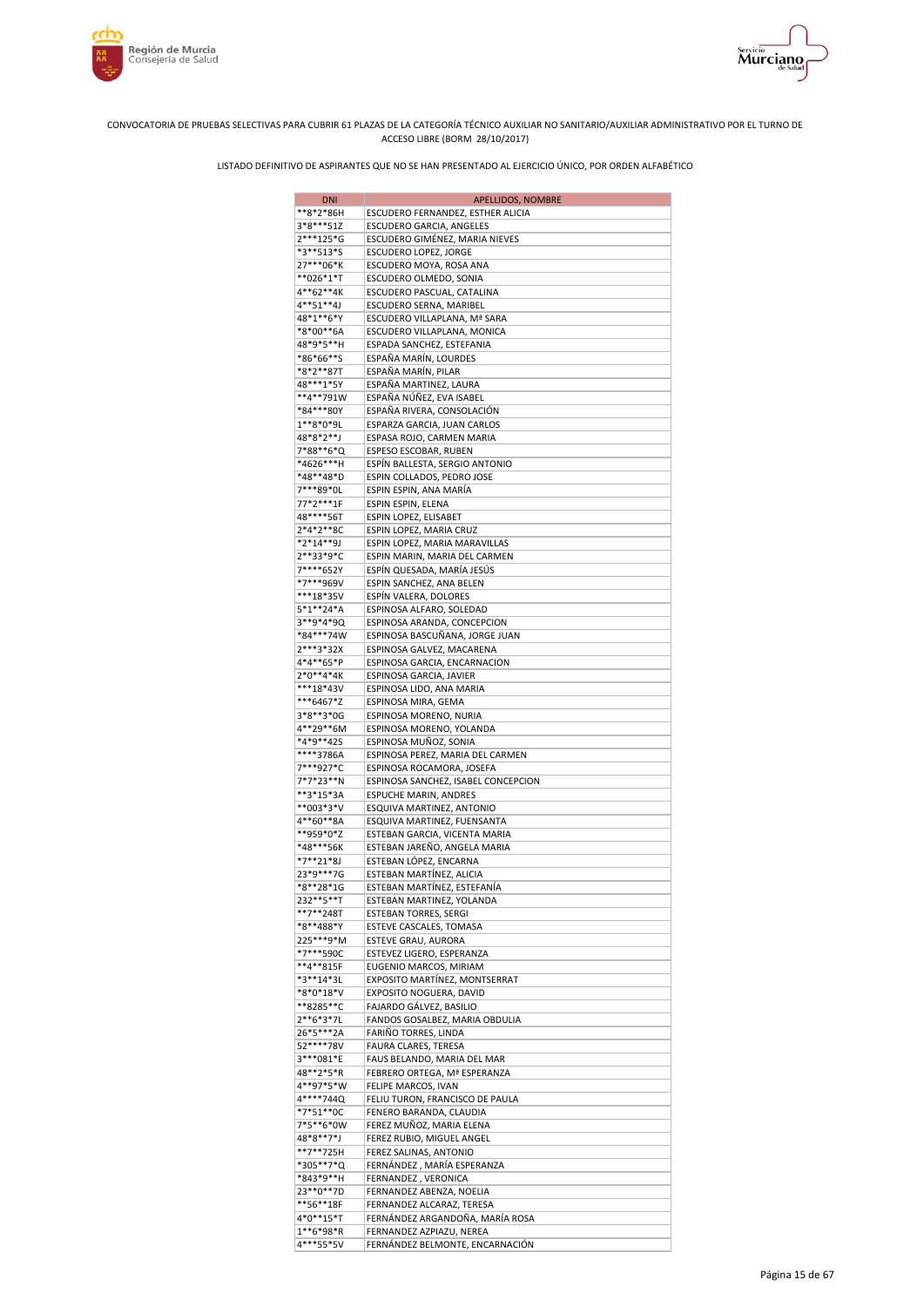CONVOCATORIA DE PRUEBAS SELECTIVAS PARA CUBRIR 61 PLAZAS DE LA CATEGORÍA TÉCNICO AUXILIAR NO SANITARIO/AUXILIAR ADMINISTRATIVO POR EL TURNO DE ACCESO LIBRE (BORM 28/10/2017)

LISTADO DEFINITIVO DE ASPIRANTES QUE NO SE HAN PRESENTADO AL EJERCICIO ÚNICO, POR ORDEN ALFABÉTICO

| DNI | APELLIDOS, NOMBRE |
|---|---|
| **8*2*86H | ESCUDERO FERNANDEZ, ESTHER ALICIA |
| 3*8***51Z | ESCUDERO GARCIA, ANGELES |
| 2***125*G | ESCUDERO GIMÉNEZ, MARIA NIEVES |
| *3**513*S | ESCUDERO LOPEZ, JORGE |
| 27***06*K | ESCUDERO MOYA, ROSA ANA |
| **026*1*T | ESCUDERO OLMEDO, SONIA |
| 4**62**4K | ESCUDERO PASCUAL, CATALINA |
| 4**51**4J | ESCUDERO SERNA, MARIBEL |
| 48*1**6*Y | ESCUDERO VILLAPLANA, Mª SARA |
| *8*00**6A | ESCUDERO VILLAPLANA, MONICA |
| 48*9*5**H | ESPADA SANCHEZ, ESTEFANIA |
| *86*66**S | ESPAÑA MARÍN, LOURDES |
| *8*2**87T | ESPAÑA MARÍN, PILAR |
| 48***1*5Y | ESPAÑA MARTINEZ, LAURA |
| **4**791W | ESPAÑA NÚÑEZ, EVA ISABEL |
| *84***80Y | ESPAÑA RIVERA, CONSOLACIÓN |
| 1**8*0*9L | ESPARZA GARCIA, JUAN CARLOS |
| 48*8*2**J | ESPASA ROJO, CARMEN MARIA |
| 7*88**6*Q | ESPESO ESCOBAR, RUBEN |
| *4626***H | ESPÍN BALLESTA, SERGIO ANTONIO |
| *48**48*D | ESPIN COLLADOS, PEDRO JOSE |
| 7***89*0L | ESPIN ESPIN, ANA MARÍA |
| 77*2***1F | ESPIN ESPIN, ELENA |
| 48****56T | ESPIN LOPEZ, ELISABET |
| 2*4*2**8C | ESPIN LOPEZ, MARIA CRUZ |
| *2*14**9J | ESPIN LOPEZ, MARIA MARAVILLAS |
| 2**33*9*C | ESPIN MARIN, MARIA DEL CARMEN |
| 7****652Y | ESPÍN QUESADA, MARÍA JESÚS |
| *7***969V | ESPIN SANCHEZ, ANA BELEN |
| ***18*35V | ESPÍN VALERA, DOLORES |
| 5*1**24*A | ESPINOSA ALFARO, SOLEDAD |
| 3**9*4*9Q | ESPINOSA ARANDA, CONCEPCION |
| *84***74W | ESPINOSA BASCUÑANA, JORGE JUAN |
| 2***3*32X | ESPINOSA GALVEZ, MACARENA |
| 4*4**65*P | ESPINOSA GARCIA, ENCARNACION |
| 2*0**4*4K | ESPINOSA GARCIA, JAVIER |
| ***18*43V | ESPINOSA LIDO, ANA MARIA |
| ***6467*Z | ESPINOSA MIRA, GEMA |
| 3*8**3*0G | ESPINOSA MORENO, NURIA |
| 4**29**6M | ESPINOSA MORENO, YOLANDA |
| *4*9**42S | ESPINOSA MUÑOZ, SONIA |
| ****3786A | ESPINOSA PEREZ, MARIA DEL CARMEN |
| 7***927*C | ESPINOSA ROCAMORA, JOSEFA |
| 7*7*23**N | ESPINOSA SANCHEZ, ISABEL CONCEPCION |
| **3*15*3A | ESPUCHE MARIN, ANDRES |
| **003*3*V | ESQUIVA MARTINEZ, ANTONIO |
| 4**60**8A | ESQUIVA MARTINEZ, FUENSANTA |
| **959*0*Z | ESTEBAN GARCIA, VICENTA MARIA |
| *48***56K | ESTEBAN JAREÑO, ANGELA MARIA |
| *7**21*8J | ESTEBAN LÓPEZ, ENCARNA |
| 23*9***7G | ESTEBAN MARTÍNEZ, ALICIA |
| *8**28*1G | ESTEBAN MARTÍNEZ, ESTEFANÍA |
| 232**5**T | ESTEBAN MARTINEZ, YOLANDA |
| **7**248T | ESTEBAN TORRES, SERGI |
| *8**488*Y | ESTEVE CASCALES, TOMASA |
| 225***9*M | ESTEVE GRAU, AURORA |
| *7***590C | ESTEVEZ LIGERO, ESPERANZA |
| **4**815F | EUGENIO MARCOS, MIRIAM |
| *3**14*3L | EXPOSITO MARTÍNEZ, MONTSERRAT |
| *8*0*18*V | EXPOSITO NOGUERA, DAVID |
| **8285**C | FAJARDO GÁLVEZ, BASILIO |
| 2**6*3*7L | FANDOS GOSALBEZ, MARIA OBDULIA |
| 26*5***2A | FARIÑO TORRES, LINDA |
| 52****78V | FAURA CLARES, TERESA |
| 3***081*E | FAUS BELANDO, MARIA DEL MAR |
| 48**2*5*R | FEBRERO ORTEGA, Mª ESPERANZA |
| 4**97*5*W | FELIPE MARCOS, IVAN |
| 4****744Q | FELIU TURON, FRANCISCO DE PAULA |
| *7*51**0C | FENERO BARANDA, CLAUDIA |
| 7*5**6*0W | FEREZ MUÑOZ, MARIA ELENA |
| 48*8**7*J | FEREZ RUBIO, MIGUEL ANGEL |
| **7**725H | FEREZ SALINAS, ANTONIO |
| *305**7*Q | FERNÁNDEZ , MARÍA ESPERANZA |
| *843*9**H | FERNANDEZ , VERONICA |
| 23**0**7D | FERNANDEZ ABENZA, NOELIA |
| **56**18F | FERNANDEZ ALCARAZ, TERESA |
| 4*0**15*T | FERNÁNDEZ ARGANDOÑA, MARÍA ROSA |
| 1**6*98*R | FERNANDEZ AZPIAZU, NEREA |
| 4***55*5V | FERNÁNDEZ BELMONTE, ENCARNACIÓN |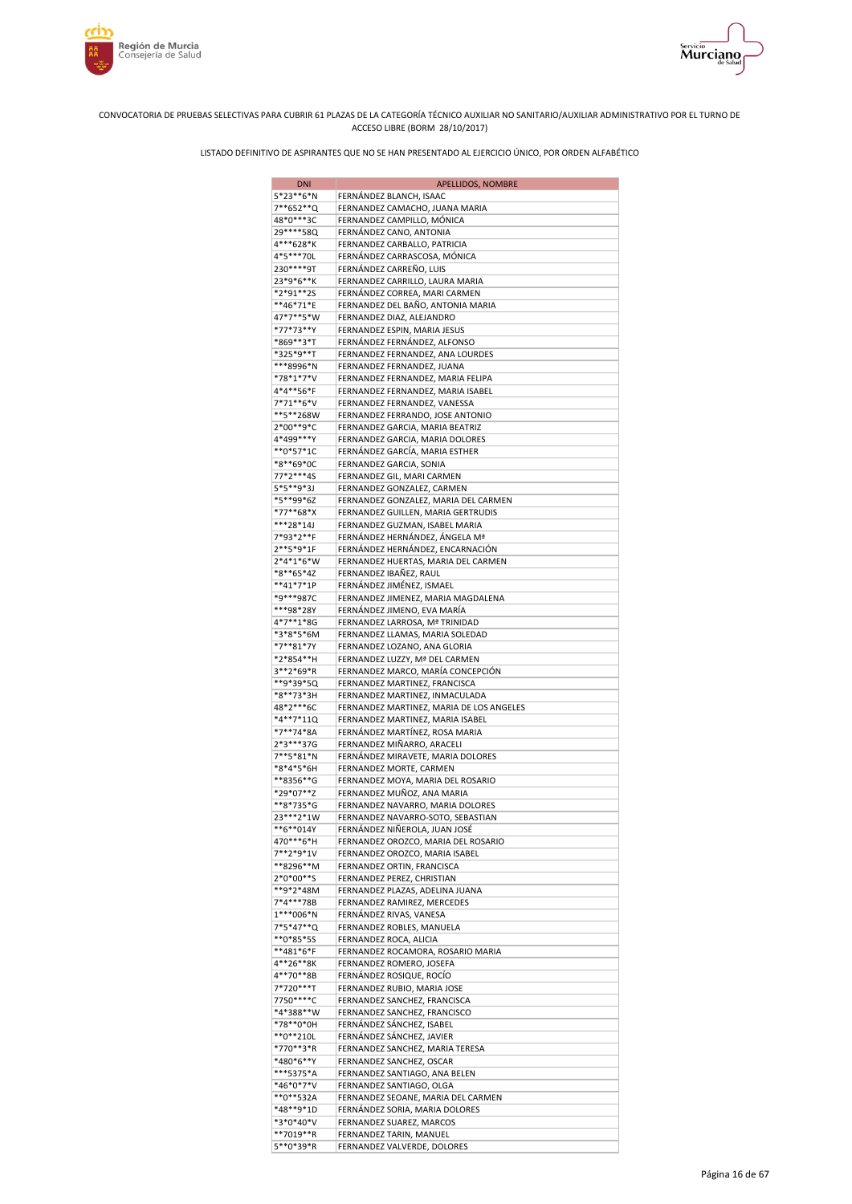CONVOCATORIA DE PRUEBAS SELECTIVAS PARA CUBRIR 61 PLAZAS DE LA CATEGORÍA TÉCNICO AUXILIAR NO SANITARIO/AUXILIAR ADMINISTRATIVO POR EL TURNO DE ACCESO LIBRE (BORM 28/10/2017)

LISTADO DEFINITIVO DE ASPIRANTES QUE NO SE HAN PRESENTADO AL EJERCICIO ÚNICO, POR ORDEN ALFABÉTICO

| DNI | APELLIDOS, NOMBRE |
|---|---|
| 5*23**6*N | FERNÁNDEZ BLANCH, ISAAC |
| 7**652**Q | FERNANDEZ CAMACHO, JUANA MARIA |
| 48*0***3C | FERNANDEZ CAMPILLO, MÓNICA |
| 29****58Q | FERNÁNDEZ CANO, ANTONIA |
| 4***628*K | FERNANDEZ CARBALLO, PATRICIA |
| 4*5***70L | FERNÁNDEZ CARRASCOSA, MÓNICA |
| 230****9T | FERNÁNDEZ CARREÑO, LUIS |
| 23*9*6**K | FERNANDEZ CARRILLO, LAURA MARIA |
| *2*91**2S | FERNÁNDEZ CORREA, MARI CARMEN |
| **46*71*E | FERNANDEZ DEL BAÑO, ANTONIA MARIA |
| 47*7**5*W | FERNANDEZ DIAZ, ALEJANDRO |
| *77*73**Y | FERNANDEZ ESPIN, MARIA JESUS |
| *869**3*T | FERNÁNDEZ FERNÁNDEZ, ALFONSO |
| *325*9**T | FERNANDEZ FERNANDEZ, ANA LOURDES |
| ***8996*N | FERNANDEZ FERNANDEZ, JUANA |
| *78*1*7*V | FERNANDEZ FERNANDEZ, MARIA FELIPA |
| 4*4**56*F | FERNANDEZ FERNANDEZ, MARIA ISABEL |
| 7*71**6*V | FERNANDEZ FERNANDEZ, VANESSA |
| **5**268W | FERNANDEZ FERRANDO, JOSE ANTONIO |
| 2*00**9*C | FERNANDEZ GARCIA, MARIA BEATRIZ |
| 4*499***Y | FERNANDEZ GARCIA, MARIA DOLORES |
| **0*57*1C | FERNÁNDEZ GARCÍA, MARIA ESTHER |
| *8**69*0C | FERNANDEZ GARCIA, SONIA |
| 77*2***4S | FERNANDEZ GIL, MARI CARMEN |
| 5*5**9*3J | FERNANDEZ GONZALEZ, CARMEN |
| *5**99*6Z | FERNANDEZ GONZALEZ, MARIA DEL CARMEN |
| *77**68*X | FERNANDEZ GUILLEN, MARIA GERTRUDIS |
| ***28*14J | FERNANDEZ GUZMAN, ISABEL MARIA |
| 7*93*2**F | FERNÁNDEZ HERNÁNDEZ, ÁNGELA Mª |
| 2**5*9*1F | FERNÁNDEZ HERNÁNDEZ, ENCARNACIÓN |
| 2*4*1*6*W | FERNANDEZ HUERTAS, MARIA DEL CARMEN |
| *8**65*4Z | FERNANDEZ IBAÑEZ, RAUL |
| **41*7*1P | FERNÁNDEZ JIMÉNEZ, ISMAEL |
| *9***987C | FERNANDEZ JIMENEZ, MARIA MAGDALENA |
| ***98*28Y | FERNÁNDEZ JIMENO, EVA MARÍA |
| 4*7**1*8G | FERNANDEZ LARROSA, Mª TRINIDAD |
| *3*8*5*6M | FERNANDEZ LLAMAS, MARIA SOLEDAD |
| *7**81*7Y | FERNANDEZ LOZANO, ANA GLORIA |
| *2*854**H | FERNANDEZ LUZZY, Mª DEL CARMEN |
| 3**2*69*R | FERNANDEZ MARCO, MARÍA CONCEPCIÓN |
| **9*39*5Q | FERNANDEZ MARTINEZ, FRANCISCA |
| *8**73*3H | FERNANDEZ MARTINEZ, INMACULADA |
| 48*2***6C | FERNANDEZ MARTINEZ, MARIA DE LOS ANGELES |
| *4**7*11Q | FERNANDEZ MARTINEZ, MARIA ISABEL |
| *7**74*8A | FERNÁNDEZ MARTÍNEZ, ROSA MARIA |
| 2*3***37G | FERNANDEZ MIÑARRO, ARACELI |
| 7**5*81*N | FERNÁNDEZ MIRAVETE, MARIA DOLORES |
| *8*4*5*6H | FERNANDEZ MORTE, CARMEN |
| **8356**G | FERNANDEZ MOYA, MARIA DEL ROSARIO |
| *29*07**Z | FERNANDEZ MUÑOZ, ANA MARIA |
| **8*735*G | FERNANDEZ NAVARRO, MARIA DOLORES |
| 23***2*1W | FERNANDEZ NAVARRO-SOTO, SEBASTIAN |
| **6**014Y | FERNÁNDEZ NIÑEROLA, JUAN JOSÉ |
| 470***6*H | FERNANDEZ OROZCO, MARIA DEL ROSARIO |
| 7**2*9*1V | FERNANDEZ OROZCO, MARIA ISABEL |
| **8296**M | FERNANDEZ ORTIN, FRANCISCA |
| 2*0*00**S | FERNANDEZ PEREZ, CHRISTIAN |
| **9*2*48M | FERNANDEZ PLAZAS, ADELINA JUANA |
| 7*4***78B | FERNANDEZ RAMIREZ, MERCEDES |
| 1***006*N | FERNÁNDEZ RIVAS, VANESA |
| 7*5*47**Q | FERNANDEZ ROBLES, MANUELA |
| **0*85*5S | FERNANDEZ ROCA, ALICIA |
| **481*6*F | FERNANDEZ ROCAMORA, ROSARIO MARIA |
| 4**26**8K | FERNANDEZ ROMERO, JOSEFA |
| 4**70**8B | FERNÁNDEZ ROSIQUE, ROCÍO |
| 7*720***T | FERNANDEZ RUBIO, MARIA JOSE |
| 7750****C | FERNANDEZ SANCHEZ, FRANCISCA |
| *4*388**W | FERNANDEZ SANCHEZ, FRANCISCO |
| *78**0*0H | FERNÁNDEZ SÁNCHEZ, ISABEL |
| **0**210L | FERNÁNDEZ SÁNCHEZ, JAVIER |
| *770**3*R | FERNANDEZ SANCHEZ, MARIA TERESA |
| *480*6**Y | FERNANDEZ SANCHEZ, OSCAR |
| ***5375*A | FERNANDEZ SANTIAGO, ANA BELEN |
| *46*0*7*V | FERNANDEZ SANTIAGO, OLGA |
| **0**532A | FERNANDEZ SEOANE, MARIA DEL CARMEN |
| *48**9*1D | FERNÁNDEZ SORIA, MARIA DOLORES |
| *3*0*40*V | FERNANDEZ SUAREZ, MARCOS |
| **7019**R | FERNANDEZ TARIN, MANUEL |
| 5**0*39*R | FERNANDEZ VALVERDE, DOLORES |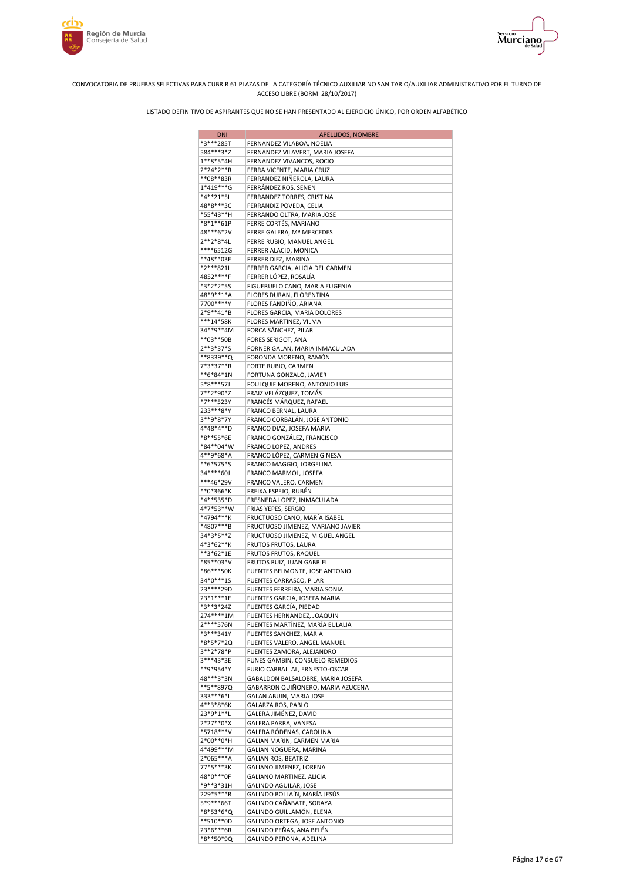CONVOCATORIA DE PRUEBAS SELECTIVAS PARA CUBRIR 61 PLAZAS DE LA CATEGORÍA TÉCNICO AUXILIAR NO SANITARIO/AUXILIAR ADMINISTRATIVO POR EL TURNO DE ACCESO LIBRE (BORM 28/10/2017)

LISTADO DEFINITIVO DE ASPIRANTES QUE NO SE HAN PRESENTADO AL EJERCICIO ÚNICO, POR ORDEN ALFABÉTICO

| DNI | APELLIDOS, NOMBRE |
|---|---|
| *3***285T | FERNANDEZ VILABOA, NOELIA |
| 584***3*Z | FERNANDEZ VILAVERT, MARIA JOSEFA |
| 1**8*5*4H | FERNANDEZ VIVANCOS, ROCIO |
| 2*24*2**R | FERRA VICENTE, MARIA CRUZ |
| **08**83R | FERRANDEZ NIÑEROLA, LAURA |
| 1*419***G | FERRÁNDEZ ROS, SENEN |
| *4**21*5L | FERRANDEZ TORRES, CRISTINA |
| 48*8***3C | FERRANDIZ POVEDA, CELIA |
| *55*43**H | FERRANDO OLTRA, MARIA JOSE |
| *8*1**61P | FERRE CORTÉS, MARIANO |
| 48***6*2V | FERRE GALERA, Mª MERCEDES |
| 2**2*8*4L | FERRE RUBIO, MANUEL ANGEL |
| ****6512G | FERRER ALACID, MONICA |
| **48**03E | FERRER DIEZ, MARINA |
| *2***821L | FERRER GARCIA, ALICIA DEL CARMEN |
| 4852****F | FERRER LÓPEZ, ROSALÍA |
| *3*2*2*5S | FIGUERUELO CANO, MARIA EUGENIA |
| 48*9**1*A | FLORES DURAN, FLORENTINA |
| 7700****Y | FLORES FANDIÑO, ARIANA |
| 2*9**41*B | FLORES GARCIA, MARIA DOLORES |
| ***14*58K | FLORES MARTINEZ, VILMA |
| 34**9**4M | FORCA SÁNCHEZ, PILAR |
| **03**50B | FORES SERIGOT, ANA |
| 2**3*37*S | FORNER GALAN, MARIA INMACULADA |
| **8339**Q | FORONDA MORENO, RAMÓN |
| 7*3*37**R | FORTE RUBIO, CARMEN |
| **6*84*1N | FORTUNA GONZALO, JAVIER |
| 5*8***57J | FOULQUIE MORENO, ANTONIO LUIS |
| 7**2*90*Z | FRAIZ VELÁZQUEZ, TOMÁS |
| *7***523Y | FRANCÉS MÁRQUEZ, RAFAEL |
| 233***8*Y | FRANCO BERNAL, LAURA |
| 3**9*8*7Y | FRANCO CORBALÁN, JOSE ANTONIO |
| 4*48*4**D | FRANCO DIAZ, JOSEFA MARIA |
| *8**55*6E | FRANCO GONZÁLEZ, FRANCISCO |
| *84**04*W | FRANCO LOPEZ, ANDRES |
| 4**9*68*A | FRANCO LÓPEZ, CARMEN GINESA |
| **6*575*S | FRANCO MAGGIO, JORGELINA |
| 34****60J | FRANCO MARMOL, JOSEFA |
| ***46*29V | FRANCO VALERO, CARMEN |
| **0*366*K | FREIXA ESPEJO, RUBÉN |
| *4**535*D | FRESNEDA LOPEZ, INMACULADA |
| 4*7*53**W | FRIAS YEPES, SERGIO |
| *4794***K | FRUCTUOSO CANO, MARÍA ISABEL |
| *4807***B | FRUCTUOSO JIMENEZ, MARIANO JAVIER |
| 34*3*5**Z | FRUCTUOSO JIMENEZ, MIGUEL ANGEL |
| 4*3*62**K | FRUTOS FRUTOS, LAURA |
| **3*62*1E | FRUTOS FRUTOS, RAQUEL |
| *85**03*V | FRUTOS RUIZ, JUAN GABRIEL |
| *86***50K | FUENTES BELMONTE, JOSE ANTONIO |
| 34*0***1S | FUENTES CARRASCO, PILAR |
| 23****29D | FUENTES FERREIRA, MARIA SONIA |
| 23*1***1E | FUENTES GARCIA, JOSEFA MARIA |
| *3**3*24Z | FUENTES GARCÍA, PIEDAD |
| 274****1M | FUENTES HERNANDEZ, JOAQUIN |
| 2****576N | FUENTES MARTÍNEZ, MARÍA EULALIA |
| *3***341Y | FUENTES SANCHEZ, MARIA |
| *8*5*7*2Q | FUENTES VALERO, ANGEL MANUEL |
| 3**2*78*P | FUENTES ZAMORA, ALEJANDRO |
| 3***43*3E | FUNES GAMBIN, CONSUELO REMEDIOS |
| **9*954*Y | FURIO CARBALLAL, ERNESTO-OSCAR |
| 48***3*3N | GABALDON BALSALOBRE, MARIA JOSEFA |
| **5**897Q | GABARRON QUIÑONERO, MARIA AZUCENA |
| 333***6*L | GALAN ABUIN, MARIA JOSE |
| 4**3*8*6K | GALARZA ROS, PABLO |
| 23*9*1**L | GALERA JIMÉNEZ, DAVID |
| 2*27**0*X | GALERA PARRA, VANESA |
| *5718***V | GALERA RÓDENAS, CAROLINA |
| 2*00**0*H | GALIAN MARIN, CARMEN MARIA |
| 4*499***M | GALIAN NOGUERA, MARINA |
| 2*065***A | GALIAN ROS, BEATRIZ |
| 77*5***3K | GALIANO JIMENEZ, LORENA |
| 48*0***0F | GALIANO MARTINEZ, ALICIA |
| *9**3*31H | GALINDO AGUILAR, JOSE |
| 229*5***R | GALINDO BOLLAÍN, MARÍA JESÚS |
| 5*9***66T | GALINDO CAÑABATE, SORAYA |
| *8*53*6*Q | GALINDO GUILLAMÓN, ELENA |
| **510**0D | GALINDO ORTEGA, JOSE ANTONIO |
| 23*6***6R | GALINDO PEÑAS, ANA BELÉN |
| *8**50*9Q | GALINDO PERONA, ADELINA |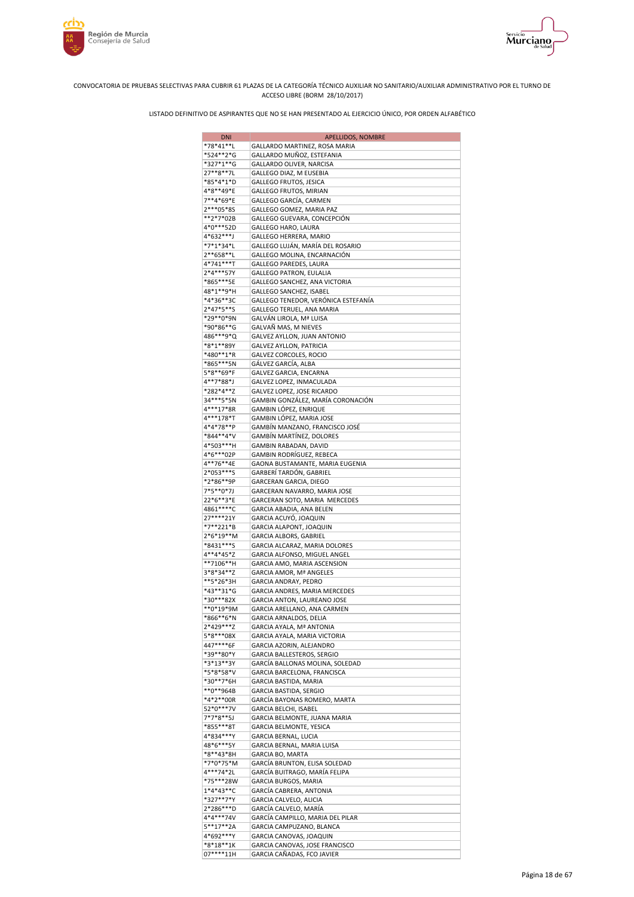CONVOCATORIA DE PRUEBAS SELECTIVAS PARA CUBRIR 61 PLAZAS DE LA CATEGORÍA TÉCNICO AUXILIAR NO SANITARIO/AUXILIAR ADMINISTRATIVO POR EL TURNO DE ACCESO LIBRE (BORM 28/10/2017)

LISTADO DEFINITIVO DE ASPIRANTES QUE NO SE HAN PRESENTADO AL EJERCICIO ÚNICO, POR ORDEN ALFABÉTICO

| DNI | APELLIDOS, NOMBRE |
|---|---|
| *78*41**L | GALLARDO MARTINEZ, ROSA MARIA |
| *524**2*G | GALLARDO MUÑOZ, ESTEFANIA |
| *327*1**G | GALLARDO OLIVER, NARCISA |
| 27**8**7L | GALLEGO DIAZ, M EUSEBIA |
| *85*4*1*D | GALLEGO FRUTOS, JESICA |
| 4*8**49*E | GALLEGO FRUTOS, MIRIAN |
| 7**4*69*E | GALLEGO GARCÍA, CARMEN |
| 2***05*8S | GALLEGO GOMEZ, MARIA PAZ |
| **2*7*02B | GALLEGO GUEVARA, CONCEPCIÓN |
| 4*0***52D | GALLEGO HARO, LAURA |
| 4*632***J | GALLEGO HERRERA, MARIO |
| *7*1*34*L | GALLEGO LUJÁN, MARÍA DEL ROSARIO |
| 2**658**L | GALLEGO MOLINA, ENCARNACIÓN |
| 4*741***T | GALLEGO PAREDES, LAURA |
| 2*4***57Y | GALLEGO PATRON, EULALIA |
| *865***5E | GALLEGO SANCHEZ, ANA VICTORIA |
| 48*1**9*H | GALLEGO SANCHEZ, ISABEL |
| *4*36**3C | GALLEGO TENEDOR, VERÓNICA ESTEFANÍA |
| 2*47*5**S | GALLEGO TERUEL, ANA MARIA |
| *29**0*9N | GALVÁN LIROLA, Mª LUISA |
| *90*86**G | GALVAÑ MAS, M NIEVES |
| 486***9*Q | GALVEZ AYLLON, JUAN ANTONIO |
| *8*1**89Y | GALVEZ AYLLON, PATRICIA |
| *480**1*R | GALVEZ CORCOLES, ROCIO |
| *865***5N | GÁLVEZ GARCÍA, ALBA |
| 5*8**69*F | GALVEZ GARCIA, ENCARNA |
| 4**7*88*J | GALVEZ LOPEZ, INMACULADA |
| *282*4**Z | GALVEZ LOPEZ, JOSE RICARDO |
| 34***5*5N | GAMBIN GONZÁLEZ, MARÍA CORONACIÓN |
| 4***17*8R | GAMBIN LÓPEZ, ENRIQUE |
| 4***178*T | GAMBIN LÓPEZ, MARIA JOSE |
| 4*4*78**P | GAMBÍN MANZANO, FRANCISCO JOSÉ |
| *844**4*V | GAMBÍN MARTÍNEZ, DOLORES |
| 4*503***H | GAMBIN RABADAN, DAVID |
| 4*6***02P | GAMBIN RODRÍGUEZ, REBECA |
| 4**76**4E | GAONA BUSTAMANTE, MARIA EUGENIA |
| 2*053***S | GARBERÍ TARDÓN, GABRIEL |
| *2*86**9P | GARCERAN GARCIA, DIEGO |
| 7*5**0*7J | GARCERAN NAVARRO, MARIA JOSE |
| 22*6**3*E | GARCERAN SOTO, MARIA MERCEDES |
| 4861****C | GARCIA ABADIA, ANA BELEN |
| 27****21Y | GARCIA ACUYÓ, JOAQUIN |
| *7**221*B | GARCIA ALAPONT, JOAQUIN |
| 2*6*19**M | GARCIA ALBORS, GABRIEL |
| *8431***S | GARCIA ALCARAZ, MARIA DOLORES |
| 4**4*45*Z | GARCIA ALFONSO, MIGUEL ANGEL |
| **7106**H | GARCIA AMO, MARIA ASCENSION |
| 3*8*34**Z | GARCIA AMOR, Mª ANGELES |
| **5*26*3H | GARCIA ANDRAY, PEDRO |
| *43**31*G | GARCIA ANDRES, MARIA MERCEDES |
| *30***82X | GARCIA ANTON, LAUREANO JOSE |
| **0*19*9M | GARCIA ARELLANO, ANA CARMEN |
| *866**6*N | GARCIA ARNALDOS, DELIA |
| 2*429***Z | GARCIA AYALA, Mª ANTONIA |
| 5*8***08X | GARCIA AYALA, MARIA VICTORIA |
| 447****6F | GARCIA AZORIN, ALEJANDRO |
| *39**80*Y | GARCIA BALLESTEROS, SERGIO |
| *3*13**3Y | GARCÍA BALLONAS MOLINA, SOLEDAD |
| *5*8*58*V | GARCIA BARCELONA, FRANCISCA |
| *30**7*6H | GARCIA BASTIDA, MARIA |
| **0**964B | GARCIA BASTIDA, SERGIO |
| *4*2**00R | GARCÍA BAYONAS ROMERO, MARTA |
| 52*0***7V | GARCIA BELCHI, ISABEL |
| 7*7*8**5J | GARCIA BELMONTE, JUANA MARIA |
| *855***8T | GARCIA BELMONTE, YESICA |
| 4*834***Y | GARCIA BERNAL, LUCIA |
| 48*6***5Y | GARCIA BERNAL, MARIA LUISA |
| *8**43*8H | GARCIA BO, MARTA |
| *7*0*75*M | GARCÍA BRUNTON, ELISA SOLEDAD |
| 4***74*2L | GARCÍA BUITRAGO, MARÍA FELIPA |
| *75***28W | GARCIA BURGOS, MARIA |
| 1*4*43**C | GARCÍA CABRERA, ANTONIA |
| *327**7*Y | GARCIA CALVELO, ALICIA |
| 2*286***D | GARCÍA CALVELO, MARÍA |
| 4*4***74V | GARCÍA CAMPILLO, MARIA DEL PILAR |
| 5**17**2A | GARCIA CAMPUZANO, BLANCA |
| 4*692***Y | GARCIA CANOVAS, JOAQUIN |
| *8*18**1K | GARCIA CANOVAS, JOSE FRANCISCO |
| 07****11H | GARCIA CAÑADAS, FCO JAVIER |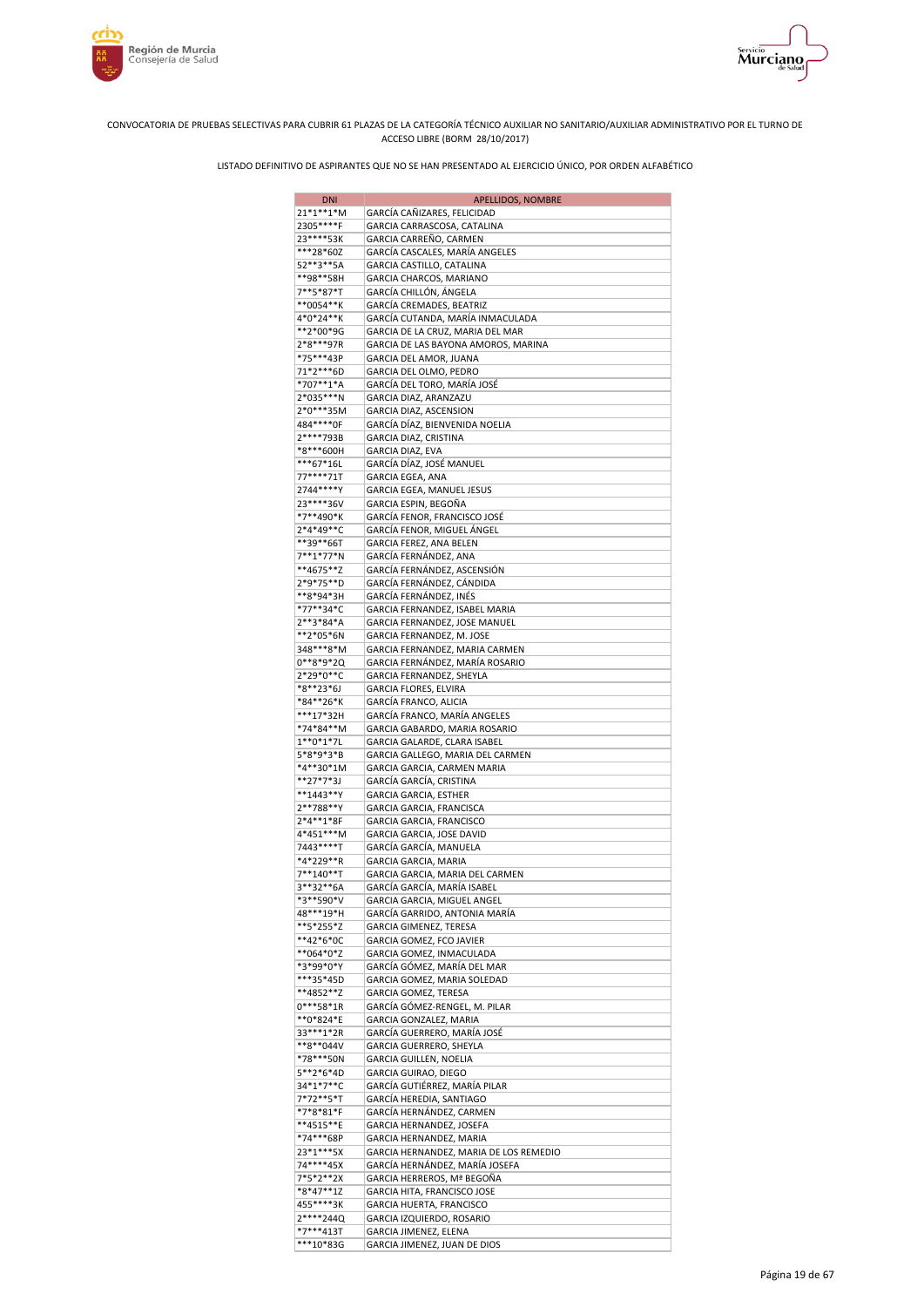CONVOCATORIA DE PRUEBAS SELECTIVAS PARA CUBRIR 61 PLAZAS DE LA CATEGORÍA TÉCNICO AUXILIAR NO SANITARIO/AUXILIAR ADMINISTRATIVO POR EL TURNO DE ACCESO LIBRE (BORM 28/10/2017)

LISTADO DEFINITIVO DE ASPIRANTES QUE NO SE HAN PRESENTADO AL EJERCICIO ÚNICO, POR ORDEN ALFABÉTICO

| DNI | APELLIDOS, NOMBRE |
|---|---|
| 21*1**1*M | GARCÍA CAÑIZARES, FELICIDAD |
| 2305****F | GARCIA CARRASCOSA, CATALINA |
| 23****53K | GARCIA CARREÑO, CARMEN |
| ***28*60Z | GARCÍA CASCALES, MARÍA ANGELES |
| 52**3**5A | GARCIA CASTILLO, CATALINA |
| **98**58H | GARCIA CHARCOS, MARIANO |
| 7**5*87*T | GARCÍA CHILLÓN, ÁNGELA |
| **0054**K | GARCÍA CREMADES, BEATRIZ |
| 4*0*24**K | GARCÍA CUTANDA, MARÍA INMACULADA |
| **2*00*9G | GARCIA DE LA CRUZ, MARIA DEL MAR |
| 2*8***97R | GARCIA DE LAS BAYONA AMOROS, MARINA |
| *75***43P | GARCIA DEL AMOR, JUANA |
| 71*2***6D | GARCIA DEL OLMO, PEDRO |
| *707**1*A | GARCÍA DEL TORO, MARÍA JOSÉ |
| 2*035***N | GARCIA DIAZ, ARANZAZU |
| 2*0***35M | GARCIA DIAZ, ASCENSION |
| 484****0F | GARCÍA DÍAZ, BIENVENIDA NOELIA |
| 2****793B | GARCIA DIAZ, CRISTINA |
| *8***600H | GARCIA DIAZ, EVA |
| ***67*16L | GARCÍA DÍAZ, JOSÉ MANUEL |
| 77****71T | GARCIA EGEA, ANA |
| 2744****Y | GARCIA EGEA, MANUEL JESUS |
| 23****36V | GARCIA ESPIN, BEGOÑA |
| *7**490*K | GARCÍA FENOR, FRANCISCO JOSÉ |
| 2*4*49**C | GARCÍA FENOR, MIGUEL ÁNGEL |
| **39**66T | GARCIA FEREZ, ANA BELEN |
| 7**1*77*N | GARCÍA FERNÁNDEZ, ANA |
| **4675**Z | GARCÍA FERNÁNDEZ, ASCENSIÓN |
| 2*9*75**D | GARCÍA FERNÁNDEZ, CÁNDIDA |
| **8*94*3H | GARCÍA FERNÁNDEZ, INÉS |
| *77**34*C | GARCIA FERNANDEZ, ISABEL MARIA |
| 2**3*84*A | GARCIA FERNANDEZ, JOSE MANUEL |
| **2*05*6N | GARCIA FERNANDEZ, M. JOSE |
| 348***8*M | GARCIA FERNANDEZ, MARIA CARMEN |
| 0**8*9*2Q | GARCIA FERNÁNDEZ, MARÍA ROSARIO |
| 2*29*0**C | GARCIA FERNANDEZ, SHEYLA |
| *8**23*6J | GARCIA FLORES, ELVIRA |
| *84**26*K | GARCÍA FRANCO, ALICIA |
| ***17*32H | GARCÍA FRANCO, MARÍA ANGELES |
| *74*84**M | GARCIA GABARDO, MARIA ROSARIO |
| 1**0*1*7L | GARCIA GALARDE, CLARA ISABEL |
| 5*8*9*3*B | GARCIA GALLEGO, MARIA DEL CARMEN |
| *4**30*1M | GARCIA GARCIA, CARMEN MARIA |
| **27*7*3J | GARCÍA GARCÍA, CRISTINA |
| **1443**Y | GARCIA GARCIA, ESTHER |
| 2**788**Y | GARCIA GARCIA, FRANCISCA |
| 2*4**1*8F | GARCIA GARCIA, FRANCISCO |
| 4*451***M | GARCIA GARCIA, JOSE DAVID |
| 7443****T | GARCÍA GARCÍA, MANUELA |
| *4*229**R | GARCIA GARCIA, MARIA |
| 7**140**T | GARCIA GARCIA, MARIA DEL CARMEN |
| 3**32**6A | GARCÍA GARCÍA, MARÍA ISABEL |
| *3**590*V | GARCIA GARCIA, MIGUEL ANGEL |
| 48***19*H | GARCÍA GARRIDO, ANTONIA MARÍA |
| **5*255*Z | GARCIA GIMENEZ, TERESA |
| **42*6*0C | GARCIA GOMEZ, FCO JAVIER |
| **064*0*Z | GARCIA GOMEZ, INMACULADA |
| *3*99*0*Y | GARCÍA GÓMEZ, MARÍA DEL MAR |
| ***35*45D | GARCIA GOMEZ, MARIA SOLEDAD |
| **4852**Z | GARCIA GOMEZ, TERESA |
| 0***58*1R | GARCÍA GÓMEZ-RENGEL, M. PILAR |
| **0*824*E | GARCIA GONZALEZ, MARIA |
| 33***1*2R | GARCÍA GUERRERO, MARÍA JOSÉ |
| **8**044V | GARCIA GUERRERO, SHEYLA |
| *78***50N | GARCIA GUILLEN, NOELIA |
| 5**2*6*4D | GARCIA GUIRAO, DIEGO |
| 34*1*7**C | GARCÍA GUTIÉRREZ, MARÍA PILAR |
| 7*72**5*T | GARCÍA HEREDIA, SANTIAGO |
| *7*8*81*F | GARCÍA HERNÁNDEZ, CARMEN |
| **4515**E | GARCIA HERNANDEZ, JOSEFA |
| *74***68P | GARCIA HERNANDEZ, MARIA |
| 23*1***5X | GARCIA HERNANDEZ, MARIA DE LOS REMEDIO |
| 74****45X | GARCÍA HERNÁNDEZ, MARÍA JOSEFA |
| 7*5*2**2X | GARCIA HERREROS, Mª BEGOÑA |
| *8*47**1Z | GARCIA HITA, FRANCISCO JOSE |
| 455****3K | GARCIA HUERTA, FRANCISCO |
| 2****244Q | GARCIA IZQUIERDO, ROSARIO |
| *7***413T | GARCIA JIMENEZ, ELENA |
| ***10*83G | GARCIA JIMENEZ, JUAN DE DIOS |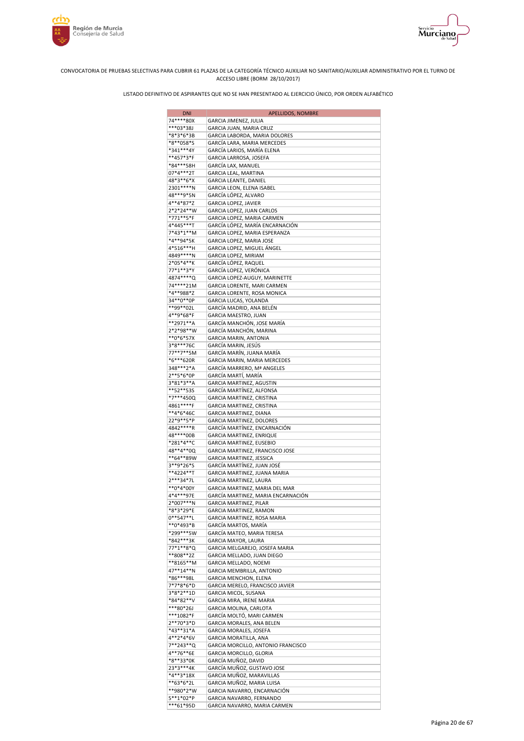CONVOCATORIA DE PRUEBAS SELECTIVAS PARA CUBRIR 61 PLAZAS DE LA CATEGORÍA TÉCNICO AUXILIAR NO SANITARIO/AUXILIAR ADMINISTRATIVO POR EL TURNO DE ACCESO LIBRE (BORM 28/10/2017)

LISTADO DEFINITIVO DE ASPIRANTES QUE NO SE HAN PRESENTADO AL EJERCICIO ÚNICO, POR ORDEN ALFABÉTICO

| DNI | APELLIDOS, NOMBRE |
|---|---|
| 74****80X | GARCIA JIMENEZ, JULIA |
| ***03*38J | GARCIA JUAN, MARIA CRUZ |
| *8*3*6*3B | GARCIA LABORDA, MARIA DOLORES |
| *8**058*S | GARCÍA LARA, MARIA MERCEDES |
| *341***4Y | GARCÍA LARIOS, MARÍA ELENA |
| **457*3*F | GARCIA LARROSA, JOSEFA |
| *84***58H | GARCÍA LAX, MANUEL |
| 07*4***2T | GARCIA LEAL, MARTINA |
| 48*3**6*X | GARCIA LEANTE, DANIEL |
| 2301****N | GARCIA LEON, ELENA ISABEL |
| 48***9*5N | GARCÍA LÓPEZ, ALVARO |
| 4**4*87*Z | GARCIA LOPEZ, JAVIER |
| 2*2*24**W | GARCIA LOPEZ, JUAN CARLOS |
| *771**5*F | GARCIA LOPEZ, MARIA CARMEN |
| 4*445***T | GARCÍA LÓPEZ, MARÍA ENCARNACIÓN |
| 7*43*1**M | GARCIA LOPEZ, MARIA ESPERANZA |
| *4**94*5K | GARCIA LOPEZ, MARIA JOSE |
| 4*516***H | GARCIA LOPEZ, MIGUEL ÁNGEL |
| 4849****N | GARCIA LOPEZ, MIRIAM |
| 2*05*4**K | GARCÍA LÓPEZ, RAQUEL |
| 77*1**3*Y | GARCÍA LOPEZ, VERÓNICA |
| 4874****Q | GARCIA LOPEZ-AUGUY, MARINETTE |
| 74****21M | GARCIA LORENTE, MARI CARMEN |
| *4**988*Z | GARCIA LORENTE, ROSA MONICA |
| 34**0**0P | GARCIA LUCAS, YOLANDA |
| **99**02L | GARCÍA MADRID, ANA BELÉN |
| 4**9*68*F | GARCIA MAESTRO, JUAN |
| **2971**A | GARCÍA MANCHÓN, JOSE MARÍA |
| 2*2*98**W | GARCÍA MANCHÓN, MARINA |
| **0*6*57X | GARCIA MARIN, ANTONIA |
| 3*8***76C | GARCÍA MARIN, JESÚS |
| 77**7**5M | GARCÍA MARÍN, JUANA MARÍA |
| *6***620R | GARCIA MARIN, MARIA MERCEDES |
| 348***2*A | GARCÍA MARRERO, Mª ANGELES |
| 2**5*6*0P | GARCÍA MARTÍ, MARÍA |
| 3*81*3**A | GARCIA MARTINEZ, AGUSTIN |
| **52**53S | GARCÍA MARTÍNEZ, ALFONSA |
| *7***450Q | GARCIA MARTINEZ, CRISTINA |
| 4861****F | GARCIA MARTINEZ, CRISTINA |
| **4*6*46C | GARCIA MARTINEZ, DIANA |
| 22*9**5*P | GARCIA MARTINEZ, DOLORES |
| 4842****R | GARCÍA MARTÍNEZ, ENCARNACIÓN |
| 48****00B | GARCIA MARTINEZ, ENRIQUE |
| *281*4**C | GARCIA MARTINEZ, EUSEBIO |
| 48**4**0Q | GARCIA MARTINEZ, FRANCISCO JOSE |
| **64**89W | GARCIA MARTINEZ, JESSICA |
| 3**9*26*S | GARCÍA MARTÍNEZ, JUAN JOSÉ |
| **4224**T | GARCIA MARTINEZ, JUANA MARIA |
| 2***34*7L | GARCIA MARTINEZ, LAURA |
| **0*4*00Y | GARCIA MARTINEZ, MARIA DEL MAR |
| 4*4***97E | GARCÍA MARTINEZ, MARIA ENCARNACIÓN |
| 2*007***N | GARCIA MARTINEZ, PILAR |
| *8*3*29*E | GARCIA MARTINEZ, RAMON |
| 0**547**L | GARCIA MARTINEZ, ROSA MARIA |
| **0*493*B | GARCÍA MARTOS, MARÍA |
| *299***5W | GARCÍA MATEO, MARIA TERESA |
| *842***3K | GARCIA MAYOR, LAURA |
| 77*1**8*Q | GARCIA MELGAREJO, JOSEFA MARIA |
| **808**2Z | GARCIA MELLADO, JUAN DIEGO |
| **8165**M | GARCIA MELLADO, NOEMI |
| 47**14**N | GARCIA MEMBRILLA, ANTONIO |
| *86***98L | GARCIA MENCHON, ELENA |
| 7*7*8*6*D | GARCIA MERELO, FRANCISCO JAVIER |
| 3*8*2**1D | GARCIA MICOL, SUSANA |
| *84*82**V | GARCIA MIRA, IRENE MARIA |
| ***80*26J | GARCIA MOLINA, CARLOTA |
| ***1082*F | GARCÍA MOLTÓ, MARI CARMEN |
| 2**70*3*D | GARCIA MORALES, ANA BELEN |
| *43**31*A | GARCIA MORALES, JOSEFA |
| 4**2*4*6V | GARCIA MORATILLA, ANA |
| 7**243**Q | GARCIA MORCILLO, ANTONIO FRANCISCO |
| 4**76**6E | GARCIA MORCILLO, GLORIA |
| *8**33*0K | GARCÍA MUÑOZ, DAVID |
| 23*3***4K | GARCÍA MUÑOZ, GUSTAVO JOSE |
| *4**3*18X | GARCIA MUÑOZ, MARAVILLAS |
| **63*6*2L | GARCIA MUÑOZ, MARIA LUISA |
| **980*2*W | GARCIA NAVARRO, ENCARNACIÓN |
| 5**1*02*P | GARCIA NAVARRO, FERNANDO |
| ***61*95D | GARCIA NAVARRO, MARIA CARMEN |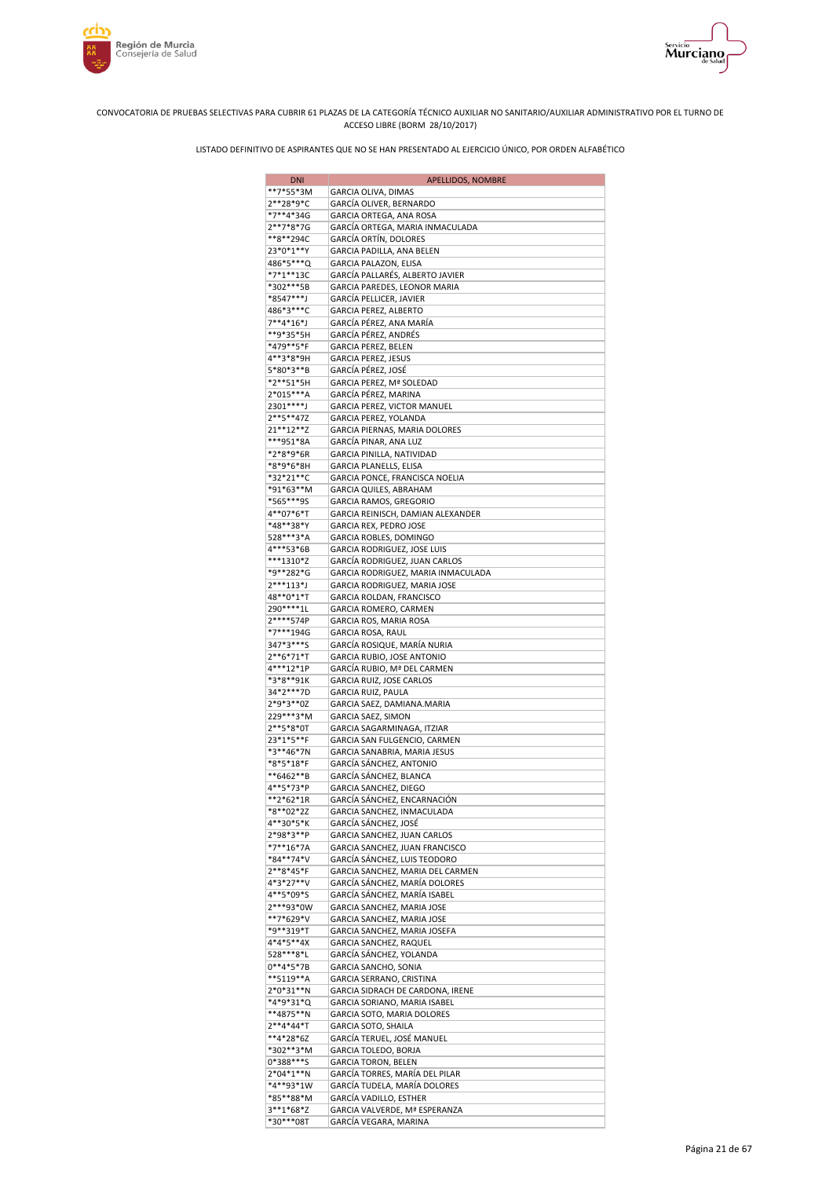CONVOCATORIA DE PRUEBAS SELECTIVAS PARA CUBRIR 61 PLAZAS DE LA CATEGORÍA TÉCNICO AUXILIAR NO SANITARIO/AUXILIAR ADMINISTRATIVO POR EL TURNO DE ACCESO LIBRE (BORM 28/10/2017)

LISTADO DEFINITIVO DE ASPIRANTES QUE NO SE HAN PRESENTADO AL EJERCICIO ÚNICO, POR ORDEN ALFABÉTICO

| DNI | APELLIDOS, NOMBRE |
|---|---|
| **7*55*3M | GARCIA OLIVA, DIMAS |
| 2**28*9*C | GARCÍA OLIVER, BERNARDO |
| *7**4*34G | GARCIA ORTEGA, ANA ROSA |
| 2**7*8*7G | GARCÍA ORTEGA, MARIA INMACULADA |
| **8**294C | GARCÍA ORTÍN, DOLORES |
| 23*0*1**Y | GARCIA PADILLA, ANA BELEN |
| 486*5***Q | GARCIA PALAZON, ELISA |
| *7*1**13C | GARCÍA PALLARÉS, ALBERTO JAVIER |
| *302***5B | GARCIA PAREDES, LEONOR MARIA |
| *8547***J | GARCÍA PELLICER, JAVIER |
| 486*3***C | GARCIA PEREZ, ALBERTO |
| 7**4*16*J | GARCÍA PÉREZ, ANA MARÍA |
| **9*35*5H | GARCÍA PÉREZ, ANDRÉS |
| *479**5*F | GARCIA PEREZ, BELEN |
| 4**3*8*9H | GARCIA PEREZ, JESUS |
| 5*80*3**B | GARCÍA PÉREZ, JOSÉ |
| *2**51*5H | GARCIA PEREZ, Mª SOLEDAD |
| 2*015***A | GARCÍA PÉREZ, MARINA |
| 2301****J | GARCIA PEREZ, VICTOR MANUEL |
| 2**5**47Z | GARCIA PEREZ, YOLANDA |
| 21**12**Z | GARCIA PIERNAS, MARIA DOLORES |
| ***951*8A | GARCÍA PINAR, ANA LUZ |
| *2*8*9*6R | GARCIA PINILLA, NATIVIDAD |
| *8*9*6*8H | GARCIA PLANELLS, ELISA |
| *32*21**C | GARCIA PONCE, FRANCISCA NOELIA |
| *91*63**M | GARCIA QUILES, ABRAHAM |
| *565***9S | GARCIA RAMOS, GREGORIO |
| 4**07*6*T | GARCIA REINISCH, DAMIAN ALEXANDER |
| *48**38*Y | GARCIA REX, PEDRO JOSE |
| 528***3*A | GARCIA ROBLES, DOMINGO |
| 4***53*6B | GARCIA RODRIGUEZ, JOSE LUIS |
| ***1310*Z | GARCÍA RODRIGUEZ, JUAN CARLOS |
| *9**282*G | GARCIA RODRIGUEZ, MARIA INMACULADA |
| 2***113*J | GARCIA RODRIGUEZ, MARIA JOSE |
| 48**0*1*T | GARCIA ROLDAN, FRANCISCO |
| 290****1L | GARCIA ROMERO, CARMEN |
| 2****574P | GARCIA ROS, MARIA ROSA |
| *7***194G | GARCIA ROSA, RAUL |
| 347*3***S | GARCÍA ROSIQUE, MARÍA NURIA |
| 2**6*71*T | GARCIA RUBIO, JOSE ANTONIO |
| 4***12*1P | GARCÍA RUBIO, Mª DEL CARMEN |
| *3*8**91K | GARCIA RUIZ, JOSE CARLOS |
| 34*2***7D | GARCIA RUIZ, PAULA |
| 2*9*3**0Z | GARCIA SAEZ, DAMIANA.MARIA |
| 229***3*M | GARCIA SAEZ, SIMON |
| 2**5*8*0T | GARCIA SAGARMINAGA, ITZIAR |
| 23*1*5**F | GARCIA SAN FULGENCIO, CARMEN |
| *3**46*7N | GARCIA SANABRIA, MARIA JESUS |
| *8*5*18*F | GARCÍA SÁNCHEZ, ANTONIO |
| **6462**B | GARCÍA SÁNCHEZ, BLANCA |
| 4**5*73*P | GARCIA SANCHEZ, DIEGO |
| **2*62*1R | GARCÍA SÁNCHEZ, ENCARNACIÓN |
| *8**02*2Z | GARCIA SANCHEZ, INMACULADA |
| 4**30*5*K | GARCÍA SÁNCHEZ, JOSÉ |
| 2*98*3**P | GARCIA SANCHEZ, JUAN CARLOS |
| *7**16*7A | GARCIA SANCHEZ, JUAN FRANCISCO |
| *84**74*V | GARCÍA SÁNCHEZ, LUIS TEODORO |
| 2**8*45*F | GARCIA SANCHEZ, MARIA DEL CARMEN |
| 4*3*27**V | GARCÍA SÁNCHEZ, MARÍA DOLORES |
| 4**5*09*S | GARCÍA SÁNCHEZ, MARÍA ISABEL |
| 2***93*0W | GARCIA SANCHEZ, MARIA JOSE |
| **7*629*V | GARCIA SANCHEZ, MARIA JOSE |
| *9**319*T | GARCIA SANCHEZ, MARIA JOSEFA |
| 4*4*5**4X | GARCIA SANCHEZ, RAQUEL |
| 528***8*L | GARCÍA SÁNCHEZ, YOLANDA |
| 0**4*5*7B | GARCIA SANCHO, SONIA |
| **5119**A | GARCIA SERRANO, CRISTINA |
| 2*0*31**N | GARCIA SIDRACH DE CARDONA, IRENE |
| *4*9*31*Q | GARCIA SORIANO, MARIA ISABEL |
| **4875**N | GARCIA SOTO, MARIA DOLORES |
| 2**4*44*T | GARCIA SOTO, SHAILA |
| **4*28*6Z | GARCÍA TERUEL, JOSÉ MANUEL |
| *302**3*M | GARCIA TOLEDO, BORJA |
| 0*388***S | GARCIA TORON, BELEN |
| 2*04*1**N | GARCÍA TORRES, MARÍA DEL PILAR |
| *4**93*1W | GARCÍA TUDELA, MARÍA DOLORES |
| *85**88*M | GARCÍA VADILLO, ESTHER |
| 3**1*68*Z | GARCIA VALVERDE, Mª ESPERANZA |
| *30***08T | GARCÍA VEGARA, MARINA |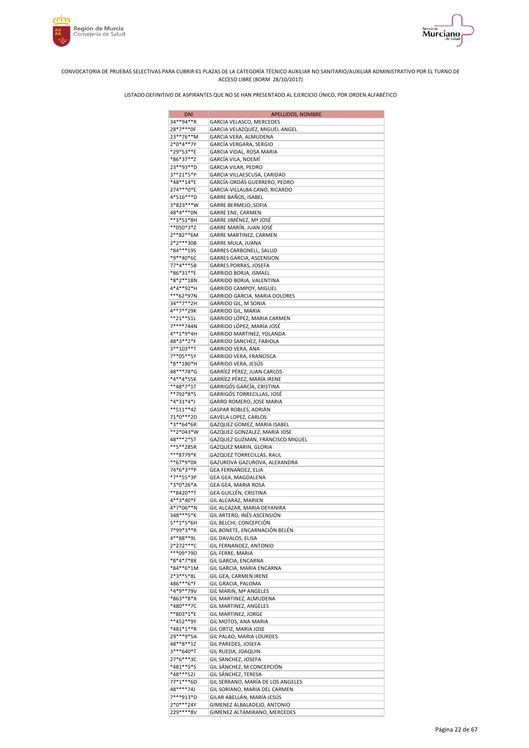CONVOCATORIA DE PRUEBAS SELECTIVAS PARA CUBRIR 61 PLAZAS DE LA CATEGORÍA TÉCNICO AUXILIAR NO SANITARIO/AUXILIAR ADMINISTRATIVO POR EL TURNO DE ACCESO LIBRE (BORM 28/10/2017)

LISTADO DEFINITIVO DE ASPIRANTES QUE NO SE HAN PRESENTADO AL EJERCICIO ÚNICO, POR ORDEN ALFABÉTICO

| DNI | APELLIDOS, NOMBRE |
|---|---|
| 34**94**R | GARCIA VELASCO, MERCEDES |
| 28*7***0F | GARCIA VELAZQUEZ, MIGUEL ANGEL |
| 23**76**M | GARCIA VERA, ALMUDENA |
| 2*0*4**7Y | GARCÍA VERGARA, SERGIO |
| *29*53**E | GARCIA VIDAL, ROSA MARIA |
| *86*37**Z | GARCÍA VILA, NOEMÍ |
| 23**93**D | GARCIA VILAR, PEDRO |
| 3**21*5*P | GARCIA VILLAESCUSA, CARIDAD |
| *48**14*E | GARCÍA-ORDÁS GUERRERO, PEDRO |
| 274***0*E | GARCIA-VILLALBA CANO, RICARDO |
| 4*516***D | GARRE BAÑOS, ISABEL |
| 3*823***W | GARRE BERMEJO, SOFIA |
| 48*4***0N | GARRE ENE, CARMEN |
| **3*51*8H | GARRE JIMÉNEZ, Mª JOSÉ |
| **050*3*Z | GARRE MARÍN, JUAN JOSÉ |
| 2**82**6M | GARRE MARTINEZ, CARMEN |
| 2*2***30B | GARRE MULA, JUANA |
| *84***19S | GARRES CARBONELL, SALUD |
| *9**40*6C | GARRES GARCIA, ASCENSION |
| 77*4***5B | GARRES PORRAS, JOSEFA |
| *86*31**E | GARRIDO BORJA, ISMAEL |
| *8*2**18N | GARRIDO BORJA, VALENTINA |
| 4*4**92*H | GARRIDO CAMPOY, MIGUEL |
| ***62*97N | GARRIDO GARCIA, MARIA DOLORES |
| 34**7**2H | GARRIDO GIL, M SONIA |
| 4**7**29K | GARRIDO GIL, MARIA |
| **21**51L | GARRIDO LÓPEZ, MARIA CARMEN |
| 7****744N | GARRIDO LÓPEZ, MARÍA JOSÉ |
| 4**1*9*4H | GARRIDO MARTINEZ, YOLANDA |
| 48*3**2*F | GARRIDO SANCHEZ, FABIOLA |
| 3**103**T | GARRIDO VERA, ANA |
| 7**05**5Y | GARRIDO VERA, FRANCISCA |
| *8**180*H | GARRIDO VERA, JESÚS |
| 48***78*G | GARRÍEZ PÉREZ, JUAN CARLOS |
| *4**4*55K | GARRÍEZ PÉREZ, MARÍA IRENE |
| **48*7*1T | GARRIGÓS GARCÍA, CRISTINA |
| **792*8*S | GARRIGÓS TORRECILLAS, JOSÉ |
| *4*31*4*J | GARRO ROMERO, JOSE MARIA |
| **511**4Z | GASPAR ROBLES, ADRIÁN |
| 71*0***2D | GAVELA LOPEZ, CARLOS |
| *3**64*6R | GAZQUEZ GOMEZ, MARIA ISABEL |
| **2*043*W | GAZQUEZ GONZALEZ, MARIA JOSE |
| 48***2*5T | GAZQUEZ GUZMAN, FRANCISCO MIGUEL |
| **5**285R | GAZQUEZ MARIN, GLORIA |
| ***8779*K | GAZQUEZ TORRECILLAS, RAUL |
| **67*9*0X | GAZUROVA GAZUROVA, ALEXANDRA |
| 74*6*3**P | GEA FERNANDEZ, ELIA |
| *7**55*3P | GEA GEA, MAGDALENA |
| *3*0*26*A | GEA GEA, MARIA ROSA |
| **8420**T | GEA GUILLÉN, CRISTINA |
| 4**3*40*F | GIL ALCARAZ, MARIEN |
| 4*7*06**N | GIL ALCAZAR, MARIA DEYANIRA |
| 348***5*K | GIL ARTERO, INÉS ASCENSIÓN |
| 5**1*5*6H | GIL BELCHI, CONCEPCIÓN |
| 7*99*3**R | GIL BONETE, ENCARNACIÓN BELÉN |
| 4**88**9L | GIL DAVALOS, ELISA |
| 2*272***C | GIL FERNANDEZ, ANTONIO |
| ***09*79D | GIL FERRE, MARIA |
| *8*4*7*8X | GIL GARCIA, ENCARNA |
| *84**6*1M | GIL GARCIA, MARIA ENCARNA |
| 2*3**5*8L | GIL GEA, CARMEN IRENE |
| 486***6*F | GIL GRACIA, PALOMA |
| *4*9**79V | GIL MARIN, Mª ANGELES |
| *863**8*X | GIL MARTINEZ, ALMUDENA |
| *480***7C | GIL MARTINEZ, ANGELES |
| **803*1*E | GIL MARTINEZ, JORGE |
| **452**9Y | GIL MOTOS, ANA MARIA |
| *481*1**R | GIL ORTIZ, MARIA JOSE |
| 29***9*5A | GIL PALAO, MARIA LOURDES |
| 48**8**1Z | GIL PAREDES, JOSEFA |
| 3***640*T | GIL RUEDA, JOAQUIN |
| 27*6***3C | GIL SANCHEZ, JOSEFA |
| *481**5*S | GIL SÁNCHEZ, M CONCEPCIÓN |
| *48***52J | GIL SÁNCHEZ, TERESA |
| 77*1***6D | GIL SERRANO, MARÍA DE LOS ANGELES |
| 48****74J | GIL SORIANO, MARIA DEL CARMEN |
| 7***913*D | GILAR ABELLÁN, MARÍA JESÚS |
| 2*0***24Y | GIMENEZ ALBALADEJO, ANTONIO |
| 229****8V | GIMENEZ ALTAMIRANO, MERCEDES |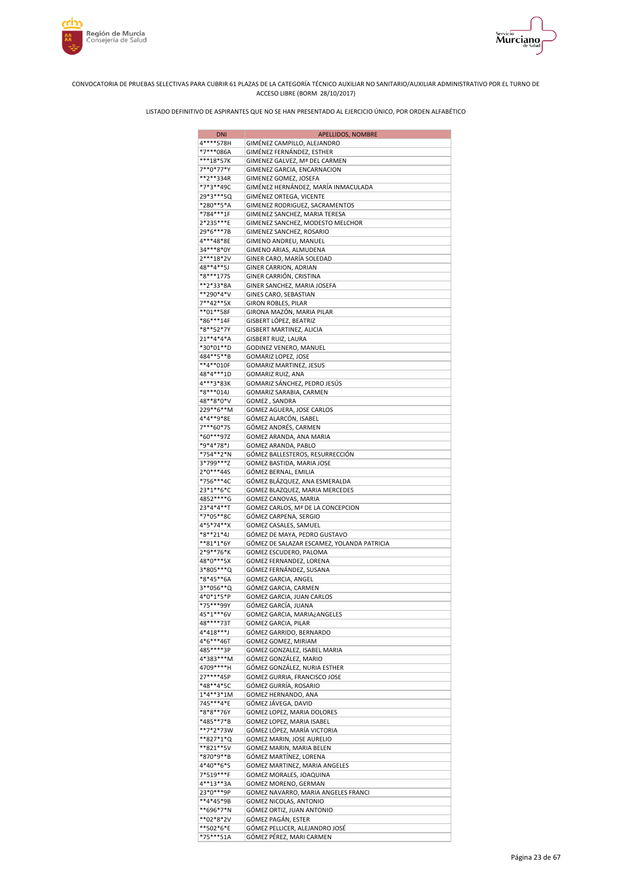CONVOCATORIA DE PRUEBAS SELECTIVAS PARA CUBRIR 61 PLAZAS DE LA CATEGORÍA TÉCNICO AUXILIAR NO SANITARIO/AUXILIAR ADMINISTRATIVO POR EL TURNO DE ACCESO LIBRE (BORM 28/10/2017)

LISTADO DEFINITIVO DE ASPIRANTES QUE NO SE HAN PRESENTADO AL EJERCICIO ÚNICO, POR ORDEN ALFABÉTICO

| DNI | APELLIDOS, NOMBRE |
|---|---|
| 4****578H | GIMÉNEZ CAMPILLO, ALEJANDRO |
| *7***086A | GIMÉNEZ FERNÁNDEZ, ESTHER |
| ***18*57K | GIMENEZ GALVEZ, Mª DEL CARMEN |
| 7**0*77*Y | GIMENEZ GARCIA, ENCARNACION |
| **2**334R | GIMENEZ GOMEZ, JOSEFA |
| *7*3**49C | GIMÉNEZ HERNÁNDEZ, MARÍA INMACULADA |
| 29*3***5Q | GIMÉNEZ ORTEGA, VICENTE |
| *280**5*A | GIMENEZ RODRIGUEZ, SACRAMENTOS |
| *784***1F | GIMENEZ SANCHEZ, MARIA TERESA |
| 2*235***E | GIMENEZ SANCHEZ, MODESTO MELCHOR |
| 29*6***7B | GIMENEZ SANCHEZ, ROSARIO |
| 4***48*8E | GIMENO ANDREU, MANUEL |
| 34***8*0Y | GIMENO ARIAS, ALMUDENA |
| 2***18*2V | GINER CARO, MARÍA SOLEDAD |
| 48**4**5J | GINER CARRION, ADRIAN |
| *8***177S | GINER CARRIÓN, CRISTINA |
| **2*33*8A | GINER SANCHEZ, MARIA JOSEFA |
| **290*4*V | GINES CARO, SEBASTIAN |
| 7**42**5X | GIRON ROBLES, PILAR |
| **01**58F | GIRONA MAZÓN, MARIA PILAR |
| *86***14F | GISBERT LÓPEZ, BEATRIZ |
| *8**52*7Y | GISBERT MARTINEZ, ALICIA |
| 21**4*4*A | GISBERT RUIZ, LAURA |
| *30*01**D | GODINEZ VENERO, MANUEL |
| 484**5**B | GOMARIZ LOPEZ, JOSE |
| **4**010F | GOMARIZ MARTINEZ, JESUS |
| 48*4***1D | GOMARIZ RUIZ, ANA |
| 4***3*83K | GOMARIZ SÁNCHEZ, PEDRO JESÚS |
| *8***014J | GOMARIZ SARABIA, CARMEN |
| 48**8*0*V | GOMEZ , SANDRA |
| 229**6**M | GOMEZ AGUERA, JOSE CARLOS |
| 4*4**9*8E | GÓMEZ ALARCÓN, ISABEL |
| 7***60*7S | GÓMEZ ANDRÉS, CARMEN |
| *60***97Z | GOMEZ ARANDA, ANA MARIA |
| *9*4*78*J | GOMEZ ARANDA, PABLO |
| *754**2*N | GÓMEZ BALLESTEROS, RESURRECCIÓN |
| 3*799***Z | GOMEZ BASTIDA, MARIA JOSE |
| 2*0***44S | GÓMEZ BERNAL, EMILIA |
| *756***4C | GÓMEZ BLÁZQUEZ, ANA ESMERALDA |
| 23*1**6*C | GOMEZ BLAZQUEZ, MARIA MERCEDES |
| 4852****G | GOMEZ CANOVAS, MARIA |
| 23*4*4**T | GOMEZ CARLOS, Mª DE LA CONCEPCION |
| *7*05**8C | GÓMEZ CARPENA, SERGIO |
| 4*5*74**X | GOMEZ CASALES, SAMUEL |
| *8**21*4J | GÓMEZ DE MAYA, PEDRO GUSTAVO |
| **81*1*6Y | GÓMEZ DE SALAZAR ESCAMEZ, YOLANDA PATRICIA |
| 2*9**76*K | GOMEZ ESCUDERO, PALOMA |
| 48*0***5X | GOMEZ FERNANDEZ, LORENA |
| 3*805***Q | GÓMEZ FERNÁNDEZ, SUSANA |
| *8*45**6A | GOMEZ GARCIA, ANGEL |
| 3**056**Q | GÓMEZ GARCIA, CARMEN |
| 4*0*1*5*P | GOMEZ GARCIA, JUAN CARLOS |
| *75***99Y | GÓMEZ GARCÍA, JUANA |
| 45*1***6V | GOMEZ GARCIA, MARIA¿ANGELES |
| 48****73T | GOMEZ GARCIA, PILAR |
| 4*418***J | GÓMEZ GARRIDO, BERNARDO |
| 4*6***46T | GOMEZ GOMEZ, MIRIAM |
| 485****3P | GOMEZ GONZALEZ, ISABEL MARIA |
| 4*383***M | GÓMEZ GONZÁLEZ, MARIO |
| 4709****H | GÓMEZ GONZÁLEZ, NURIA ESTHER |
| 27****45P | GOMEZ GURRIA, FRANCISCO JOSE |
| *48**4*5C | GÓMEZ GURRÍA, ROSARIO |
| 1*4**3*1M | GOMEZ HERNANDO, ANA |
| 745***4*E | GÓMEZ JÁVEGA, DAVID |
| *8*8**76Y | GOMEZ LOPEZ, MARIA DOLORES |
| *485**7*B | GOMEZ LOPEZ, MARIA ISABEL |
| **7*2*73W | GÓMEZ LÓPEZ, MARÍA VICTORIA |
| **827*1*Q | GOMEZ MARIN, JOSE AURELIO |
| **821**5V | GOMEZ MARIN, MARIA BELEN |
| *870*9**B | GÓMEZ MARTÍNEZ, LORENA |
| 4*40**6*S | GOMEZ MARTINEZ, MARIA ANGELES |
| 7*519***F | GOMEZ MORALES, JOAQUINA |
| 4**13**3A | GOMEZ MORENO, GERMAN |
| 23*0***9P | GOMEZ NAVARRO, MARIA ANGELES FRANCI |
| **4*45*9B | GOMEZ NICOLAS, ANTONIO |
| **696*7*N | GÓMEZ ORTIZ, JUAN ANTONIO |
| **02*8*2V | GÓMEZ PAGÁN, ESTER |
| **502*6*E | GÓMEZ PELLICER, ALEJANDRO JOSÉ |
| *75***51A | GÓMEZ PÉREZ, MARI CARMEN |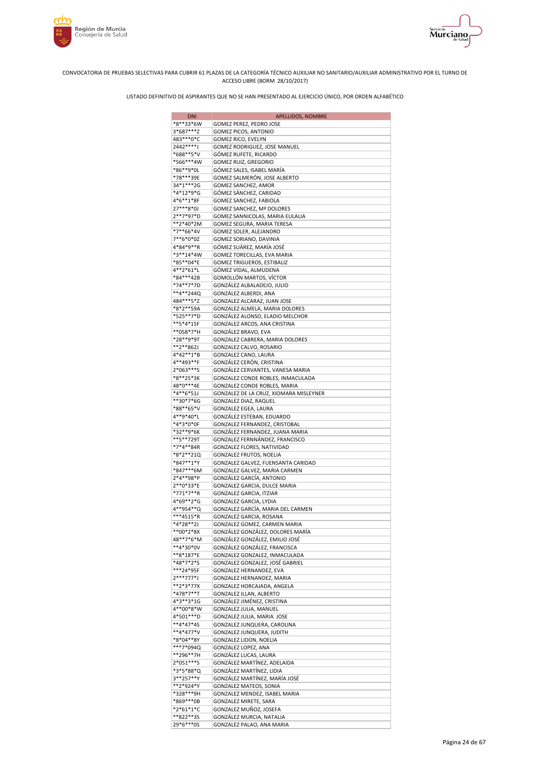CONVOCATORIA DE PRUEBAS SELECTIVAS PARA CUBRIR 61 PLAZAS DE LA CATEGORÍA TÉCNICO AUXILIAR NO SANITARIO/AUXILIAR ADMINISTRATIVO POR EL TURNO DE ACCESO LIBRE (BORM 28/10/2017)

LISTADO DEFINITIVO DE ASPIRANTES QUE NO SE HAN PRESENTADO AL EJERCICIO ÚNICO, POR ORDEN ALFABÉTICO

| DNI | APELLIDOS, NOMBRE |
|---|---|
| *8**33*6W | GOMEZ PEREZ, PEDRO JOSE |
| 3*687***Z | GOMEZ PICOS, ANTONIO |
| 483***0*C | GOMEZ RICO, EVELYN |
| 2442****J | GOMEZ RODRIGUEZ, JOSE MANUEL |
| *688**5*V | GÓMEZ RUFETE, RICARDO |
| *566***4W | GOMEZ RUIZ, GREGORIO |
| *86**9*0L | GÓMEZ SALES, ISABEL MARÍA |
| *78***39E | GOMEZ SALMERÓN, JOSE ALBERTO |
| 34*1***2G | GOMEZ SANCHEZ, AMOR |
| *4*12*9*G | GÓMEZ SÁNCHEZ, CARIDAD |
| 4*6**1*8F | GOMEZ SANCHEZ, FABIOLA |
| 27***8*0J | GOMEZ SANCHEZ, Mª DOLORES |
| 2**7*97*D | GOMEZ SANNICOLAS, MARIA EULALIA |
| **2*40*2M | GOMEZ SEGURA, MARIA TERESA |
| *7**66*4V | GOMEZ SOLER, ALEJANDRO |
| 7**6*0*0Z | GOMEZ SORIANO, DAVINIA |
| 4*84*9**R | GÓMEZ SUÁREZ, MARÍA JOSÉ |
| *3**14*4W | GOMEZ TORECILLAS, EVA MARIA |
| *85**04*E | GOMEZ TRIGUEROS, ESTIBALIZ |
| 4**2*61*L | GÓMEZ VIDAL, ALMUDENA |
| *84***42B | GOMOLLÓN MARTOS, VÍCTOR |
| *74**7*7D | GONZÁLEZ ALBALADEJO, JULIO |
| **4**244Q | GONZÁLEZ ALBERDI, ANA |
| 484***5*Z | GONZALEZ ALCARAZ, JUAN JOSE |
| *8*2**59A | GONZALEZ ALMELA, MARIA DOLORES |
| *525**7*D | GONZÁLEZ ALONSO, ELADIO MELCHOR |
| **5*4*15F | GONZALEZ ARCOS, ANA CRISTINA |
| **058*7*H | GONZÁLEZ BRAVO, EVA |
| *28**9*9T | GONZALEZ CABRERA, MARIA DOLORES |
| **2**862J | GONZALEZ CALVO, ROSARIO |
| 4*42**1*B | GONZALEZ CANO, LAURA |
| 4**493**F | GONZÁLEZ CERÓN, CRISTINA |
| 2*063***S | GONZÁLEZ CERVANTES, VANESA MARIA |
| *8**25*3K | GONZALEZ CONDE ROBLES, INMACULADA |
| 48*0***4E | GONZALEZ CONDE ROBLES, MARIA |
| *4**6*51J | GONZALEZ DE LA CRUZ, XIOMARA MISLEYNER |
| **30*7*6G | GONZALEZ DIAZ, RAQUEL |
| *88**65*V | GONZALEZ EGEA, LAURA |
| 4**9*40*L | GONZÁLEZ ESTEBAN, EDUARDO |
| *4*3*0*0F | GONZALEZ FERNANDEZ, CRISTOBAL |
| *32**9*6K | GONZÁLEZ FERNANDEZ, JUANA MARIA |
| **5**729T | GONZALEZ FERNNÁNDEZ, FRANCISCO |
| *7*4**84R | GONZALEZ FLORES, NATIVIDAD |
| *8*2**21Q | GONZALEZ FRUTOS, NOELIA |
| *847**1*Y | GONZALEZ GALVEZ, FUENSANTA CARIDAD |
| *847***6M | GONZALEZ GALVEZ, MARIA CARMEN |
| 2*4**98*P | GONZÁLEZ GARCÍA, ANTONIO |
| 2**0*33*E | GONZALEZ GARCIA, DULCE MARIA |
| *771*7**R | GONZALEZ GARCIA, ITZIAR |
| 4*69**2*G | GONZALEZ GARCIA, LYDIA |
| 4**954**Q | GONZALEZ GARCÍA, MARIA DEL CARMEN |
| ***4515*R | GONZALEZ GARCIA, ROSANA |
| *4*28**2J | GONZALEZ GOMEZ, CARMEN MARIA |
| **00*2*8X | GONZÁLEZ GONZÁLEZ, DOLORES MARÍA |
| 48**7*6*M | GONZÁLEZ GONZÁLEZ, EMILIO JOSÉ |
| **4*30*0V | GONZÁLEZ GONZÁLEZ, FRANCISCA |
| **8*187*E | GONZALEZ GONZALEZ, INMACULADA |
| *48*7*2*S | GONZALEZ GONZALEZ, JOSÉ GABRIEL |
| ***24*95F | GONZALEZ HERNANDEZ, EVA |
| 2***777*J | GONZALEZ HERNANDEZ, MARIA |
| **2*3*77X | GONZALEZ HORCAJADA, ANGELA |
| *478*7**T | GONZALEZ ILLAN, ALBERTO |
| 4*3**3*1G | GONZÁLEZ JIMÉNEZ, CRISTINA |
| 4**00*8*W | GONZALEZ JULIA, MANUEL |
| 4*501***D | GONZALEZ JULIA, MARIA JOSE |
| **4*47*4S | GONZALEZ JUNQUERA, CAROLINA |
| **4*477*V | GONZALEZ JUNQUERA, JUDITH |
| *8*04**8Y | GONZALEZ LIDON, NOELIA |
| ***7*094Q | GONZALEZ LOPEZ, ANA |
| **296**7H | GONZÁLEZ LUCAS, LAURA |
| 2*051***S | GONZÁLEZ MARTÍNEZ, ADELAIDA |
| *3*5*88*Q | GONZALEZ MARTINEZ, LIDIA |
| 3**257**Y | GONZÁLEZ MARTÍNEZ, MARÍA JOSÉ |
| **2*924*Y | GONZALEZ MATEOS, SONIA |
| *328***9H | GONZALEZ MENDEZ, ISABEL MARIA |
| *869***0B | GONZALEZ MIRETE, SARA |
| *2*61*1*C | GONZALEZ MUÑOZ, JOSEFA |
| **822**3S | GONZÁLEZ MURCIA, NATALIA |
| 29*6***0S | GONZALEZ PALAO, ANA MARIA |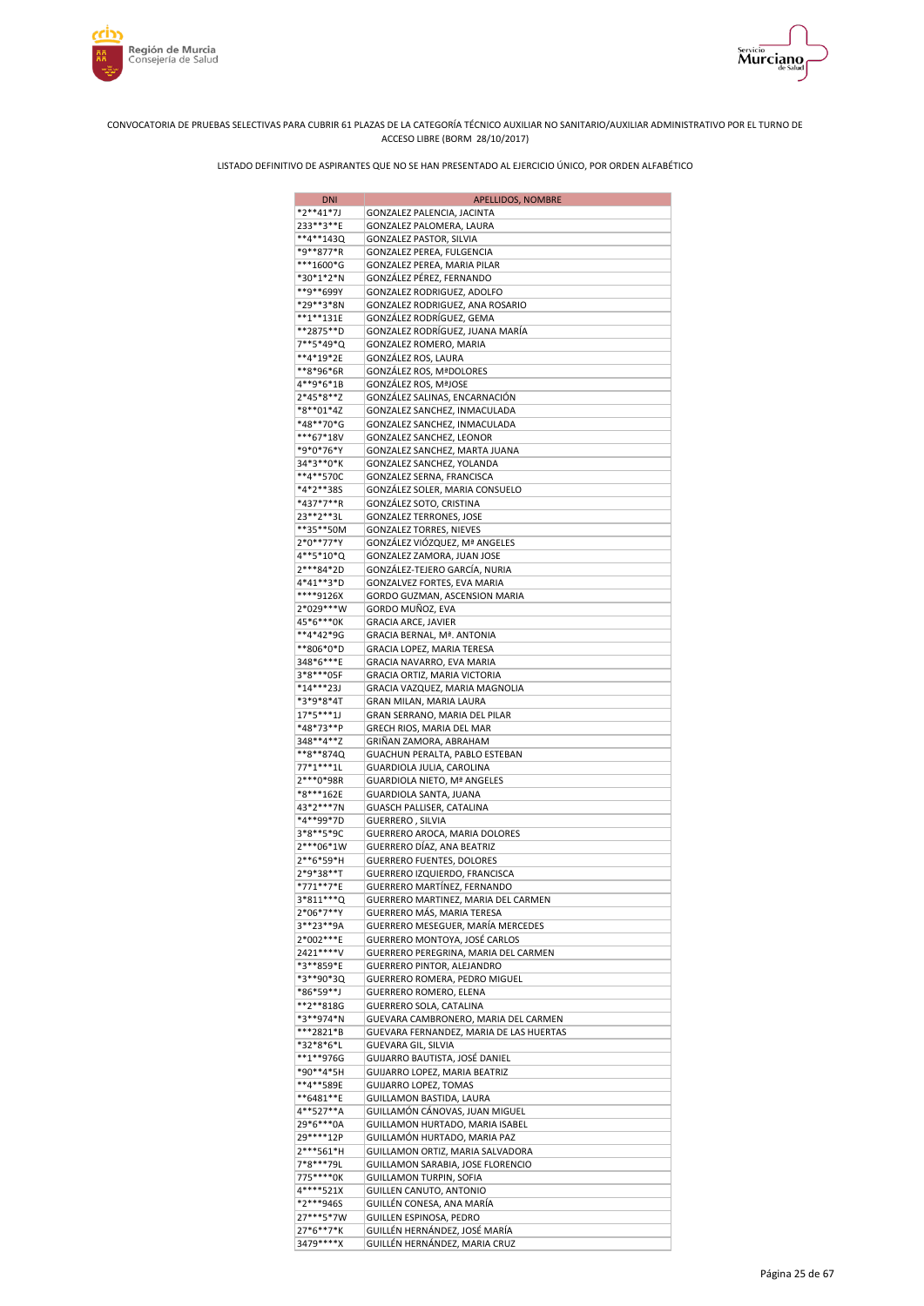CONVOCATORIA DE PRUEBAS SELECTIVAS PARA CUBRIR 61 PLAZAS DE LA CATEGORÍA TÉCNICO AUXILIAR NO SANITARIO/AUXILIAR ADMINISTRATIVO POR EL TURNO DE ACCESO LIBRE (BORM 28/10/2017)

LISTADO DEFINITIVO DE ASPIRANTES QUE NO SE HAN PRESENTADO AL EJERCICIO ÚNICO, POR ORDEN ALFABÉTICO

| DNI | APELLIDOS, NOMBRE |
|---|---|
| *2**41*7J | GONZALEZ PALENCIA, JACINTA |
| 233**3**E | GONZALEZ PALOMERA, LAURA |
| **4**143Q | GONZALEZ PASTOR, SILVIA |
| *9**877*R | GONZALEZ PEREA, FULGENCIA |
| ***1600*G | GONZALEZ PEREA, MARIA PILAR |
| *30*1*2*N | GONZÁLEZ PÉREZ, FERNANDO |
| **9**699Y | GONZALEZ RODRIGUEZ, ADOLFO |
| *29**3*8N | GONZALEZ RODRIGUEZ, ANA ROSARIO |
| **1**131E | GONZÁLEZ RODRÍGUEZ, GEMA |
| **2875**D | GONZALEZ RODRÍGUEZ, JUANA MARÍA |
| 7**5*49*Q | GONZALEZ ROMERO, MARIA |
| **4*19*2E | GONZÁLEZ ROS, LAURA |
| **8*96*6R | GONZÁLEZ ROS, MªDOLORES |
| 4**9*6*1B | GONZÁLEZ ROS, MªJOSE |
| 2*45*8**Z | GONZÁLEZ SALINAS, ENCARNACIÓN |
| *8**01*4Z | GONZALEZ SANCHEZ, INMACULADA |
| *48**70*G | GONZALEZ SANCHEZ, INMACULADA |
| ***67*18V | GONZALEZ SANCHEZ, LEONOR |
| *9*0*76*Y | GONZALEZ SANCHEZ, MARTA JUANA |
| 34*3**0*K | GONZALEZ SANCHEZ, YOLANDA |
| **4**570C | GONZALEZ SERNA, FRANCISCA |
| *4*2**38S | GONZÁLEZ SOLER, MARIA CONSUELO |
| *437*7**R | GONZÁLEZ SOTO, CRISTINA |
| 23**2**3L | GONZALEZ TERRONES, JOSE |
| **35**50M | GONZALEZ TORRES, NIEVES |
| 2*0**77*Y | GONZÁLEZ VIÓZQUEZ, Mª ANGELES |
| 4**5*10*Q | GONZALEZ ZAMORA, JUAN JOSE |
| 2***84*2D | GONZÁLEZ-TEJERO GARCÍA, NURIA |
| 4*41**3*D | GONZALVEZ FORTES, EVA MARIA |
| ****9126X | GORDO GUZMAN, ASCENSION MARIA |
| 2*029***W | GORDO MUÑOZ, EVA |
| 45*6***0K | GRACIA ARCE, JAVIER |
| **4*42*9G | GRACIA BERNAL, Mª. ANTONIA |
| **806*0*D | GRACIA LOPEZ, MARIA TERESA |
| 348*6***E | GRACIA NAVARRO, EVA MARIA |
| 3*8***05F | GRACIA ORTIZ, MARIA VICTORIA |
| *14***23J | GRACIA VAZQUEZ, MARIA MAGNOLIA |
| *3*9*8*4T | GRAN MILAN, MARIA LAURA |
| 17*5***1J | GRAN SERRANO, MARIA DEL PILAR |
| *48*73**P | GRECH RIOS, MARIA DEL MAR |
| 348**4**Z | GRIÑAN ZAMORA, ABRAHAM |
| **8**874Q | GUACHUN PERALTA, PABLO ESTEBAN |
| 77*1***1L | GUARDIOLA JULIA, CAROLINA |
| 2***0*98R | GUARDIOLA NIETO, Mª ANGELES |
| *8***162E | GUARDIOLA SANTA, JUANA |
| 43*2***7N | GUASCH PALLISER, CATALINA |
| *4**99*7D | GUERRERO , SILVIA |
| 3*8**5*9C | GUERRERO AROCA, MARIA DOLORES |
| 2***06*1W | GUERRERO DÍAZ, ANA BEATRIZ |
| 2**6*59*H | GUERRERO FUENTES, DOLORES |
| 2*9*38**T | GUERRERO IZQUIERDO, FRANCISCA |
| *771**7*E | GUERRERO MARTÍNEZ, FERNANDO |
| 3*811***Q | GUERRERO MARTINEZ, MARIA DEL CARMEN |
| 2*06*7**Y | GUERRERO MÁS, MARIA TERESA |
| 3**23**9A | GUERRERO MESEGUER, MARÍA MERCEDES |
| 2*002***E | GUERRERO MONTOYA, JOSÉ CARLOS |
| 2421****V | GUERRERO PEREGRINA, MARIA DEL CARMEN |
| *3**859*E | GUERRERO PINTOR, ALEJANDRO |
| *3**90*3Q | GUERRERO ROMERA, PEDRO MIGUEL |
| *86*59**J | GUERRERO ROMERO, ELENA |
| **2**818G | GUERRERO SOLA, CATALINA |
| *3**974*N | GUEVARA CAMBRONERO, MARIA DEL CARMEN |
| ***2821*B | GUEVARA FERNANDEZ, MARIA DE LAS HUERTAS |
| *32*8*6*L | GUEVARA GIL, SILVIA |
| **1**976G | GUIJARRO BAUTISTA, JOSÉ DANIEL |
| *90**4*5H | GUIJARRO LOPEZ, MARIA BEATRIZ |
| **4**589E | GUIJARRO LOPEZ, TOMAS |
| **6481**E | GUILLAMON BASTIDA, LAURA |
| 4**527**A | GUILLAMÓN CÁNOVAS, JUAN MIGUEL |
| 29*6***0A | GUILLAMON HURTADO, MARIA ISABEL |
| 29****12P | GUILLAMÓN HURTADO, MARIA PAZ |
| 2***561*H | GUILLAMON ORTIZ, MARIA SALVADORA |
| 7*8***79L | GUILLAMON SARABIA, JOSE FLORENCIO |
| 775****0K | GUILLAMON TURPIN, SOFIA |
| 4****521X | GUILLEN CANUTO, ANTONIO |
| *2***946S | GUILLÉN CONESA, ANA MARÍA |
| 27***5*7W | GUILLEN ESPINOSA, PEDRO |
| 27*6**7*K | GUILLÉN HERNÁNDEZ, JOSÉ MARÍA |
| 3479****X | GUILLÉN HERNÁNDEZ, MARIA CRUZ |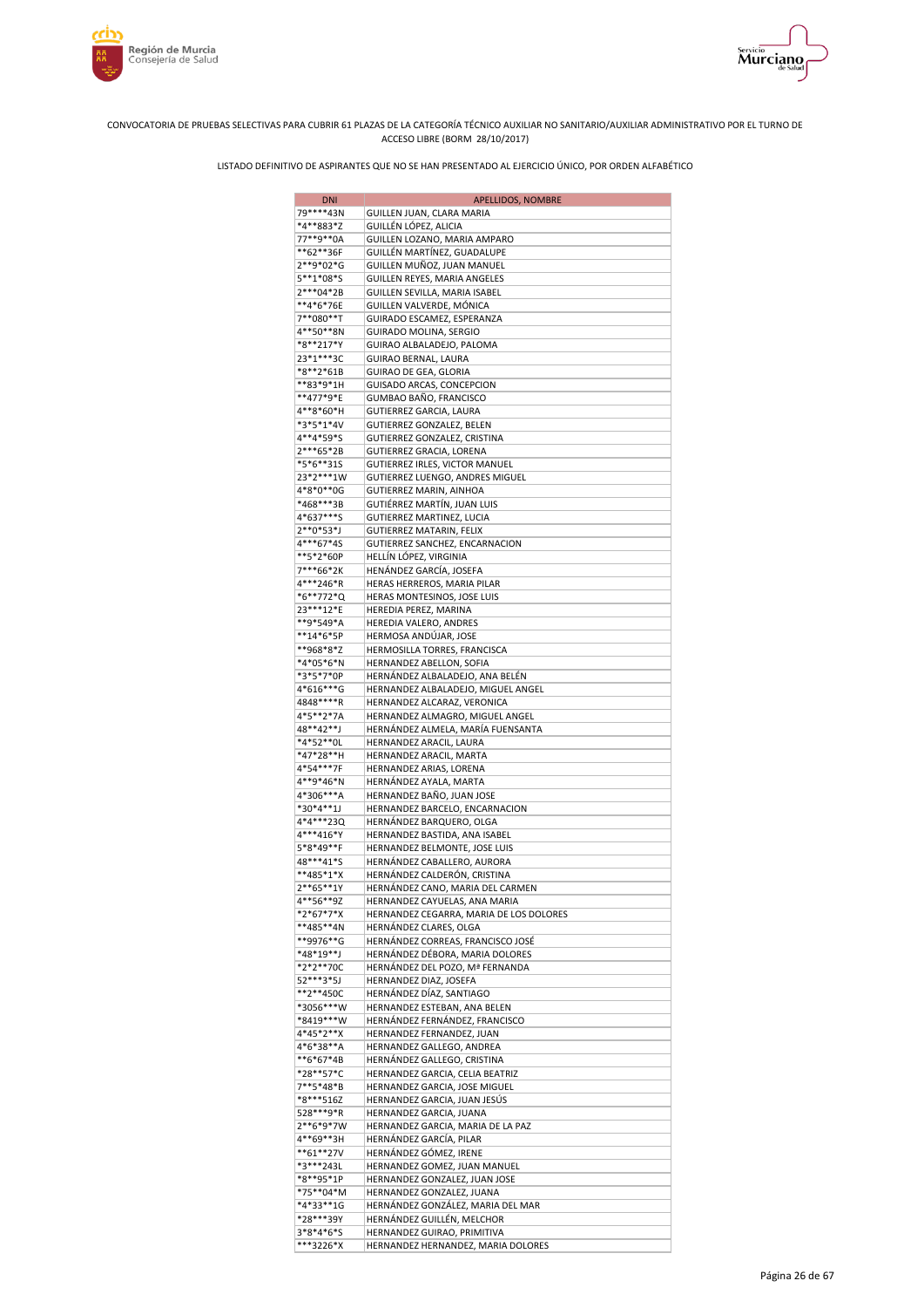CONVOCATORIA DE PRUEBAS SELECTIVAS PARA CUBRIR 61 PLAZAS DE LA CATEGORÍA TÉCNICO AUXILIAR NO SANITARIO/AUXILIAR ADMINISTRATIVO POR EL TURNO DE ACCESO LIBRE (BORM 28/10/2017)

LISTADO DEFINITIVO DE ASPIRANTES QUE NO SE HAN PRESENTADO AL EJERCICIO ÚNICO, POR ORDEN ALFABÉTICO

| DNI | APELLIDOS, NOMBRE |
| --- | --- |
| 79****43N | GUILLEN JUAN, CLARA MARIA |
| *4**883*Z | GUILLÉN LÓPEZ, ALICIA |
| 77**9**0A | GUILLEN LOZANO, MARIA AMPARO |
| **62**36F | GUILLÉN MARTÍNEZ, GUADALUPE |
| 2**9*02*G | GUILLEN MUÑOZ, JUAN MANUEL |
| 5**1*08*S | GUILLEN REYES, MARIA ANGELES |
| 2***04*2B | GUILLEN SEVILLA, MARIA ISABEL |
| **4*6*76E | GUILLEN VALVERDE, MÓNICA |
| 7**080**T | GUIRADO ESCAMEZ, ESPERANZA |
| 4**50**8N | GUIRADO MOLINA, SERGIO |
| *8**217*Y | GUIRAO ALBALADEJO, PALOMA |
| 23*1***3C | GUIRAO BERNAL, LAURA |
| *8**2*61B | GUIRAO DE GEA, GLORIA |
| **83*9*1H | GUISADO ARCAS, CONCEPCION |
| **477*9*E | GUMBAO BAÑO, FRANCISCO |
| 4**8*60*H | GUTIERREZ GARCIA, LAURA |
| *3*5*1*4V | GUTIERREZ GONZALEZ, BELEN |
| 4**4*59*S | GUTIERREZ GONZALEZ, CRISTINA |
| 2***65*2B | GUTIERREZ GRACIA, LORENA |
| *5*6**31S | GUTIERREZ IRLES, VICTOR MANUEL |
| 23*2***1W | GUTIERREZ LUENGO, ANDRES MIGUEL |
| 4*8*0**0G | GUTIERREZ MARIN, AINHOA |
| *468***3B | GUTIÉRREZ MARTÍN, JUAN LUIS |
| 4*637***S | GUTIERREZ MARTINEZ, LUCIA |
| 2**0*53*J | GUTIERREZ MATARIN, FELIX |
| 4***67*4S | GUTIERREZ SANCHEZ, ENCARNACION |
| **5*2*60P | HELLÍN LÓPEZ, VIRGINIA |
| 7***66*2K | HENÁNDEZ GARCÍA, JOSEFA |
| 4***246*R | HERAS HERREROS, MARIA PILAR |
| *6**772*Q | HERAS MONTESINOS, JOSE LUIS |
| 23***12*E | HEREDIA PEREZ, MARINA |
| **9*549*A | HEREDIA VALERO, ANDRES |
| **14*6*5P | HERMOSA ANDÚJAR, JOSE |
| **968*8*Z | HERMOSILLA TORRES, FRANCISCA |
| *4*05*6*N | HERNANDEZ ABELLON, SOFIA |
| *3*5*7*0P | HERNÁNDEZ ALBALADEJO, ANA BELÉN |
| 4*616***G | HERNANDEZ ALBALADEJO, MIGUEL ANGEL |
| 4848****R | HERNANDEZ ALCARAZ, VERONICA |
| 4*5**2*7A | HERNANDEZ ALMAGRO, MIGUEL ANGEL |
| 48**42**J | HERNÁNDEZ ALMELA, MARÍA FUENSANTA |
| *4*52**0L | HERNANDEZ ARACIL, LAURA |
| *47*28**H | HERNANDEZ ARACIL, MARTA |
| 4*54***7F | HERNANDEZ ARIAS, LORENA |
| 4**9*46*N | HERNÁNDEZ AYALA, MARTA |
| 4*306***A | HERNANDEZ BAÑO, JUAN JOSE |
| *30*4**1J | HERNANDEZ BARCELO, ENCARNACION |
| 4*4***23Q | HERNÁNDEZ BARQUERO, OLGA |
| 4***416*Y | HERNANDEZ BASTIDA, ANA ISABEL |
| 5*8*49**F | HERNANDEZ BELMONTE, JOSE LUIS |
| 48***41*S | HERNÁNDEZ CABALLERO, AURORA |
| **485*1*X | HERNÁNDEZ CALDERÓN, CRISTINA |
| 2**65**1Y | HERNÁNDEZ CANO, MARIA DEL CARMEN |
| 4**56**9Z | HERNANDEZ CAYUELAS, ANA MARIA |
| *2*67*7*X | HERNANDEZ CEGARRA, MARIA DE LOS DOLORES |
| **485**4N | HERNÁNDEZ CLARES, OLGA |
| **9976**G | HERNÁNDEZ CORREAS, FRANCISCO JOSÉ |
| *48*19**J | HERNÁNDEZ DÉBORA, MARIA DOLORES |
| *2*2**70C | HERNÁNDEZ DEL POZO, Mª FERNANDA |
| 52***3*5J | HERNANDEZ DIAZ, JOSEFA |
| **2**450C | HERNÁNDEZ DÍAZ, SANTIAGO |
| *3056***W | HERNANDEZ ESTEBAN, ANA BELEN |
| *8419***W | HERNÁNDEZ FERNÁNDEZ, FRANCISCO |
| 4*45*2**X | HERNANDEZ FERNANDEZ, JUAN |
| 4*6*38**A | HERNANDEZ GALLEGO, ANDREA |
| **6*67*4B | HERNÁNDEZ GALLEGO, CRISTINA |
| *28**57*C | HERNANDEZ GARCIA, CELIA BEATRIZ |
| 7**5*48*B | HERNANDEZ GARCIA, JOSE MIGUEL |
| *8***516Z | HERNANDEZ GARCIA, JUAN JESÚS |
| 528***9*R | HERNANDEZ GARCIA, JUANA |
| 2**6*9*7W | HERNANDEZ GARCIA, MARIA DE LA PAZ |
| 4**69**3H | HERNÁNDEZ GARCÍA, PILAR |
| **61**27V | HERNÁNDEZ GÓMEZ, IRENE |
| *3***243L | HERNANDEZ GOMEZ, JUAN MANUEL |
| *8**95*1P | HERNANDEZ GONZALEZ, JUAN JOSE |
| *75**04*M | HERNANDEZ GONZALEZ, JUANA |
| *4*33**1G | HERNÁNDEZ GONZÁLEZ, MARIA DEL MAR |
| *28***39Y | HERNÁNDEZ GUILLÉN, MELCHOR |
| 3*8*4*6*S | HERNANDEZ GUIRAO, PRIMITIVA |
| ***3226*X | HERNANDEZ HERNANDEZ, MARIA DOLORES |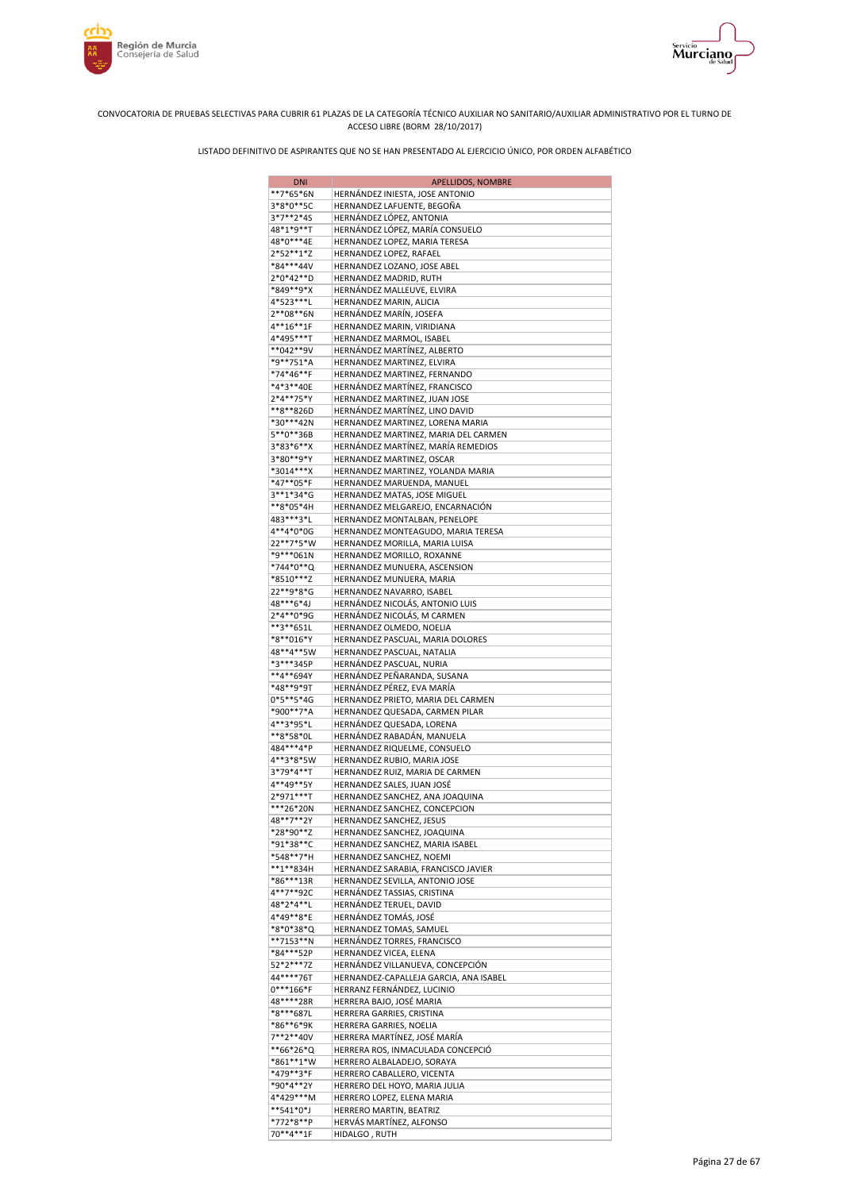CONVOCATORIA DE PRUEBAS SELECTIVAS PARA CUBRIR 61 PLAZAS DE LA CATEGORÍA TÉCNICO AUXILIAR NO SANITARIO/AUXILIAR ADMINISTRATIVO POR EL TURNO DE ACCESO LIBRE (BORM 28/10/2017)

LISTADO DEFINITIVO DE ASPIRANTES QUE NO SE HAN PRESENTADO AL EJERCICIO ÚNICO, POR ORDEN ALFABÉTICO

| DNI | APELLIDOS, NOMBRE |
|---|---|
| **7*65*6N | HERNÁNDEZ INIESTA, JOSE ANTONIO |
| 3*8*0**5C | HERNANDEZ LAFUENTE, BEGOÑA |
| 3*7**2*4S | HERNÁNDEZ LÓPEZ, ANTONIA |
| 48*1*9**T | HERNÁNDEZ LÓPEZ, MARÍA CONSUELO |
| 48*0***4E | HERNANDEZ LOPEZ, MARIA TERESA |
| 2*52**1*Z | HERNANDEZ LOPEZ, RAFAEL |
| *84***44V | HERNANDEZ LOZANO, JOSE ABEL |
| 2*0*42**D | HERNANDEZ MADRID, RUTH |
| *849**9*X | HERNÁNDEZ MALLEUVE, ELVIRA |
| 4*523***L | HERNANDEZ MARIN, ALICIA |
| 2**08**6N | HERNÁNDEZ MARÍN, JOSEFA |
| 4**16**1F | HERNANDEZ MARIN, VIRIDIANA |
| 4*495***T | HERNANDEZ MARMOL, ISABEL |
| **042**9V | HERNÁNDEZ MARTÍNEZ, ALBERTO |
| *9**751*A | HERNANDEZ MARTINEZ, ELVIRA |
| *74*46**F | HERNANDEZ MARTINEZ, FERNANDO |
| *4*3**40E | HERNÁNDEZ MARTÍNEZ, FRANCISCO |
| 2*4**75*Y | HERNANDEZ MARTINEZ, JUAN JOSE |
| **8**826D | HERNÁNDEZ MARTÍNEZ, LINO DAVID |
| *30***42N | HERNANDEZ MARTINEZ, LORENA MARIA |
| 5**0**36B | HERNANDEZ MARTINEZ, MARIA DEL CARMEN |
| 3*83*6**X | HERNÁNDEZ MARTÍNEZ, MARÍA REMEDIOS |
| 3*80**9*Y | HERNANDEZ MARTINEZ, OSCAR |
| *3014***X | HERNANDEZ MARTINEZ, YOLANDA MARIA |
| *47**05*F | HERNANDEZ MARUENDA, MANUEL |
| 3**1*34*G | HERNANDEZ MATAS, JOSE MIGUEL |
| **8*05*4H | HERNANDEZ MELGAREJO, ENCARNACIÓN |
| 483***3*L | HERNANDEZ MONTALBAN, PENELOPE |
| 4**4*0*0G | HERNANDEZ MONTEAGUDO, MARIA TERESA |
| 22**7*5*W | HERNANDEZ MORILLA, MARIA LUISA |
| *9***061N | HERNANDEZ MORILLO, ROXANNE |
| *744*0**Q | HERNANDEZ MUNUERA, ASCENSION |
| *8510***Z | HERNANDEZ MUNUERA, MARIA |
| 22**9*8*G | HERNANDEZ NAVARRO, ISABEL |
| 48***6*4J | HERNÁNDEZ NICOLÁS, ANTONIO LUIS |
| 2*4**0*9G | HERNÁNDEZ NICOLÁS, M CARMEN |
| **3**651L | HERNANDEZ OLMEDO, NOELIA |
| *8**016*Y | HERNANDEZ PASCUAL, MARIA DOLORES |
| 48**4**5W | HERNANDEZ PASCUAL, NATALIA |
| *3***345P | HERNÁNDEZ PASCUAL, NURIA |
| **4**694Y | HERNÁNDEZ PEÑARANDA, SUSANA |
| *48**9*9T | HERNÁNDEZ PÉREZ, EVA MARÍA |
| 0*5**5*4G | HERNANDEZ PRIETO, MARIA DEL CARMEN |
| *900**7*A | HERNANDEZ QUESADA, CARMEN PILAR |
| 4**3*95*L | HERNÁNDEZ QUESADA, LORENA |
| **8*58*0L | HERNÁNDEZ RABADÁN, MANUELA |
| 484***4*P | HERNANDEZ RIQUELME, CONSUELO |
| 4**3*8*5W | HERNANDEZ RUBIO, MARIA JOSE |
| 3*79*4**T | HERNANDEZ RUIZ, MARIA DE CARMEN |
| 4**49**5Y | HERNANDEZ SALES, JUAN JOSÉ |
| 2*971***T | HERNANDEZ SANCHEZ, ANA JOAQUINA |
| ***26*20N | HERNANDEZ SANCHEZ, CONCEPCION |
| 48**7**2Y | HERNANDEZ SANCHEZ, JESUS |
| *28*90**Z | HERNANDEZ SANCHEZ, JOAQUINA |
| *91*38**C | HERNANDEZ SANCHEZ, MARIA ISABEL |
| *548**7*H | HERNANDEZ SANCHEZ, NOEMI |
| **1**834H | HERNANDEZ SARABIA, FRANCISCO JAVIER |
| *86***13R | HERNANDEZ SEVILLA, ANTONIO JOSE |
| 4**7**92C | HERNÁNDEZ TASSIAS, CRISTINA |
| 48*2*4**L | HERNÁNDEZ TERUEL, DAVID |
| 4*49**8*E | HERNÁNDEZ TOMÁS, JOSÉ |
| *8*0*38*Q | HERNANDEZ TOMAS, SAMUEL |
| **7153**N | HERNÁNDEZ TORRES, FRANCISCO |
| *84***52P | HERNANDEZ VICEA, ELENA |
| 52*2***7Z | HERNÁNDEZ VILLANUEVA, CONCEPCIÓN |
| 44****76T | HERNANDEZ-CAPALLEJA GARCIA, ANA ISABEL |
| 0***166*F | HERRANZ FERNÁNDEZ, LUCINIO |
| 48****28R | HERRERA BAJO, JOSÉ MARIA |
| *8***687L | HERRERA GARRIES, CRISTINA |
| *86**6*9K | HERRERA GARRIES, NOELIA |
| 7**2**40V | HERRERA MARTÍNEZ, JOSÉ MARÍA |
| **66*26*Q | HERRERA ROS, INMACULADA CONCEPCIÓ |
| *861**1*W | HERRERO ALBALADEJO, SORAYA |
| *479**3*F | HERRERO CABALLERO, VICENTA |
| *90*4**2Y | HERRERO DEL HOYO, MARIA JULIA |
| 4*429***M | HERRERO LOPEZ, ELENA MARIA |
| **541*0*J | HERRERO MARTIN, BEATRIZ |
| *772*8**P | HERVÁS MARTÍNEZ, ALFONSO |
| 70**4**1F | HIDALGO , RUTH |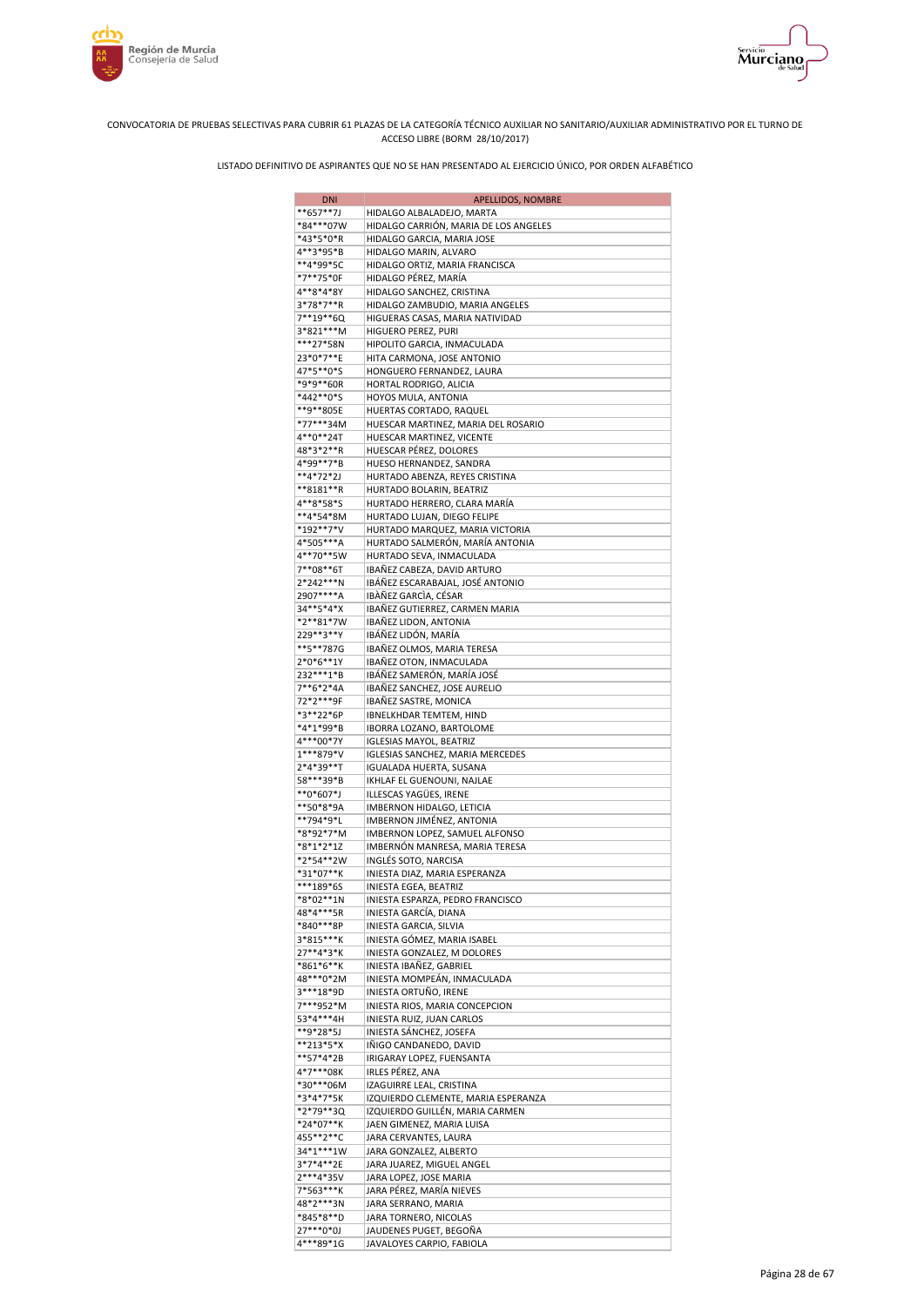CONVOCATORIA DE PRUEBAS SELECTIVAS PARA CUBRIR 61 PLAZAS DE LA CATEGORÍA TÉCNICO AUXILIAR NO SANITARIO/AUXILIAR ADMINISTRATIVO POR EL TURNO DE ACCESO LIBRE (BORM 28/10/2017)

LISTADO DEFINITIVO DE ASPIRANTES QUE NO SE HAN PRESENTADO AL EJERCICIO ÚNICO, POR ORDEN ALFABÉTICO

| DNI | APELLIDOS, NOMBRE |
|---|---|
| **657**7J | HIDALGO ALBALADEJO, MARTA |
| *84***07W | HIDALGO CARRIÓN, MARIA DE LOS ANGELES |
| *43*5*0*R | HIDALGO GARCIA, MARIA JOSE |
| 4**3*95*B | HIDALGO MARIN, ALVARO |
| **4*99*5C | HIDALGO ORTIZ, MARIA FRANCISCA |
| *7**75*0F | HIDALGO PÉREZ, MARÍA |
| 4**8*4*8Y | HIDALGO SANCHEZ, CRISTINA |
| 3*78*7**R | HIDALGO ZAMBUDIO, MARIA ANGELES |
| 7**19**6Q | HIGUERAS CASAS, MARIA NATIVIDAD |
| 3*821***M | HIGUERO PEREZ, PURI |
| ***27*58N | HIPOLITO GARCIA, INMACULADA |
| 23*0*7**E | HITA CARMONA, JOSE ANTONIO |
| 47*5**0*S | HONGUERO FERNANDEZ, LAURA |
| *9*9**60R | HORTAL RODRIGO, ALICIA |
| *442**0*S | HOYOS MULA, ANTONIA |
| **9**805E | HUERTAS CORTADO, RAQUEL |
| *77***34M | HUESCAR MARTINEZ, MARIA DEL ROSARIO |
| 4**0**24T | HUESCAR MARTINEZ, VICENTE |
| 48*3*2**R | HUESCAR PÉREZ, DOLORES |
| 4*99**7*B | HUESO HERNANDEZ, SANDRA |
| **4*72*2J | HURTADO ABENZA, REYES CRISTINA |
| **8181**R | HURTADO BOLARIN, BEATRIZ |
| 4**8*58*S | HURTADO HERRERO, CLARA MARÍA |
| **4*54*8M | HURTADO LUJAN, DIEGO FELIPE |
| *192**7*V | HURTADO MARQUEZ, MARIA VICTORIA |
| 4*505***A | HURTADO SALMERÓN, MARÍA ANTONIA |
| 4**70**5W | HURTADO SEVA, INMACULADA |
| 7**08**6T | IBAÑEZ CABEZA, DAVID ARTURO |
| 2*242***N | IBÁÑEZ ESCARABAJAL, JOSÉ ANTONIO |
| 2907****A | IBÀÑEZ GARCÌA, CÉSAR |
| 34**5*4*X | IBAÑEZ GUTIERREZ, CARMEN MARIA |
| *2**81*7W | IBAÑEZ LIDON, ANTONIA |
| 229**3**Y | IBÁÑEZ LIDÓN, MARÍA |
| **5**787G | IBAÑEZ OLMOS, MARIA TERESA |
| 2*0*6**1Y | IBAÑEZ OTON, INMACULADA |
| 232***1*B | IBÁÑEZ SAMERÓN, MARÍA JOSÉ |
| 7**6*2*4A | IBAÑEZ SANCHEZ, JOSE AURELIO |
| 72*2***9F | IBAÑEZ SASTRE, MONICA |
| *3**22*6P | IBNELKHDAR TEMTEM, HIND |
| *4*1*99*B | IBORRA LOZANO, BARTOLOME |
| 4***00*7Y | IGLESIAS MAYOL, BEATRIZ |
| 1***879*V | IGLESIAS SANCHEZ, MARIA MERCEDES |
| 2*4*39**T | IGUALADA HUERTA, SUSANA |
| 58***39*B | IKHLAF EL GUENOUNI, NAJLAE |
| **0*607*J | ILLESCAS YAGÜES, IRENE |
| **50*8*9A | IMBERNON HIDALGO, LETICIA |
| **794*9*L | IMBERNON JIMÉNEZ, ANTONIA |
| *8*92*7*M | IMBERNON LOPEZ, SAMUEL ALFONSO |
| *8*1*2*1Z | IMBERNÓN MANRESA, MARIA TERESA |
| *2*54**2W | INGLÉS SOTO, NARCISA |
| *31*07**K | INIESTA DIAZ, MARIA ESPERANZA |
| ***189*6S | INIESTA EGEA, BEATRIZ |
| *8*02**1N | INIESTA ESPARZA, PEDRO FRANCISCO |
| 48*4***5R | INIESTA GARCÍA, DIANA |
| *840***8P | INIESTA GARCIA, SILVIA |
| 3*815***K | INIESTA GÓMEZ, MARIA ISABEL |
| 27**4*3*K | INIESTA GONZALEZ, M DOLORES |
| *861*6**K | INIESTA IBAÑEZ, GABRIEL |
| 48***0*2M | INIESTA MOMPEÁN, INMACULADA |
| 3***18*9D | INIESTA ORTUÑO, IRENE |
| 7***952*M | INIESTA RIOS, MARIA CONCEPCION |
| 53*4***4H | INIESTA RUIZ, JUAN CARLOS |
| **9*28*5J | INIESTA SÁNCHEZ, JOSEFA |
| **213*5*X | IÑIGO CANDANEDO, DAVID |
| **57*4*2B | IRIGARAY LOPEZ, FUENSANTA |
| 4*7***08K | IRLES PÉREZ, ANA |
| *30***06M | IZAGUIRRE LEAL, CRISTINA |
| *3*4*7*5K | IZQUIERDO CLEMENTE, MARIA ESPERANZA |
| *2*79**3Q | IZQUIERDO GUILLÉN, MARIA CARMEN |
| *24*07**K | JAEN GIMENEZ, MARIA LUISA |
| 455**2**C | JARA CERVANTES, LAURA |
| 34*1***1W | JARA GONZALEZ, ALBERTO |
| 3*7*4**2E | JARA JUAREZ, MIGUEL ANGEL |
| 2***4*35V | JARA LOPEZ, JOSE MARIA |
| 7*563***K | JARA PÉREZ, MARÍA NIEVES |
| 48*2***3N | JARA SERRANO, MARIA |
| *845*8**D | JARA TORNERO, NICOLAS |
| 27***0*0J | JAUDENES PUGET, BEGOÑA |
| 4***89*1G | JAVALOYES CARPIO, FABIOLA |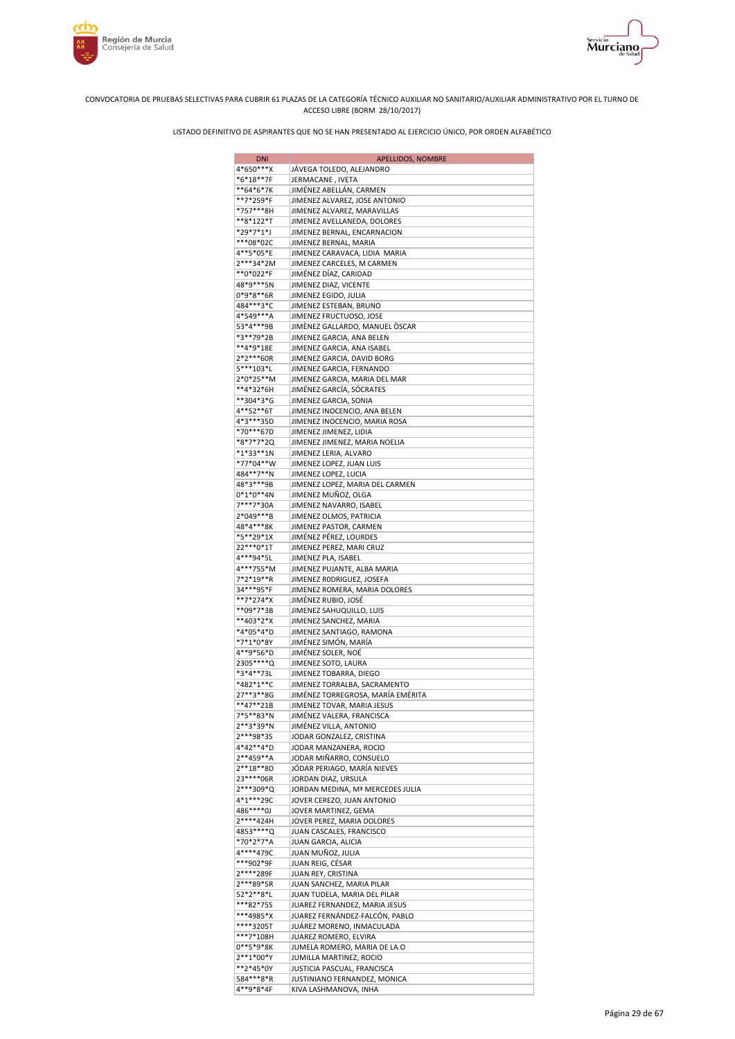CONVOCATORIA DE PRUEBAS SELECTIVAS PARA CUBRIR 61 PLAZAS DE LA CATEGORÍA TÉCNICO AUXILIAR NO SANITARIO/AUXILIAR ADMINISTRATIVO POR EL TURNO DE ACCESO LIBRE (BORM 28/10/2017)

LISTADO DEFINITIVO DE ASPIRANTES QUE NO SE HAN PRESENTADO AL EJERCICIO ÚNICO, POR ORDEN ALFABÉTICO

| DNI | APELLIDOS, NOMBRE |
|---|---|
| 4*650***X | JÁVEGA TOLEDO, ALEJANDRO |
| *6*18**7F | JERMACANE , IVETA |
| **64*6*7K | JIMÉNEZ ABELLÁN, CARMEN |
| **7*259*F | JIMENEZ ALVAREZ, JOSE ANTONIO |
| *757***8H | JIMENEZ ALVAREZ, MARAVILLAS |
| **8*122*T | JIMENEZ AVELLANEDA, DOLORES |
| *29*7*1*J | JIMENEZ BERNAL, ENCARNACION |
| ***08*02C | JIMENEZ BERNAL, MARIA |
| 4**5*05*E | JIMENEZ CARAVACA, LIDIA MARIA |
| 2***34*2M | JIMENEZ CARCELES, M CARMEN |
| **0*022*F | JIMÉNEZ DÍAZ, CARIDAD |
| 48*9***5N | JIMENEZ DIAZ, VICENTE |
| 0*9*8**6R | JIMENEZ EGIDO, JULIA |
| 484***3*C | JIMENEZ ESTEBAN, BRUNO |
| 4*549***A | JIMENEZ FRUCTUOSO, JOSE |
| 53*4***9B | JIMÈNEZ GALLARDO, MANUEL ÒSCAR |
| *3**79*2B | JIMENEZ GARCIA, ANA BELEN |
| **4*9*18E | JIMENEZ GARCIA, ANA ISABEL |
| 2*2***60R | JIMENEZ GARCIA, DAVID BORG |
| 5***103*L | JIMENEZ GARCIA, FERNANDO |
| 2*0*25**M | JIMENEZ GARCIA, MARIA DEL MAR |
| **4*32*6H | JIMÉNEZ GARCÍA, SÓCRATES |
| **304*3*G | JIMENEZ GARCIA, SONIA |
| 4**52**6T | JIMENEZ INOCENCIO, ANA BELEN |
| 4*3***35D | JIMENEZ INOCENCIO, MARIA ROSA |
| *70***67D | JIMENEZ JIMENEZ, LIDIA |
| *8*7*7*2Q | JIMENEZ JIMENEZ, MARIA NOELIA |
| *1*33**1N | JIMENEZ LERIA, ALVARO |
| *77*04**W | JIMENEZ LOPEZ, JUAN LUIS |
| 484**7**N | JIMENEZ LOPEZ, LUCIA |
| 48*3***9B | JIMENEZ LOPEZ, MARIA DEL CARMEN |
| 0*1*0**4N | JIMENEZ MUÑOZ, OLGA |
| 7***7*30A | JIMENEZ NAVARRO, ISABEL |
| 2*049***B | JIMENEZ OLMOS, PATRICIA |
| 48*4***8K | JIMENEZ PASTOR, CARMEN |
| *5**29*1X | JIMÉNEZ PÉREZ, LOURDES |
| 22***0*1T | JIMENEZ PEREZ, MARI CRUZ |
| 4***94*5L | JIMENEZ PLA, ISABEL |
| 4***755*M | JIMENEZ PUJANTE, ALBA MARIA |
| 7*2*19**R | JIMENEZ R0DRIGUEZ, JOSEFA |
| 34***95*F | JIMENEZ ROMERA, MARIA DOLORES |
| **7*274*X | JIMÉNEZ RUBIO, JOSÉ |
| **09*7*3B | JIMENEZ SAHUQUILLO, LUIS |
| **403*2*X | JIMENEZ SANCHEZ, MARIA |
| *4*05*4*D | JIMENEZ SANTIAGO, RAMONA |
| *7*1*0*8Y | JIMÉNEZ SIMÓN, MARÍA |
| 4**9*56*D | JIMÉNEZ SOLER, NOÉ |
| 2305****Q | JIMENEZ SOTO, LAURA |
| *3*4**73L | JIMENEZ TOBARRA, DIEGO |
| *482*1**C | JIMENEZ TORRALBA, SACRAMENTO |
| 27**3**8G | JIMÉNEZ TORREGROSA, MARÍA EMÉRITA |
| **47**21B | JIMENEZ TOVAR, MARIA JESUS |
| 7*5**83*N | JIMÉNEZ VALERA, FRANCISCA |
| 2**3*39*N | JIMÉNEZ VILLA, ANTONIO |
| 2***98*3S | JODAR GONZALEZ, CRISTINA |
| 4*42**4*D | JODAR MANZANERA, ROCIO |
| 2**459**A | JODAR MIÑARRO, CONSUELO |
| 2**18**8D | JÓDAR PERIAGO, MARÍA NIEVES |
| 23****06R | JORDAN DIAZ, URSULA |
| 2***309*Q | JORDAN MEDINA, Mª MERCEDES JULIA |
| 4*1***29C | JOVER CEREZO, JUAN ANTONIO |
| 486****0J | JOVER MARTINEZ, GEMA |
| 2****424H | JOVER PEREZ, MARIA DOLORES |
| 4853****Q | JUAN CASCALES, FRANCISCO |
| *70*2*7*A | JUAN GARCIA, ALICIA |
| 4****479C | JUAN MUÑOZ, JULIA |
| ***902*9F | JUAN REIG, CÉSAR |
| 2****289F | JUAN REY, CRISTINA |
| 2***89*5R | JUAN SANCHEZ, MARIA PILAR |
| 52*2**8*L | JUAN TUDELA, MARIA DEL PILAR |
| ***82*75S | JUAREZ FERNANDEZ, MARIA JESUS |
| ***4985*X | JUAREZ FERNÁNDEZ-FALCÓN, PABLO |
| ****3205T | JUÁREZ MORENO, INMACULADA |
| ***7*108H | JUAREZ ROMERO, ELVIRA |
| 0**5*9*8K | JUMELA ROMERO, MARIA DE LA O |
| 2**1*00*Y | JUMILLA MARTINEZ, ROCIO |
| **2*45*0Y | JUSTICIA PASCUAL, FRANCISCA |
| 584***8*R | JUSTINIANO FERNANDEZ, MONICA |
| 4**9*8*4F | KIVA LASHMANOVA, INHA |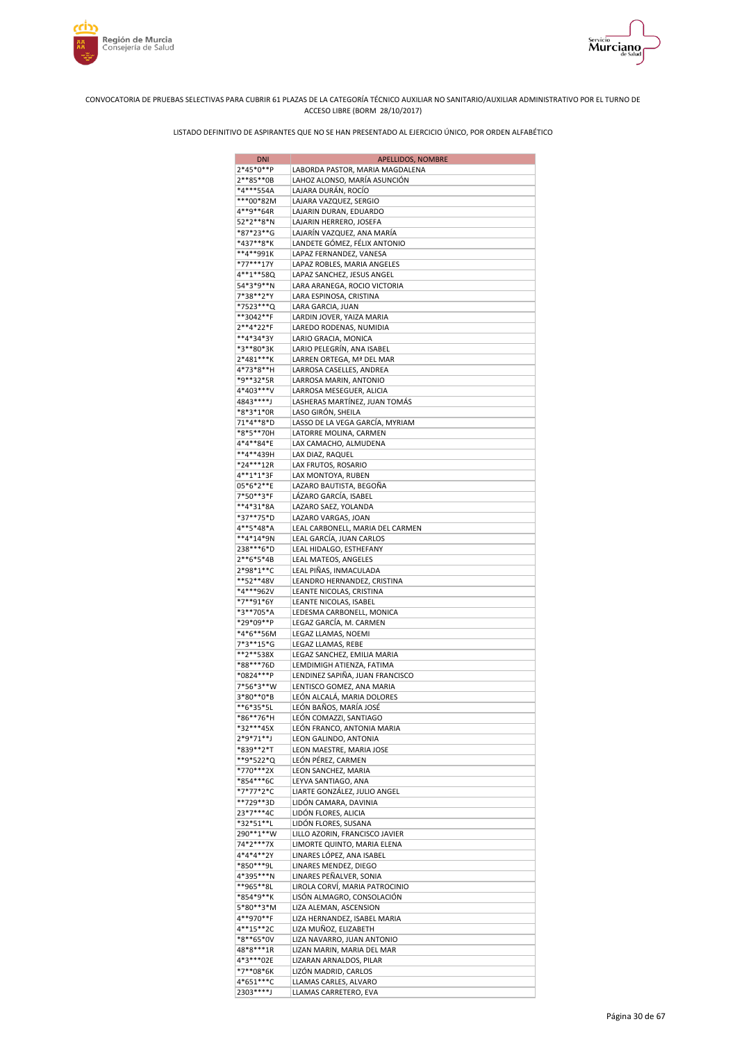CONVOCATORIA DE PRUEBAS SELECTIVAS PARA CUBRIR 61 PLAZAS DE LA CATEGORÍA TÉCNICO AUXILIAR NO SANITARIO/AUXILIAR ADMINISTRATIVO POR EL TURNO DE ACCESO LIBRE (BORM 28/10/2017)

LISTADO DEFINITIVO DE ASPIRANTES QUE NO SE HAN PRESENTADO AL EJERCICIO ÚNICO, POR ORDEN ALFABÉTICO

| DNI | APELLIDOS, NOMBRE |
|---|---|
| 2*45*0**P | LABORDA PASTOR, MARIA MAGDALENA |
| 2**85**0B | LAHOZ ALONSO, MARÍA ASUNCIÓN |
| *4***554A | LAJARA DURÁN, ROCÍO |
| ***00*82M | LAJARA VAZQUEZ, SERGIO |
| 4**9**64R | LAJARIN DURAN, EDUARDO |
| 52*2**8*N | LAJARIN HERRERO, JOSEFA |
| *87*23**G | LAJARÍN VAZQUEZ, ANA MARÍA |
| *437**8*K | LANDETE GÓMEZ, FÉLIX ANTONIO |
| **4**991K | LAPAZ FERNANDEZ, VANESA |
| *77***17Y | LAPAZ ROBLES, MARIA ANGELES |
| 4**1**58Q | LAPAZ SANCHEZ, JESUS ANGEL |
| 54*3*9**N | LARA ARANEGA, ROCIO VICTORIA |
| 7*38**2*Y | LARA ESPINOSA, CRISTINA |
| *7523***Q | LARA GARCIA, JUAN |
| **3042**F | LARDIN JOVER, YAIZA MARIA |
| 2**4*22*F | LAREDO RODENAS, NUMIDIA |
| **4*34*3Y | LARIO GRACIA, MONICA |
| *3**80*3K | LARIO PELEGRÍN, ANA ISABEL |
| 2*481***K | LARREN ORTEGA, Mª DEL MAR |
| 4*73*8**H | LARROSA CASELLES, ANDREA |
| *9**32*5R | LARROSA MARIN, ANTONIO |
| 4*403***V | LARROSA MESEGUER, ALICIA |
| 4843****J | LASHERAS MARTÍNEZ, JUAN TOMÁS |
| *8*3*1*0R | LASO GIRÓN, SHEILA |
| 71*4**8*D | LASSO DE LA VEGA GARCÍA, MYRIAM |
| *8*5**70H | LATORRE MOLINA, CARMEN |
| 4*4**84*E | LAX CAMACHO, ALMUDENA |
| **4**439H | LAX DIAZ, RAQUEL |
| *24***12R | LAX FRUTOS, ROSARIO |
| 4**1*1*3F | LAX MONTOYA, RUBEN |
| 05*6*2**E | LAZARO BAUTISTA, BEGOÑA |
| 7*50**3*F | LÁZARO GARCÍA, ISABEL |
| **4*31*8A | LAZARO SAEZ, YOLANDA |
| *37**75*D | LAZARO VARGAS, JOAN |
| 4**5*48*A | LEAL CARBONELL, MARIA DEL CARMEN |
| **4*14*9N | LEAL GARCÍA, JUAN CARLOS |
| 238***6*D | LEAL HIDALGO, ESTHEFANY |
| 2**6*5*4B | LEAL MATEOS, ANGELES |
| 2*98*1**C | LEAL PIÑAS, INMACULADA |
| **52**48V | LEANDRO HERNANDEZ, CRISTINA |
| *4***962V | LEANTE NICOLAS, CRISTINA |
| *7**91*6Y | LEANTE NICOLAS, ISABEL |
| *3**705*A | LEDESMA CARBONELL, MONICA |
| *29*09**P | LEGAZ GARCÍA, M. CARMEN |
| *4*6**56M | LEGAZ LLAMAS, NOEMI |
| 7*3**15*G | LEGAZ LLAMAS, REBE |
| **2**538X | LEGAZ SANCHEZ, EMILIA MARIA |
| *88***76D | LEMDIMIGH ATIENZA, FATIMA |
| *0824***P | LENDINEZ SAPIÑA, JUAN FRANCISCO |
| 7*56*3**W | LENTISCO GOMEZ, ANA MARIA |
| 3*80**0*B | LEÓN ALCALÁ, MARIA DOLORES |
| **6*35*5L | LEÓN BAÑOS, MARÍA JOSÉ |
| *86**76*H | LEÓN COMAZZI, SANTIAGO |
| *32***45X | LEÓN FRANCO, ANTONIA MARIA |
| 2*9*71**J | LEON GALINDO, ANTONIA |
| *839**2*T | LEON MAESTRE, MARIA JOSE |
| **9*522*Q | LEÓN PÉREZ, CARMEN |
| *770***2X | LEON SANCHEZ, MARIA |
| *854***6C | LEYVA SANTIAGO, ANA |
| *7*77*2*C | LIARTE GONZÁLEZ, JULIO ANGEL |
| **729**3D | LIDÓN CAMARA, DAVINIA |
| 23*7***4C | LIDÓN FLORES, ALICIA |
| *32*51**L | LIDÓN FLORES, SUSANA |
| 290**1**W | LILLO AZORIN, FRANCISCO JAVIER |
| 74*2***7X | LIMORTE QUINTO, MARIA ELENA |
| 4*4*4**2Y | LINARES LÓPEZ, ANA ISABEL |
| *850***9L | LINARES MENDEZ, DIEGO |
| 4*395***N | LINARES PEÑALVER, SONIA |
| **965**8L | LIROLA CORVÍ, MARIA PATROCINIO |
| *854*9**K | LISÓN ALMAGRO, CONSOLACIÓN |
| 5*80**3*M | LIZA ALEMAN, ASCENSION |
| 4**970**F | LIZA HERNANDEZ, ISABEL MARIA |
| 4**15**2C | LIZA MUÑOZ, ELIZABETH |
| *8**65*0V | LIZA NAVARRO, JUAN ANTONIO |
| 48*8***1R | LIZAN MARIN, MARIA DEL MAR |
| 4*3***02E | LIZARAN ARNALDOS, PILAR |
| *7**08*6K | LIZÓN MADRID, CARLOS |
| 4*651***C | LLAMAS CARLES, ALVARO |
| 2303****J | LLAMAS CARRETERO, EVA |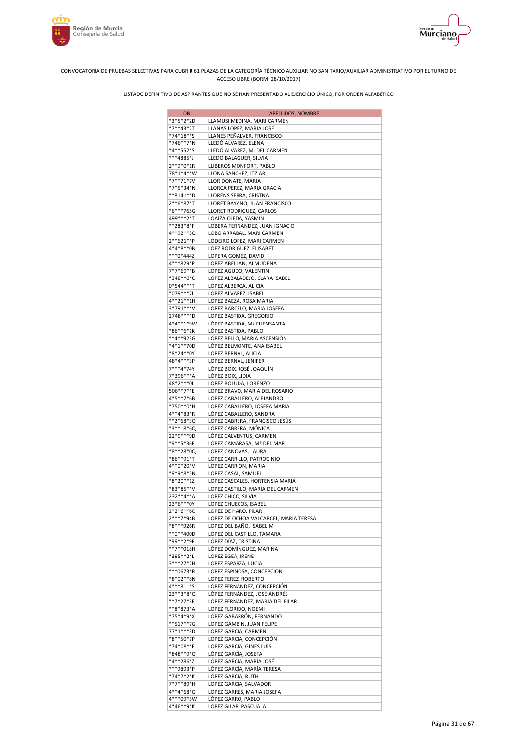CONVOCATORIA DE PRUEBAS SELECTIVAS PARA CUBRIR 61 PLAZAS DE LA CATEGORÍA TÉCNICO AUXILIAR NO SANITARIO/AUXILIAR ADMINISTRATIVO POR EL TURNO DE ACCESO LIBRE (BORM 28/10/2017)

LISTADO DEFINITIVO DE ASPIRANTES QUE NO SE HAN PRESENTADO AL EJERCICIO ÚNICO, POR ORDEN ALFABÉTICO

| DNI | APELLIDOS, NOMBRE |
|---|---|
| *3*5*2*2D | LLAMUSI MEDINA, MARI CARMEN |
| *7**43*2T | LLANAS LOPEZ, MARIA JOSE |
| *74*18**S | LLANES PEÑALVER, FRANCISCO |
| *746**7*N | LLEDÓ ALVAREZ, ELENA |
| *4**552*S | LLEDÓ ALVAREZ, M. DEL CARMEN |
| ***4885*J | LLEDO BALAGUER, SILVIA |
| 2**9*0*1R | LLIBERÓS MONFORT, PABLO |
| 78*1*4**W | LLONA SANCHEZ, ITZIAR |
| *7**71*7V | LLOR DONATE, MARIA |
| *7*5*34*N | LLORCA PEREZ, MARIA GRACIA |
| **8141**D | LLORENS SERRA, CRISTNA |
| 2**6*87*T | LLORET BAYANO, JUAN FRANCISCO |
| *6***765G | LLORET RODRIGUEZ, CARLOS |
| 499***2*T | LOAIZA OJEDA, YASMIN |
| **283*8*F | LOBERA FERNANDEZ, JUAN IGNACIO |
| 4**92**3Q | LOBO ARRABAL, MARI CARMEN |
| 2**621**P | LODEIRO LOPEZ, MARI CARMEN |
| 4*4*8**0B | LOEZ RODRIGUEZ, ELISABET |
| ***0*444Z | LOPERA GOMEZ, DAVID |
| 4***829*P | LOPEZ ABELLAN, ALMUDENA |
| 7*7*69**B | LOPEZ AGUDO, VALENTIN |
| *348**0*C | LÓPEZ ALBALADEJO, CLARA ISABEL |
| 0*544***T | LOPEZ ALBERCA, ALICIA |
| *079***7L | LOPEZ ALVAREZ, ISABEL |
| 4**21**1H | LOPEZ BAEZA, ROSA MARIA |
| 3*791***V | LOPEZ BARCELO, MARIA JOSEFA |
| 2748****D | LOPEZ BASTIDA, GREGORIO |
| 4*4**1*9W | LÓPEZ BASTIDA, Mª FUENSANTA |
| *86**6*1K | LÓPEZ BASTIDA, PABLO |
| **4**923G | LÓPEZ BELLO, MARIA ASCENSIÓN |
| *4*1**70D | LÓPEZ BELMONTE, ANA ISABEL |
| *8*24**0Y | LOPEZ BERNAL, ALICIA |
| 48*4***3P | LOPEZ BERNAL, JENIFER |
| 7***4*74Y | LÓPEZ BOIX, JOSÉ JOAQUÍN |
| 7*396***A | LÓPEZ BOIX, LIDIA |
| 48*2***0L | LOPEZ BOLUDA, LORENZO |
| 506**7**E | LOPEZ BRAVO, MARIA DEL ROSARIO |
| 4*5**7*6B | LÓPEZ CABALLERO, ALEJANDRO |
| *750**0*H | LOPEZ CABALLERO, JOSEFA MARIA |
| 4**4*83*R | LÓPEZ CABALLERO, SANDRA |
| **2*68*3Q | LOPEZ CABRERA, FRANCISCO JESÚS |
| *3**18*6Q | LÓPEZ CABRERA, MÓNICA |
| 22*9***9D | LÓPEZ CALVENTUS, CARMEN |
| *9**5*36F | LÓPEZ CAMARASA, Mª DEL MAR |
| *8**28*0Q | LOPEZ CANOVAS, LAURA |
| *86**91*T | LOPEZ CARRILLO, PATROCINIO |
| 4**0*20*V | LOPEZ CARRION, MARIA |
| *9*9*8*5N | LOPEZ CASAL, SAMUEL |
| *8*20**1Z | LOPEZ CASCALES, HORTENSIA MARIA |
| *83*85**V | LOPEZ CASTILLO, MARIA DEL CARMEN |
| 232**4**A | LOPEZ CHICO, SILVIA |
| 23*6***0Y | LOPEZ CHUECOS, ISABEL |
| 2*2*6**6C | LOPEZ DE HARO, PILAR |
| 2***7*94B | LOPEZ DE OCHOA VALCARCEL, MARIA TERESA |
| *8***926R | LOPEZ DEL BAÑO, ISABEL M |
| **0**400D | LOPEZ DEL CASTILLO, TAMARA |
| *99**2*9F | LÓPEZ DÍAZ, CRISTINA |
| **7**018H | LÓPEZ DOMÍNGUEZ, MARINA |
| *395**2*L | LOPEZ EGEA, IRENE |
| 3***27*2H | LOPEZ ESPARZA, LUCIA |
| ***0673*R | LOPEZ ESPINOSA, CONCEPCION |
| *8*02**8N | LOPEZ FEREZ, ROBERTO |
| 4***811*S | LÓPEZ FERNÁNDEZ, CONCEPCIÓN |
| 23**3*8*Q | LÓPEZ FERNÁNDEZ, JOSÉ ANDRÉS |
| **7*27*3E | LÓPEZ FERNÁNDEZ, MARIA DEL PILAR |
| **8*873*A | LOPEZ FLORIDO, NOEMI |
| *75*4*9*X | LÓPEZ GABARRÓN, FERNANDO |
| **517**7G | LOPEZ GAMBIN, JUAN FELIPE |
| 77*1***3D | LÓPEZ GARCÍA, CARMEN |
| *8**50*7P | LOPEZ GARCIA, CONCEPCIÓN |
| *74*08**E | LOPEZ GARCIA, GINES LUIS |
| *848**9*Q | LÓPEZ GARCÍA, JOSEFA |
| *4**286*Z | LÓPEZ GARCÍA, MARÍA JOSÉ |
| ***9893*P | LÓPEZ GARCÍA, MARÍA TERESA |
| *74*7*2*K | LÓPEZ GARCÍA, RUTH |
| 7*7**89*H | LOPEZ GARCIA, SALVADOR |
| 4**4*68*Q | LOPEZ GARRES, MARIA JOSEFA |
| 4***09*5W | LÓPEZ GARRO, PABLO |
| 4*46**9*K | LOPEZ GILAR, PASCUALA |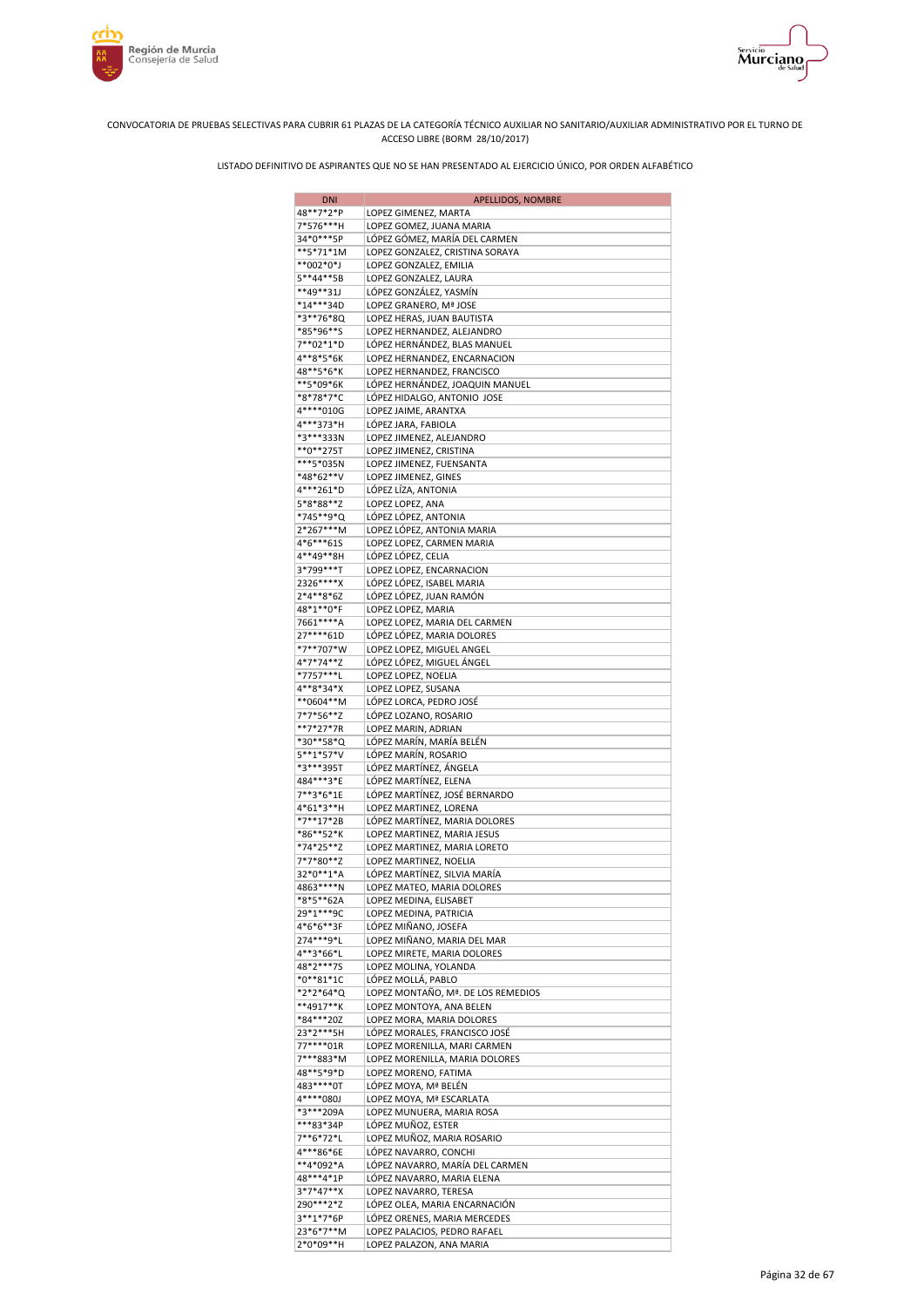CONVOCATORIA DE PRUEBAS SELECTIVAS PARA CUBRIR 61 PLAZAS DE LA CATEGORÍA TÉCNICO AUXILIAR NO SANITARIO/AUXILIAR ADMINISTRATIVO POR EL TURNO DE ACCESO LIBRE (BORM 28/10/2017)

LISTADO DEFINITIVO DE ASPIRANTES QUE NO SE HAN PRESENTADO AL EJERCICIO ÚNICO, POR ORDEN ALFABÉTICO

| DNI | APELLIDOS, NOMBRE |
|---|---|
| 48**7*2*P | LOPEZ GIMENEZ, MARTA |
| 7*576***H | LOPEZ GOMEZ, JUANA MARIA |
| 34*0***5P | LÓPEZ GÓMEZ, MARÍA DEL CARMEN |
| **5*71*1M | LOPEZ GONZALEZ, CRISTINA SORAYA |
| **002*0*J | LOPEZ GONZALEZ, EMILIA |
| 5**44**5B | LOPEZ GONZALEZ, LAURA |
| **49**31J | LÓPEZ GONZÁLEZ, YASMÍN |
| *14***34D | LOPEZ GRANERO, Mª JOSE |
| *3**76*8Q | LOPEZ HERAS, JUAN BAUTISTA |
| *85*96**S | LOPEZ HERNANDEZ, ALEJANDRO |
| 7**02*1*D | LÓPEZ HERNÁNDEZ, BLAS MANUEL |
| 4**8*5*6K | LOPEZ HERNANDEZ, ENCARNACION |
| 48**5*6*K | LOPEZ HERNANDEZ, FRANCISCO |
| **5*09*6K | LÓPEZ HERNÁNDEZ, JOAQUIN MANUEL |
| *8*78*7*C | LÓPEZ HIDALGO, ANTONIO JOSE |
| 4****010G | LOPEZ JAIME, ARANTXA |
| 4***373*H | LÓPEZ JARA, FABIOLA |
| *3***333N | LOPEZ JIMENEZ, ALEJANDRO |
| **0**275T | LOPEZ JIMENEZ, CRISTINA |
| ***5*035N | LOPEZ JIMENEZ, FUENSANTA |
| *48*62**V | LOPEZ JIMENEZ, GINES |
| 4***261*D | LÓPEZ LÍZA, ANTONIA |
| 5*8*88**Z | LOPEZ LOPEZ, ANA |
| *745**9*Q | LÓPEZ LÓPEZ, ANTONIA |
| 2*267***M | LOPEZ LÓPEZ, ANTONIA MARIA |
| 4*6***61S | LOPEZ LOPEZ, CARMEN MARIA |
| 4**49**8H | LÓPEZ LÓPEZ, CELIA |
| 3*799***T | LOPEZ LOPEZ, ENCARNACION |
| 2326****X | LÓPEZ LÓPEZ, ISABEL MARIA |
| 2*4**8*6Z | LÓPEZ LÓPEZ, JUAN RAMÓN |
| 48*1**0*F | LOPEZ LOPEZ, MARIA |
| 7661****A | LOPEZ LOPEZ, MARIA DEL CARMEN |
| 27****61D | LÓPEZ LÓPEZ, MARIA DOLORES |
| *7**707*W | LOPEZ LOPEZ, MIGUEL ANGEL |
| 4*7*74**Z | LÓPEZ LÓPEZ, MIGUEL ÁNGEL |
| *7757***L | LOPEZ LOPEZ, NOELIA |
| 4**8*34*X | LOPEZ LOPEZ, SUSANA |
| **0604**M | LÓPEZ LORCA, PEDRO JOSÉ |
| 7*7*56**Z | LÓPEZ LOZANO, ROSARIO |
| **7*27*7R | LOPEZ MARIN, ADRIAN |
| *30**58*Q | LÓPEZ MARÍN, MARÍA BELÉN |
| 5**1*57*V | LÓPEZ MARÍN, ROSARIO |
| *3***395T | LÓPEZ MARTÍNEZ, ÁNGELA |
| 484***3*E | LÓPEZ MARTÍNEZ, ELENA |
| 7**3*6*1E | LÓPEZ MARTÍNEZ, JOSÉ BERNARDO |
| 4*61*3**H | LOPEZ MARTINEZ, LORENA |
| *7**17*2B | LÓPEZ MARTÍNEZ, MARIA DOLORES |
| *86**52*K | LOPEZ MARTINEZ, MARIA JESUS |
| *74*25**Z | LOPEZ MARTINEZ, MARIA LORETO |
| 7*7*80**Z | LOPEZ MARTINEZ, NOELIA |
| 32*0**1*A | LÓPEZ MARTÍNEZ, SILVIA MARÍA |
| 4863****N | LOPEZ MATEO, MARIA DOLORES |
| *8*5**62A | LOPEZ MEDINA, ELISABET |
| 29*1***9C | LOPEZ MEDINA, PATRICIA |
| 4*6*6**3F | LÓPEZ MIÑANO, JOSEFA |
| 274***9*L | LOPEZ MIÑANO, MARIA DEL MAR |
| 4**3*66*L | LOPEZ MIRETE, MARIA DOLORES |
| 48*2***7S | LOPEZ MOLINA, YOLANDA |
| *0**81*1C | LÓPEZ MOLLÁ, PABLO |
| *2*2*64*Q | LOPEZ MONTAÑO, Mª. DE LOS REMEDIOS |
| **4917**K | LOPEZ MONTOYA, ANA BELEN |
| *84***20Z | LOPEZ MORA, MARIA DOLORES |
| 23*2***5H | LÓPEZ MORALES, FRANCISCO JOSÉ |
| 77****01R | LOPEZ MORENILLA, MARI CARMEN |
| 7***883*M | LOPEZ MORENILLA, MARIA DOLORES |
| 48**5*9*D | LOPEZ MORENO, FATIMA |
| 483****0T | LÓPEZ MOYA, Mª BELÉN |
| 4****080J | LOPEZ MOYA, Mª ESCARLATA |
| *3***209A | LOPEZ MUNUERA, MARIA ROSA |
| ***83*34P | LÓPEZ MUÑOZ, ESTER |
| 7**6*72*L | LOPEZ MUÑOZ, MARIA ROSARIO |
| 4***86*6E | LÓPEZ NAVARRO, CONCHI |
| **4*092*A | LÓPEZ NAVARRO, MARÍA DEL CARMEN |
| 48***4*1P | LÓPEZ NAVARRO, MARIA ELENA |
| 3*7*47**X | LOPEZ NAVARRO, TERESA |
| 290***2*Z | LÓPEZ OLEA, MARIA ENCARNACIÓN |
| 3**1*7*6P | LÓPEZ ORENES, MARIA MERCEDES |
| 23*6*7**M | LOPEZ PALACIOS, PEDRO RAFAEL |
| 2*0*09**H | LOPEZ PALAZON, ANA MARIA |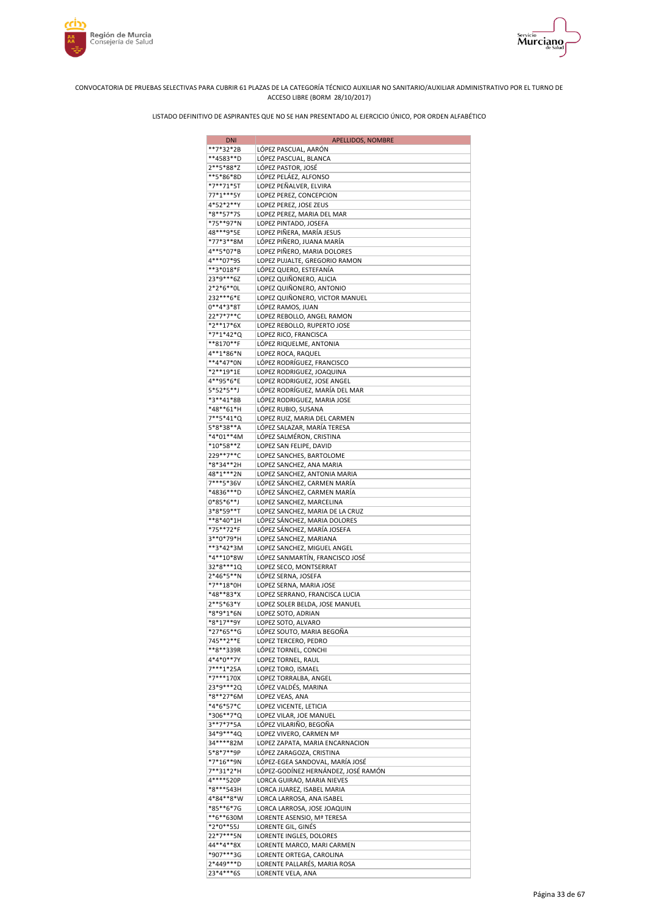CONVOCATORIA DE PRUEBAS SELECTIVAS PARA CUBRIR 61 PLAZAS DE LA CATEGORÍA TÉCNICO AUXILIAR NO SANITARIO/AUXILIAR ADMINISTRATIVO POR EL TURNO DE ACCESO LIBRE (BORM 28/10/2017)

LISTADO DEFINITIVO DE ASPIRANTES QUE NO SE HAN PRESENTADO AL EJERCICIO ÚNICO, POR ORDEN ALFABÉTICO

| DNI | APELLIDOS, NOMBRE |
|---|---|
| **7*32*2B | LÓPEZ PASCUAL, AARÓN |
| **4583**D | LÓPEZ PASCUAL, BLANCA |
| 2**5*88*Z | LÓPEZ PASTOR, JOSÉ |
| **5*86*8D | LÓPEZ PELÁEZ, ALFONSO |
| *7**71*5T | LOPEZ PEÑALVER, ELVIRA |
| 77*1***5Y | LOPEZ PEREZ, CONCEPCION |
| 4*52*2**Y | LOPEZ PEREZ, JOSE ZEUS |
| *8**57*7S | LOPEZ PEREZ, MARIA DEL MAR |
| *75**97*N | LOPEZ PINTADO, JOSEFA |
| 48***9*5E | LOPEZ PIÑERA, MARÍA JESUS |
| *77*3**8M | LÓPEZ PIÑERO, JUANA MARÍA |
| 4**5*07*B | LOPEZ PIÑERO, MARIA DOLORES |
| 4***07*9S | LOPEZ PUJALTE, GREGORIO RAMON |
| **3*018*F | LÓPEZ QUERO, ESTEFANÍA |
| 23*9***6Z | LOPEZ QUIÑONERO, ALICIA |
| 2*2*6**0L | LOPEZ QUIÑONERO, ANTONIO |
| 232***6*E | LOPEZ QUIÑONERO, VICTOR MANUEL |
| 0**4*3*8T | LÓPEZ RAMOS, JUAN |
| 22*7*7**C | LOPEZ REBOLLO, ANGEL RAMON |
| *2**17*6X | LOPEZ REBOLLO, RUPERTO JOSE |
| *7*1*42*Q | LOPEZ RICO, FRANCISCA |
| **8170**F | LÓPEZ RIQUELME, ANTONIA |
| 4**1*86*N | LOPEZ ROCA, RAQUEL |
| **4*47*0N | LÓPEZ RODRÍGUEZ, FRANCISCO |
| *2**19*1E | LOPEZ RODRIGUEZ, JOAQUINA |
| 4**95*6*E | LOPEZ RODRIGUEZ, JOSE ANGEL |
| 5*52*5**J | LÓPEZ RODRÍGUEZ, MARÍA DEL MAR |
| *3**41*8B | LÓPEZ RODRIGUEZ, MARIA JOSE |
| *48**61*H | LÓPEZ RUBIO, SUSANA |
| 7**5*41*Q | LOPEZ RUIZ, MARIA DEL CARMEN |
| 5*8*38**A | LÓPEZ SALAZAR, MARÍA TERESA |
| *4*01**4M | LÓPEZ SALMÉRON, CRISTINA |
| *10*58**Z | LOPEZ SAN FELIPE, DAVID |
| 229**7**C | LOPEZ SANCHES, BARTOLOME |
| *8*34**2H | LOPEZ SANCHEZ, ANA MARIA |
| 48*1***2N | LOPEZ SANCHEZ, ANTONIA MARIA |
| 7***5*36V | LÓPEZ SÁNCHEZ, CARMEN MARÍA |
| *4836***D | LÓPEZ SÁNCHEZ, CARMEN MARÍA |
| 0*85*6**J | LOPEZ SANCHEZ, MARCELINA |
| 3*8*59**T | LOPEZ SANCHEZ, MARIA DE LA CRUZ |
| **8*40*1H | LÓPEZ SÁNCHEZ, MARIA DOLORES |
| *75**72*F | LÓPEZ SÁNCHEZ, MARÍA JOSEFA |
| 3**0*79*H | LOPEZ SANCHEZ, MARIANA |
| **3*42*3M | LOPEZ SANCHEZ, MIGUEL ANGEL |
| *4**10*8W | LÓPEZ SANMARTÍN, FRANCISCO JOSÉ |
| 32*8***1Q | LOPEZ SECO, MONTSERRAT |
| 2*46*5**N | LÓPEZ SERNA, JOSEFA |
| *7**18*0H | LOPEZ SERNA, MARIA JOSE |
| *48**83*X | LOPEZ SERRANO, FRANCISCA LUCIA |
| 2**5*63*Y | LOPEZ SOLER BELDA, JOSE MANUEL |
| *8*9*1*6N | LOPEZ SOTO, ADRIAN |
| *8*17**9Y | LOPEZ SOTO, ALVARO |
| *27*65**G | LÓPEZ SOUTO, MARIA BEGOÑA |
| 745**2**E | LOPEZ TERCERO, PEDRO |
| **8**339R | LÓPEZ TORNEL, CONCHI |
| 4*4*0**7Y | LOPEZ TORNEL, RAUL |
| 7***1*25A | LOPEZ TORO, ISMAEL |
| *7***170X | LOPEZ TORRALBA, ANGEL |
| 23*9***2Q | LÓPEZ VALDÉS, MARINA |
| *8**27*6M | LOPEZ VEAS, ANA |
| *4*6*57*C | LOPEZ VICENTE, LETICIA |
| *306**7*Q | LOPEZ VILAR, JOE MANUEL |
| 3**7*7*5A | LÓPEZ VILARIÑO, BEGOÑA |
| 34*9***4Q | LOPEZ VIVERO, CARMEN Mª |
| 34****82M | LOPEZ ZAPATA, MARIA ENCARNACION |
| 5*8*7**9P | LÓPEZ ZARAGOZA, CRISTINA |
| *7*16**9N | LÓPEZ-EGEA SANDOVAL, MARÍA JOSÉ |
| 7**31*2*H | LÓPEZ-GODÍNEZ HERNÁNDEZ, JOSÉ RAMÓN |
| 4****520P | LORCA GUIRAO, MARIA NIEVES |
| *8***543H | LORCA JUAREZ, ISABEL MARIA |
| 4*84**8*W | LORCA LARROSA, ANA ISABEL |
| *85**6*7G | LORCA LARROSA, JOSE JOAQUIN |
| **6**630M | LORENTE ASENSIO, Mª TERESA |
| *2*0**55J | LORENTE GIL, GINÉS |
| 22*7***5N | LORENTE INGLES, DOLORES |
| 44**4**8X | LORENTE MARCO, MARI CARMEN |
| *907***3G | LORENTE ORTEGA, CAROLINA |
| 2*449***D | LORENTE PALLARÉS, MARIA ROSA |
| 23*4***6S | LORENTE VELA, ANA |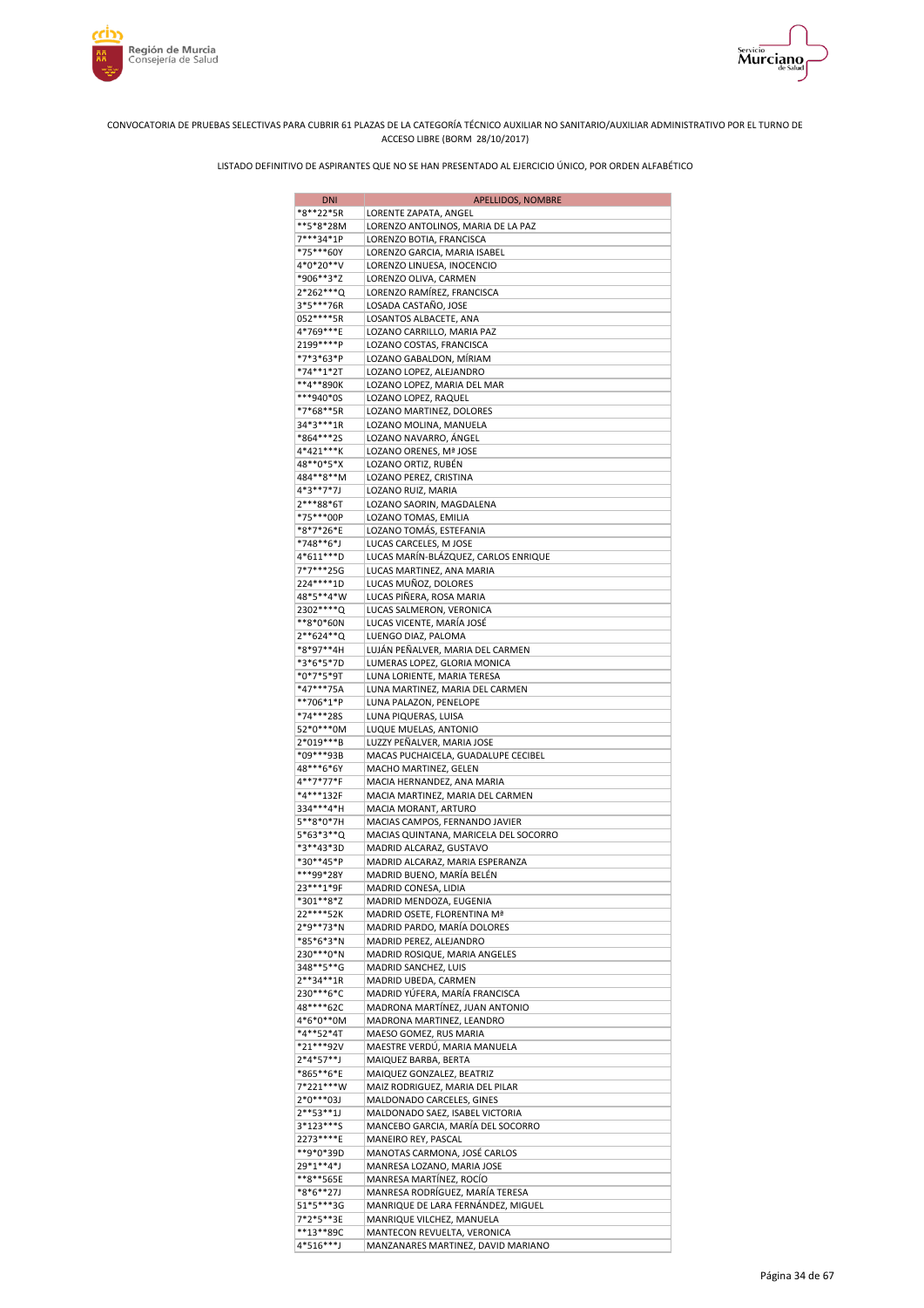CONVOCATORIA DE PRUEBAS SELECTIVAS PARA CUBRIR 61 PLAZAS DE LA CATEGORÍA TÉCNICO AUXILIAR NO SANITARIO/AUXILIAR ADMINISTRATIVO POR EL TURNO DE ACCESO LIBRE (BORM 28/10/2017)

LISTADO DEFINITIVO DE ASPIRANTES QUE NO SE HAN PRESENTADO AL EJERCICIO ÚNICO, POR ORDEN ALFABÉTICO

| DNI | APELLIDOS, NOMBRE |
|---|---|
| *8**22*5R | LORENTE ZAPATA, ANGEL |
| **5*8*28M | LORENZO ANTOLINOS, MARIA DE LA PAZ |
| 7***34*1P | LORENZO BOTIA, FRANCISCA |
| *75***60Y | LORENZO GARCIA, MARIA ISABEL |
| 4*0*20**V | LORENZO LINUESA, INOCENCIO |
| *906**3*Z | LORENZO OLIVA, CARMEN |
| 2*262***Q | LORENZO RAMÍREZ, FRANCISCA |
| 3*5***76R | LOSADA CASTAÑO, JOSE |
| 052****5R | LOSANTOS ALBACETE, ANA |
| 4*769***E | LOZANO CARRILLO, MARIA PAZ |
| 2199****P | LOZANO COSTAS, FRANCISCA |
| *7*3*63*P | LOZANO GABALDON, MÍRIAM |
| *74**1*2T | LOZANO LOPEZ, ALEJANDRO |
| **4**890K | LOZANO LOPEZ, MARIA DEL MAR |
| ***940*0S | LOZANO LOPEZ, RAQUEL |
| *7*68**5R | LOZANO MARTINEZ, DOLORES |
| 34*3***1R | LOZANO MOLINA, MANUELA |
| *864***2S | LOZANO NAVARRO, ÁNGEL |
| 4*421***K | LOZANO ORENES, Mª JOSE |
| 48**0*5*X | LOZANO ORTIZ, RUBÉN |
| 484**8**M | LOZANO PEREZ, CRISTINA |
| 4*3**7*7J | LOZANO RUIZ, MARIA |
| 2***88*6T | LOZANO SAORIN, MAGDALENA |
| *75***00P | LOZANO TOMAS, EMILIA |
| *8*7*26*E | LOZANO TOMÁS, ESTEFANIA |
| *748**6*J | LUCAS CARCELES, M JOSE |
| 4*611***D | LUCAS MARÍN-BLÁZQUEZ, CARLOS ENRIQUE |
| 7*7***25G | LUCAS MARTINEZ, ANA MARIA |
| 224****1D | LUCAS MUÑOZ, DOLORES |
| 48*5**4*W | LUCAS PIÑERA, ROSA MARIA |
| 2302****Q | LUCAS SALMERON, VERONICA |
| **8*0*60N | LUCAS VICENTE, MARÍA JOSÉ |
| 2**624**Q | LUENGO DIAZ, PALOMA |
| *8*97**4H | LUJÁN PEÑALVER, MARIA DEL CARMEN |
| *3*6*5*7D | LUMERAS LOPEZ, GLORIA MONICA |
| *0*7*5*9T | LUNA LORIENTE, MARIA TERESA |
| *47***75A | LUNA MARTINEZ, MARIA DEL CARMEN |
| **706*1*P | LUNA PALAZON, PENELOPE |
| *74***28S | LUNA PIQUERAS, LUISA |
| 52*0***0M | LUQUE MUELAS, ANTONIO |
| 2*019***B | LUZZY PEÑALVER, MARIA JOSE |
| *09***93B | MACAS PUCHAICELA, GUADALUPE CECIBEL |
| 48***6*6Y | MACHO MARTINEZ, GELEN |
| 4**7*77*F | MACIA HERNANDEZ, ANA MARIA |
| *4***132F | MACIA MARTINEZ, MARIA DEL CARMEN |
| 334***4*H | MACIA MORANT, ARTURO |
| 5**8*0*7H | MACIAS CAMPOS, FERNANDO JAVIER |
| 5*63*3**Q | MACIAS QUINTANA, MARICELA DEL SOCORRO |
| *3**43*3D | MADRID ALCARAZ, GUSTAVO |
| *30**45*P | MADRID ALCARAZ, MARIA ESPERANZA |
| ***99*28Y | MADRID BUENO, MARÍA BELÉN |
| 23***1*9F | MADRID CONESA, LIDIA |
| *301**8*Z | MADRID MENDOZA, EUGENIA |
| 22****52K | MADRID OSETE, FLORENTINA Mª |
| 2*9**73*N | MADRID PARDO, MARÍA DOLORES |
| *85*6*3*N | MADRID PEREZ, ALEJANDRO |
| 230***0*N | MADRID ROSIQUE, MARIA ANGELES |
| 348**5**G | MADRID SANCHEZ, LUIS |
| 2**34**1R | MADRID UBEDA, CARMEN |
| 230***6*C | MADRID YÚFERA, MARÍA FRANCISCA |
| 48****62C | MADRONA MARTÍNEZ, JUAN ANTONIO |
| 4*6*0**0M | MADRONA MARTINEZ, LEANDRO |
| *4**52*4T | MAESO GOMEZ, RUS MARIA |
| *21***92V | MAESTRE VERDÚ, MARIA MANUELA |
| 2*4*57**J | MAIQUEZ BARBA, BERTA |
| *865**6*E | MAIQUEZ GONZALEZ, BEATRIZ |
| 7*221***W | MAIZ RODRIGUEZ, MARIA DEL PILAR |
| 2*0***03J | MALDONADO CARCELES, GINES |
| 2**53**1J | MALDONADO SAEZ, ISABEL VICTORIA |
| 3*123***S | MANCEBO GARCIA, MARÍA DEL SOCORRO |
| 2273****E | MANEIRO REY, PASCAL |
| **9*0*39D | MANOTAS CARMONA, JOSÉ CARLOS |
| 29*1**4*J | MANRESA LOZANO, MARIA JOSE |
| **8**565E | MANRESA MARTÍNEZ, ROCÍO |
| *8*6**27J | MANRESA RODRÍGUEZ, MARÍA TERESA |
| 51*5***3G | MANRIQUE DE LARA FERNÁNDEZ, MIGUEL |
| 7*2*5**3E | MANRIQUE VILCHEZ, MANUELA |
| **13**89C | MANTECON REVUELTA, VERONICA |
| 4*516***J | MANZANARES MARTINEZ, DAVID MARIANO |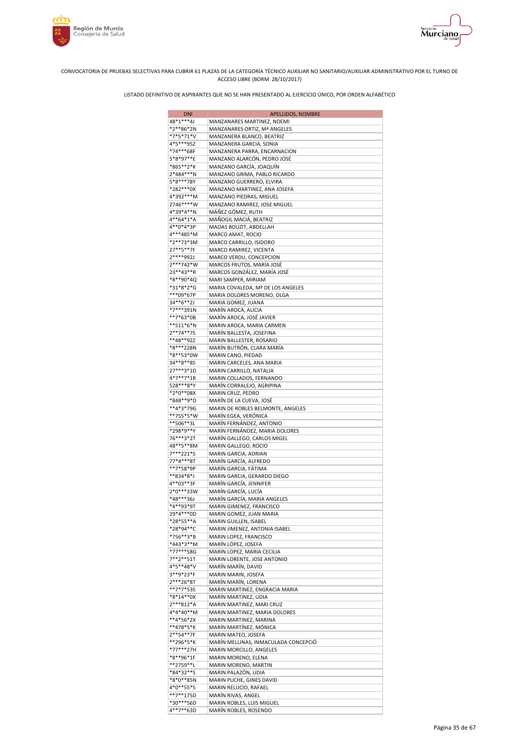CONVOCATORIA DE PRUEBAS SELECTIVAS PARA CUBRIR 61 PLAZAS DE LA CATEGORÍA TÉCNICO AUXILIAR NO SANITARIO/AUXILIAR ADMINISTRATIVO POR EL TURNO DE ACCESO LIBRE (BORM 28/10/2017)

LISTADO DEFINITIVO DE ASPIRANTES QUE NO SE HAN PRESENTADO AL EJERCICIO ÚNICO, POR ORDEN ALFABÉTICO

| DNI | APELLIDOS, NOMBRE |
|---|---|
| 48*1***4J | MANZANARES MARTINEZ, NOEMI |
| *2**86*2N | MANZANARES ORTIZ, Mª ANGELES |
| *7*5*71*V | MANZANERA BLANCO, BEATRIZ |
| 4*5***95Z | MANZANERA GARCIA, SONIA |
| *74***68F | MANZANERA PARRA, ENCARNACION |
| 5*8*97**E | MANZANO ALARCÓN, PEDRO JOSÉ |
| *865**2*K | MANZANO GARCÍA, JOAQUÍN |
| 2*484***N | MANZANO GRIMA, PABLO RICARDO |
| 5*8***78Y | MANZANO GUERRERO, ELVIRA |
| *282***0X | MANZANO MARTINEZ, ANA JOSEFA |
| 4*392***M | MANZANO PIEDRAS, MIGUEL |
| 2746****W | MANZANO RAMIREZ, JOSE MIGUEL |
| 4*39*4**N | MÁÑEZ GÓMEZ, RUTH |
| 4**64*1*A | MAÑOGIL MACIÁ, BEATRIZ |
| 4**0*4*3P | MAOAS BOUZIT, ABDELLAH |
| 4***485*M | MARCO AMAT, ROCIO |
| *2**73*3M | MARCO CARRILLO, ISIDORO |
| 27**5**7F | MARCO RAMIREZ, VICENTA |
| 2****992J | MARCO VERDU, CONCEPCION |
| 2***742*W | MARCOS FRUTOS, MARÍA JOSÉ |
| 23**43**R | MARCOS GONZÁLEZ, MARÍA JOSÉ |
| *8**90*4Q | MARI SAMPER, MIRIAM |
| *31*8*2*G | MARIA COVALEDA, Mª DE LOS ANGELES |
| ***09*67P | MARIA DOLORES MORENO, OLGA |
| 34**6**2J | MARIA GOMEZ, JUANA |
| *7***391N | MARÍN AROCA, ALICIA |
| **7*63*0B | MARÍN AROCA, JOSÉ JAVIER |
| **511*6*N | MARIN AROCA, MARIA CARMEN |
| 2**74**7S | MARÍN BALLESTA, JOSEFINA |
| **48**92Z | MARIN BALLESTER, ROSARIO |
| *8***228N | MARÍN BUTRÓN, CLARA MARÍA |
| *8**53*0W | MARIN CANO, PIEDAD |
| 34**8**8S | MARIN CARCELES, ANA MARIA |
| 27***3*1D | MARIN CARRILLO, NATALIA |
| 4*7**7*1R | MARIN COLLADOS, FERNANDO |
| 528***8*Y | MARÍN CORRALEJO, AGRIPINA |
| *2*0**08X | MARIN CRUZ, PEDRO |
| *848**9*D | MARÍN DE LA CUEVA, JOSÉ |
| **4*3*79G | MARIN DE ROBLES BELMONTE, ANGELES |
| **755*5*W | MARÍN EGEA, VERÓNICA |
| **506**3L | MARÍN FERNÁNDEZ, ANTONIO |
| *298*9**Y | MARÍN FERNÁNDEZ, MARIA DOLORES |
| 76***3*2T | MARÍN GALLEGO, CARLOS MIGEL |
| 48**5**8M | MARIN GALLEGO, ROCIO |
| 7***221*S | MARIN GARCIA, ADRIAN |
| 77*4***8T | MARÍN GARCÍA, ALFREDO |
| **7*58*9P | MARÍN GARCIA, FÁTIMA |
| **834*8*J | MARIN GARCIA, GERARDO DIEGO |
| 4**03**3F | MARÍN GARCÍA, JENNIFER |
| 2*0***33W | MARÍN GARCÍA, LUCÍA |
| *48***36J | MARÍN GARCÍA, MARIA ANGELES |
| *4**93*9T | MARIN GIMENEZ, FRANCISCO |
| 29*4***0D | MARIN GOMEZ, JUAN MARIA |
| *28*55**A | MARIN GUILLEN, ISABEL |
| *28*94**C | MARIN JIMENEZ, ANTONIA ISABEL |
| *756**3*B | MARIN LOPEZ, FRANCISCO |
| *443*3**M | MARÍN LÓPEZ, JOSEFA |
| *77***58G | MARIN LOPEZ, MARIA CECILIA |
| 7**2**51T | MARIN LORENTE, JOSE ANTONIO |
| 4*5**48*V | MARÍN MARÍN, DAVID |
| 3**9*23*F | MARIN MARIN, JOSEFA |
| 2***26*8T | MARÍN MARÍN, LORENA |
| **7*7*53S | MARIN MARTINEZ, ENGRACIA MARIA |
| *8*14**0X | MARÍN MARTINEZ, LIDIA |
| 2***812*A | MARIN MARTINEZ, MARI CRUZ |
| 4*4*40**M | MARIN MARTINEZ, MARIA DOLORES |
| **4*56*2X | MARIN MARTINEZ, MARINA |
| **478*5*K | MARÍN MARTÍNEZ, MÓNICA |
| 2**54**7F | MARIN MATEO, JOSEFA |
| **296*5*K | MARÍN MELLINAS, INMACULADA CONCEPCIÓ |
| *77***27H | MARIN MORCILLO, ANGELES |
| *8**96*1F | MARIN MORENO, ELENA |
| **2759**L | MARIN MORENO, MARTIN |
| *84*32**S | MARIN PALAZÓN, LIDIA |
| *8*0**85N | MARIN PUCHE, GINES DAVID |
| 4*0**55*S | MARIN RELUCIO, RAFAEL |
| **7**175D | MARÍN RIVAS, ANGEL |
| *30***56D | MARIN ROBLES, LUIS MIGUEL |
| 4**7**63D | MARÍN ROBLES, ROSENDO |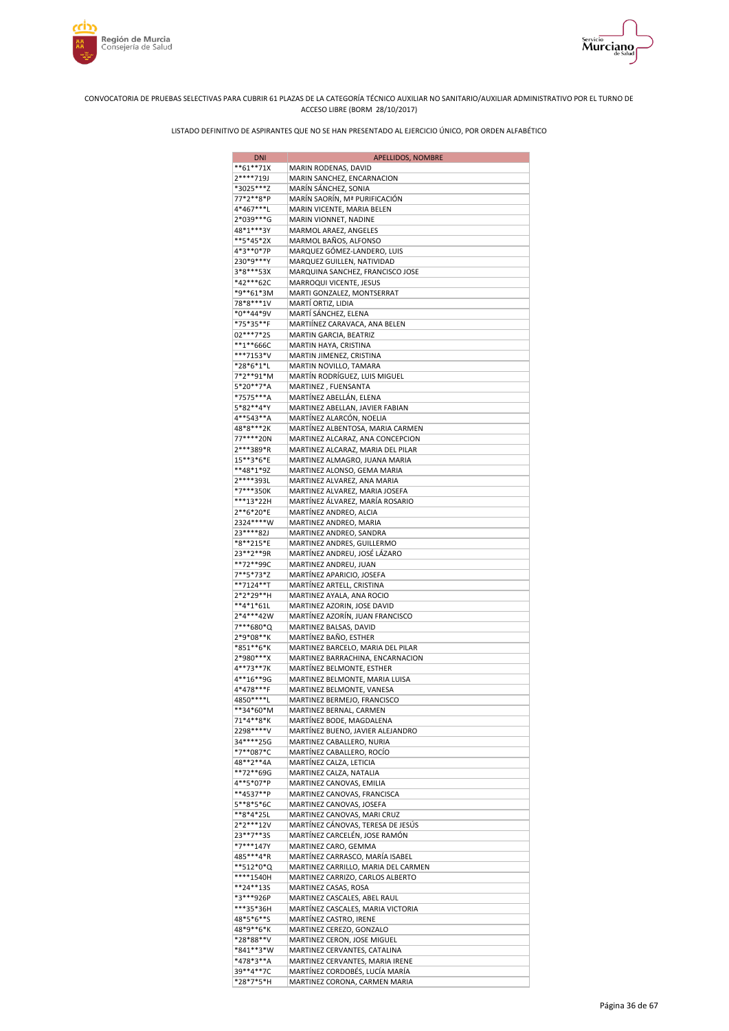CONVOCATORIA DE PRUEBAS SELECTIVAS PARA CUBRIR 61 PLAZAS DE LA CATEGORÍA TÉCNICO AUXILIAR NO SANITARIO/AUXILIAR ADMINISTRATIVO POR EL TURNO DE ACCESO LIBRE (BORM 28/10/2017)

LISTADO DEFINITIVO DE ASPIRANTES QUE NO SE HAN PRESENTADO AL EJERCICIO ÚNICO, POR ORDEN ALFABÉTICO

| DNI | APELLIDOS, NOMBRE |
|---|---|
| **61**71X | MARIN RODENAS, DAVID |
| 2****719J | MARIN SANCHEZ, ENCARNACION |
| *3025***Z | MARÍN SÁNCHEZ, SONIA |
| 77*2**8*P | MARÍN SAORÍN, Mª PURIFICACIÓN |
| 4*467***L | MARIN VICENTE, MARIA BELEN |
| 2*039***G | MARIN VIONNET, NADINE |
| 48*1***3Y | MARMOL ARAEZ, ANGELES |
| **5*45*2X | MARMOL BAÑOS, ALFONSO |
| 4*3**0*7P | MARQUEZ GÓMEZ-LANDERO, LUIS |
| 230*9***Y | MARQUEZ GUILLEN, NATIVIDAD |
| 3*8***53X | MARQUINA SANCHEZ, FRANCISCO JOSE |
| *42***62C | MARROQUI VICENTE, JESUS |
| *9**61*3M | MARTI GONZALEZ, MONTSERRAT |
| 78*8***1V | MARTÍ ORTIZ, LIDIA |
| *0**44*9V | MARTÍ SÁNCHEZ, ELENA |
| *75*35**F | MARTIÍNEZ CARAVACA, ANA BELEN |
| 02***7*2S | MARTIN GARCIA, BEATRIZ |
| **1**666C | MARTIN HAYA, CRISTINA |
| ***7153*V | MARTIN JIMENEZ, CRISTINA |
| *28*6*1*L | MARTIN NOVILLO, TAMARA |
| 7*2**91*M | MARTÍN RODRÍGUEZ, LUIS MIGUEL |
| 5*20**7*A | MARTINEZ , FUENSANTA |
| *7575***A | MARTÍNEZ ABELLÁN, ELENA |
| 5*82**4*Y | MARTINEZ ABELLAN, JAVIER FABIAN |
| 4**543**A | MARTÍNEZ ALARCÓN, NOELIA |
| 48*8***2K | MARTÍNEZ ALBENTOSA, MARIA CARMEN |
| 77****20N | MARTINEZ ALCARAZ, ANA CONCEPCION |
| 2***389*R | MARTINEZ ALCARAZ, MARIA DEL PILAR |
| 15**3*6*E | MARTINEZ ALMAGRO, JUANA MARIA |
| **48*1*9Z | MARTINEZ ALONSO, GEMA MARIA |
| 2****393L | MARTINEZ ALVAREZ, ANA MARIA |
| *7***350K | MARTINEZ ALVAREZ, MARIA JOSEFA |
| ***13*22H | MARTÍNEZ ÁLVAREZ, MARÍA ROSARIO |
| 2**6*20*E | MARTÍNEZ ANDREO, ALCIA |
| 2324****W | MARTINEZ ANDREO, MARIA |
| 23****82J | MARTINEZ ANDREO, SANDRA |
| *8**215*E | MARTINEZ ANDRES, GUILLERMO |
| 23**2**9R | MARTÍNEZ ANDREU, JOSÉ LÁZARO |
| **72**99C | MARTINEZ ANDREU, JUAN |
| 7**5*73*Z | MARTÍNEZ APARICIO, JOSEFA |
| **7124**T | MARTÍNEZ ARTELL, CRISTINA |
| 2*2*29**H | MARTINEZ AYALA, ANA ROCIO |
| **4*1*61L | MARTINEZ AZORIN, JOSE DAVID |
| 2*4***42W | MARTÍNEZ AZORÍN, JUAN FRANCISCO |
| 7***680*Q | MARTINEZ BALSAS, DAVID |
| 2*9*08**K | MARTÍNEZ BAÑO, ESTHER |
| *851**6*K | MARTINEZ BARCELO, MARIA DEL PILAR |
| 2*980***X | MARTINEZ BARRACHINA, ENCARNACION |
| 4**73**7K | MARTÍNEZ BELMONTE, ESTHER |
| 4**16**9G | MARTINEZ BELMONTE, MARIA LUISA |
| 4*478***F | MARTINEZ BELMONTE, VANESA |
| 4850****L | MARTINEZ BERMEJO, FRANCISCO |
| **34*60*M | MARTINEZ BERNAL, CARMEN |
| 71*4**8*K | MARTÍNEZ BODE, MAGDALENA |
| 2298****V | MARTÍNEZ BUENO, JAVIER ALEJANDRO |
| 34****25G | MARTINEZ CABALLERO, NURIA |
| *7**087*C | MARTÍNEZ CABALLERO, ROCÍO |
| 48**2**4A | MARTÍNEZ CALZA, LETICIA |
| **72**69G | MARTINEZ CALZA, NATALIA |
| 4**5*07*P | MARTINEZ CANOVAS, EMILIA |
| **4537**P | MARTINEZ CANOVAS, FRANCISCA |
| 5**8*5*6C | MARTINEZ CANOVAS, JOSEFA |
| **8*4*25L | MARTINEZ CANOVAS, MARI CRUZ |
| 2*2***12V | MARTÍNEZ CÁNOVAS, TERESA DE JESÚS |
| 23**7**3S | MARTÍNEZ CARCELÉN, JOSE RAMÓN |
| *7***147Y | MARTINEZ CARO, GEMMA |
| 485***4*R | MARTÍNEZ CARRASCO, MARÍA ISABEL |
| **512*0*Q | MARTINEZ CARRILLO, MARIA DEL CARMEN |
| ****1540H | MARTINEZ CARRIZO, CARLOS ALBERTO |
| **24**13S | MARTINEZ CASAS, ROSA |
| *3***926P | MARTINEZ CASCALES, ABEL RAUL |
| ***35*36H | MARTÍNEZ CASCALES, MARIA VICTORIA |
| 48*5*6**S | MARTÍNEZ CASTRO, IRENE |
| 48*9**6*K | MARTINEZ CEREZO, GONZALO |
| *28*88**V | MARTINEZ CERON, JOSE MIGUEL |
| *841**3*W | MARTINEZ CERVANTES, CATALINA |
| *478*3**A | MARTINEZ CERVANTES, MARIA IRENE |
| 39**4**7C | MARTÍNEZ CORDOBÉS, LUCÍA MARÍA |
| *28*7*5*H | MARTINEZ CORONA, CARMEN MARIA |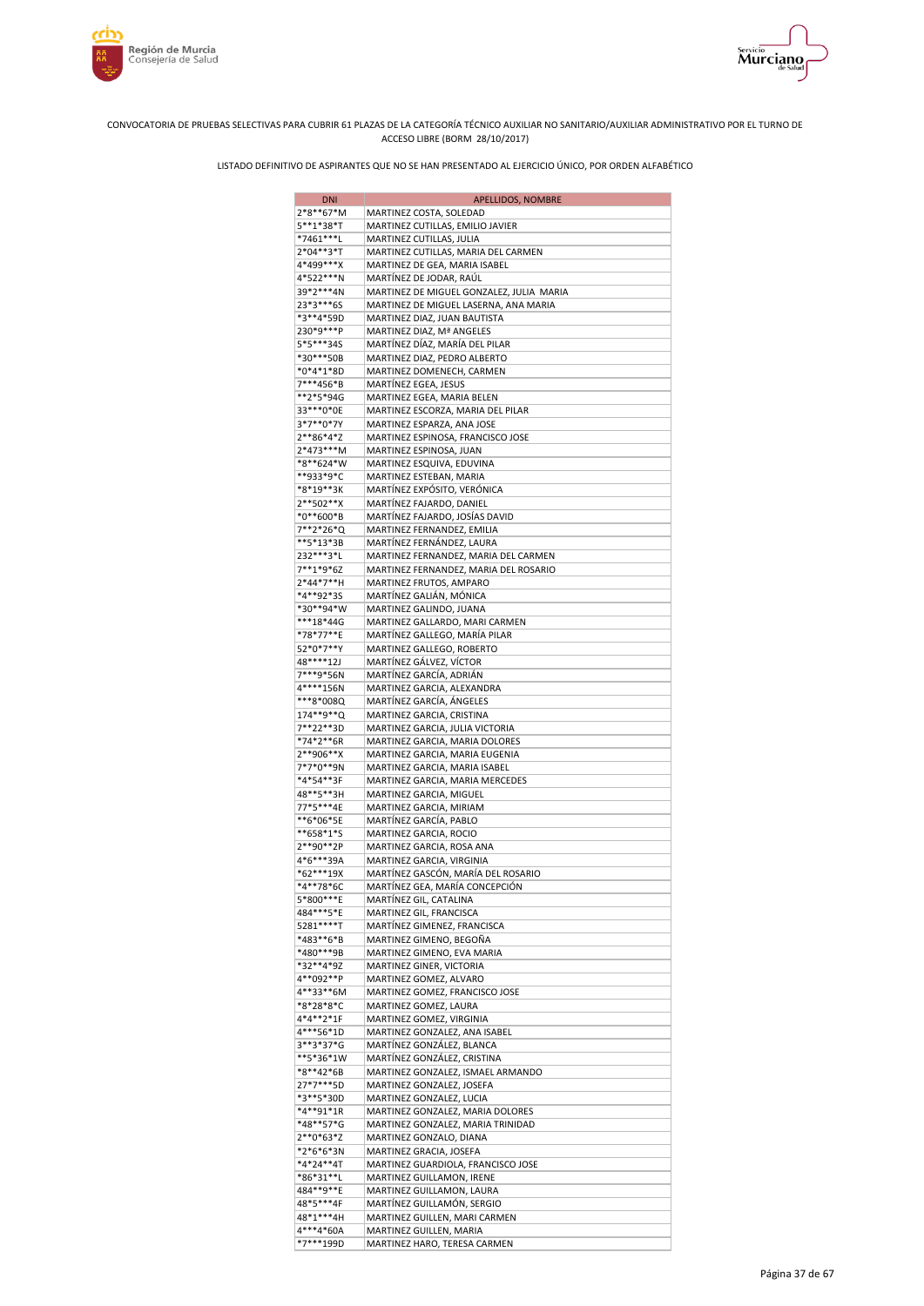CONVOCATORIA DE PRUEBAS SELECTIVAS PARA CUBRIR 61 PLAZAS DE LA CATEGORÍA TÉCNICO AUXILIAR NO SANITARIO/AUXILIAR ADMINISTRATIVO POR EL TURNO DE ACCESO LIBRE (BORM 28/10/2017)

LISTADO DEFINITIVO DE ASPIRANTES QUE NO SE HAN PRESENTADO AL EJERCICIO ÚNICO, POR ORDEN ALFABÉTICO

| DNI | APELLIDOS, NOMBRE |
|---|---|
| 2*8**67*M | MARTINEZ COSTA, SOLEDAD |
| 5**1*38*T | MARTINEZ CUTILLAS, EMILIO JAVIER |
| *7461***L | MARTINEZ CUTILLAS, JULIA |
| 2*04**3*T | MARTINEZ CUTILLAS, MARIA DEL CARMEN |
| 4*499***X | MARTINEZ DE GEA, MARIA ISABEL |
| 4*522***N | MARTÍNEZ DE JODAR, RAÚL |
| 39*2***4N | MARTINEZ DE MIGUEL GONZALEZ, JULIA MARIA |
| 23*3***6S | MARTINEZ DE MIGUEL LASERNA, ANA MARIA |
| *3**4*59D | MARTINEZ DIAZ, JUAN BAUTISTA |
| 230*9***P | MARTINEZ DIAZ, Mª ANGELES |
| 5*5***34S | MARTÍNEZ DÍAZ, MARÍA DEL PILAR |
| *30***50B | MARTINEZ DIAZ, PEDRO ALBERTO |
| *0*4*1*8D | MARTINEZ DOMENECH, CARMEN |
| 7***456*B | MARTÍNEZ EGEA, JESUS |
| **2*5*94G | MARTINEZ EGEA, MARIA BELEN |
| 33***0*0E | MARTINEZ ESCORZA, MARIA DEL PILAR |
| 3*7**0*7Y | MARTINEZ ESPARZA, ANA JOSE |
| 2**86*4*Z | MARTINEZ ESPINOSA, FRANCISCO JOSE |
| 2*473***M | MARTINEZ ESPINOSA, JUAN |
| *8**624*W | MARTINEZ ESQUIVA, EDUVINA |
| **933*9*C | MARTINEZ ESTEBAN, MARIA |
| *8*19**3K | MARTÍNEZ EXPÓSITO, VERÓNICA |
| 2**502**X | MARTÍNEZ FAJARDO, DANIEL |
| *0**600*B | MARTÍNEZ FAJARDO, JOSÍAS DAVID |
| 7**2*26*Q | MARTINEZ FERNANDEZ, EMILIA |
| **5*13*3B | MARTÍNEZ FERNÁNDEZ, LAURA |
| 232***3*L | MARTINEZ FERNANDEZ, MARIA DEL CARMEN |
| 7**1*9*6Z | MARTINEZ FERNANDEZ, MARIA DEL ROSARIO |
| 2*44*7**H | MARTINEZ FRUTOS, AMPARO |
| *4**92*3S | MARTÍNEZ GALIÁN, MÓNICA |
| *30**94*W | MARTINEZ GALINDO, JUANA |
| ***18*44G | MARTINEZ GALLARDO, MARI CARMEN |
| *78*77**E | MARTÍNEZ GALLEGO, MARÍA PILAR |
| 52*0*7**Y | MARTINEZ GALLEGO, ROBERTO |
| 48****12J | MARTÍNEZ GÁLVEZ, VÍCTOR |
| 7***9*56N | MARTÍNEZ GARCÍA, ADRIÁN |
| 4****156N | MARTINEZ GARCIA, ALEXANDRA |
| ***8*008Q | MARTÍNEZ GARCÍA, ÁNGELES |
| 174**9**Q | MARTINEZ GARCIA, CRISTINA |
| 7**22**3D | MARTINEZ GARCIA, JULIA VICTORIA |
| *74*2**6R | MARTINEZ GARCIA, MARIA DOLORES |
| 2**906**X | MARTINEZ GARCIA, MARIA EUGENIA |
| 7*7*0**9N | MARTINEZ GARCIA, MARIA ISABEL |
| *4*54**3F | MARTINEZ GARCIA, MARIA MERCEDES |
| 48**5**3H | MARTINEZ GARCIA, MIGUEL |
| 77*5***4E | MARTINEZ GARCIA, MIRIAM |
| **6*06*5E | MARTÍNEZ GARCÍA, PABLO |
| **658*1*S | MARTINEZ GARCIA, ROCIO |
| 2**90**2P | MARTINEZ GARCIA, ROSA ANA |
| 4*6***39A | MARTINEZ GARCIA, VIRGINIA |
| *62***19X | MARTÍNEZ GASCÓN, MARÍA DEL ROSARIO |
| *4**78*6C | MARTÍNEZ GEA, MARÍA CONCEPCIÓN |
| 5*800***E | MARTÍNEZ GIL, CATALINA |
| 484***5*E | MARTINEZ GIL, FRANCISCA |
| 5281****T | MARTÍNEZ GIMENEZ, FRANCISCA |
| *483**6*B | MARTINEZ GIMENO, BEGOÑA |
| *480***9B | MARTINEZ GIMENO, EVA MARIA |
| *32**4*9Z | MARTINEZ GINER, VICTORIA |
| 4**092**P | MARTINEZ GOMEZ, ALVARO |
| 4**33**6M | MARTINEZ GOMEZ, FRANCISCO JOSE |
| *8*28*8*C | MARTINEZ GOMEZ, LAURA |
| 4*4**2*1F | MARTINEZ GOMEZ, VIRGINIA |
| 4***56*1D | MARTINEZ GONZALEZ, ANA ISABEL |
| 3**3*37*G | MARTÍNEZ GONZÁLEZ, BLANCA |
| **5*36*1W | MARTÍNEZ GONZÁLEZ, CRISTINA |
| *8**42*6B | MARTINEZ GONZALEZ, ISMAEL ARMANDO |
| 27*7***5D | MARTINEZ GONZALEZ, JOSEFA |
| *3**5*30D | MARTINEZ GONZALEZ, LUCIA |
| *4**91*1R | MARTINEZ GONZALEZ, MARIA DOLORES |
| *48**57*G | MARTINEZ GONZALEZ, MARIA TRINIDAD |
| 2**0*63*Z | MARTINEZ GONZALO, DIANA |
| *2*6*6*3N | MARTINEZ GRACIA, JOSEFA |
| *4*24**4T | MARTINEZ GUARDIOLA, FRANCISCO JOSE |
| *86*31**L | MARTINEZ GUILLAMON, IRENE |
| 484**9**E | MARTINEZ GUILLAMON, LAURA |
| 48*5***4F | MARTÍNEZ GUILLAMÓN, SERGIO |
| 48*1***4H | MARTINEZ GUILLEN, MARI CARMEN |
| 4***4*60A | MARTINEZ GUILLEN, MARIA |
| *7***199D | MARTINEZ HARO, TERESA CARMEN |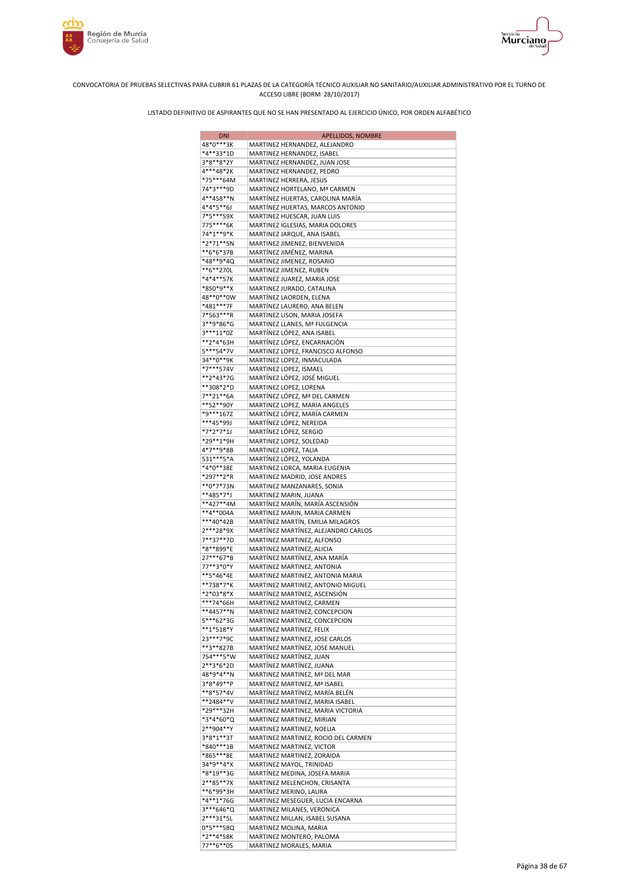CONVOCATORIA DE PRUEBAS SELECTIVAS PARA CUBRIR 61 PLAZAS DE LA CATEGORÍA TÉCNICO AUXILIAR NO SANITARIO/AUXILIAR ADMINISTRATIVO POR EL TURNO DE ACCESO LIBRE (BORM 28/10/2017)

LISTADO DEFINITIVO DE ASPIRANTES QUE NO SE HAN PRESENTADO AL EJERCICIO ÚNICO, POR ORDEN ALFABÉTICO

| DNI | APELLIDOS, NOMBRE |
|---|---|
| 48*0***3K | MARTINEZ HERNANDEZ, ALEJANDRO |
| *4**33*1D | MARTINEZ HERNANDEZ, ISABEL |
| 3*8**8*2Y | MARTINEZ HERNANDEZ, JUAN JOSE |
| 4***48*2K | MARTINEZ HERNANDEZ, PEDRO |
| *75***64M | MARTINEZ HERRERA, JESUS |
| 74*3***9D | MARTINEZ HORTELANO, Mª CARMEN |
| 4**458**N | MARTÍNEZ HUERTAS, CAROLINA MARÍA |
| 4*4*5**6J | MARTÍNEZ HUERTAS, MARCOS ANTONIO |
| 7*5***59X | MARTINEZ HUESCAR, JUAN LUIS |
| 775****6K | MARTINEZ IGLESIAS, MARIA DOLORES |
| 74*1**9*K | MARTINEZ JARQUE, ANA ISABEL |
| *2*71**5N | MARTINEZ JIMENEZ, BIENVENIDA |
| **6*6*37B | MARTÍNEZ JIMÉNEZ, MARINA |
| *48**9*4Q | MARTINEZ JIMENEZ, ROSARIO |
| **6**270L | MARTINEZ JIMENEZ, RUBEN |
| *4*4**57K | MARTINEZ JUAREZ, MARIA JOSE |
| *850*9**X | MARTINEZ JURADO, CATALINA |
| 48**0**0W | MARTÍNEZ LAORDEN, ELENA |
| *481***7F | MARTÍNEZ LAURERO, ANA BELEN |
| 7*563***R | MARTINEZ LISON, MARIA JOSEFA |
| 3**9*86*G | MARTINEZ LLANES, Mª FULGENCIA |
| 3***11*0Z | MARTÍNEZ LÓPEZ, ANA ISABEL |
| **2*4*63H | MARTÍNEZ LÓPEZ, ENCARNACIÓN |
| 5***54*7V | MARTINEZ LOPEZ, FRANCISCO ALFONSO |
| 34**0**9K | MARTINEZ LOPEZ, INMACULADA |
| *7***574V | MARTINEZ LOPEZ, ISMAEL |
| **2*43*7G | MARTÍNEZ LÓPEZ, JOSÉ MIGUEL |
| **308*2*D | MARTINEZ LOPEZ, LORENA |
| 7**21**6A | MARTÍNEZ LÓPEZ, Mª DEL CARMEN |
| **52**90Y | MARTINEZ LOPEZ, MARIA ANGELES |
| *9***167Z | MARTÍNEZ LÓPEZ, MARÍA CARMEN |
| ***45*99J | MARTÍNEZ LÓPEZ, NEREIDA |
| *7*2*7*1J | MARTÍNEZ LÓPEZ, SERGIO |
| *29**1*9H | MARTINEZ LOPEZ, SOLEDAD |
| 4*7**9*8B | MARTINEZ LOPEZ, TALIA |
| 531***5*A | MARTÍNEZ LÓPEZ, YOLANDA |
| *4*0**38E | MARTINEZ LORCA, MARIA EUGENIA |
| *297**2*R | MARTINEZ MADRID, JOSE ANDRES |
| **0*7*73N | MARTINEZ MANZANARES, SONIA |
| **485*7*J | MARTINEZ MARIN, JUANA |
| **427**4M | MARTÍNEZ MARÍN, MARÍA ASCENSIÓN |
| **4**004A | MARTINEZ MARIN, MARIA CARMEN |
| ***40*42B | MARTÍNEZ MARTÍN, EMILIA MILAGROS |
| 2***28*9X | MARTÍNEZ MARTÍNEZ, ALEJANDRO CARLOS |
| 7**37**7D | MARTINEZ MARTINEZ, ALFONSO |
| *8**899*E | MARTINEZ MARTINEZ, ALICIA |
| 27***67*B | MARTÍNEZ MARTÍNEZ, ANA MARÍA |
| 77**3*0*Y | MARTINEZ MARTINEZ, ANTONIA |
| **5*46*4E | MARTINEZ MARTINEZ, ANTONIA MARIA |
| **738*7*K | MARTINEZ MARTINEZ, ANTONIO MIGUEL |
| *2*03*8*X | MARTÍNEZ MARTÍNEZ, ASCENSIÓN |
| ***74*66H | MARTINEZ MARTINEZ, CARMEN |
| **4457**N | MARTINEZ MARTINEZ, CONCEPCION |
| 5***62*3G | MARTINEZ MARTINEZ, CONCEPCION |
| **1*518*Y | MARTINEZ MARTINEZ, FELIX |
| 23***7*9C | MARTINEZ MARTINEZ, JOSE CARLOS |
| **3**827B | MARTÍNEZ MARTÍNEZ, JOSE MANUEL |
| 754***5*W | MARTÍNEZ MARTÍNEZ, JUAN |
| 2**3*6*2D | MARTÍNEZ MARTÍNEZ, JUANA |
| 48*9*4**N | MARTINEZ MARTINEZ, Mª DEL MAR |
| 3*8*49**P | MARTINEZ MARTINEZ, Mª ISABEL |
| **8*57*4V | MARTÍNEZ MARTÍNEZ, MARÍA BELÉN |
| **2484**V | MARTINEZ MARTINEZ, MARIA ISABEL |
| *29***32H | MARTINEZ MARTINEZ, MARIA VICTORIA |
| *3*4*60*Q | MARTINEZ MARTINEZ, MIRIAN |
| 2**904**Y | MARTINEZ MARTINEZ, NOELIA |
| 3*8*1**3T | MARTINEZ MARTINEZ, ROCIO DEL CARMEN |
| *840***1B | MARTINEZ MARTINEZ, VICTOR |
| *865***8E | MARTINEZ MARTINEZ, ZORAIDA |
| 34*9**4*X | MARTINEZ MAYOL, TRINIDAD |
| *8*19**3G | MARTÍNEZ MEDINA, JOSEFA MARIA |
| 2**85**7X | MARTINEZ MELENCHON, CRISANTA |
| **6*99*3H | MARTÍNEZ MERINO, LAURA |
| *4**1*76G | MARTINEZ MESEGUER, LUCIA ENCARNA |
| 3***646*Q | MARTINEZ MILANES, VERONICA |
| 2***31*5L | MARTINEZ MILLAN, ISABEL SUSANA |
| 0*5***58Q | MARTINEZ MOLINA, MARIA |
| *2**4*58K | MARTINEZ MONTERO, PALOMA |
| 77**6**0S | MARTINEZ MORALES, MARIA |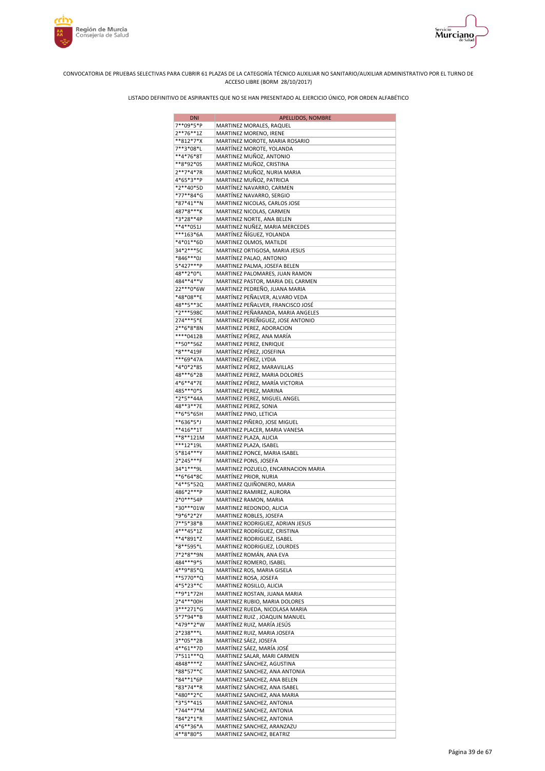CONVOCATORIA DE PRUEBAS SELECTIVAS PARA CUBRIR 61 PLAZAS DE LA CATEGORÍA TÉCNICO AUXILIAR NO SANITARIO/AUXILIAR ADMINISTRATIVO POR EL TURNO DE ACCESO LIBRE (BORM 28/10/2017)

LISTADO DEFINITIVO DE ASPIRANTES QUE NO SE HAN PRESENTADO AL EJERCICIO ÚNICO, POR ORDEN ALFABÉTICO

| DNI | APELLIDOS, NOMBRE |
|---|---|
| 7**09*5*P | MARTINEZ MORALES, RAQUEL |
| 2**76**1Z | MARTINEZ MORENO, IRENE |
| **812*7*X | MARTINEZ MOROTE, MARIA ROSARIO |
| 7**3*08*L | MARTÍNEZ MOROTE, YOLANDA |
| **4*76*8T | MARTINEZ MUÑOZ, ANTONIO |
| **8*92*0S | MARTINEZ MUÑOZ, CRISTINA |
| 2**7*4*7R | MARTINEZ MUÑOZ, NURIA MARIA |
| 4*65*3**P | MARTINEZ MUÑOZ, PATRICIA |
| *2**40*5D | MARTÍNEZ NAVARRO, CARMEN |
| *77**84*G | MARTÍNEZ NAVARRO, SERGIO |
| *87*41**N | MARTINEZ NICOLAS, CARLOS JOSE |
| 487*8***K | MARTINEZ NICOLAS, CARMEN |
| *3*28**4P | MARTINEZ NORTE, ANA BELEN |
| **4**051J | MARTINEZ NUÑEZ, MARIA MERCEDES |
| ***163*6A | MARTÍNEZ ÑÍGUEZ, YOLANDA |
| *4*01**6D | MARTINEZ OLMOS, MATILDE |
| 34*2***5C | MARTINEZ ORTIGOSA, MARIA JESUS |
| *846***0J | MARTÍNEZ PALAO, ANTONIO |
| 5*427***P | MARTINEZ PALMA, JOSEFA BELEN |
| 48**2*0*L | MARTINEZ PALOMARES, JUAN RAMON |
| 484**4**V | MARTINEZ PASTOR, MARIA DEL CARMEN |
| 22***0*6W | MARTINEZ PEDREÑO, JUANA MARIA |
| *48*08**E | MARTÍNEZ PEÑALVER, ALVARO VEDA |
| 48**5**3C | MARTÍNEZ PEÑALVER, FRANCISCO JOSÉ |
| *2***598C | MARTINEZ PEÑARANDA, MARIA ANGELES |
| 274***5*E | MARTINEZ PEREÑIGUEZ, JOSE ANTONIO |
| 2**6*8*8N | MARTINEZ PEREZ, ADORACION |
| ****0412B | MARTÍNEZ PÉREZ, ANA MARÍA |
| **50**56Z | MARTINEZ PEREZ, ENRIQUE |
| *8***419F | MARTÍNEZ PÉREZ, JOSEFINA |
| ***69*47A | MARTÍNEZ PÉREZ, LYDIA |
| *4*0*2*8S | MARTÍNEZ PÉREZ, MARAVILLAS |
| 48***6*2B | MARTINEZ PEREZ, MARIA DOLORES |
| 4*6**4*7E | MARTÍNEZ PÉREZ, MARÍA VICTORIA |
| 485***0*S | MARTINEZ PEREZ, MARINA |
| *2*5**44A | MARTINEZ PEREZ, MIGUEL ANGEL |
| 48**3**7E | MARTINEZ PEREZ, SONIA |
| **6*5*65H | MARTÍNEZ PINO, LETICIA |
| **636*5*J | MARTINEZ PIÑERO, JOSE MIGUEL |
| **416**1T | MARTINEZ PLACER, MARIA VANESA |
| **8**121M | MARTINEZ PLAZA, ALICIA |
| ***12*19L | MARTINEZ PLAZA, ISABEL |
| 5*814***Y | MARTINEZ PONCE, MARIA ISABEL |
| 2*245***F | MARTINEZ PONS, JOSEFA |
| 34*1***9L | MARTINEZ POZUELO, ENCARNACION MARIA |
| **6*64*8C | MARTÍNEZ PRIOR, NURIA |
| *4**5*52Q | MARTINEZ QUIÑONERO, MARIA |
| 486*2***P | MARTINEZ RAMIREZ, AURORA |
| 2*0***54P | MARTINEZ RAMON, MARIA |
| *30***01W | MARTINEZ REDONDO, ALICIA |
| *9*6*2*2Y | MARTINEZ ROBLES, JOSEFA |
| 7**5*38*B | MARTINEZ RODRIGUEZ, ADRIAN JESUS |
| 4***45*1Z | MARTÍNEZ RODRÍGUEZ, CRISTINA |
| **4*891*Z | MARTINEZ RODRIGUEZ, ISABEL |
| *8**595*L | MARTINEZ RODRIGUEZ, LOURDES |
| 7*2*8**9N | MARTÍNEZ ROMÁN, ANA EVA |
| 484***9*S | MARTÍNEZ ROMERO, ISABEL |
| 4**9*85*Q | MARTÍNEZ ROS, MARIA GISELA |
| **5770**Q | MARTINEZ ROSA, JOSEFA |
| 4*5*23**C | MARTINEZ ROSILLO, ALICIA |
| **9*1*72H | MARTINEZ ROSTAN, JUANA MARIA |
| 2*4***00H | MARTINEZ RUBIO, MARIA DOLORES |
| 3***271*G | MARTINEZ RUEDA, NICOLASA MARIA |
| 5*7*94**B | MARTINEZ RUIZ , JOAQUIN MANUEL |
| *479**2*W | MARTÍNEZ RUIZ, MARÍA JESÚS |
| 2*238***L | MARTINEZ RUIZ, MARIA JOSEFA |
| 3**05**2B | MARTÍNEZ SÁEZ, JOSEFA |
| 4**61**7D | MARTÍNEZ SÁEZ, MARÍA JOSÉ |
| 7*511***Q | MARTINEZ SALAR, MARI CARMEN |
| 4848****Z | MARTÍNEZ SÁNCHEZ, AGUSTINA |
| *88*57**C | MARTINEZ SANCHEZ, ANA ANTONIA |
| *84**1*6P | MARTINEZ SANCHEZ, ANA BELEN |
| *83*74**R | MARTÍNEZ SÁNCHEZ, ANA ISABEL |
| *480**2*C | MARTINEZ SANCHEZ, ANA MARIA |
| *3*5**41S | MARTINEZ SANCHEZ, ANTONIA |
| *744**7*M | MARTINEZ SANCHEZ, ANTONIA |
| *84*2*1*R | MARTÍNEZ SÁNCHEZ, ANTONIA |
| 4*6**36*A | MARTINEZ SANCHEZ, ARANZAZU |
| 4**8*80*S | MARTINEZ SANCHEZ, BEATRIZ |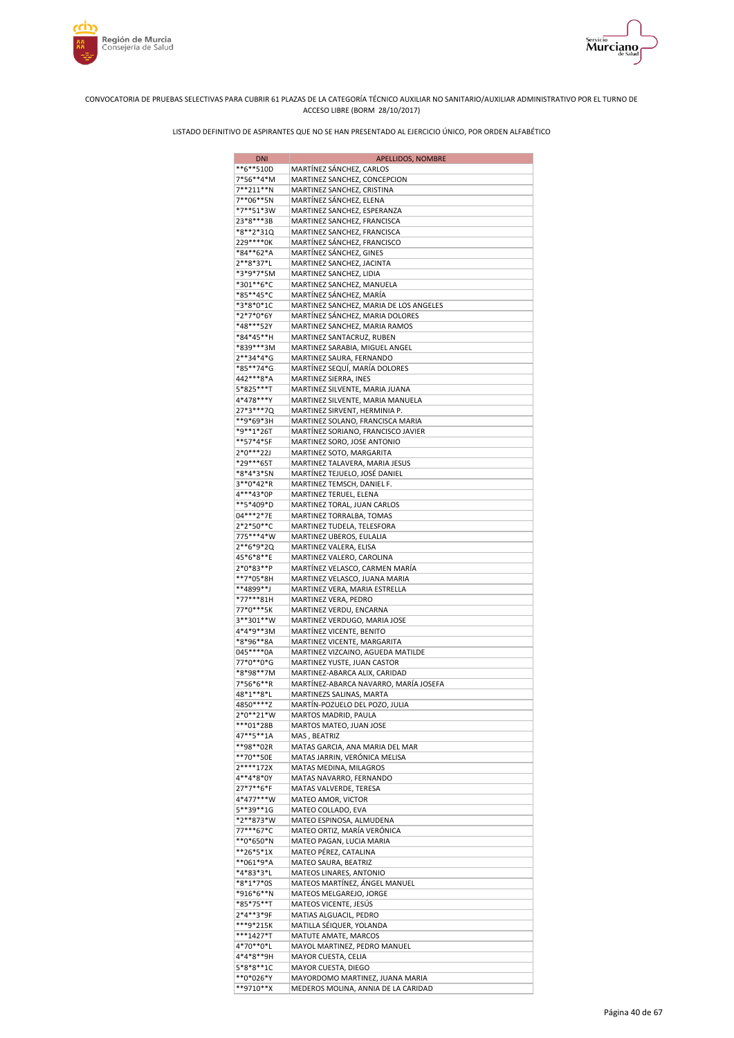CONVOCATORIA DE PRUEBAS SELECTIVAS PARA CUBRIR 61 PLAZAS DE LA CATEGORÍA TÉCNICO AUXILIAR NO SANITARIO/AUXILIAR ADMINISTRATIVO POR EL TURNO DE ACCESO LIBRE (BORM 28/10/2017)

LISTADO DEFINITIVO DE ASPIRANTES QUE NO SE HAN PRESENTADO AL EJERCICIO ÚNICO, POR ORDEN ALFABÉTICO

| DNI | APELLIDOS, NOMBRE |
|---|---|
| **6**510D | MARTÍNEZ SÁNCHEZ, CARLOS |
| 7*56**4*M | MARTINEZ SANCHEZ, CONCEPCION |
| 7**211**N | MARTINEZ SANCHEZ, CRISTINA |
| 7**06**5N | MARTÍNEZ SÁNCHEZ, ELENA |
| *7**51*3W | MARTINEZ SANCHEZ, ESPERANZA |
| 23*8***3B | MARTINEZ SANCHEZ, FRANCISCA |
| *8**2*31Q | MARTINEZ SANCHEZ, FRANCISCA |
| 229****0K | MARTÍNEZ SÁNCHEZ, FRANCISCO |
| *84**62*A | MARTÍNEZ SÁNCHEZ, GINES |
| 2**8*37*L | MARTINEZ SANCHEZ, JACINTA |
| *3*9*7*5M | MARTINEZ SANCHEZ, LIDIA |
| *301**6*C | MARTINEZ SANCHEZ, MANUELA |
| *85**45*C | MARTÍNEZ SÁNCHEZ, MARÍA |
| *3*8*0*1C | MARTINEZ SANCHEZ, MARIA DE LOS ANGELES |
| *2*7*0*6Y | MARTÍNEZ SÁNCHEZ, MARIA DOLORES |
| *48***52Y | MARTINEZ SANCHEZ, MARIA RAMOS |
| *84*45**H | MARTINEZ SANTACRUZ, RUBEN |
| *839***3M | MARTINEZ SARABIA, MIGUEL ANGEL |
| 2**34*4*G | MARTINEZ SAURA, FERNANDO |
| *85**74*G | MARTÍNEZ SEQUÍ, MARÍA DOLORES |
| 442***8*A | MARTINEZ SIERRA, INES |
| 5*825***T | MARTINEZ SILVENTE, MARIA JUANA |
| 4*478***Y | MARTINEZ SILVENTE, MARIA MANUELA |
| 27*3***7Q | MARTINEZ SIRVENT, HERMINIA P. |
| **9*69*3H | MARTINEZ SOLANO, FRANCISCA MARIA |
| *9**1*26T | MARTÍNEZ SORIANO, FRANCISCO JAVIER |
| **57*4*5F | MARTINEZ SORO, JOSE ANTONIO |
| 2*0***22J | MARTINEZ SOTO, MARGARITA |
| *29***65T | MARTINEZ TALAVERA, MARIA JESUS |
| *8*4*3*5N | MARTÍNEZ TEJUELO, JOSÉ DANIEL |
| 3**0*42*R | MARTINEZ TEMSCH, DANIEL F. |
| 4***43*0P | MARTINEZ TERUEL, ELENA |
| **5*409*D | MARTINEZ TORAL, JUAN CARLOS |
| 04***2*7E | MARTINEZ TORRALBA, TOMAS |
| 2*2*50**C | MARTINEZ TUDELA, TELESFORA |
| 775***4*W | MARTINEZ UBEROS, EULALIA |
| 2**6*9*2Q | MARTINEZ VALERA, ELISA |
| 45*6*8**E | MARTINEZ VALERO, CAROLINA |
| 2*0*83**P | MARTÍNEZ VELASCO, CARMEN MARÍA |
| **7*05*8H | MARTINEZ VELASCO, JUANA MARIA |
| **4899**J | MARTINEZ VERA, MARIA ESTRELLA |
| *77***81H | MARTINEZ VERA, PEDRO |
| 77*0***5K | MARTINEZ VERDU, ENCARNA |
| 3**301**W | MARTINEZ VERDUGO, MARIA JOSE |
| 4*4*9**3M | MARTÍNEZ VICENTE, BENITO |
| *8*96**8A | MARTINEZ VICENTE, MARGARITA |
| 045****0A | MARTINEZ VIZCAINO, AGUEDA MATILDE |
| 77*0**0*G | MARTINEZ YUSTE, JUAN CASTOR |
| *8*98**7M | MARTINEZ-ABARCA ALIX, CARIDAD |
| 7*56*6**R | MARTÍNEZ-ABARCA NAVARRO, MARÍA JOSEFA |
| 48*1**8*L | MARTINEZS SALINAS, MARTA |
| 4850****Z | MARTÍN-POZUELO DEL POZO, JULIA |
| 2*0**21*W | MARTOS MADRID, PAULA |
| ***01*28B | MARTOS MATEO, JUAN JOSE |
| 47**5**1A | MAS , BEATRIZ |
| **98**02R | MATAS GARCIA, ANA MARIA DEL MAR |
| **70**50E | MATAS JARRIN, VERÓNICA MELISA |
| 2****172X | MATAS MEDINA, MILAGROS |
| 4**4*8*0Y | MATAS NAVARRO, FERNANDO |
| 27*7**6*F | MATAS VALVERDE, TERESA |
| 4*477***W | MATEO AMOR, VICTOR |
| 5**39**1G | MATEO COLLADO, EVA |
| *2**873*W | MATEO ESPINOSA, ALMUDENA |
| 77***67*C | MATEO ORTIZ, MARÍA VERÓNICA |
| **0*650*N | MATEO PAGAN, LUCIA MARIA |
| **26*5*1X | MATEO PÉREZ, CATALINA |
| **061*9*A | MATEO SAURA, BEATRIZ |
| *4*83*3*L | MATEOS LINARES, ANTONIO |
| *8*1*7*0S | MATEOS MARTÍNEZ, ÁNGEL MANUEL |
| *916*6**N | MATEOS MELGAREJO, JORGE |
| *85*75**T | MATEOS VICENTE, JESÚS |
| 2*4**3*9F | MATIAS ALGUACIL, PEDRO |
| ***9*215K | MATILLA SÉIQUER, YOLANDA |
| ***1427*T | MATUTE AMATE, MARCOS |
| 4*70**0*L | MAYOL MARTINEZ, PEDRO MANUEL |
| 4*4*8**9H | MAYOR CUESTA, CELIA |
| 5*8*8**1C | MAYOR CUESTA, DIEGO |
| **0*026*Y | MAYORDOMO MARTINEZ, JUANA MARIA |
| **9710**X | MEDEROS MOLINA, ANNIA DE LA CARIDAD |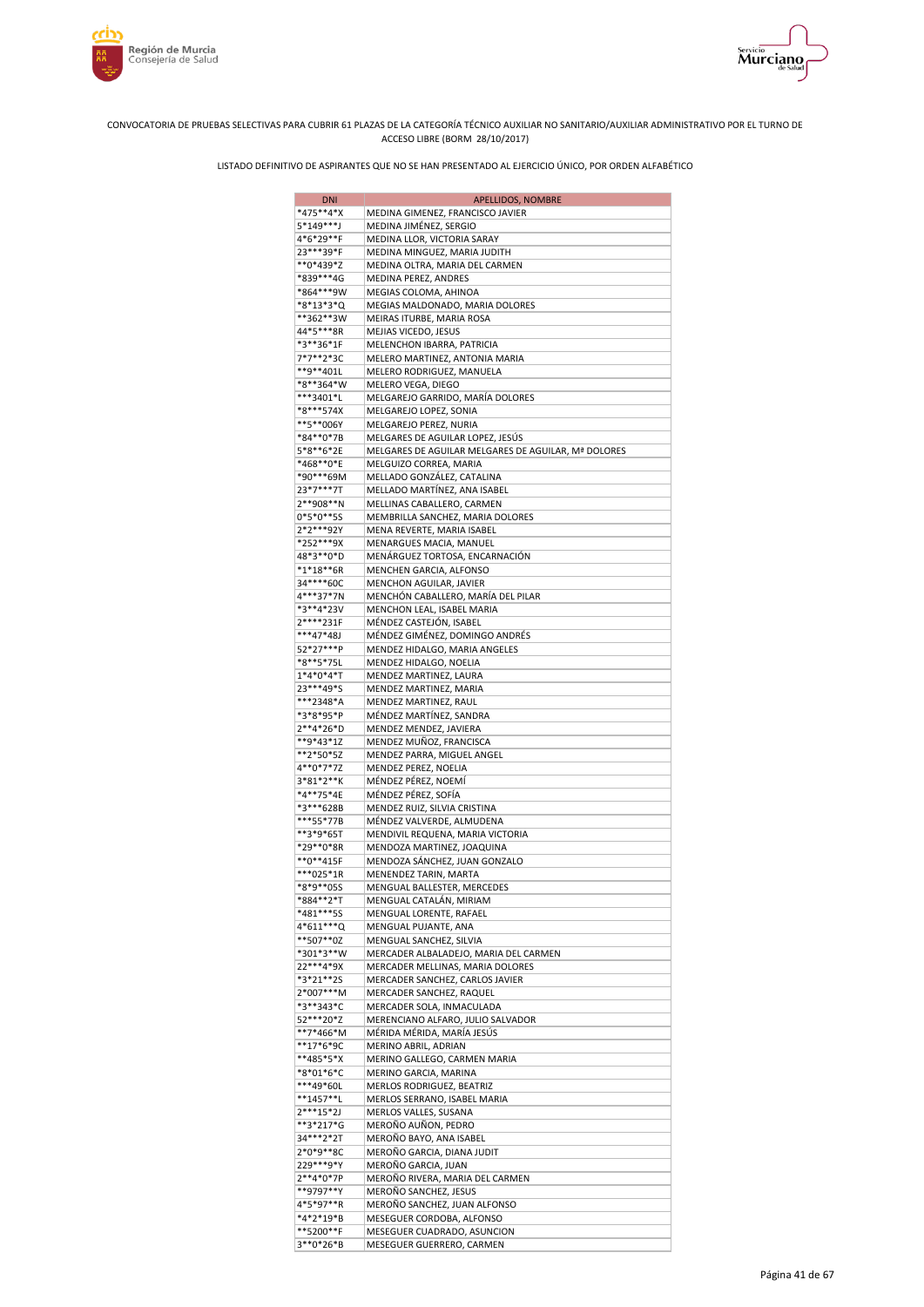CONVOCATORIA DE PRUEBAS SELECTIVAS PARA CUBRIR 61 PLAZAS DE LA CATEGORÍA TÉCNICO AUXILIAR NO SANITARIO/AUXILIAR ADMINISTRATIVO POR EL TURNO DE ACCESO LIBRE (BORM 28/10/2017)

LISTADO DEFINITIVO DE ASPIRANTES QUE NO SE HAN PRESENTADO AL EJERCICIO ÚNICO, POR ORDEN ALFABÉTICO

| DNI | APELLIDOS, NOMBRE |
|---|---|
| *475**4*X | MEDINA GIMENEZ, FRANCISCO JAVIER |
| 5*149***J | MEDINA JIMÉNEZ, SERGIO |
| 4*6*29**F | MEDINA LLOR, VICTORIA SARAY |
| 23***39*F | MEDINA MINGUEZ, MARIA JUDITH |
| **0*439*Z | MEDINA OLTRA, MARIA DEL CARMEN |
| *839***4G | MEDINA PEREZ, ANDRES |
| *864***9W | MEGIAS COLOMA, AHINOA |
| *8*13*3*Q | MEGIAS MALDONADO, MARIA DOLORES |
| **362**3W | MEIRAS ITURBE, MARIA ROSA |
| 44*5***8R | MEJIAS VICEDO, JESUS |
| *3**36*1F | MELENCHON IBARRA, PATRICIA |
| 7*7**2*3C | MELERO MARTINEZ, ANTONIA MARIA |
| **9**401L | MELERO RODRIGUEZ, MANUELA |
| *8**364*W | MELERO VEGA, DIEGO |
| ***3401*L | MELGAREJO GARRIDO, MARÍA DOLORES |
| *8***574X | MELGAREJO LOPEZ, SONIA |
| **5**006Y | MELGAREJO PEREZ, NURIA |
| *84**0*7B | MELGARES DE AGUILAR LOPEZ, JESÚS |
| 5*8**6*2E | MELGARES DE AGUILAR MELGARES DE AGUILAR, Mª DOLORES |
| *468**0*E | MELGUIZO CORREA, MARIA |
| *90***69M | MELLADO GONZÁLEZ, CATALINA |
| 23*7***7T | MELLADO MARTÍNEZ, ANA ISABEL |
| 2**908**N | MELLINAS CABALLERO, CARMEN |
| 0*5*0**5S | MEMBRILLA SANCHEZ, MARIA DOLORES |
| 2*2***92Y | MENA REVERTE, MARIA ISABEL |
| *252***9X | MENARGUES MACIA, MANUEL |
| 48*3**0*D | MENÁRGUEZ TORTOSA, ENCARNACIÓN |
| *1*18**6R | MENCHEN GARCIA, ALFONSO |
| 34****60C | MENCHON AGUILAR, JAVIER |
| 4***37*7N | MENCHÓN CABALLERO, MARÍA DEL PILAR |
| *3**4*23V | MENCHON LEAL, ISABEL MARIA |
| 2****231F | MÉNDEZ CASTEJÓN, ISABEL |
| ***47*48J | MÉNDEZ GIMÉNEZ, DOMINGO ANDRÉS |
| 52*27***P | MENDEZ HIDALGO, MARIA ANGELES |
| *8**5*75L | MENDEZ HIDALGO, NOELIA |
| 1*4*0*4*T | MENDEZ MARTINEZ, LAURA |
| 23***49*S | MENDEZ MARTINEZ, MARIA |
| ***2348*A | MENDEZ MARTINEZ, RAUL |
| *3*8*95*P | MÉNDEZ MARTÍNEZ, SANDRA |
| 2**4*26*D | MENDEZ MENDEZ, JAVIERA |
| **9*43*1Z | MENDEZ MUÑOZ, FRANCISCA |
| **2*50*5Z | MENDEZ PARRA, MIGUEL ANGEL |
| 4**0*7*7Z | MENDEZ PEREZ, NOELIA |
| 3*81*2**K | MÉNDEZ PÉREZ, NOEMÍ |
| *4**75*4E | MÉNDEZ PÉREZ, SOFÍA |
| *3***628B | MENDEZ RUIZ, SILVIA CRISTINA |
| ***55*77B | MÉNDEZ VALVERDE, ALMUDENA |
| **3*9*65T | MENDIVIL REQUENA, MARIA VICTORIA |
| *29**0*8R | MENDOZA MARTINEZ, JOAQUINA |
| **0**415F | MENDOZA SÁNCHEZ, JUAN GONZALO |
| ***025*1R | MENENDEZ TARIN, MARTA |
| *8*9**05S | MENGUAL BALLESTER, MERCEDES |
| *884**2*T | MENGUAL CATALÁN, MIRIAM |
| *481***5S | MENGUAL LORENTE, RAFAEL |
| 4*611***Q | MENGUAL PUJANTE, ANA |
| **507**0Z | MENGUAL SANCHEZ, SILVIA |
| *301*3**W | MERCADER ALBALADEJO, MARIA DEL CARMEN |
| 22***4*9X | MERCADER MELLINAS, MARIA DOLORES |
| *3*21**2S | MERCADER SANCHEZ, CARLOS JAVIER |
| 2*007***M | MERCADER SANCHEZ, RAQUEL |
| *3**343*C | MERCADER SOLA, INMACULADA |
| 52***20*Z | MERENCIANO ALFARO, JULIO SALVADOR |
| **7*466*M | MÉRIDA MÉRIDA, MARÍA JESÚS |
| **17*6*9C | MERINO ABRIL, ADRIAN |
| **485*5*X | MERINO GALLEGO, CARMEN MARIA |
| *8*01*6*C | MERINO GARCIA, MARINA |
| ***49*60L | MERLOS RODRIGUEZ, BEATRIZ |
| **1457**L | MERLOS SERRANO, ISABEL MARIA |
| 2***15*2J | MERLOS VALLES, SUSANA |
| **3*217*G | MEROÑO AUÑON, PEDRO |
| 34***2*2T | MEROÑO BAYO, ANA ISABEL |
| 2*0*9**8C | MEROÑO GARCIA, DIANA JUDIT |
| 229***9*Y | MEROÑO GARCIA, JUAN |
| 2**4*0*7P | MEROÑO RIVERA, MARIA DEL CARMEN |
| **9797**Y | MEROÑO SANCHEZ, JESUS |
| 4*5*97**R | MEROÑO SANCHEZ, JUAN ALFONSO |
| *4*2*19*B | MESEGUER CORDOBA, ALFONSO |
| **5200**F | MESEGUER CUADRADO, ASUNCION |
| 3**0*26*B | MESEGUER GUERRERO, CARMEN |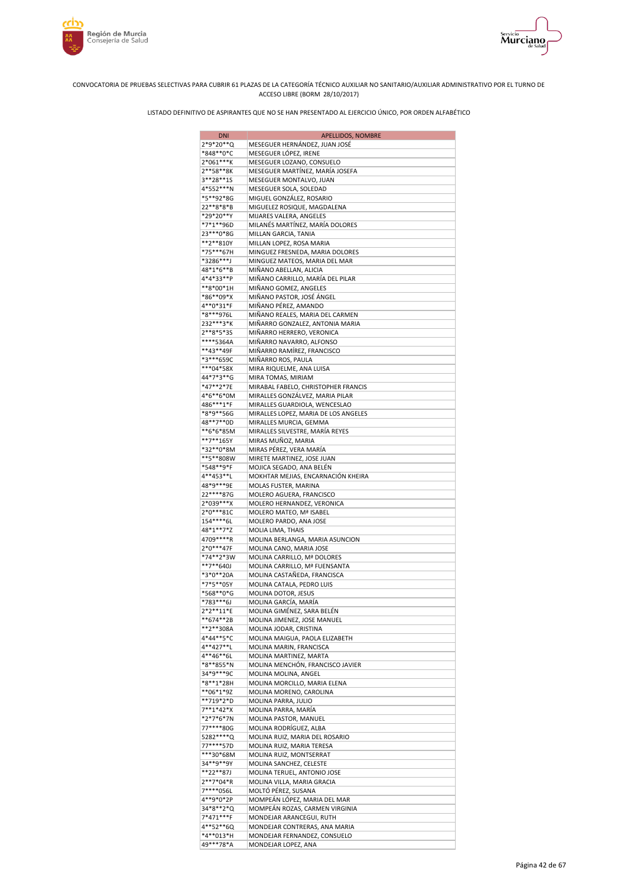CONVOCATORIA DE PRUEBAS SELECTIVAS PARA CUBRIR 61 PLAZAS DE LA CATEGORÍA TÉCNICO AUXILIAR NO SANITARIO/AUXILIAR ADMINISTRATIVO POR EL TURNO DE ACCESO LIBRE (BORM 28/10/2017)

LISTADO DEFINITIVO DE ASPIRANTES QUE NO SE HAN PRESENTADO AL EJERCICIO ÚNICO, POR ORDEN ALFABÉTICO

| DNI | APELLIDOS, NOMBRE |
|---|---|
| 2*9*20**Q | MESEGUER HERNÁNDEZ, JUAN JOSÉ |
| *848**0*C | MESEGUER LÓPEZ, IRENE |
| 2*061***K | MESEGUER LOZANO, CONSUELO |
| 2**58**8K | MESEGUER MARTÍNEZ, MARÍA JOSEFA |
| 3**28**1S | MESEGUER MONTALVO, JUAN |
| 4*552***N | MESEGUER SOLA, SOLEDAD |
| *5**92*8G | MIGUEL GONZÁLEZ, ROSARIO |
| 22**8*8*B | MIGUELEZ ROSIQUE, MAGDALENA |
| *29*20**Y | MIJARES VALERA, ANGELES |
| *7*1**96D | MILANÉS MARTÍNEZ, MARÍA DOLORES |
| 23***0*8G | MILLAN GARCIA, TANIA |
| **2**810Y | MILLAN LOPEZ, ROSA MARIA |
| *75***67H | MINGUEZ FRESNEDA, MARIA DOLORES |
| *3286***J | MINGUEZ MATEOS, MARIA DEL MAR |
| 48*1*6**B | MIÑANO ABELLAN, ALICIA |
| 4*4*33**P | MIÑANO CARRILLO, MARÍA DEL PILAR |
| **8*00*1H | MIÑANO GOMEZ, ANGELES |
| *86**09*X | MIÑANO PASTOR, JOSÉ ÁNGEL |
| 4**0*31*F | MIÑANO PÉREZ, AMANDO |
| *8***976L | MIÑANO REALES, MARIA DEL CARMEN |
| 232***3*K | MIÑARRO GONZALEZ, ANTONIA MARIA |
| 2**8*5*3S | MIÑARRO HERRERO, VERONICA |
| ****5364A | MIÑARRO NAVARRO, ALFONSO |
| **43**49F | MIÑARRO RAMÍREZ, FRANCISCO |
| *3***659C | MIÑARRO ROS, PAULA |
| ***04*58X | MIRA RIQUELME, ANA LUISA |
| 44*7*3**G | MIRA TOMAS, MIRIAM |
| *47**2*7E | MIRABAL FABELO, CHRISTOPHER FRANCIS |
| 4*6**6*0M | MIRALLES GONZÁLVEZ, MARIA PILAR |
| 486***1*F | MIRALLES GUARDIOLA, WENCESLAO |
| *8*9**56G | MIRALLES LOPEZ, MARIA DE LOS ANGELES |
| 48**7**0D | MIRALLES MURCIA, GEMMA |
| **6*6*85M | MIRALLES SILVESTRE, MARÍA REYES |
| **7**165Y | MIRAS MUÑOZ, MARIA |
| *32**0*8M | MIRAS PÉREZ, VERA MARÍA |
| **5**808W | MIRETE MARTINEZ, JOSE JUAN |
| *548**9*F | MOJICA SEGADO, ANA BELÉN |
| 4**453**L | MOKHTAR MEJIAS, ENCARNACIÓN KHEIRA |
| 48*9***9E | MOLAS FUSTER, MARINA |
| 22****87G | MOLERO AGUERA, FRANCISCO |
| 2*039***X | MOLERO HERNANDEZ, VERONICA |
| 2*0***81C | MOLERO MATEO, Mª ISABEL |
| 154****6L | MOLERO PARDO, ANA JOSE |
| 48*1**7*Z | MOLIA LIMA, THAIS |
| 4709****R | MOLINA BERLANGA, MARIA ASUNCION |
| 2*0***47F | MOLINA CANO, MARIA JOSE |
| *74**2*3W | MOLINA CARRILLO, Mª DOLORES |
| **7**640J | MOLINA CARRILLO, Mª FUENSANTA |
| *3*0**20A | MOLINA CASTAÑEDA, FRANCISCA |
| *7*5**05Y | MOLINA CATALA, PEDRO LUIS |
| *568**0*G | MOLINA DOTOR, JESUS |
| *783***6J | MOLINA GARCÍA, MARÍA |
| 2*2**11*E | MOLINA GIMÉNEZ, SARA BELÉN |
| **674**2B | MOLINA JIMENEZ, JOSE MANUEL |
| **2**308A | MOLINA JODAR, CRISTINA |
| 4*44**5*C | MOLINA MAIGUA, PAOLA ELIZABETH |
| 4**427**L | MOLINA MARIN, FRANCISCA |
| 4**46**6L | MOLINA MARTINEZ, MARTA |
| *8**855*N | MOLINA MENCHÓN, FRANCISCO JAVIER |
| 34*9***9C | MOLINA MOLINA, ANGEL |
| *8**1*28H | MOLINA MORCILLO, MARIA ELENA |
| **06*1*9Z | MOLINA MORENO, CAROLINA |
| **719*2*D | MOLINA PARRA, JULIO |
| 7**1*42*X | MOLINA PARRA, MARÍA |
| *2*7*6*7N | MOLINA PASTOR, MANUEL |
| 77****80G | MOLINA RODRÍGUEZ, ALBA |
| 5282****Q | MOLINA RUIZ, MARIA DEL ROSARIO |
| 77****57D | MOLINA RUIZ, MARIA TERESA |
| ***30*68M | MOLINA RUIZ, MONTSERRAT |
| 34**9**9Y | MOLINA SANCHEZ, CELESTE |
| **22**87J | MOLINA TERUEL, ANTONIO JOSE |
| 2**7*04*R | MOLINA VILLA, MARIA GRACIA |
| 7****056L | MOLTÓ PÉREZ, SUSANA |
| 4**9*0*2P | MOMPEÁN LÓPEZ, MARIA DEL MAR |
| 34*8**2*Q | MOMPEÁN ROZAS, CARMEN VIRGINIA |
| 7*471***F | MONDEJAR ARANCEGUI, RUTH |
| 4**52**6Q | MONDEJAR CONTRERAS, ANA MARIA |
| *4**013*H | MONDEJAR FERNANDEZ, CONSUELO |
| 49***78*A | MONDEJAR LOPEZ, ANA |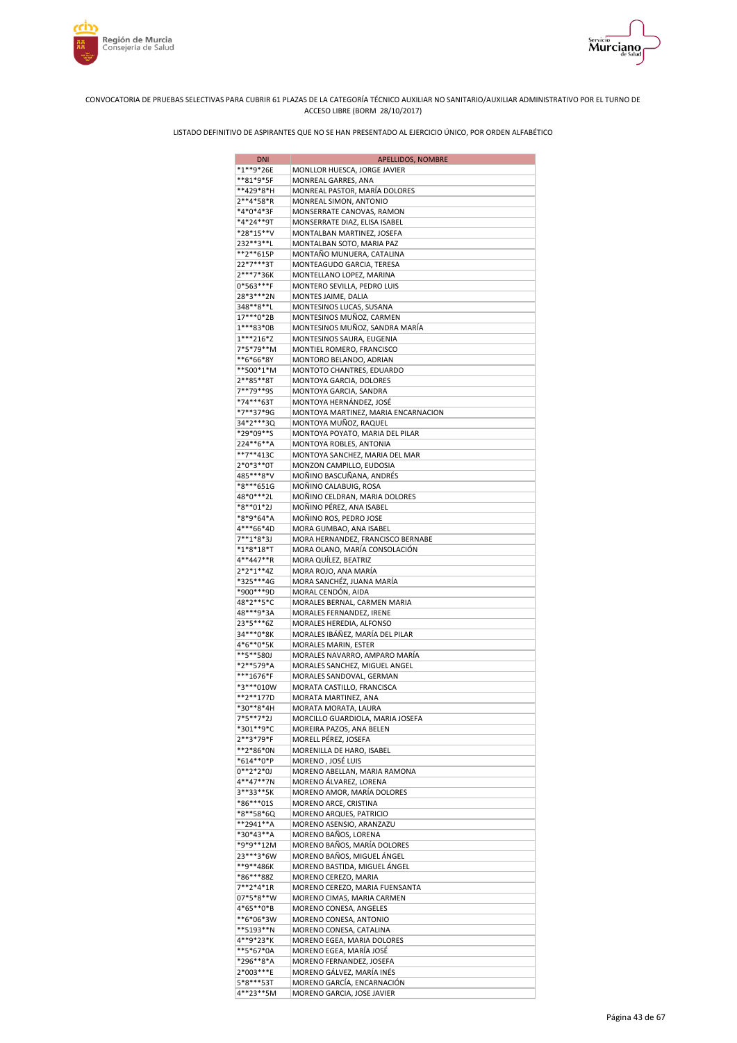CONVOCATORIA DE PRUEBAS SELECTIVAS PARA CUBRIR 61 PLAZAS DE LA CATEGORÍA TÉCNICO AUXILIAR NO SANITARIO/AUXILIAR ADMINISTRATIVO POR EL TURNO DE ACCESO LIBRE (BORM 28/10/2017)

LISTADO DEFINITIVO DE ASPIRANTES QUE NO SE HAN PRESENTADO AL EJERCICIO ÚNICO, POR ORDEN ALFABÉTICO

| DNI | APELLIDOS, NOMBRE |
|---|---|
| *1**9*26E | MONLLOR HUESCA, JORGE JAVIER |
| **81*9*5F | MONREAL GARRES, ANA |
| **429*8*H | MONREAL PASTOR, MARÍA DOLORES |
| 2**4*58*R | MONREAL SIMON, ANTONIO |
| *4*0*4*3F | MONSERRATE CANOVAS, RAMON |
| *4*24**9T | MONSERRATE DIAZ, ELISA ISABEL |
| *28*15**V | MONTALBAN MARTINEZ, JOSEFA |
| 232**3**L | MONTALBAN SOTO, MARIA PAZ |
| **2**615P | MONTAÑO MUNUERA, CATALINA |
| 22*7***3T | MONTEAGUDO GARCIA, TERESA |
| 2***7*36K | MONTELLANO LOPEZ, MARINA |
| 0*563***F | MONTERO SEVILLA, PEDRO LUIS |
| 28*3***2N | MONTES JAIME, DALIA |
| 348**8**L | MONTESINOS LUCAS, SUSANA |
| 17***0*2B | MONTESINOS MUÑOZ, CARMEN |
| 1***83*0B | MONTESINOS MUÑOZ, SANDRA MARÍA |
| 1***216*Z | MONTESINOS SAURA, EUGENIA |
| 7*5*79**M | MONTIEL ROMERO, FRANCISCO |
| **6*66*8Y | MONTORO BELANDO, ADRIAN |
| **500*1*M | MONTOTO CHANTRES, EDUARDO |
| 2**85**8T | MONTOYA GARCIA, DOLORES |
| 7**79**9S | MONTOYA GARCIA, SANDRA |
| *74***63T | MONTOYA HERNÁNDEZ, JOSÉ |
| *7**37*9G | MONTOYA MARTINEZ, MARIA ENCARNACION |
| 34*2***3Q | MONTOYA MUÑOZ, RAQUEL |
| *29*09**S | MONTOYA POYATO, MARIA DEL PILAR |
| 224**6**A | MONTOYA ROBLES, ANTONIA |
| **7**413C | MONTOYA SANCHEZ, MARIA DEL MAR |
| 2*0*3**0T | MONZON CAMPILLO, EUDOSIA |
| 485***8*V | MOÑINO BASCUÑANA, ANDRÉS |
| *8***651G | MOÑINO CALABUIG, ROSA |
| 48*0***2L | MOÑINO CELDRAN, MARIA DOLORES |
| *8**01*2J | MOÑINO PÉREZ, ANA ISABEL |
| *8*9*64*A | MOÑINO ROS, PEDRO JOSE |
| 4***66*4D | MORA GUMBAO, ANA ISABEL |
| 7**1*8*3J | MORA HERNANDEZ, FRANCISCO BERNABE |
| *1*8*18*T | MORA OLANO, MARÍA CONSOLACIÓN |
| 4**447**R | MORA QUÍLEZ, BEATRIZ |
| 2*2*1**4Z | MORA ROJO, ANA MARÍA |
| *325***4G | MORA SANCHÉZ, JUANA MARÍA |
| *900***9D | MORAL CENDÓN, AIDA |
| 48*2**5*C | MORALES BERNAL, CARMEN MARIA |
| 48***9*3A | MORALES FERNANDEZ, IRENE |
| 23*5***6Z | MORALES HEREDIA, ALFONSO |
| 34***0*8K | MORALES IBÁÑEZ, MARÍA DEL PILAR |
| 4*6**0*5K | MORALES MARIN, ESTER |
| **5**580J | MORALES NAVARRO, AMPARO MARÍA |
| *2**579*A | MORALES SANCHEZ, MIGUEL ANGEL |
| ***1676*F | MORALES SANDOVAL, GERMAN |
| *3***010W | MORATA CASTILLO, FRANCISCA |
| **2**177D | MORATA MARTINEZ, ANA |
| *30**8*4H | MORATA MORATA, LAURA |
| 7*5**7*2J | MORCILLO GUARDIOLA, MARIA JOSEFA |
| *301**9*C | MOREIRA PAZOS, ANA BELEN |
| 2**3*79*F | MORELL PÉREZ, JOSEFA |
| **2*86*0N | MORENILLA DE HARO, ISABEL |
| *614**0*P | MORENO , JOSÉ LUIS |
| 0**2*2*0J | MORENO ABELLAN, MARIA RAMONA |
| 4**47**7N | MORENO ÁLVAREZ, LORENA |
| 3**33**5K | MORENO AMOR, MARÍA DOLORES |
| *86***01S | MORENO ARCE, CRISTINA |
| *8**58*6Q | MORENO ARQUES, PATRICIO |
| **2941**A | MORENO ASENSIO, ARANZAZU |
| *30*43**A | MORENO BAÑOS, LORENA |
| *9*9**12M | MORENO BAÑOS, MARÍA DOLORES |
| 23***3*6W | MORENO BAÑOS, MIGUEL ÁNGEL |
| **9**486K | MORENO BASTIDA, MIGUEL ÁNGEL |
| *86***88Z | MORENO CEREZO, MARIA |
| 7**2*4*1R | MORENO CEREZO, MARIA FUENSANTA |
| 07*5*8**W | MORENO CIMAS, MARIA CARMEN |
| 4*65**0*B | MORENO CONESA, ANGELES |
| **6*06*3W | MORENO CONESA, ANTONIO |
| **5193**N | MORENO CONESA, CATALINA |
| 4**9*23*K | MORENO EGEA, MARIA DOLORES |
| **5*67*0A | MORENO EGEA, MARÍA JOSÉ |
| *296**8*A | MORENO FERNANDEZ, JOSEFA |
| 2*003***E | MORENO GÁLVEZ, MARÍA INÉS |
| 5*8***53T | MORENO GARCÍA, ENCARNACIÓN |
| 4**23**5M | MORENO GARCIA, JOSE JAVIER |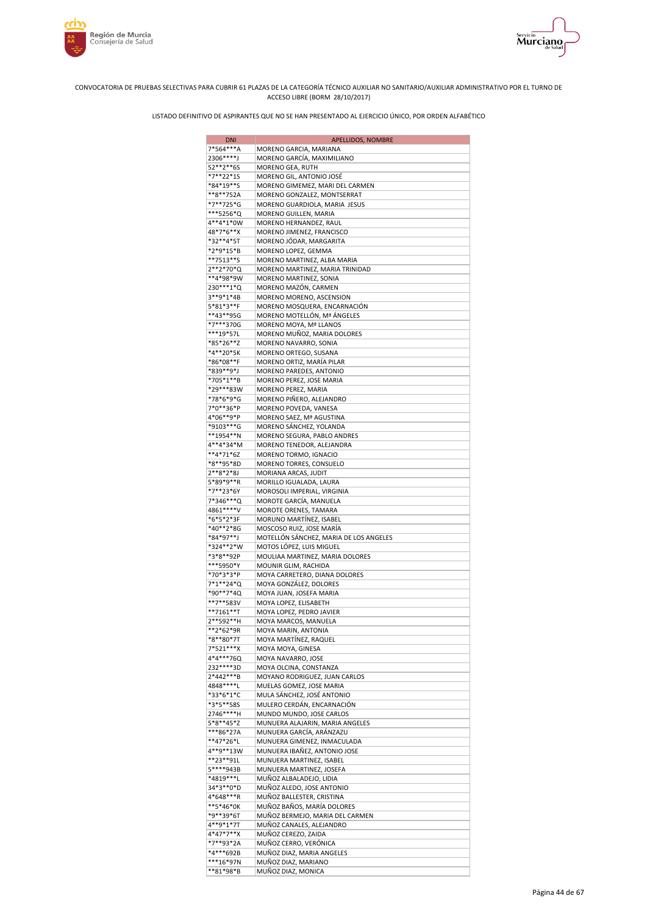CONVOCATORIA DE PRUEBAS SELECTIVAS PARA CUBRIR 61 PLAZAS DE LA CATEGORÍA TÉCNICO AUXILIAR NO SANITARIO/AUXILIAR ADMINISTRATIVO POR EL TURNO DE ACCESO LIBRE (BORM 28/10/2017)

LISTADO DEFINITIVO DE ASPIRANTES QUE NO SE HAN PRESENTADO AL EJERCICIO ÚNICO, POR ORDEN ALFABÉTICO

| DNI | APELLIDOS, NOMBRE |
|---|---|
| 7*564***A | MORENO GARCIA, MARIANA |
| 2306****J | MORENO GARCÍA, MAXIMILIANO |
| 52**2**6S | MORENO GEA, RUTH |
| *7**22*1S | MORENO GIL, ANTONIO JOSÉ |
| *84*19**S | MORENO GIMEMEZ, MARI DEL CARMEN |
| **8**752A | MORENO GONZALEZ, MONTSERRAT |
| *7**725*G | MORENO GUARDIOLA, MARIA JESUS |
| ***5256*Q | MORENO GUILLEN, MARIA |
| 4**4*1*0W | MORENO HERNANDEZ, RAUL |
| 48*7*6**X | MORENO JIMENEZ, FRANCISCO |
| *32**4*5T | MORENO JÓDAR, MARGARITA |
| *2*9*15*B | MORENO LOPEZ, GEMMA |
| **7513**S | MORENO MARTINEZ, ALBA MARIA |
| 2**2*70*Q | MORENO MARTINEZ, MARIA TRINIDAD |
| **4*98*9W | MORENO MARTINEZ, SONIA |
| 230***1*Q | MORENO MAZÓN, CARMEN |
| 3**9*1*4B | MORENO MORENO, ASCENSION |
| 5*81*3**F | MORENO MOSQUERA, ENCARNACIÓN |
| **43**95G | MORENO MOTELLÓN, Mª ÁNGELES |
| *7***370G | MORENO MOYA, Mª LLANOS |
| ***19*57L | MORENO MUÑOZ, MARIA DOLORES |
| *85*26**Z | MORENO NAVARRO, SONIA |
| *4**20*5K | MORENO ORTEGO, SUSANA |
| *86*08**F | MORENO ORTIZ, MARÍA PILAR |
| *839**9*J | MORENO PAREDES, ANTONIO |
| *705*1**B | MORENO PEREZ, JOSE MARIA |
| *29***83W | MORENO PEREZ, MARIA |
| *78*6*9*G | MORENO PIÑERO, ALEJANDRO |
| 7*0**36*P | MORENO POVEDA, VANESA |
| 4*06**9*P | MORENO SAEZ, Mª AGUSTINA |
| *9103***G | MORENO SÁNCHEZ, YOLANDA |
| **1954**N | MORENO SEGURA, PABLO ANDRES |
| 4**4*34*M | MORENO TENEDOR, ALEJANDRA |
| **4*71*6Z | MORENO TORMO, IGNACIO |
| *8**95*8D | MORENO TORRES, CONSUELO |
| 2**8*2*8J | MORIANA ARCAS, JUDIT |
| 5*89*9**R | MORILLO IGUALADA, LAURA |
| *7**23*6Y | MOROSOLI IMPERIAL, VIRGINIA |
| 7*346***Q | MOROTE GARCÍA, MANUELA |
| 4861****V | MOROTE ORENES, TAMARA |
| *6*5*2*3F | MORUNO MARTÍNEZ, ISABEL |
| *40**2*8G | MOSCOSO RUIZ, JOSE MARÍA |
| *84*97**J | MOTELLÓN SÁNCHEZ, MARIA DE LOS ANGELES |
| *324**2*W | MOTOS LÓPEZ, LUIS MIGUEL |
| *3*8**92P | MOULIAA MARTINEZ, MARIA DOLORES |
| ***5950*Y | MOUNIR GLIM, RACHIDA |
| *70*3*3*P | MOYA CARRETERO, DIANA DOLORES |
| 7*1**24*Q | MOYA GONZÁLEZ, DOLORES |
| *90**7*4Q | MOYA JUAN, JOSEFA MARIA |
| **7**583V | MOYA LOPEZ, ELISABETH |
| **7161**T | MOYA LOPEZ, PEDRO JAVIER |
| 2**592**H | MOYA MARCOS, MANUELA |
| **2*62*9R | MOYA MARIN, ANTONIA |
| *8**80*7T | MOYA MARTÍNEZ, RAQUEL |
| 7*521***X | MOYA MOYA, GINESA |
| 4*4***76Q | MOYA NAVARRO, JOSE |
| 232****3D | MOYA OLCINA, CONSTANZA |
| 2*442***B | MOYANO RODRIGUEZ, JUAN CARLOS |
| 4848****L | MUELAS GOMEZ, JOSE MARIA |
| *33*6*1*C | MULA SÁNCHEZ, JOSÉ ANTONIO |
| *3*5**58S | MULERO CERDÁN, ENCARNACIÓN |
| 2746****H | MUNDO MUNDO, JOSE CARLOS |
| 5*8**45*Z | MUNUERA ALAJARIN, MARIA ANGELES |
| ***86*27A | MUNUERA GARCÍA, ARÁNZAZU |
| **47*26*L | MUNUERA GIMENEZ, INMACULADA |
| 4**9**13W | MUNUERA IBAÑEZ, ANTONIO JOSE |
| **23**91L | MUNUERA MARTINEZ, ISABEL |
| 5****943B | MUNUERA MARTINEZ, JOSEFA |
| *4819***L | MUÑOZ ALBALADEJO, LIDIA |
| 34*3**0*D | MUÑOZ ALEDO, JOSE ANTONIO |
| 4*648***R | MUÑOZ BALLESTER, CRISTINA |
| **5*46*0K | MUÑOZ BAÑOS, MARÍA DOLORES |
| *9**39*6T | MUÑOZ BERMEJO, MARIA DEL CARMEN |
| 4**9*1*7T | MUÑOZ CANALES, ALEJANDRO |
| 4*47*7**X | MUÑOZ CEREZO, ZAIDA |
| *7**93*2A | MUÑOZ CERRO, VERÓNICA |
| *4***692B | MUÑOZ DIAZ, MARIA ANGELES |
| ***16*97N | MUÑOZ DIAZ, MARIANO |
| **81*98*B | MUÑOZ DIAZ, MONICA |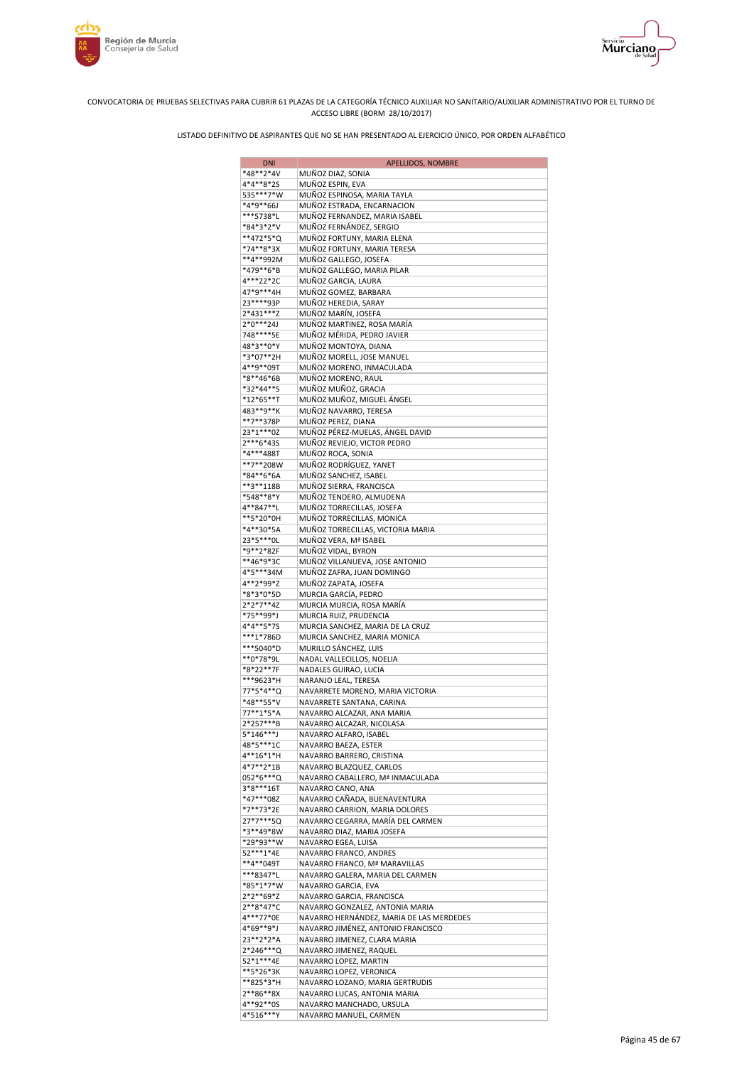CONVOCATORIA DE PRUEBAS SELECTIVAS PARA CUBRIR 61 PLAZAS DE LA CATEGORÍA TÉCNICO AUXILIAR NO SANITARIO/AUXILIAR ADMINISTRATIVO POR EL TURNO DE ACCESO LIBRE (BORM 28/10/2017)

LISTADO DEFINITIVO DE ASPIRANTES QUE NO SE HAN PRESENTADO AL EJERCICIO ÚNICO, POR ORDEN ALFABÉTICO

| DNI | APELLIDOS, NOMBRE |
|---|---|
| *48**2*4V | MUÑOZ DIAZ, SONIA |
| 4*4**8*2S | MUÑOZ ESPIN, EVA |
| 535***7*W | MUÑOZ ESPINOSA, MARIA TAYLA |
| *4*9**66J | MUÑOZ ESTRADA, ENCARNACION |
| ***5738*L | MUÑOZ FERNANDEZ, MARIA ISABEL |
| *84*3*2*V | MUÑOZ FERNÁNDEZ, SERGIO |
| **472*5*Q | MUÑOZ FORTUNY, MARIA ELENA |
| *74**8*3X | MUÑOZ FORTUNY, MARIA TERESA |
| **4**992M | MUÑOZ GALLEGO, JOSEFA |
| *479**6*B | MUÑOZ GALLEGO, MARIA PILAR |
| 4***22*2C | MUÑOZ GARCIA, LAURA |
| 47*9***4H | MUÑOZ GOMEZ, BARBARA |
| 23****93P | MUÑOZ HEREDIA, SARAY |
| 2*431***Z | MUÑOZ MARÍN, JOSEFA |
| 2*0***24J | MUÑOZ MARTINEZ, ROSA MARÍA |
| 748****5E | MUÑOZ MÉRIDA, PEDRO JAVIER |
| 48*3**0*Y | MUÑOZ MONTOYA, DIANA |
| *3*07**2H | MUÑOZ MORELL, JOSE MANUEL |
| 4**9**09T | MUÑOZ MORENO, INMACULADA |
| *8**46*6B | MUÑOZ MORENO, RAUL |
| *32*44**S | MUÑOZ MUÑOZ, GRACIA |
| *12*65**T | MUÑOZ MUÑOZ, MIGUEL ÁNGEL |
| 483**9**K | MUÑOZ NAVARRO, TERESA |
| **7**378P | MUÑOZ PEREZ, DIANA |
| 23*1***0Z | MUÑOZ PÉREZ-MUELAS, ÁNGEL DAVID |
| 2***6*43S | MUÑOZ REVIEJO, VICTOR PEDRO |
| *4***488T | MUÑOZ ROCA, SONIA |
| **7**208W | MUÑOZ RODRÍGUEZ, YANET |
| *84**6*6A | MUÑOZ SANCHEZ, ISABEL |
| **3**118B | MUÑOZ SIERRA, FRANCISCA |
| *548**8*Y | MUÑOZ TENDERO, ALMUDENA |
| 4**847**L | MUÑOZ TORRECILLAS, JOSEFA |
| **5*20*0H | MUÑOZ TORRECILLAS, MONICA |
| *4**30*5A | MUÑOZ TORRECILLAS, VICTORIA MARIA |
| 23*5***0L | MUÑOZ VERA, Mª ISABEL |
| *9**2*82F | MUÑOZ VIDAL, BYRON |
| **46*9*3C | MUÑOZ VILLANUEVA, JOSE ANTONIO |
| 4*5***34M | MUÑOZ ZAFRA, JUAN DOMINGO |
| 4**2*99*Z | MUÑOZ ZAPATA, JOSEFA |
| *8*3*0*5D | MURCIA GARCÍA, PEDRO |
| 2*2*7**4Z | MURCIA MURCIA, ROSA MARÍA |
| *75**99*J | MURCIA RUIZ, PRUDENCIA |
| 4*4**5*7S | MURCIA SANCHEZ, MARIA DE LA CRUZ |
| ***1*786D | MURCIA SANCHEZ, MARIA MONICA |
| ***5040*D | MURILLO SÁNCHEZ, LUIS |
| **0*78*9L | NADAL VALLECILLOS, NOELIA |
| *8*22**7F | NADALES GUIRAO, LUCIA |
| ***9623*H | NARANJO LEAL, TERESA |
| 77*5*4**Q | NAVARRETE MORENO, MARIA VICTORIA |
| *48**55*V | NAVARRETE SANTANA, CARINA |
| 77**1*5*A | NAVARRO ALCAZAR, ANA MARIA |
| 2*257***B | NAVARRO ALCAZAR, NICOLASA |
| 5*146***J | NAVARRO ALFARO, ISABEL |
| 48*5***1C | NAVARRO BAEZA, ESTER |
| 4**16*1*H | NAVARRO BARRERO, CRISTINA |
| 4*7**2*1B | NAVARRO BLAZQUEZ, CARLOS |
| 052*6***Q | NAVARRO CABALLERO, Mª INMACULADA |
| 3*8***16T | NAVARRO CANO, ANA |
| *47***08Z | NAVARRO CAÑADA, BUENAVENTURA |
| *7**73*2E | NAVARRO CARRION, MARIA DOLORES |
| 27*7***5Q | NAVARRO CEGARRA, MARÍA DEL CARMEN |
| *3**49*8W | NAVARRO DIAZ, MARIA JOSEFA |
| *29*93**W | NAVARRO EGEA, LUISA |
| 52***1*4E | NAVARRO FRANCO, ANDRES |
| **4**049T | NAVARRO FRANCO, Mª MARAVILLAS |
| ***8347*L | NAVARRO GALERA, MARIA DEL CARMEN |
| *85*1*7*W | NAVARRO GARCIA, EVA |
| 2*2**69*Z | NAVARRO GARCIA, FRANCISCA |
| 2**8*47*C | NAVARRO GONZALEZ, ANTONIA MARIA |
| 4***77*0E | NAVARRO HERNÁNDEZ, MARIA DE LAS MERDEDES |
| 4*69**9*J | NAVARRO JIMÉNEZ, ANTONIO FRANCISCO |
| 23**2*2*A | NAVARRO JIMENEZ, CLARA MARIA |
| 2*246***Q | NAVARRO JIMENEZ, RAQUEL |
| 52*1***4E | NAVARRO LOPEZ, MARTIN |
| **5*26*3K | NAVARRO LOPEZ, VERONICA |
| **825*3*H | NAVARRO LOZANO, MARIA GERTRUDIS |
| 2**86**8X | NAVARRO LUCAS, ANTONIA MARIA |
| 4**92**0S | NAVARRO MANCHADO, URSULA |
| 4*516***Y | NAVARRO MANUEL, CARMEN |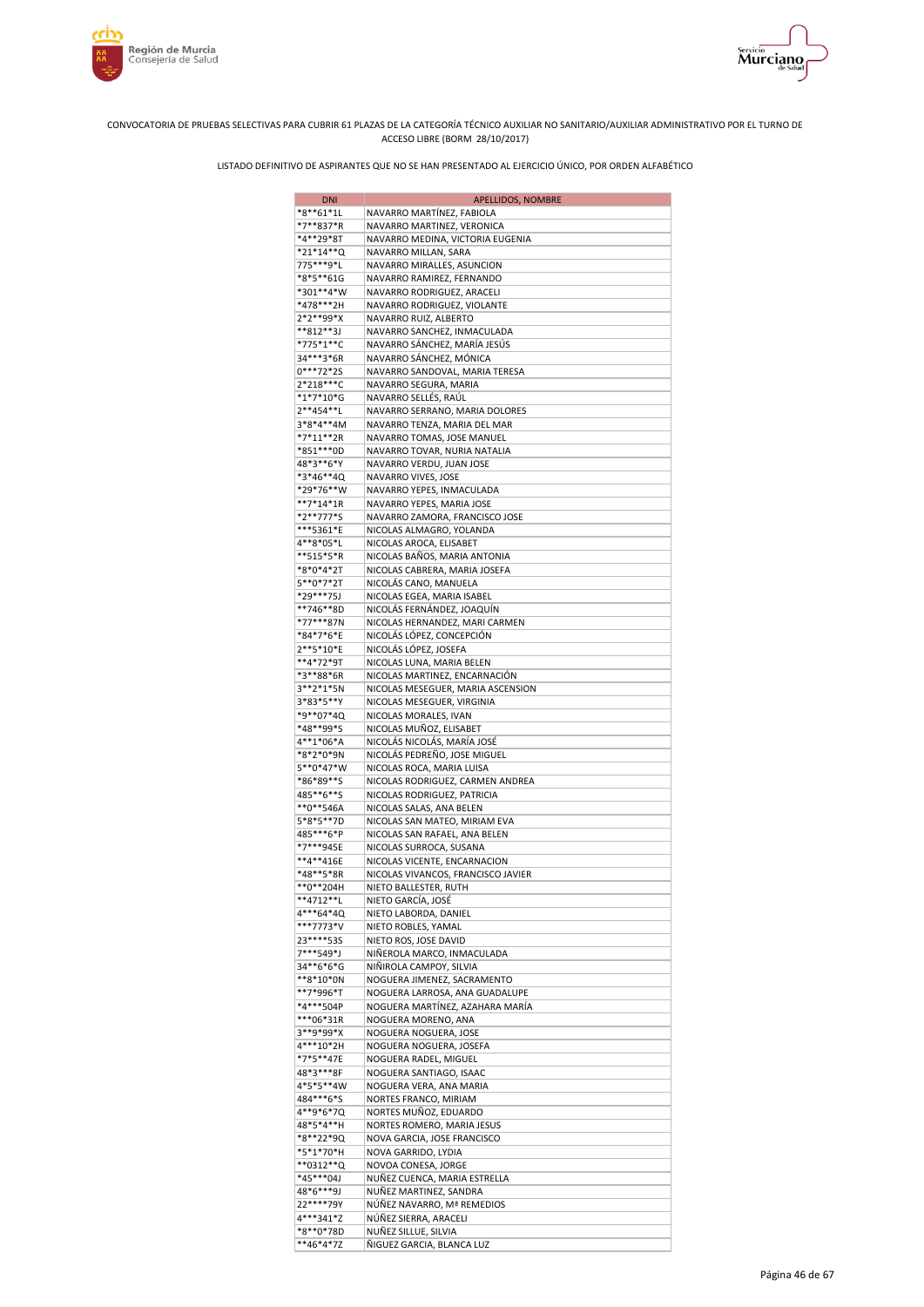CONVOCATORIA DE PRUEBAS SELECTIVAS PARA CUBRIR 61 PLAZAS DE LA CATEGORÍA TÉCNICO AUXILIAR NO SANITARIO/AUXILIAR ADMINISTRATIVO POR EL TURNO DE ACCESO LIBRE (BORM 28/10/2017)

LISTADO DEFINITIVO DE ASPIRANTES QUE NO SE HAN PRESENTADO AL EJERCICIO ÚNICO, POR ORDEN ALFABÉTICO

| DNI | APELLIDOS, NOMBRE |
|---|---|
| *8**61*1L | NAVARRO MARTÍNEZ, FABIOLA |
| *7**837*R | NAVARRO MARTINEZ, VERONICA |
| *4**29*8T | NAVARRO MEDINA, VICTORIA EUGENIA |
| *21*14**Q | NAVARRO MILLAN, SARA |
| 775***9*L | NAVARRO MIRALLES, ASUNCION |
| *8*5**61G | NAVARRO RAMIREZ, FERNANDO |
| *301**4*W | NAVARRO RODRIGUEZ, ARACELI |
| *478***2H | NAVARRO RODRIGUEZ, VIOLANTE |
| 2*2**99*X | NAVARRO RUIZ, ALBERTO |
| **812**3J | NAVARRO SANCHEZ, INMACULADA |
| *775*1**C | NAVARRO SÁNCHEZ, MARÍA JESÚS |
| 34***3*6R | NAVARRO SÁNCHEZ, MÓNICA |
| 0***72*2S | NAVARRO SANDOVAL, MARIA TERESA |
| 2*218***C | NAVARRO SEGURA, MARIA |
| *1*7*10*G | NAVARRO SELLÉS, RAÚL |
| 2**454**L | NAVARRO SERRANO, MARIA DOLORES |
| 3*8*4**4M | NAVARRO TENZA, MARIA DEL MAR |
| *7*11**2R | NAVARRO TOMAS, JOSE MANUEL |
| *851***0D | NAVARRO TOVAR, NURIA NATALIA |
| 48*3**6*Y | NAVARRO VERDU, JUAN JOSE |
| *3*46**4Q | NAVARRO VIVES, JOSE |
| *29*76**W | NAVARRO YEPES, INMACULADA |
| **7*14*1R | NAVARRO YEPES, MARIA JOSE |
| *2**777*S | NAVARRO ZAMORA, FRANCISCO JOSE |
| ***5361*E | NICOLAS ALMAGRO, YOLANDA |
| 4**8*05*L | NICOLAS AROCA, ELISABET |
| **515*5*R | NICOLAS BAÑOS, MARIA ANTONIA |
| *8*0*4*2T | NICOLAS CABRERA, MARIA JOSEFA |
| 5**0*7*2T | NICOLÁS CANO, MANUELA |
| *29***75J | NICOLAS EGEA, MARIA ISABEL |
| **746**8D | NICOLÁS FERNÁNDEZ, JOAQUÍN |
| *77***87N | NICOLAS HERNANDEZ, MARI CARMEN |
| *84*7*6*E | NICOLÁS LÓPEZ, CONCEPCIÓN |
| 2**5*10*E | NICOLÁS LÓPEZ, JOSEFA |
| **4*72*9T | NICOLAS LUNA, MARIA BELEN |
| *3**88*6R | NICOLAS MARTINEZ, ENCARNACIÓN |
| 3**2*1*5N | NICOLAS MESEGUER, MARIA ASCENSION |
| 3*83*5**Y | NICOLAS MESEGUER, VIRGINIA |
| *9**07*4Q | NICOLAS MORALES, IVAN |
| *48**99*S | NICOLAS MUÑOZ, ELISABET |
| 4**1*06*A | NICOLÁS NICOLÁS, MARÍA JOSÉ |
| *8*2*0*9N | NICOLÁS PEDREÑO, JOSE MIGUEL |
| 5**0*47*W | NICOLAS ROCA, MARIA LUISA |
| *86*89**S | NICOLAS RODRIGUEZ, CARMEN ANDREA |
| 485**6**S | NICOLAS RODRIGUEZ, PATRICIA |
| **0**546A | NICOLAS SALAS, ANA BELEN |
| 5*8*5**7D | NICOLAS SAN MATEO, MIRIAM EVA |
| 485***6*P | NICOLAS SAN RAFAEL, ANA BELEN |
| *7***945E | NICOLAS SURROCA, SUSANA |
| **4**416E | NICOLAS VICENTE, ENCARNACION |
| *48**5*8R | NICOLAS VIVANCOS, FRANCISCO JAVIER |
| **0**204H | NIETO BALLESTER, RUTH |
| **4712**L | NIETO GARCÍA, JOSÉ |
| 4***64*4Q | NIETO LABORDA, DANIEL |
| ***7773*V | NIETO ROBLES, YAMAL |
| 23****53S | NIETO ROS, JOSE DAVID |
| 7***549*J | NIÑEROLA MARCO, INMACULADA |
| 34**6*6*G | NIÑIROLA CAMPOY, SILVIA |
| **8*10*0N | NOGUERA JIMENEZ, SACRAMENTO |
| **7*996*T | NOGUERA LARROSA, ANA GUADALUPE |
| *4***504P | NOGUERA MARTÍNEZ, AZAHARA MARÍA |
| ***06*31R | NOGUERA MORENO, ANA |
| 3**9*99*X | NOGUERA NOGUERA, JOSE |
| 4***10*2H | NOGUERA NOGUERA, JOSEFA |
| *7*5**47E | NOGUERA RADEL, MIGUEL |
| 48*3***8F | NOGUERA SANTIAGO, ISAAC |
| 4*5*5**4W | NOGUERA VERA, ANA MARIA |
| 484***6*S | NORTES FRANCO, MIRIAM |
| 4**9*6*7Q | NORTES MUÑOZ, EDUARDO |
| 48*5*4**H | NORTES ROMERO, MARIA JESUS |
| *8**22*9Q | NOVA GARCIA, JOSE FRANCISCO |
| *5*1*70*H | NOVA GARRIDO, LYDIA |
| **0312**Q | NOVOA CONESA, JORGE |
| *45***04J | NUÑEZ CUENCA, MARIA ESTRELLA |
| 48*6***9J | NUÑEZ MARTINEZ, SANDRA |
| 22****79Y | NÚÑEZ NAVARRO, Mª REMEDIOS |
| 4***341*Z | NÚÑEZ SIERRA, ARACELI |
| *8**0*78D | NUÑEZ SILLUE, SILVIA |
| **46*4*7Z | ÑIGUEZ GARCIA, BLANCA LUZ |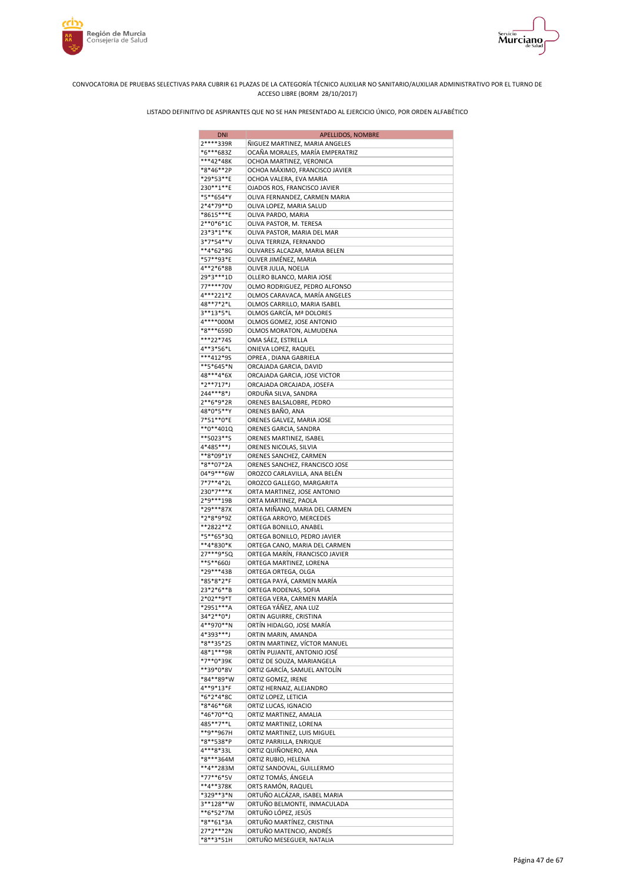CONVOCATORIA DE PRUEBAS SELECTIVAS PARA CUBRIR 61 PLAZAS DE LA CATEGORÍA TÉCNICO AUXILIAR NO SANITARIO/AUXILIAR ADMINISTRATIVO POR EL TURNO DE ACCESO LIBRE (BORM 28/10/2017)

LISTADO DEFINITIVO DE ASPIRANTES QUE NO SE HAN PRESENTADO AL EJERCICIO ÚNICO, POR ORDEN ALFABÉTICO

| DNI | APELLIDOS, NOMBRE |
|---|---|
| 2****339R | ÑIGUEZ MARTINEZ, MARIA ANGELES |
| *6***683Z | OCAÑA MORALES, MARÍA EMPERATRIZ |
| ***42*48K | OCHOA MARTINEZ, VERONICA |
| *8*46**2P | OCHOA MÁXIMO, FRANCISCO JAVIER |
| *29*53**E | OCHOA VALERA, EVA MARIA |
| 230**1**E | OJADOS ROS, FRANCISCO JAVIER |
| *5**654*Y | OLIVA FERNANDEZ, CARMEN MARIA |
| 2*4*79**D | OLIVA LOPEZ, MARIA SALUD |
| *8615***E | OLIVA PARDO, MARIA |
| 2**0*6*1C | OLIVA PASTOR, M. TERESA |
| 23*3*1**K | OLIVA PASTOR, MARIA DEL MAR |
| 3*7*54**V | OLIVA TERRIZA, FERNANDO |
| **4*62*8G | OLIVARES ALCAZAR, MARIA BELEN |
| *57**93*E | OLIVER JIMÉNEZ, MARIA |
| 4**2*6*8B | OLIVER JULIA, NOELIA |
| 29*3***1D | OLLERO BLANCO, MARIA JOSE |
| 77****70V | OLMO RODRIGUEZ, PEDRO ALFONSO |
| 4***221*Z | OLMOS CARAVACA, MARÍA ANGELES |
| 48**7*2*L | OLMOS CARRILLO, MARIA ISABEL |
| 3**13*5*L | OLMOS GARCÍA, Mª DOLORES |
| 4****000M | OLMOS GOMEZ, JOSE ANTONIO |
| *8***659D | OLMOS MORATON, ALMUDENA |
| ***22*74S | OMA SÁEZ, ESTRELLA |
| 4**3*56*L | ONIEVA LOPEZ, RAQUEL |
| ***412*9S | OPREA , DIANA GABRIELA |
| **5*645*N | ORCAJADA GARCIA, DAVID |
| 48***4*6X | ORCAJADA GARCIA, JOSE VICTOR |
| *2**717*J | ORCAJADA ORCAJADA, JOSEFA |
| 244***8*J | ORDUÑA SILVA, SANDRA |
| 2**6*9*2R | ORENES BALSALOBRE, PEDRO |
| 48*0*5**Y | ORENES BAÑO, ANA |
| 7*51**0*E | ORENES GALVEZ, MARIA JOSE |
| **0**401Q | ORENES GARCIA, SANDRA |
| **5023**S | ORENES MARTINEZ, ISABEL |
| 4*485***J | ORENES NICOLAS, SILVIA |
| **8*09*1Y | ORENES SANCHEZ, CARMEN |
| *8**07*2A | ORENES SANCHEZ, FRANCISCO JOSE |
| 04*9***6W | OROZCO CARLAVILLA, ANA BELÉN |
| 7*7**4*2L | OROZCO GALLEGO, MARGARITA |
| 230*7***X | ORTA MARTINEZ, JOSE ANTONIO |
| 2*9***19B | ORTA MARTINEZ, PAOLA |
| *29***87X | ORTA MIÑANO, MARIA DEL CARMEN |
| *2*8*9*9Z | ORTEGA ARROYO, MERCEDES |
| **2822**Z | ORTEGA BONILLO, ANABEL |
| *5**65*3Q | ORTEGA BONILLO, PEDRO JAVIER |
| **4*830*K | ORTEGA CANO, MARIA DEL CARMEN |
| 27***9*5Q | ORTEGA MARÍN, FRANCISCO JAVIER |
| **5**660J | ORTEGA MARTINEZ, LORENA |
| *29***43B | ORTEGA ORTEGA, OLGA |
| *85*8*2*F | ORTEGA PAYÁ, CARMEN MARÍA |
| 23*2*6**B | ORTEGA RODENAS, SOFIA |
| 2*02**9*T | ORTEGA VERA, CARMEN MARÍA |
| *2951***A | ORTEGA YÁÑEZ, ANA LUZ |
| 34*2**0*J | ORTIN AGUIRRE, CRISTINA |
| 4**970**N | ORTÍN HIDALGO, JOSE MARÍA |
| 4*393***J | ORTIN MARIN, AMANDA |
| *8**35*2S | ORTIN MARTINEZ, VÍCTOR MANUEL |
| 48*1***9R | ORTÍN PUJANTE, ANTONIO JOSÉ |
| *7**0*39K | ORTIZ DE SOUZA, MARIANGELA |
| **39*0*8V | ORTIZ GARCÍA, SAMUEL ANTOLÍN |
| *84**89*W | ORTIZ GOMEZ, IRENE |
| 4**9*13*F | ORTIZ HERNAIZ, ALEJANDRO |
| *6*2*4*8C | ORTIZ LOPEZ, LETICIA |
| *8*46**6R | ORTIZ LUCAS, IGNACIO |
| *46*70**Q | ORTIZ MARTINEZ, AMALIA |
| 485**7**L | ORTIZ MARTINEZ, LORENA |
| **9**967H | ORTIZ MARTINEZ, LUIS MIGUEL |
| *8**538*P | ORTIZ PARRILLA, ENRIQUE |
| 4***8*33L | ORTIZ QUIÑONERO, ANA |
| *8***364M | ORTIZ RUBIO, HELENA |
| **4**283M | ORTIZ SANDOVAL, GUILLERMO |
| *77**6*5V | ORTIZ TOMÁS, ÁNGELA |
| **4**378K | ORTS RAMÓN, RAQUEL |
| *329**3*N | ORTUÑO ALCÁZAR, ISABEL MARIA |
| 3**128**W | ORTUÑO BELMONTE, INMACULADA |
| **6*52*7M | ORTUÑO LÓPEZ, JESÚS |
| *8**61*3A | ORTUÑO MARTÍNEZ, CRISTINA |
| 27*2***2N | ORTUÑO MATENCIO, ANDRÉS |
| *8**3*51H | ORTUÑO MESEGUER, NATALIA |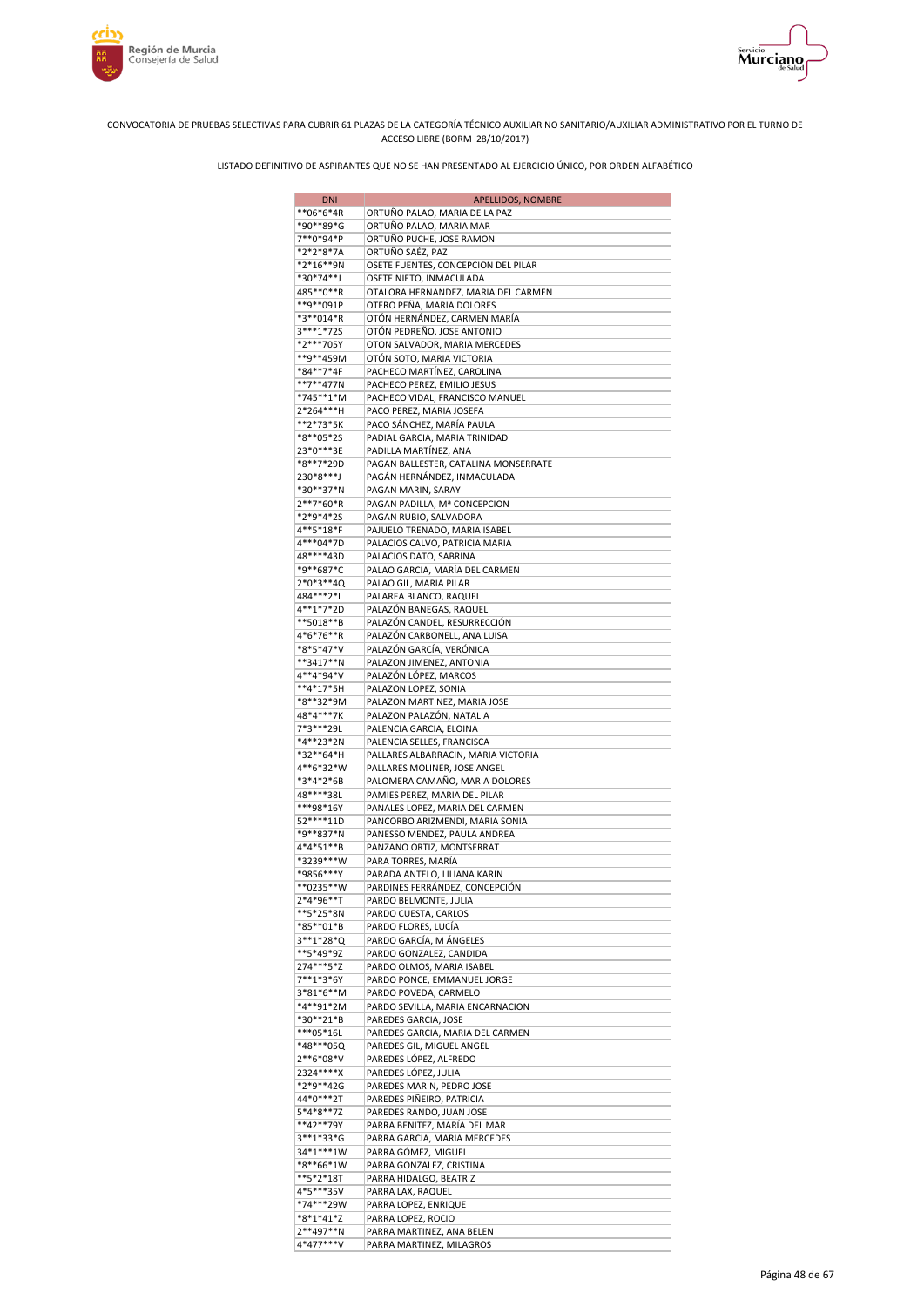CONVOCATORIA DE PRUEBAS SELECTIVAS PARA CUBRIR 61 PLAZAS DE LA CATEGORÍA TÉCNICO AUXILIAR NO SANITARIO/AUXILIAR ADMINISTRATIVO POR EL TURNO DE ACCESO LIBRE (BORM 28/10/2017)

LISTADO DEFINITIVO DE ASPIRANTES QUE NO SE HAN PRESENTADO AL EJERCICIO ÚNICO, POR ORDEN ALFABÉTICO

| DNI | APELLIDOS, NOMBRE |
|---|---|
| **06*6*4R | ORTUÑO PALAO, MARIA DE LA PAZ |
| *90**89*G | ORTUÑO PALAO, MARIA MAR |
| 7**0*94*P | ORTUÑO PUCHE, JOSE RAMON |
| *2*2*8*7A | ORTUÑO SAÉZ, PAZ |
| *2*16**9N | OSETE FUENTES, CONCEPCION DEL PILAR |
| *30*74**J | OSETE NIETO, INMACULADA |
| 485**0**R | OTALORA HERNANDEZ, MARIA DEL CARMEN |
| **9**091P | OTERO PEÑA, MARIA DOLORES |
| *3**014*R | OTÓN HERNÁNDEZ, CARMEN MARÍA |
| 3***1*72S | OTÓN PEDREÑO, JOSE ANTONIO |
| *2***705Y | OTON SALVADOR, MARIA MERCEDES |
| **9**459M | OTÓN SOTO, MARIA VICTORIA |
| *84**7*4F | PACHECO MARTÍNEZ, CAROLINA |
| **7**477N | PACHECO PEREZ, EMILIO JESUS |
| *745**1*M | PACHECO VIDAL, FRANCISCO MANUEL |
| 2*264***H | PACO PEREZ, MARIA JOSEFA |
| **2*73*5K | PACO SÁNCHEZ, MARÍA PAULA |
| *8**05*2S | PADIAL GARCIA, MARIA TRINIDAD |
| 23*0***3E | PADILLA MARTÍNEZ, ANA |
| *8**7*29D | PAGAN BALLESTER, CATALINA MONSERRATE |
| 230*8***J | PAGÁN HERNÁNDEZ, INMACULADA |
| *30**37*N | PAGAN MARIN, SARAY |
| 2**7*60*R | PAGAN PADILLA, Mª CONCEPCION |
| *2*9*4*2S | PAGAN RUBIO, SALVADORA |
| 4**5*18*F | PAJUELO TRENADO, MARIA ISABEL |
| 4***04*7D | PALACIOS CALVO, PATRICIA MARIA |
| 48****43D | PALACIOS DATO, SABRINA |
| *9**687*C | PALAO GARCIA, MARÍA DEL CARMEN |
| 2*0*3**4Q | PALAO GIL, MARIA PILAR |
| 484***2*L | PALAREA BLANCO, RAQUEL |
| 4**1*7*2D | PALAZÓN BANEGAS, RAQUEL |
| **5018**B | PALAZÓN CANDEL, RESURRECCIÓN |
| 4*6*76**R | PALAZÓN CARBONELL, ANA LUISA |
| *8*5*47*V | PALAZÓN GARCÍA, VERÓNICA |
| **3417**N | PALAZON JIMENEZ, ANTONIA |
| 4**4*94*V | PALAZÓN LÓPEZ, MARCOS |
| **4*17*5H | PALAZON LOPEZ, SONIA |
| *8**32*9M | PALAZON MARTINEZ, MARIA JOSE |
| 48*4***7K | PALAZON PALAZÓN, NATALIA |
| 7*3***29L | PALENCIA GARCIA, ELOINA |
| *4**23*2N | PALENCIA SELLES, FRANCISCA |
| *32**64*H | PALLARES ALBARRACIN, MARIA VICTORIA |
| 4**6*32*W | PALLARES MOLINER, JOSE ANGEL |
| *3*4*2*6B | PALOMERA CAMAÑO, MARIA DOLORES |
| 48****38L | PAMIES PEREZ, MARIA DEL PILAR |
| ***98*16Y | PANALES LOPEZ, MARIA DEL CARMEN |
| 52****11D | PANCORBO ARIZMENDI, MARIA SONIA |
| *9**837*N | PANESSO MENDEZ, PAULA ANDREA |
| 4*4*51**B | PANZANO ORTIZ, MONTSERRAT |
| *3239***W | PARA TORRES, MARÍA |
| *9856***Y | PARADA ANTELO, LILIANA KARIN |
| **0235**W | PARDINES FERRÁNDEZ, CONCEPCIÓN |
| 2*4*96**T | PARDO BELMONTE, JULIA |
| **5*25*8N | PARDO CUESTA, CARLOS |
| *85**01*B | PARDO FLORES, LUCÍA |
| 3**1*28*Q | PARDO GARCÍA, M ÁNGELES |
| **5*49*9Z | PARDO GONZALEZ, CANDIDA |
| 274***5*Z | PARDO OLMOS, MARIA ISABEL |
| 7**1*3*6Y | PARDO PONCE, EMMANUEL JORGE |
| 3*81*6**M | PARDO POVEDA, CARMELO |
| *4**91*2M | PARDO SEVILLA, MARIA ENCARNACION |
| *30**21*B | PAREDES GARCIA, JOSE |
| ***05*16L | PAREDES GARCIA, MARIA DEL CARMEN |
| *48***05Q | PAREDES GIL, MIGUEL ANGEL |
| 2**6*08*V | PAREDES LÓPEZ, ALFREDO |
| 2324****X | PAREDES LÓPEZ, JULIA |
| *2*9**42G | PAREDES MARIN, PEDRO JOSE |
| 44*0***2T | PAREDES PIÑEIRO, PATRICIA |
| 5*4*8**7Z | PAREDES RANDO, JUAN JOSE |
| **42**79Y | PARRA BENITEZ, MARÍA DEL MAR |
| 3**1*33*G | PARRA GARCIA, MARIA MERCEDES |
| 34*1***1W | PARRA GÓMEZ, MIGUEL |
| *8**66*1W | PARRA GONZALEZ, CRISTINA |
| **5*2*18T | PARRA HIDALGO, BEATRIZ |
| 4*5***35V | PARRA LAX, RAQUEL |
| *74***29W | PARRA LOPEZ, ENRIQUE |
| *8*1*41*Z | PARRA LOPEZ, ROCIO |
| 2**497**N | PARRA MARTINEZ, ANA BELEN |
| 4*477***V | PARRA MARTINEZ, MILAGROS |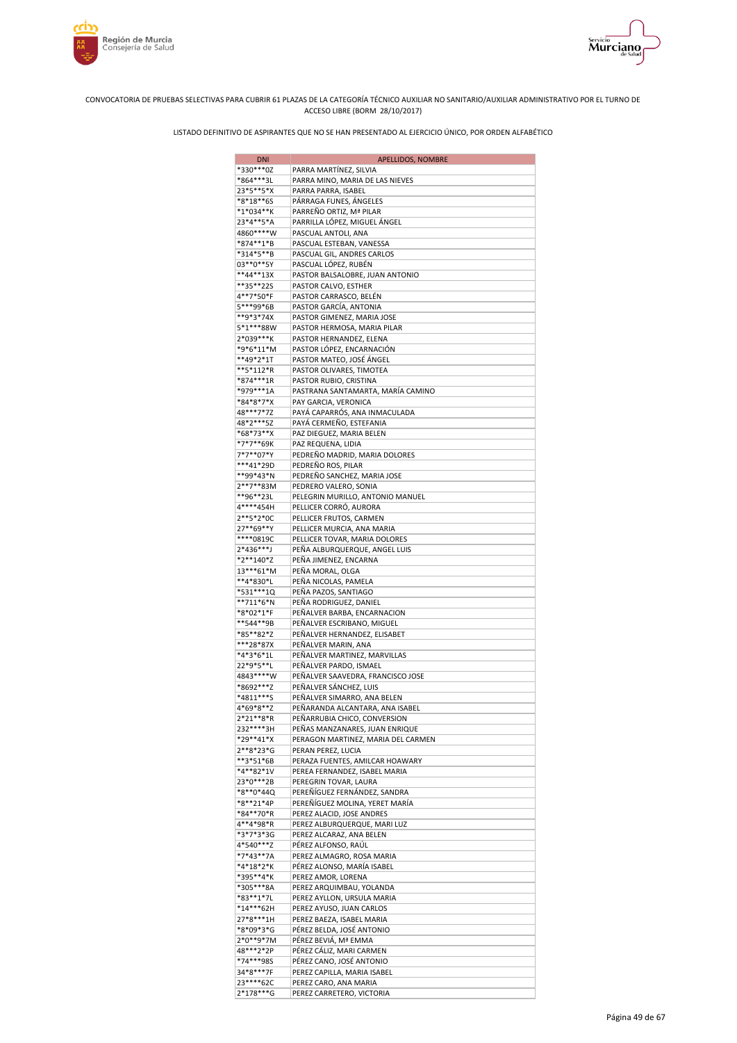CONVOCATORIA DE PRUEBAS SELECTIVAS PARA CUBRIR 61 PLAZAS DE LA CATEGORÍA TÉCNICO AUXILIAR NO SANITARIO/AUXILIAR ADMINISTRATIVO POR EL TURNO DE ACCESO LIBRE (BORM 28/10/2017)

LISTADO DEFINITIVO DE ASPIRANTES QUE NO SE HAN PRESENTADO AL EJERCICIO ÚNICO, POR ORDEN ALFABÉTICO

| DNI | APELLIDOS, NOMBRE |
|---|---|
| *330***0Z | PARRA MARTÍNEZ, SILVIA |
| *864***3L | PARRA MINO, MARIA DE LAS NIEVES |
| 23*5**5*X | PARRA PARRA, ISABEL |
| *8*18**6S | PÁRRAGA FUNES, ÁNGELES |
| *1*034**K | PARREÑO ORTIZ, Mª PILAR |
| 23*4**5*A | PARRILLA LÓPEZ, MIGUEL ÁNGEL |
| 4860****W | PASCUAL ANTOLI, ANA |
| *874**1*B | PASCUAL ESTEBAN, VANESSA |
| *314*5**B | PASCUAL GIL, ANDRES CARLOS |
| 03**0**5Y | PASCUAL LÓPEZ, RUBÉN |
| **44**13X | PASTOR BALSALOBRE, JUAN ANTONIO |
| **35**22S | PASTOR CALVO, ESTHER |
| 4**7*50*F | PASTOR CARRASCO, BELÉN |
| 5***99*6B | PASTOR GARCÍA, ANTONIA |
| **9*3*74X | PASTOR GIMENEZ, MARIA JOSE |
| 5*1***88W | PASTOR HERMOSA, MARIA PILAR |
| 2*039***K | PASTOR HERNANDEZ, ELENA |
| *9*6*11*M | PASTOR LÓPEZ, ENCARNACIÓN |
| **49*2*1T | PASTOR MATEO, JOSÉ ÁNGEL |
| **5*112*R | PASTOR OLIVARES, TIMOTEA |
| *874***1R | PASTOR RUBIO, CRISTINA |
| *979***1A | PASTRANA SANTAMARTA, MARÍA CAMINO |
| *84*8*7*X | PAY GARCIA, VERONICA |
| 48***7*7Z | PAYÁ CAPARRÓS, ANA INMACULADA |
| 48*2***5Z | PAYÁ CERMEÑO, ESTEFANIA |
| *68*73**X | PAZ DIEGUEZ, MARIA BELEN |
| *7*7**69K | PAZ REQUENA, LIDIA |
| 7*7**07*Y | PEDREÑO MADRID, MARIA DOLORES |
| ***41*29D | PEDREÑO ROS, PILAR |
| **99*43*N | PEDREÑO SANCHEZ, MARIA JOSE |
| 2**7**83M | PEDRERO VALERO, SONIA |
| **96**23L | PELEGRIN MURILLO, ANTONIO MANUEL |
| 4****454H | PELLICER CORRÓ, AURORA |
| 2**5*2*0C | PELLICER FRUTOS, CARMEN |
| 27**69**Y | PELLICER MURCIA, ANA MARIA |
| ****0819C | PELLICER TOVAR, MARIA DOLORES |
| 2*436***J | PEÑA ALBURQUERQUE, ANGEL LUIS |
| *2**140*Z | PEÑA JIMENEZ, ENCARNA |
| 13***61*M | PEÑA MORAL, OLGA |
| **4*830*L | PEÑA NICOLAS, PAMELA |
| *531***1Q | PEÑA PAZOS, SANTIAGO |
| **711*6*N | PEÑA RODRIGUEZ, DANIEL |
| *8*02*1*F | PEÑALVER BARBA, ENCARNACION |
| **544**9B | PEÑALVER ESCRIBANO, MIGUEL |
| *85**82*Z | PEÑALVER HERNANDEZ, ELISABET |
| ***28*87X | PEÑALVER MARIN, ANA |
| *4*3*6*1L | PEÑALVER MARTINEZ, MARVILLAS |
| 22*9*5**L | PEÑALVER PARDO, ISMAEL |
| 4843****W | PEÑALVER SAAVEDRA, FRANCISCO JOSE |
| *8692***Z | PEÑALVER SÁNCHEZ, LUIS |
| *4811***S | PEÑALVER SIMARRO, ANA BELEN |
| 4*69*8**Z | PEÑARANDA ALCANTARA, ANA ISABEL |
| 2*21**8*R | PEÑARRUBIA CHICO, CONVERSION |
| 232****3H | PEÑAS MANZANARES, JUAN ENRIQUE |
| *29**41*X | PERAGON MARTINEZ, MARIA DEL CARMEN |
| 2**8*23*G | PERAN PEREZ, LUCIA |
| **3*51*6B | PERAZA FUENTES, AMILCAR HOAWARY |
| *4**82*1V | PEREA FERNANDEZ, ISABEL MARIA |
| 23*0***2B | PEREGRIN TOVAR, LAURA |
| *8**0*44Q | PEREÑÍGUEZ FERNÁNDEZ, SANDRA |
| *8**21*4P | PEREÑÍGUEZ MOLINA, YERET MARÍA |
| *84**70*R | PEREZ ALACID, JOSE ANDRES |
| 4**4*98*R | PEREZ ALBURQUERQUE, MARI LUZ |
| *3*7*3*3G | PEREZ ALCARAZ, ANA BELEN |
| 4*540***Z | PÉREZ ALFONSO, RAÚL |
| *7*43**7A | PEREZ ALMAGRO, ROSA MARIA |
| *4*18*2*K | PÉREZ ALONSO, MARÍA ISABEL |
| *395**4*K | PEREZ AMOR, LORENA |
| *305***8A | PEREZ ARQUIMBAU, YOLANDA |
| *83**1*7L | PEREZ AYLLON, URSULA MARIA |
| *14***62H | PEREZ AYUSO, JUAN CARLOS |
| 27*8***1H | PEREZ BAEZA, ISABEL MARIA |
| *8*09*3*G | PÉREZ BELDA, JOSÉ ANTONIO |
| 2*0**9*7M | PÉREZ BEVIÁ, Mª EMMA |
| 48***2*2P | PÉREZ CÁLIZ, MARI CARMEN |
| *74***98S | PÉREZ CANO, JOSÉ ANTONIO |
| 34*8***7F | PEREZ CAPILLA, MARIA ISABEL |
| 23****62C | PEREZ CARO, ANA MARIA |
| 2*178***G | PEREZ CARRETERO, VICTORIA |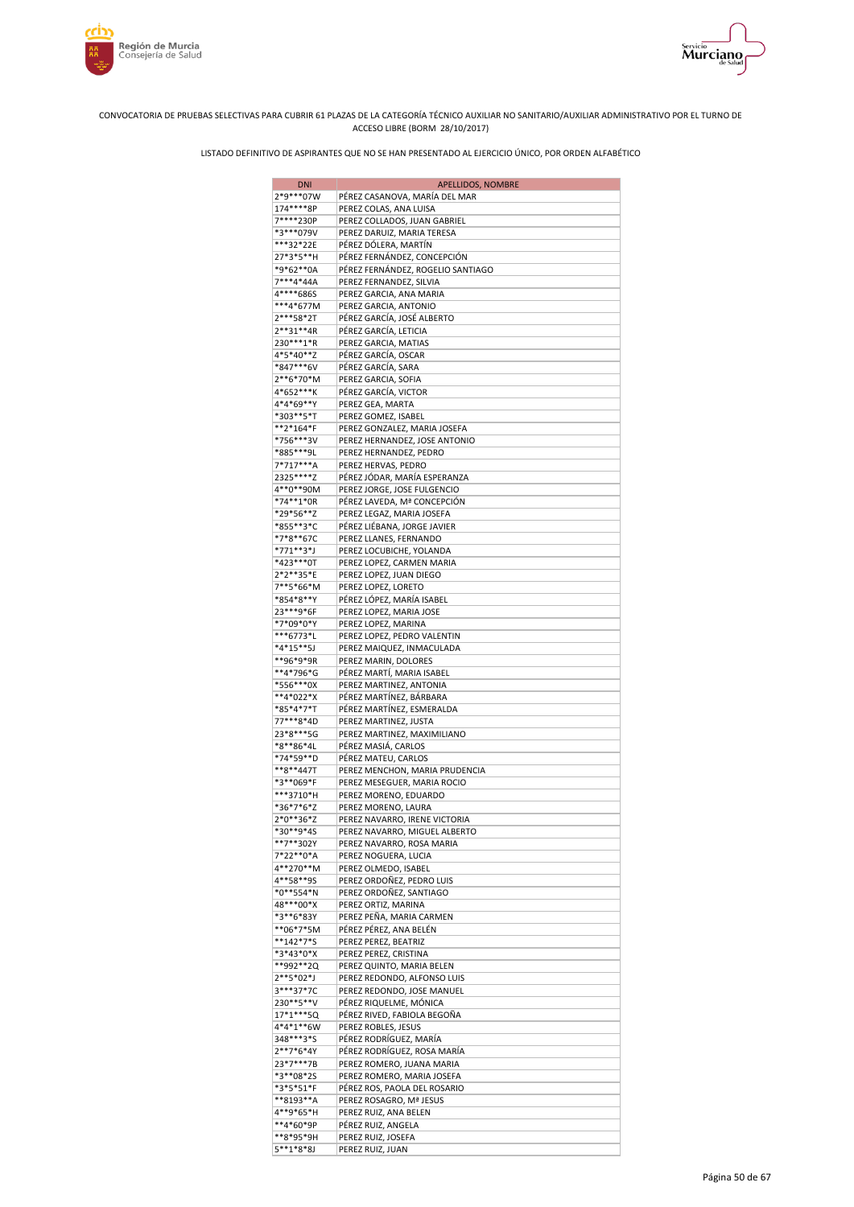CONVOCATORIA DE PRUEBAS SELECTIVAS PARA CUBRIR 61 PLAZAS DE LA CATEGORÍA TÉCNICO AUXILIAR NO SANITARIO/AUXILIAR ADMINISTRATIVO POR EL TURNO DE ACCESO LIBRE (BORM 28/10/2017)

LISTADO DEFINITIVO DE ASPIRANTES QUE NO SE HAN PRESENTADO AL EJERCICIO ÚNICO, POR ORDEN ALFABÉTICO

| DNI | APELLIDOS, NOMBRE |
|---|---|
| 2*9***07W | PÉREZ CASANOVA, MARÍA DEL MAR |
| 174****8P | PEREZ COLAS, ANA LUISA |
| 7****230P | PEREZ COLLADOS, JUAN GABRIEL |
| *3***079V | PEREZ DARUIZ, MARIA TERESA |
| ***32*22E | PÉREZ DÓLERA, MARTÍN |
| 27*3*5**H | PÉREZ FERNÁNDEZ, CONCEPCIÓN |
| *9*62**0A | PÉREZ FERNÁNDEZ, ROGELIO SANTIAGO |
| 7***4*44A | PEREZ FERNANDEZ, SILVIA |
| 4****686S | PEREZ GARCIA, ANA MARIA |
| ***4*677M | PEREZ GARCIA, ANTONIO |
| 2***58*2T | PÉREZ GARCÍA, JOSÉ ALBERTO |
| 2**31**4R | PÉREZ GARCÍA, LETICIA |
| 230***1*R | PEREZ GARCIA, MATIAS |
| 4*5*40**Z | PÉREZ GARCÍA, OSCAR |
| *847***6V | PÉREZ GARCÍA, SARA |
| 2**6*70*M | PEREZ GARCIA, SOFIA |
| 4*652***K | PÉREZ GARCÍA, VICTOR |
| 4*4*69**Y | PEREZ GEA, MARTA |
| *303**5*T | PEREZ GOMEZ, ISABEL |
| **2*164*F | PEREZ GONZALEZ, MARIA JOSEFA |
| *756***3V | PEREZ HERNANDEZ, JOSE ANTONIO |
| *885***9L | PEREZ HERNANDEZ, PEDRO |
| 7*717***A | PEREZ HERVAS, PEDRO |
| 2325****Z | PÉREZ JÓDAR, MARÍA ESPERANZA |
| 4**0**90M | PEREZ JORGE, JOSE FULGENCIO |
| *74**1*0R | PÉREZ LAVEDA, Mª CONCEPCIÓN |
| *29*56**Z | PEREZ LEGAZ, MARIA JOSEFA |
| *855**3*C | PÉREZ LIÉBANA, JORGE JAVIER |
| *7*8**67C | PEREZ LLANES, FERNANDO |
| *771**3*J | PEREZ LOCUBICHE, YOLANDA |
| *423***0T | PEREZ LOPEZ, CARMEN MARIA |
| 2*2**35*E | PEREZ LOPEZ, JUAN DIEGO |
| 7**5*66*M | PEREZ LOPEZ, LORETO |
| *854*8**Y | PÉREZ LÓPEZ, MARÍA ISABEL |
| 23***9*6F | PEREZ LOPEZ, MARIA JOSE |
| *7*09*0*Y | PEREZ LOPEZ, MARINA |
| ***6773*L | PEREZ LOPEZ, PEDRO VALENTIN |
| *4*15**5J | PEREZ MAIQUEZ, INMACULADA |
| **96*9*9R | PEREZ MARIN, DOLORES |
| **4*796*G | PÉREZ MARTÍ, MARIA ISABEL |
| *556***0X | PEREZ MARTINEZ, ANTONIA |
| **4*022*X | PÉREZ MARTÍNEZ, BÁRBARA |
| *85*4*7*T | PÉREZ MARTÍNEZ, ESMERALDA |
| 77***8*4D | PEREZ MARTINEZ, JUSTA |
| 23*8***5G | PEREZ MARTINEZ, MAXIMILIANO |
| *8**86*4L | PÉREZ MASIÁ, CARLOS |
| *74*59**D | PÉREZ MATEU, CARLOS |
| **8**447T | PEREZ MENCHON, MARIA PRUDENCIA |
| *3**069*F | PEREZ MESEGUER, MARIA ROCIO |
| ***3710*H | PEREZ MORENO, EDUARDO |
| *36*7*6*Z | PEREZ MORENO, LAURA |
| 2*0**36*Z | PEREZ NAVARRO, IRENE VICTORIA |
| *30**9*4S | PEREZ NAVARRO, MIGUEL ALBERTO |
| **7**302Y | PEREZ NAVARRO, ROSA MARIA |
| 7*22**0*A | PEREZ NOGUERA, LUCIA |
| 4**270**M | PEREZ OLMEDO, ISABEL |
| 4**58**9S | PEREZ ORDOÑEZ, PEDRO LUIS |
| *0**554*N | PEREZ ORDOÑEZ, SANTIAGO |
| 48***00*X | PEREZ ORTIZ, MARINA |
| *3**6*83Y | PEREZ PEÑA, MARIA CARMEN |
| **06*7*5M | PÉREZ PÉREZ, ANA BELÉN |
| **142*7*S | PEREZ PEREZ, BEATRIZ |
| *3*43*0*X | PEREZ PEREZ, CRISTINA |
| **992**2Q | PEREZ QUINTO, MARIA BELEN |
| 2**5*02*J | PEREZ REDONDO, ALFONSO LUIS |
| 3***37*7C | PEREZ REDONDO, JOSE MANUEL |
| 230**5**V | PÉREZ RIQUELME, MÓNICA |
| 17*1***5Q | PÉREZ RIVED, FABIOLA BEGOÑA |
| 4*4*1**6W | PEREZ ROBLES, JESUS |
| 348***3*S | PÉREZ RODRÍGUEZ, MARÍA |
| 2**7*6*4Y | PÉREZ RODRÍGUEZ, ROSA MARÍA |
| 23*7***7B | PEREZ ROMERO, JUANA MARIA |
| *3**08*2S | PEREZ ROMERO, MARIA JOSEFA |
| *3*5*51*F | PÉREZ ROS, PAOLA DEL ROSARIO |
| **8193**A | PEREZ ROSAGRO, Mª JESUS |
| 4**9*65*H | PEREZ RUIZ, ANA BELEN |
| **4*60*9P | PÉREZ RUIZ, ANGELA |
| **8*95*9H | PEREZ RUIZ, JOSEFA |
| 5**1*8*8J | PEREZ RUIZ, JUAN |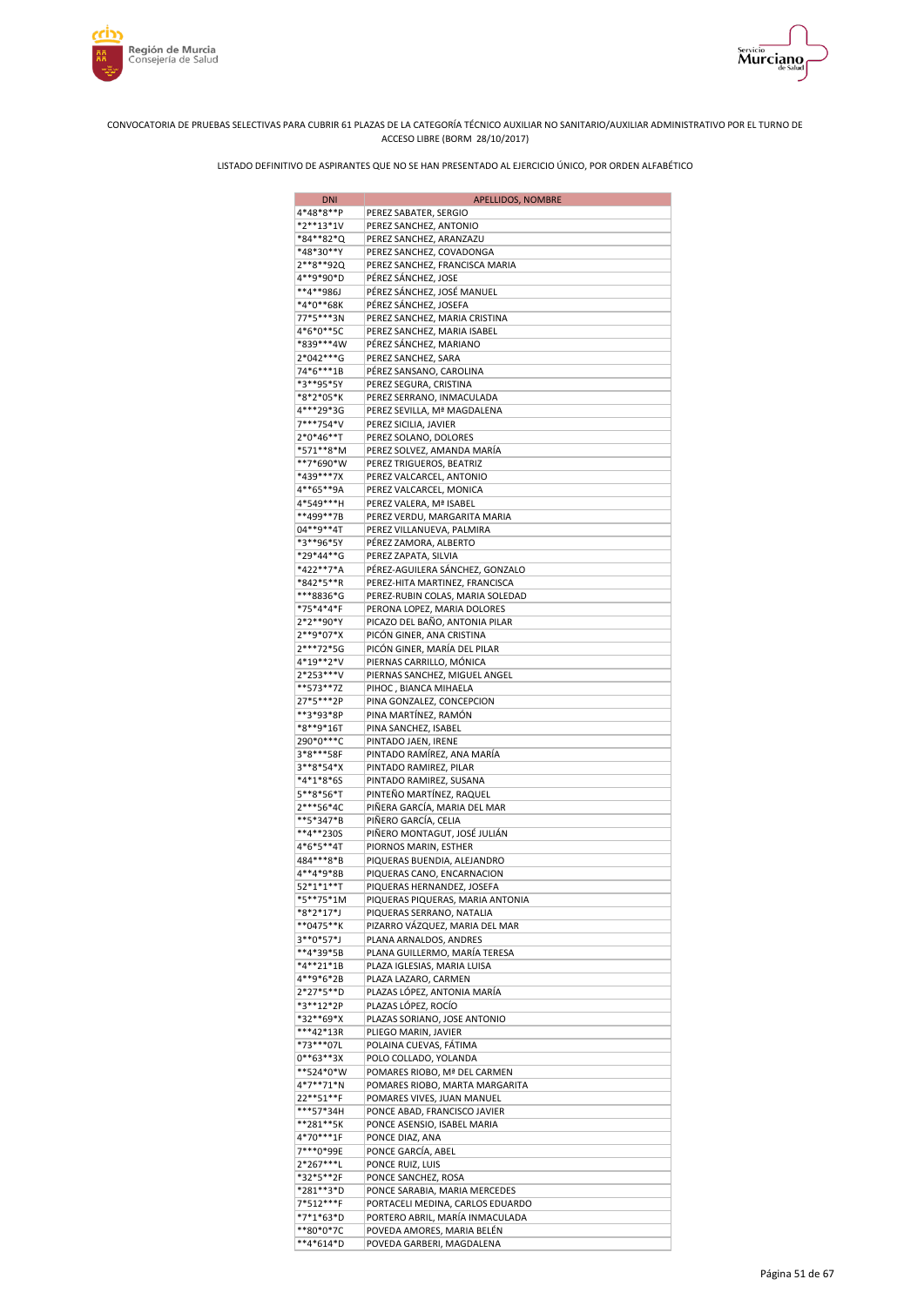CONVOCATORIA DE PRUEBAS SELECTIVAS PARA CUBRIR 61 PLAZAS DE LA CATEGORÍA TÉCNICO AUXILIAR NO SANITARIO/AUXILIAR ADMINISTRATIVO POR EL TURNO DE ACCESO LIBRE (BORM 28/10/2017)

LISTADO DEFINITIVO DE ASPIRANTES QUE NO SE HAN PRESENTADO AL EJERCICIO ÚNICO, POR ORDEN ALFABÉTICO

| DNI | APELLIDOS, NOMBRE |
|---|---|
| 4*48*8**P | PEREZ SABATER, SERGIO |
| *2**13*1V | PEREZ SANCHEZ, ANTONIO |
| *84**82*Q | PEREZ SANCHEZ, ARANZAZU |
| *48*30**Y | PEREZ SANCHEZ, COVADONGA |
| 2**8**92Q | PEREZ SANCHEZ, FRANCISCA MARIA |
| 4**9*90*D | PÉREZ SÁNCHEZ, JOSE |
| **4**986J | PÉREZ SÁNCHEZ, JOSÉ MANUEL |
| *4*0**68K | PÉREZ SÁNCHEZ, JOSEFA |
| 77*5***3N | PEREZ SANCHEZ, MARIA CRISTINA |
| 4*6*0**5C | PEREZ SANCHEZ, MARIA ISABEL |
| *839***4W | PÉREZ SÁNCHEZ, MARIANO |
| 2*042***G | PEREZ SANCHEZ, SARA |
| 74*6***1B | PÉREZ SANSANO, CAROLINA |
| *3**95*5Y | PEREZ SEGURA, CRISTINA |
| *8*2*05*K | PEREZ SERRANO, INMACULADA |
| 4***29*3G | PEREZ SEVILLA, Mª MAGDALENA |
| 7***754*V | PEREZ SICILIA, JAVIER |
| 2*0*46**T | PEREZ SOLANO, DOLORES |
| *571**8*M | PEREZ SOLVEZ, AMANDA MARÍA |
| **7*690*W | PEREZ TRIGUEROS, BEATRIZ |
| *439***7X | PEREZ VALCARCEL, ANTONIO |
| 4**65**9A | PEREZ VALCARCEL, MONICA |
| 4*549***H | PEREZ VALERA, Mª ISABEL |
| **499**7B | PEREZ VERDU, MARGARITA MARIA |
| 04**9**4T | PEREZ VILLANUEVA, PALMIRA |
| *3**96*5Y | PÉREZ ZAMORA, ALBERTO |
| *29*44**G | PEREZ ZAPATA, SILVIA |
| *422**7*A | PÉREZ-AGUILERA SÁNCHEZ, GONZALO |
| *842*5**R | PEREZ-HITA MARTINEZ, FRANCISCA |
| ***8836*G | PEREZ-RUBIN COLAS, MARIA SOLEDAD |
| *75*4*4*F | PERONA LOPEZ, MARIA DOLORES |
| 2*2**90*Y | PICAZO DEL BAÑO, ANTONIA PILAR |
| 2**9*07*X | PICÓN GINER, ANA CRISTINA |
| 2***72*5G | PICÓN GINER, MARÍA DEL PILAR |
| 4*19**2*V | PIERNAS CARRILLO, MÓNICA |
| 2*253***V | PIERNAS SANCHEZ, MIGUEL ANGEL |
| **573**7Z | PIHOC , BIANCA MIHAELA |
| 27*5***2P | PINA GONZALEZ, CONCEPCION |
| **3*93*8P | PINA MARTÍNEZ, RAMÓN |
| *8**9*16T | PINA SANCHEZ, ISABEL |
| 290*0***C | PINTADO JAEN, IRENE |
| 3*8***58F | PINTADO RAMÍREZ, ANA MARÍA |
| 3**8*54*X | PINTADO RAMIREZ, PILAR |
| *4*1*8*6S | PINTADO RAMIREZ, SUSANA |
| 5**8*56*T | PINTEÑO MARTÍNEZ, RAQUEL |
| 2***56*4C | PIÑERA GARCÍA, MARIA DEL MAR |
| **5*347*B | PIÑERO GARCÍA, CELIA |
| **4**230S | PIÑERO MONTAGUT, JOSÉ JULIÁN |
| 4*6*5**4T | PIORNOS MARIN, ESTHER |
| 484***8*B | PIQUERAS BUENDIA, ALEJANDRO |
| 4**4*9*8B | PIQUERAS CANO, ENCARNACION |
| 52*1*1**T | PIQUERAS HERNANDEZ, JOSEFA |
| *5**75*1M | PIQUERAS PIQUERAS, MARIA ANTONIA |
| *8*2*17*J | PIQUERAS SERRANO, NATALIA |
| **0475**K | PIZARRO VÁZQUEZ, MARIA DEL MAR |
| 3**0*57*J | PLANA ARNALDOS, ANDRES |
| **4*39*5B | PLANA GUILLERMO, MARÍA TERESA |
| *4**21*1B | PLAZA IGLESIAS, MARIA LUISA |
| 4**9*6*2B | PLAZA LAZARO, CARMEN |
| 2*27*5**D | PLAZAS LÓPEZ, ANTONIA MARÍA |
| *3**12*2P | PLAZAS LÓPEZ, ROCÍO |
| *32**69*X | PLAZAS SORIANO, JOSE ANTONIO |
| ***42*13R | PLIEGO MARIN, JAVIER |
| *73***07L | POLAINA CUEVAS, FÁTIMA |
| 0**63**3X | POLO COLLADO, YOLANDA |
| **524*0*W | POMARES RIOBO, Mª DEL CARMEN |
| 4*7**71*N | POMARES RIOBO, MARTA MARGARITA |
| 22**51**F | POMARES VIVES, JUAN MANUEL |
| ***57*34H | PONCE ABAD, FRANCISCO JAVIER |
| **281**5K | PONCE ASENSIO, ISABEL MARIA |
| 4*70***1F | PONCE DIAZ, ANA |
| 7***0*99E | PONCE GARCÍA, ABEL |
| 2*267***L | PONCE RUIZ, LUIS |
| *32*5**2F | PONCE SANCHEZ, ROSA |
| *281**3*D | PONCE SARABIA, MARIA MERCEDES |
| 7*512***F | PORTACELI MEDINA, CARLOS EDUARDO |
| *7*1*63*D | PORTERO ABRIL, MARÍA INMACULADA |
| **80*0*7C | POVEDA AMORES, MARIA BELÉN |
| **4*614*D | POVEDA GARBERI, MAGDALENA |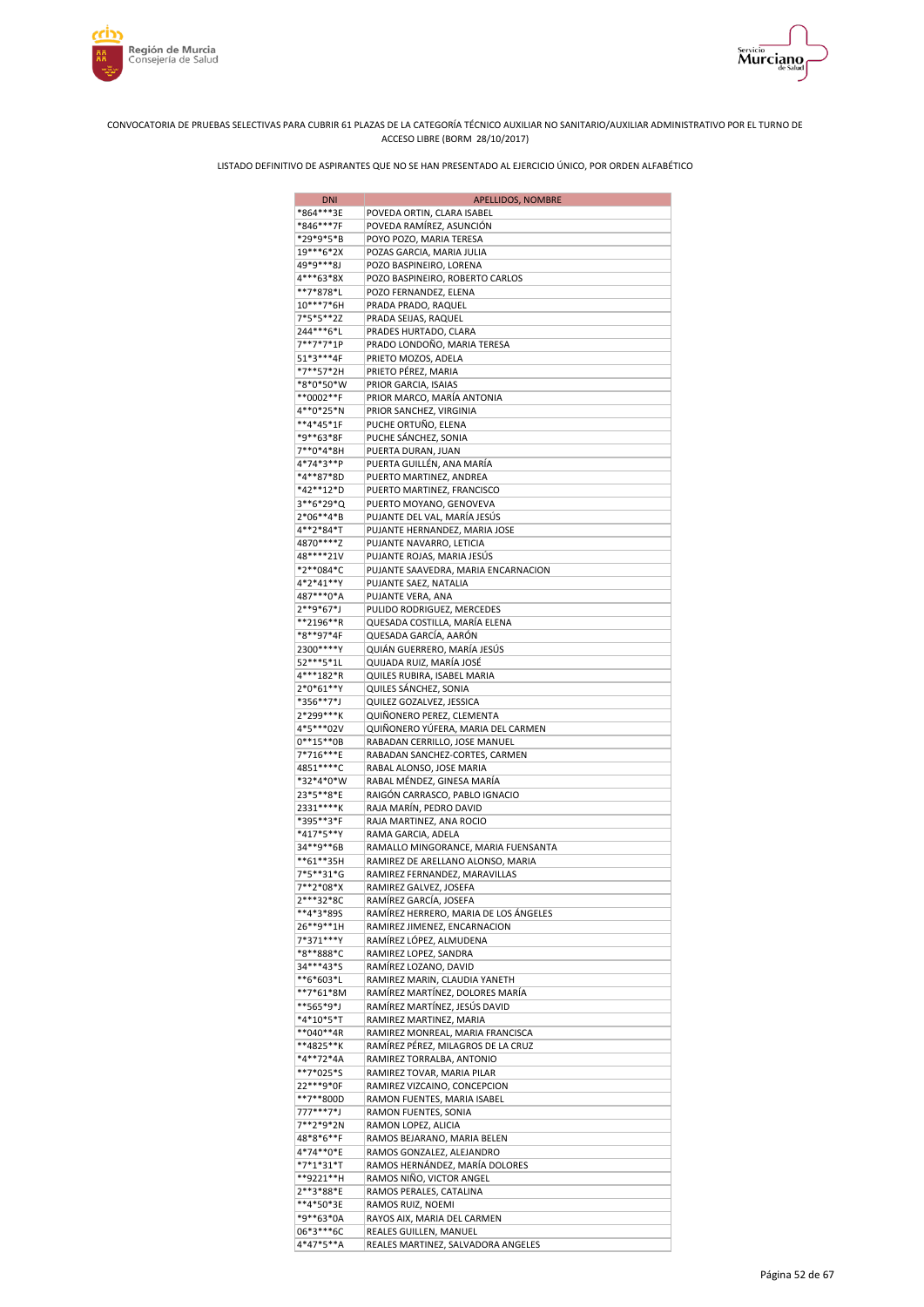CONVOCATORIA DE PRUEBAS SELECTIVAS PARA CUBRIR 61 PLAZAS DE LA CATEGORÍA TÉCNICO AUXILIAR NO SANITARIO/AUXILIAR ADMINISTRATIVO POR EL TURNO DE ACCESO LIBRE (BORM 28/10/2017)

LISTADO DEFINITIVO DE ASPIRANTES QUE NO SE HAN PRESENTADO AL EJERCICIO ÚNICO, POR ORDEN ALFABÉTICO

| DNI | APELLIDOS, NOMBRE |
|---|---|
| *864***3E | POVEDA ORTIN, CLARA ISABEL |
| *846***7F | POVEDA RAMÍREZ, ASUNCIÓN |
| *29*9*5*B | POYO POZO, MARIA TERESA |
| 19***6*2X | POZAS GARCIA, MARIA JULIA |
| 49*9***8J | POZO BASPINEIRO, LORENA |
| 4***63*8X | POZO BASPINEIRO, ROBERTO CARLOS |
| **7*878*L | POZO FERNANDEZ, ELENA |
| 10***7*6H | PRADA PRADO, RAQUEL |
| 7*5*5**2Z | PRADA SEIJAS, RAQUEL |
| 244***6*L | PRADES HURTADO, CLARA |
| 7**7*7*1P | PRADO LONDOÑO, MARIA TERESA |
| 51*3***4F | PRIETO MOZOS, ADELA |
| *7**57*2H | PRIETO PÉREZ, MARIA |
| *8*0*50*W | PRIOR GARCIA, ISAIAS |
| **0002**F | PRIOR MARCO, MARÍA ANTONIA |
| 4**0*25*N | PRIOR SANCHEZ, VIRGINIA |
| **4*45*1F | PUCHE ORTUÑO, ELENA |
| *9**63*8F | PUCHE SÁNCHEZ, SONIA |
| 7**0*4*8H | PUERTA DURAN, JUAN |
| 4*74*3**P | PUERTA GUILLÉN, ANA MARÍA |
| *4**87*8D | PUERTO MARTINEZ, ANDREA |
| *42**12*D | PUERTO MARTINEZ, FRANCISCO |
| 3**6*29*Q | PUERTO MOYANO, GENOVEVA |
| 2*06**4*B | PUJANTE DEL VAL, MARÍA JESÚS |
| 4**2*84*T | PUJANTE HERNANDEZ, MARIA JOSE |
| 4870****Z | PUJANTE NAVARRO, LETICIA |
| 48****21V | PUJANTE ROJAS, MARIA JESÚS |
| *2**084*C | PUJANTE SAAVEDRA, MARIA ENCARNACION |
| 4*2*41**Y | PUJANTE SAEZ, NATALIA |
| 487***0*A | PUJANTE VERA, ANA |
| 2**9*67*J | PULIDO RODRIGUEZ, MERCEDES |
| **2196**R | QUESADA COSTILLA, MARÍA ELENA |
| *8**97*4F | QUESADA GARCÍA, AARÓN |
| 2300****Y | QUIÁN GUERRERO, MARÍA JESÚS |
| 52***5*1L | QUIJADA RUIZ, MARÍA JOSÉ |
| 4***182*R | QUILES RUBIRA, ISABEL MARIA |
| 2*0*61**Y | QUILES SÁNCHEZ, SONIA |
| *356**7*J | QUILEZ GOZALVEZ, JESSICA |
| 2*299***K | QUIÑONERO PEREZ, CLEMENTA |
| 4*5***02V | QUIÑONERO YÚFERA, MARIA DEL CARMEN |
| 0**15**0B | RABADAN CERRILLO, JOSE MANUEL |
| 7*716***E | RABADAN SANCHEZ-CORTES, CARMEN |
| 4851****C | RABAL ALONSO, JOSE MARIA |
| *32*4*0*W | RABAL MÉNDEZ, GINESA MARÍA |
| 23*5**8*E | RAIGÓN CARRASCO, PABLO IGNACIO |
| 2331****K | RAJA MARÍN, PEDRO DAVID |
| *395**3*F | RAJA MARTINEZ, ANA ROCIO |
| *417*5**Y | RAMA GARCIA, ADELA |
| 34**9**6B | RAMALLO MINGORANCE, MARIA FUENSANTA |
| **61**35H | RAMIREZ DE ARELLANO ALONSO, MARIA |
| 7*5**31*G | RAMIREZ FERNANDEZ, MARAVILLAS |
| 7**2*08*X | RAMIREZ GALVEZ, JOSEFA |
| 2***32*8C | RAMÍREZ GARCÍA, JOSEFA |
| **4*3*89S | RAMÍREZ HERRERO, MARIA DE LOS ÁNGELES |
| 26**9**1H | RAMIREZ JIMENEZ, ENCARNACION |
| 7*371***Y | RAMÍREZ LÓPEZ, ALMUDENA |
| *8**888*C | RAMIREZ LOPEZ, SANDRA |
| 34***43*S | RAMÍREZ LOZANO, DAVID |
| **6*603*L | RAMIREZ MARIN, CLAUDIA YANETH |
| **7*61*8M | RAMÍREZ MARTÍNEZ, DOLORES MARÍA |
| **565*9*J | RAMÍREZ MARTÍNEZ, JESÚS DAVID |
| *4*10*5*T | RAMIREZ MARTINEZ, MARIA |
| **040**4R | RAMIREZ MONREAL, MARIA FRANCISCA |
| **4825**K | RAMÍREZ PÉREZ, MILAGROS DE LA CRUZ |
| *4**72*4A | RAMIREZ TORRALBA, ANTONIO |
| **7*025*S | RAMIREZ TOVAR, MARIA PILAR |
| 22***9*0F | RAMIREZ VIZCAINO, CONCEPCION |
| **7**800D | RAMON FUENTES, MARIA ISABEL |
| 777***7*J | RAMON FUENTES, SONIA |
| 7**2*9*2N | RAMON LOPEZ, ALICIA |
| 48*8*6**F | RAMOS BEJARANO, MARIA BELEN |
| 4*74**0*E | RAMOS GONZALEZ, ALEJANDRO |
| *7*1*31*T | RAMOS HERNÁNDEZ, MARÍA DOLORES |
| **9221**H | RAMOS NIÑO, VICTOR ANGEL |
| 2**3*88*E | RAMOS PERALES, CATALINA |
| **4*50*3E | RAMOS RUIZ, NOEMI |
| *9**63*0A | RAYOS AIX, MARIA DEL CARMEN |
| 06*3***6C | REALES GUILLEN, MANUEL |
| 4*47*5**A | REALES MARTINEZ, SALVADORA ANGELES |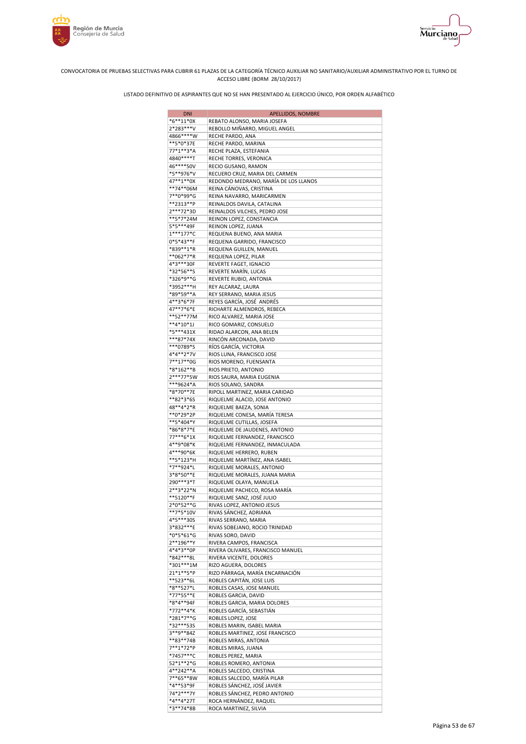CONVOCATORIA DE PRUEBAS SELECTIVAS PARA CUBRIR 61 PLAZAS DE LA CATEGORÍA TÉCNICO AUXILIAR NO SANITARIO/AUXILIAR ADMINISTRATIVO POR EL TURNO DE ACCESO LIBRE (BORM 28/10/2017)

LISTADO DEFINITIVO DE ASPIRANTES QUE NO SE HAN PRESENTADO AL EJERCICIO ÚNICO, POR ORDEN ALFABÉTICO

| DNI | APELLIDOS, NOMBRE |
|---|---|
| *6**11*0X | REBATO ALONSO, MARIA JOSEFA |
| 2*283***V | REBOLLO MIÑARRO, MIGUEL ANGEL |
| 4866****W | RECHE PARDO, ANA |
| **5*0*37E | RECHE PARDO, MARINA |
| 77*1**3*A | RECHE PLAZA, ESTEFANIA |
| 4840****T | RECHE TORRES, VERONICA |
| 46****50V | RECIO GUSANO, RAMON |
| *5**976*V | RECUERO CRUZ, MARIA DEL CARMEN |
| 47**1**0X | REDONDO MEDRANO, MARÍA DE LOS LLANOS |
| **74**06M | REINA CÁNOVAS, CRISTINA |
| 7**0*99*G | REINA NAVARRO, MARICARMEN |
| **2313**P | REINALDOS DAVILA, CATALINA |
| 2***72*3D | REINALDOS VILCHES, PEDRO JOSE |
| **5*7*24M | REINON LOPEZ, CONSTANCIA |
| 5*5***49F | REINON LOPEZ, JUANA |
| 1***177*C | REQUENA BUENO, ANA MARIA |
| 0*5*43**F | REQUENA GARRIDO, FRANCISCO |
| *839**1*R | REQUENA GUILLEN, MANUEL |
| **062*7*R | REQUENA LOPEZ, PILAR |
| 4*3***30F | REVERTE FAGET, IGNACIO |
| *32*56**S | REVERTE MARÍN, LUCAS |
| *326*9**G | REVERTE RUBIO, ANTONIA |
| *3952***H | REY ALCARAZ, LAURA |
| *89*59**A | REY SERRANO, MARIA JESUS |
| 4**3*6*7F | REYES GARCÍA, JOSÉ ANDRÉS |
| 47**7*6*E | RICHARTE ALMENDROS, REBECA |
| **52**77M | RICO ALVAREZ, MARIA JOSE |
| **4*10*1J | RICO GOMARIZ, CONSUELO |
| *5***431X | RIDAO ALARCON, ANA BELEN |
| ***87*74X | RINCÓN ARCONADA, DAVID |
| ***0789*S | RÍOS GARCÍA, VICTORIA |
| 4*4**2*7V | RIOS LUNA, FRANCISCO JOSE |
| 7**17**0G | RIOS MORENO, FUENSANTA |
| *8*162**B | RIOS PRIETO, ANTONIO |
| 2***77*5W | RIOS SAURA, MARIA EUGENIA |
| ***9624*A | RIOS SOLANO, SANDRA |
| *8*70**7E | RIPOLL MARTINEZ, MARIA CARIDAD |
| **82*3*6S | RIQUELME ALACID, JOSE ANTONIO |
| 48**4*2*R | RIQUELME BAEZA, SONIA |
| **0*29*2P | RIQUELME CONESA, MARÍA TERESA |
| **5*404*Y | RIQUELME CUTILLAS, JOSEFA |
| *86*8*7*E | RIQUELME DE JAUDENES, ANTONIO |
| 77***6*1X | RIQUELME FERNANDEZ, FRANCISCO |
| 4**9*08*K | RIQUELME FERNANDEZ, INMACULADA |
| 4***90*6K | RIQUELME HERRERO, RUBEN |
| **5*123*H | RIQUELME MARTÍNEZ, ANA ISABEL |
| *7**924*L | RIQUELME MORALES, ANTONIO |
| 3*8*50**E | RIQUELME MORALES, JUANA MARIA |
| 290***3*T | RIQUELME OLAYA, MANUELA |
| 2**3*22*N | RIQUELME PACHECO, ROSA MARÍA |
| **5120**F | RIQUELME SANZ, JOSÉ JULIO |
| 2*0*52**G | RIVAS LOPEZ, ANTONIO JESUS |
| **7*5*10V | RIVAS SÁNCHEZ, ADRIANA |
| 4*5***30S | RIVAS SERRANO, MARIA |
| 3*832***E | RIVAS SOBEJANO, ROCIO TRINIDAD |
| *0*5*61*G | RIVAS SORO, DAVID |
| 2**196**Y | RIVERA CAMPOS, FRANCISCA |
| 4*4*3**0P | RIVERA OLIVARES, FRANCISCO MANUEL |
| *842***8L | RIVERA VICENTE, DOLORES |
| *301***1M | RIZO AGUERA, DOLORES |
| 21*1**5*P | RIZO PÁRRAGA, MARÍA ENCARNACIÓN |
| **523**6L | ROBLES CAPITÁN, JOSE LUIS |
| *8**527*L | ROBLES CASAS, JOSE MANUEL |
| *77*55**E | ROBLES GARCIA, DAVID |
| *8*4**94F | ROBLES GARCIA, MARIA DOLORES |
| *772**4*K | ROBLES GARCÍA, SEBASTIÁN |
| *281*7**G | ROBLES LOPEZ, JOSE |
| *32***53S | ROBLES MARIN, ISABEL MARIA |
| 3**9**84Z | ROBLES MARTINEZ, JOSE FRANCISCO |
| **83**74B | ROBLES MIRAS, ANTONIA |
| 7**1*72*P | ROBLES MIRAS, JUANA |
| *7457***C | ROBLES PEREZ, MARIA |
| 52*1**2*G | ROBLES ROMERO, ANTONIA |
| 4**242**A | ROBLES SALCEDO, CRISTINA |
| 7**65**8W | ROBLES SALCEDO, MARÍA PILAR |
| *4**53*9F | ROBLES SÁNCHEZ, JOSÉ JAVIER |
| 74*2***7Y | ROBLES SÁNCHEZ, PEDRO ANTONIO |
| *4**4*27T | ROCA HERNÁNDEZ, RAQUEL |
| *3**74*8B | ROCA MARTINEZ, SILVIA |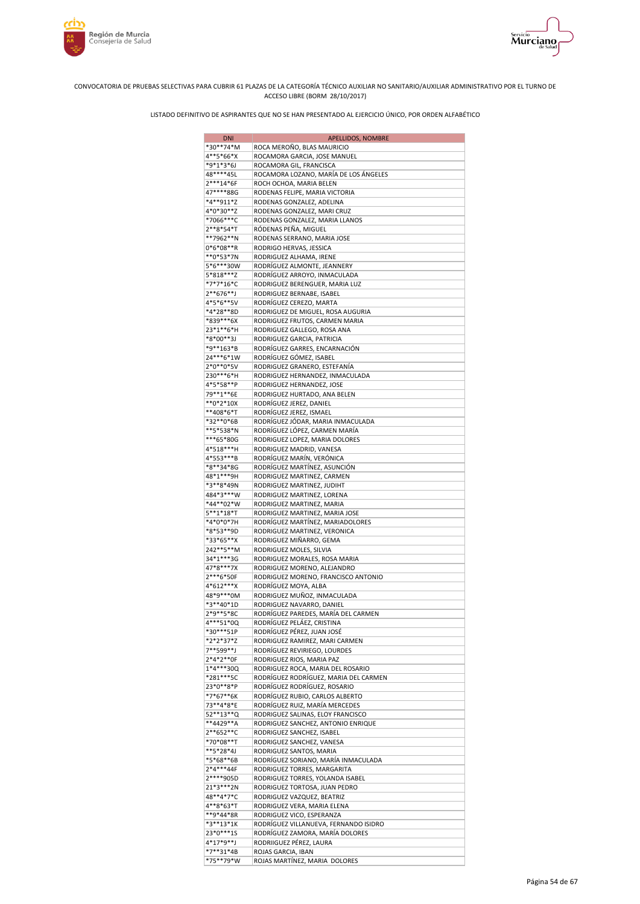CONVOCATORIA DE PRUEBAS SELECTIVAS PARA CUBRIR 61 PLAZAS DE LA CATEGORÍA TÉCNICO AUXILIAR NO SANITARIO/AUXILIAR ADMINISTRATIVO POR EL TURNO DE ACCESO LIBRE (BORM 28/10/2017)

LISTADO DEFINITIVO DE ASPIRANTES QUE NO SE HAN PRESENTADO AL EJERCICIO ÚNICO, POR ORDEN ALFABÉTICO

| DNI | APELLIDOS, NOMBRE |
|---|---|
| *30**74*M | ROCA MEROÑO, BLAS MAURICIO |
| 4**5*66*X | ROCAMORA GARCIA, JOSE MANUEL |
| *9*1*3*6J | ROCAMORA GIL, FRANCISCA |
| 48****45L | ROCAMORA LOZANO, MARÍA DE LOS ÁNGELES |
| 2***14*6F | ROCH OCHOA, MARIA BELEN |
| 47****88G | RODENAS FELIPE, MARIA VICTORIA |
| *4**911*Z | RODENAS GONZALEZ, ADELINA |
| 4*0*30**Z | RODENAS GONZALEZ, MARI CRUZ |
| *7066***C | RODENAS GONZALEZ, MARIA LLANOS |
| 2**8*54*T | RÓDENAS PEÑA, MIGUEL |
| **7962**N | RODENAS SERRANO, MARIA JOSE |
| 0*6*08**R | RODRIGO HERVAS, JESSICA |
| **0*53*7N | RODRIGUEZ ALHAMA, IRENE |
| 5*6***30W | RODRÍGUEZ ALMONTE, JEANNERY |
| 5*818***Z | RODRÍGUEZ ARROYO, INMACULADA |
| *7*7*16*C | RODRIGUEZ BERENGUER, MARIA LUZ |
| 2**676**J | RODRIGUEZ BERNABE, ISABEL |
| 4*5*6**5V | RODRÍGUEZ CEREZO, MARTA |
| *4*28**8D | RODRIGUEZ DE MIGUEL, ROSA AUGURIA |
| *839***6X | RODRIGUEZ FRUTOS, CARMEN MARIA |
| 23*1**6*H | RODRIGUEZ GALLEGO, ROSA ANA |
| *8*00**3J | RODRIGUEZ GARCIA, PATRICIA |
| *9**163*B | RODRÍGUEZ GARRES, ENCARNACIÓN |
| 24***6*1W | RODRÍGUEZ GÓMEZ, ISABEL |
| 2*0**0*5V | RODRIGUEZ GRANERO, ESTEFANÍA |
| 230***6*H | RODRIGUEZ HERNANDEZ, INMACULADA |
| 4*5*58**P | RODRIGUEZ HERNANDEZ, JOSE |
| 79**1**6E | RODRIGUEZ HURTADO, ANA BELEN |
| **0*2*10X | RODRÍGUEZ JEREZ, DANIEL |
| **408*6*T | RODRÍGUEZ JEREZ, ISMAEL |
| *32**0*6B | RODRÍGUEZ JÓDAR, MARIA INMACULADA |
| **5*538*N | RODRÍGUEZ LÓPEZ, CARMEN MARÍA |
| ***65*80G | RODRIGUEZ LOPEZ, MARIA DOLORES |
| 4*518***H | RODRIGUEZ MADRID, VANESA |
| 4*553***B | RODRÍGUEZ MARÍN, VERÓNICA |
| *8**34*8G | RODRÍGUEZ MARTÍNEZ, ASUNCIÓN |
| 48*1***9H | RODRIGUEZ MARTINEZ, CARMEN |
| *3**8*49N | RODRIGUEZ MARTINEZ, JUDIHT |
| 484*3***W | RODRIGUEZ MARTINEZ, LORENA |
| *44**02*W | RODRIGUEZ MARTINEZ, MARIA |
| 5**1*18*T | RODRIGUEZ MARTINEZ, MARIA JOSE |
| *4*0*0*7H | RODRÍGUEZ MARTÍNEZ, MARIADOLORES |
| *8*53**9D | RODRIGUEZ MARTINEZ, VERONICA |
| *33*65**X | RODRIGUEZ MIÑARRO, GEMA |
| 242**5**M | RODRIGUEZ MOLES, SILVIA |
| 34*1***3G | RODRIGUEZ MORALES, ROSA MARIA |
| 47*8***7X | RODRIGUEZ MORENO, ALEJANDRO |
| 2***6*50F | RODRIGUEZ MORENO, FRANCISCO ANTONIO |
| 4*612***X | RODRÍGUEZ MOYA, ALBA |
| 48*9***0M | RODRIGUEZ MUÑOZ, INMACULADA |
| *3**40*1D | RODRIGUEZ NAVARRO, DANIEL |
| 2*9**5*8C | RODRÍGUEZ PAREDES, MARÍA DEL CARMEN |
| 4***51*0Q | RODRÍGUEZ PELÁEZ, CRISTINA |
| *30***51P | RODRÍGUEZ PÉREZ, JUAN JOSÉ |
| *2*2*37*Z | RODRIGUEZ RAMIREZ, MARI CARMEN |
| 7**599**J | RODRÍGUEZ REVIRIEGO, LOURDES |
| 2*4*2**0F | RODRIGUEZ RIOS, MARIA PAZ |
| 1*4***30Q | RODRIGUEZ ROCA, MARIA DEL ROSARIO |
| *281***5C | RODRÍGUEZ RODRÍGUEZ, MARIA DEL CARMEN |
| 23*0**8*P | RODRÍGUEZ RODRÍGUEZ, ROSARIO |
| *7*67**6K | RODRÍGUEZ RUBIO, CARLOS ALBERTO |
| 73**4*8*E | RODRÍGUEZ RUIZ, MARÍA MERCEDES |
| 52**13**Q | RODRIGUEZ SALINAS, ELOY FRANCISCO |
| **4429**A | RODRIGUEZ SANCHEZ, ANTONIO ENRIQUE |
| 2**652**C | RODRIGUEZ SANCHEZ, ISABEL |
| *70*08**T | RODRIGUEZ SANCHEZ, VANESA |
| **5*28*4J | RODRIGUEZ SANTOS, MARIA |
| *5*68**6B | RODRÍGUEZ SORIANO, MARÍA INMACULADA |
| 2*4***44F | RODRIGUEZ TORRES, MARGARITA |
| 2****905D | RODRIGUEZ TORRES, YOLANDA ISABEL |
| 21*3***2N | RODRIGUEZ TORTOSA, JUAN PEDRO |
| 48**4*7*C | RODRIGUEZ VAZQUEZ, BEATRIZ |
| 4**8*63*T | RODRIGUEZ VERA, MARIA ELENA |
| **9*44*8R | RODRIGUEZ VICO, ESPERANZA |
| *3**13*1K | RODRÍGUEZ VILLANUEVA, FERNANDO ISIDRO |
| 23*0***1S | RODRÍGUEZ ZAMORA, MARÍA DOLORES |
| 4*17*9**J | RODRIIGUEZ PÉREZ, LAURA |
| *7**31*4B | ROJAS GARCIA, IBAN |
| *75**79*W | ROJAS MARTÍNEZ, MARIA DOLORES |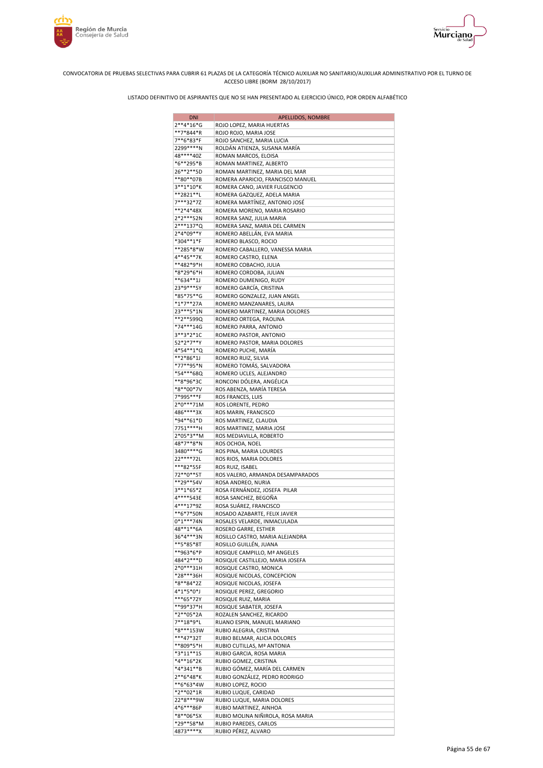CONVOCATORIA DE PRUEBAS SELECTIVAS PARA CUBRIR 61 PLAZAS DE LA CATEGORÍA TÉCNICO AUXILIAR NO SANITARIO/AUXILIAR ADMINISTRATIVO POR EL TURNO DE ACCESO LIBRE (BORM 28/10/2017)

LISTADO DEFINITIVO DE ASPIRANTES QUE NO SE HAN PRESENTADO AL EJERCICIO ÚNICO, POR ORDEN ALFABÉTICO

| DNI | APELLIDOS, NOMBRE |
|---|---|
| 2**4*16*G | ROJO LOPEZ, MARIA HUERTAS |
| **7*844*R | ROJO ROJO, MARIA JOSE |
| 7**6*83*F | ROJO SANCHEZ, MARIA LUCIA |
| 2299****N | ROLDÁN ATIENZA, SUSANA MARÍA |
| 48****40Z | ROMAN MARCOS, ELOISA |
| *6**295*B | ROMAN MARTINEZ, ALBERTO |
| 26**2**5D | ROMAN MARTINEZ, MARIA DEL MAR |
| **80**07B | ROMERA APARICIO, FRANCISCO MANUEL |
| 3**1*10*K | ROMERA CANO, JAVIER FULGENCIO |
| **2821**L | ROMERA GAZQUEZ, ADELA MARIA |
| 7***32*7Z | ROMERA MARTÍNEZ, ANTONIO JOSÉ |
| **2*4*48X | ROMERA MORENO, MARIA ROSARIO |
| 2*2***52N | ROMERA SANZ, JULIA MARIA |
| 2***137*Q | ROMERA SANZ, MARIA DEL CARMEN |
| 2*4*09**Y | ROMERO ABELLÁN, EVA MARIA |
| *304**1*F | ROMERO BLASCO, ROCIO |
| **285*8*W | ROMERO CABALLERO, VANESSA MARIA |
| 4**45**7K | ROMERO CASTRO, ELENA |
| **482*9*H | ROMERO COBACHO, JULIA |
| *8*29*6*H | ROMERO CORDOBA, JULIAN |
| **634**1J | ROMERO DUMENIGO, RUDY |
| 23*9***5Y | ROMERO GARCÍA, CRISTINA |
| *85*75**G | ROMERO GONZALEZ, JUAN ANGEL |
| *1*7**27A | ROMERO MANZANARES, LAURA |
| 23***5*1N | ROMERO MARTINEZ, MARIA DOLORES |
| **2**599Q | ROMERO ORTEGA, PAOLINA |
| *74***14G | ROMERO PARRA, ANTONIO |
| 3**3*2*1C | ROMERO PASTOR, ANTONIO |
| 52*2*7**Y | ROMERO PASTOR, MARIA DOLORES |
| 4*54**1*Q | ROMERO PUCHE, MARÍA |
| **2*86*1J | ROMERO RUIZ, SILVIA |
| *77**95*N | ROMERO TOMÁS, SALVADORA |
| *54***68Q | ROMERO UCLES, ALEJANDRO |
| **8*96*3C | RONCONI DÓLERA, ANGÉLICA |
| *8**00*7V | ROS ABENZA, MARÍA TERESA |
| 7*995***F | ROS FRANCES, LUIS |
| 2*0***71M | ROS LORENTE, PEDRO |
| 486****3X | ROS MARIN, FRANCISCO |
| *94**61*D | ROS MARTINEZ, CLAUDIA |
| 7751****H | ROS MARTINEZ, MARIA JOSE |
| 2*05*3**M | ROS MEDIAVILLA, ROBERTO |
| 48*7**8*N | ROS OCHOA, NOEL |
| 3480****G | ROS PINA, MARIA LOURDES |
| 22****72L | ROS RIOS, MARIA DOLORES |
| ***82*55F | ROS RUIZ, ISABEL |
| 72**0**5T | ROS VALERO, ARMANDA DESAMPARADOS |
| **29**54V | ROSA ANDREO, NURIA |
| 3**1*65*Z | ROSA FERNÁNDEZ, JOSEFA PILAR |
| 4****543E | ROSA SANCHEZ, BEGOÑA |
| 4***17*9Z | ROSA SUÁREZ, FRANCISCO |
| **6*7*50N | ROSADO AZABARTE, FELIX JAVIER |
| 0*1***74N | ROSALES VELARDE, INMACULADA |
| 48**1**6A | ROSERO GARRE, ESTHER |
| 36*4***3N | ROSILLO CASTRO, MARIA ALEJANDRA |
| **5*85*8T | ROSILLO GUILLÉN, JUANA |
| **963*6*P | ROSIQUE CAMPILLO, Mª ANGELES |
| 484*2***D | ROSIQUE CASTILLEJO, MARIA JOSEFA |
| 2*0***31H | ROSIQUE CASTRO, MONICA |
| *28***36H | ROSIQUE NICOLAS, CONCEPCION |
| *8**84*2Z | ROSIQUE NICOLAS, JOSEFA |
| 4*1*5*0*J | ROSIQUE PEREZ, GREGORIO |
| ***65*72Y | ROSIQUE RUIZ, MARIA |
| **99*37*H | ROSIQUE SABATER, JOSEFA |
| *2**05*2A | ROZALEN SANCHEZ, RICARDO |
| 7**18*9*L | RUANO ESPIN, MANUEL MARIANO |
| *8***153W | RUBIO ALEGRIA, CRISTINA |
| ***47*32T | RUBIO BELMAR, ALICIA DOLORES |
| **809*5*H | RUBIO CUTILLAS, Mª ANTONIA |
| *3*11**1S | RUBIO GARCIA, ROSA MARIA |
| *4**16*2K | RUBIO GOMEZ, CRISTINA |
| *4*341**B | RUBIO GÓMEZ, MARÍA DEL CARMEN |
| 2**6*48*K | RUBIO GONZÁLEZ, PEDRO RODRIGO |
| **6*63*4W | RUBIO LOPEZ, ROCIO |
| *2**02*1R | RUBIO LUQUE, CARIDAD |
| 22*8***9W | RUBIO LUQUE, MARIA DOLORES |
| 4*6***86P | RUBIO MARTINEZ, AINHOA |
| *8**06*5X | RUBIO MOLINA NIÑIROLA, ROSA MARIA |
| *29**58*M | RUBIO PAREDES, CARLOS |
| 4873****X | RUBIO PÉREZ, ALVARO |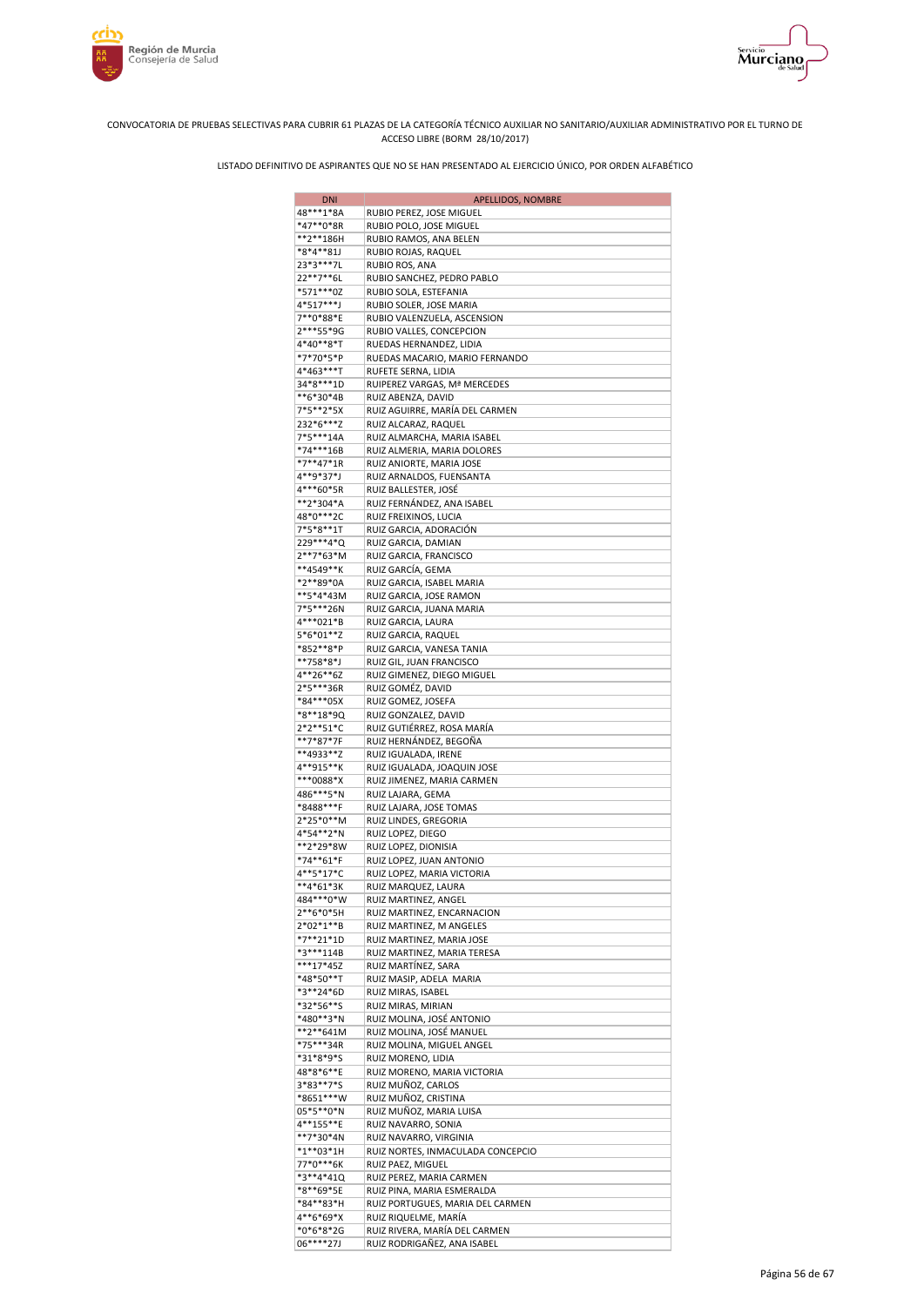CONVOCATORIA DE PRUEBAS SELECTIVAS PARA CUBRIR 61 PLAZAS DE LA CATEGORÍA TÉCNICO AUXILIAR NO SANITARIO/AUXILIAR ADMINISTRATIVO POR EL TURNO DE ACCESO LIBRE (BORM 28/10/2017)

LISTADO DEFINITIVO DE ASPIRANTES QUE NO SE HAN PRESENTADO AL EJERCICIO ÚNICO, POR ORDEN ALFABÉTICO

| DNI | APELLIDOS, NOMBRE |
|---|---|
| 48***1*8A | RUBIO PEREZ, JOSE MIGUEL |
| *47**0*8R | RUBIO POLO, JOSE MIGUEL |
| **2**186H | RUBIO RAMOS, ANA BELEN |
| *8*4**81J | RUBIO ROJAS, RAQUEL |
| 23*3***7L | RUBIO ROS, ANA |
| 22**7**6L | RUBIO SANCHEZ, PEDRO PABLO |
| *571***0Z | RUBIO SOLA, ESTEFANIA |
| 4*517***J | RUBIO SOLER, JOSE MARIA |
| 7**0*88*E | RUBIO VALENZUELA, ASCENSION |
| 2***55*9G | RUBIO VALLES, CONCEPCION |
| 4*40**8*T | RUEDAS HERNANDEZ, LIDIA |
| *7*70*5*P | RUEDAS MACARIO, MARIO FERNANDO |
| 4*463***T | RUFETE SERNA, LIDIA |
| 34*8***1D | RUIPEREZ VARGAS, Mª MERCEDES |
| **6*30*4B | RUIZ ABENZA, DAVID |
| 7*5**2*5X | RUIZ AGUIRRE, MARÍA DEL CARMEN |
| 232*6***Z | RUIZ ALCARAZ, RAQUEL |
| 7*5***14A | RUIZ ALMARCHA, MARIA ISABEL |
| *74***16B | RUIZ ALMERIA, MARIA DOLORES |
| *7**47*1R | RUIZ ANIORTE, MARIA JOSE |
| 4**9*37*J | RUIZ ARNALDOS, FUENSANTA |
| 4***60*5R | RUIZ BALLESTER, JOSÉ |
| **2*304*A | RUIZ FERNÁNDEZ, ANA ISABEL |
| 48*0***2C | RUIZ FREIXINOS, LUCIA |
| 7*5*8**1T | RUIZ GARCIA, ADORACIÓN |
| 229***4*Q | RUIZ GARCIA, DAMIAN |
| 2**7*63*M | RUIZ GARCIA, FRANCISCO |
| **4549**K | RUIZ GARCÍA, GEMA |
| *2**89*0A | RUIZ GARCIA, ISABEL MARIA |
| **5*4*43M | RUIZ GARCIA, JOSE RAMON |
| 7*5***26N | RUIZ GARCIA, JUANA MARIA |
| 4***021*B | RUIZ GARCIA, LAURA |
| 5*6*01**Z | RUIZ GARCIA, RAQUEL |
| *852**8*P | RUIZ GARCIA, VANESA TANIA |
| **758*8*J | RUIZ GIL, JUAN FRANCISCO |
| 4**26**6Z | RUIZ GIMENEZ, DIEGO MIGUEL |
| 2*5***36R | RUIZ GOMÉZ, DAVID |
| *84***05X | RUIZ GOMEZ, JOSEFA |
| *8**18*9Q | RUIZ GONZALEZ, DAVID |
| 2*2**51*C | RUIZ GUTIÉRREZ, ROSA MARÍA |
| **7*87*7F | RUIZ HERNÁNDEZ, BEGOÑA |
| **4933**Z | RUIZ IGUALADA, IRENE |
| 4**915**K | RUIZ IGUALADA, JOAQUIN JOSE |
| ***0088*X | RUIZ JIMENEZ, MARIA CARMEN |
| 486***5*N | RUIZ LAJARA, GEMA |
| *8488***F | RUIZ LAJARA, JOSE TOMAS |
| 2*25*0**M | RUIZ LINDES, GREGORIA |
| 4*54**2*N | RUIZ LOPEZ, DIEGO |
| **2*29*8W | RUIZ LOPEZ, DIONISIA |
| *74**61*F | RUIZ LOPEZ, JUAN ANTONIO |
| 4**5*17*C | RUIZ LOPEZ, MARIA VICTORIA |
| **4*61*3K | RUIZ MARQUEZ, LAURA |
| 484***0*W | RUIZ MARTINEZ, ANGEL |
| 2**6*0*5H | RUIZ MARTINEZ, ENCARNACION |
| 2*02*1**B | RUIZ MARTINEZ, M ANGELES |
| *7**21*1D | RUIZ MARTINEZ, MARIA JOSE |
| *3***114B | RUIZ MARTINEZ, MARIA TERESA |
| ***17*45Z | RUIZ MARTÍNEZ, SARA |
| *48*50**T | RUIZ MASIP, ADELA MARIA |
| *3**24*6D | RUIZ MIRAS, ISABEL |
| *32*56**S | RUIZ MIRAS, MIRIAN |
| *480**3*N | RUIZ MOLINA, JOSÉ ANTONIO |
| **2**641M | RUIZ MOLINA, JOSÉ MANUEL |
| *75***34R | RUIZ MOLINA, MIGUEL ANGEL |
| *31*8*9*S | RUIZ MORENO, LIDIA |
| 48*8*6**E | RUIZ MORENO, MARIA VICTORIA |
| 3*83**7*S | RUIZ MUÑOZ, CARLOS |
| *8651***W | RUIZ MUÑOZ, CRISTINA |
| 05*5**0*N | RUIZ MUÑOZ, MARIA LUISA |
| 4**155**E | RUIZ NAVARRO, SONIA |
| **7*30*4N | RUIZ NAVARRO, VIRGINIA |
| *1**03*1H | RUIZ NORTES, INMACULADA CONCEPCIO |
| 77*0***6K | RUIZ PAEZ, MIGUEL |
| *3**4*41Q | RUIZ PEREZ, MARIA CARMEN |
| *8**69*5E | RUIZ PINA, MARIA ESMERALDA |
| *84**83*H | RUIZ PORTUGUES, MARIA DEL CARMEN |
| 4**6*69*X | RUIZ RIQUELME, MARÍA |
| *0*6*8*2G | RUIZ RIVERA, MARÍA DEL CARMEN |
| 06****27J | RUIZ RODRIGAÑEZ, ANA ISABEL |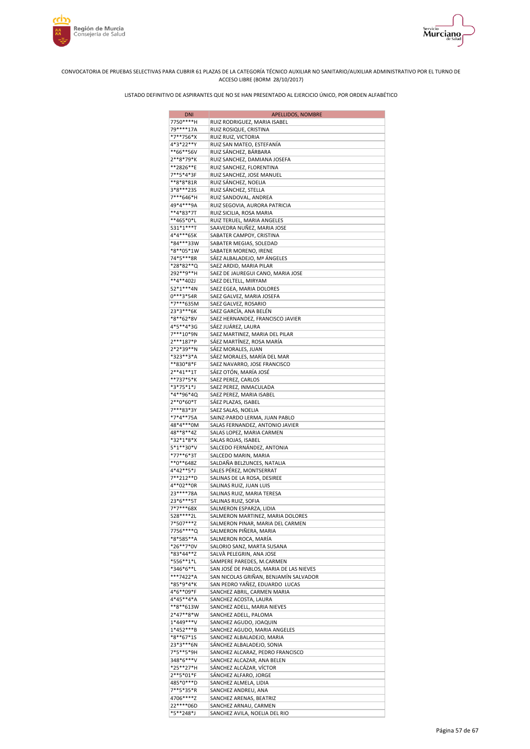CONVOCATORIA DE PRUEBAS SELECTIVAS PARA CUBRIR 61 PLAZAS DE LA CATEGORÍA TÉCNICO AUXILIAR NO SANITARIO/AUXILIAR ADMINISTRATIVO POR EL TURNO DE ACCESO LIBRE (BORM 28/10/2017)

LISTADO DEFINITIVO DE ASPIRANTES QUE NO SE HAN PRESENTADO AL EJERCICIO ÚNICO, POR ORDEN ALFABÉTICO

| DNI | APELLIDOS, NOMBRE |
|---|---|
| 7750****H | RUIZ RODRIGUEZ, MARIA ISABEL |
| 79****17A | RUIZ ROSIQUE, CRISTINA |
| *7**756*X | RUIZ RUIZ, VICTORIA |
| 4*3*22**Y | RUIZ SAN MATEO, ESTEFANÍA |
| **66**56V | RUIZ SÁNCHEZ, BÁRBARA |
| 2**8*79*K | RUIZ SANCHEZ, DAMIANA JOSEFA |
| **2826**E | RUIZ SANCHEZ, FLORENTINA |
| 7**5*4*3F | RUIZ SANCHEZ, JOSE MANUEL |
| **8*8*81R | RUIZ SÁNCHEZ, NOELIA |
| 3*8***23S | RUIZ SÁNCHEZ, STELLA |
| 7***646*H | RUIZ SANDOVAL, ANDREA |
| 49*4***9A | RUIZ SEGOVIA, AURORA PATRICIA |
| **4*83*7T | RUIZ SICILIA, ROSA MARIA |
| **465*0*L | RUIZ TERUEL, MARIA ANGELES |
| 531*1***T | SAAVEDRA NUÑEZ, MARIA JOSE |
| 4*4***65K | SABATER CAMPOY, CRISTINA |
| *84***33W | SABATER MEGIAS, SOLEDAD |
| *8**05*1W | SABATER MORENO, IRENE |
| 74*5***8R | SÁEZ ALBALADEJO, Mª ÁNGELES |
| *28*82**Q | SAEZ ARDID, MARIA PILAR |
| 292**9**H | SAEZ DE JAUREGUI CANO, MARIA JOSE |
| **4**402J | SAEZ DELTELL, MIRYAM |
| 52*1***4N | SAEZ EGEA, MARIA DOLORES |
| 0***3*54R | SAEZ GALVEZ, MARIA JOSEFA |
| *7***635M | SAEZ GALVEZ, ROSARIO |
| 23*3***6K | SAEZ GARCÍA, ANA BELÉN |
| *8**62*8V | SAEZ HERNANDEZ, FRANCISCO JAVIER |
| 4*5**4*3G | SÁEZ JUÁREZ, LAURA |
| 7***10*9N | SAEZ MARTINEZ, MARIA DEL PILAR |
| 2***187*P | SÁEZ MARTÍNEZ, ROSA MARÍA |
| 2*2*39**N | SÁEZ MORALES, JUAN |
| *323**3*A | SÁEZ MORALES, MARÍA DEL MAR |
| **830*8*F | SAEZ NAVARRO, JOSE FRANCISCO |
| 2**41**1T | SÁEZ OTÓN, MARÍA JOSÉ |
| **737*5*K | SAEZ PEREZ, CARLOS |
| *3*75*1*J | SAEZ PEREZ, INMACULADA |
| *4**96*4Q | SAEZ PEREZ, MARIA ISABEL |
| 2**0*60*T | SÁEZ PLAZAS, ISABEL |
| 7***83*3Y | SAEZ SALAS, NOELIA |
| *7*4**75A | SAINZ-PARDO LERMA, JUAN PABLO |
| 48*4***0M | SALAS FERNANDEZ, ANTONIO JAVIER |
| 48**8**4Z | SALAS LOPEZ, MARIA CARMEN |
| *32*1*8*X | SALAS ROJAS, ISABEL |
| 5*1**30*V | SALCEDO FERNÁNDEZ, ANTONIA |
| *77**6*3T | SALCEDO MARIN, MARIA |
| **0**648Z | SALDAÑA BELZUNCES, NATALIA |
| 4*42**5*J | SALES PÉREZ, MONTSERRAT |
| 7**212**D | SALINAS DE LA ROSA, DESIREE |
| 4**02**0R | SALINAS RUIZ, JUAN LUIS |
| 23****78A | SALINAS RUIZ, MARIA TERESA |
| 23*6***5T | SALINAS RUIZ, SOFIA |
| 7*7***68X | SALMERON ESPARZA, LIDIA |
| 528****2L | SALMERON MARTINEZ, MARIA DOLORES |
| 7*507***Z | SALMERON PINAR, MARIA DEL CARMEN |
| 7756****Q | SALMERON PIÑERA, MARIA |
| *8*585**A | SALMERON ROCA, MARÍA |
| *26**7*0V | SALORIO SANZ, MARTA SUSANA |
| *83*44**Z | SALVÀ PELEGRIN, ANA JOSE |
| *556**1*L | SAMPERE PAREDES, M.CARMEN |
| *346*6**L | SAN JOSÉ DE PABLOS, MARIA DE LAS NIEVES |
| ***7422*A | SAN NICOLAS GRIÑAN, BENJAMÍN SALVADOR |
| *85*9*4*K | SAN PEDRO YAÑEZ, EDUARDO LUCAS |
| 4*6**09*F | SANCHEZ ABRIL, CARMEN MARIA |
| 4*45**4*A | SANCHEZ ACOSTA, LAURA |
| **8**613W | SANCHEZ ADELL, MARIA NIEVES |
| 2*47**8*W | SANCHEZ ADELL, PALOMA |
| 1*449***V | SANCHEZ AGUDO, JOAQUIN |
| 1*452***B | SANCHEZ AGUDO, MARIA ANGELES |
| *8**67*1S | SANCHEZ ALBALADEJO, MARIA |
| 23*3***6N | SÁNCHEZ ALBALADEJO, SONIA |
| 7*5**5*9H | SANCHEZ ALCARAZ, PEDRO FRANCISCO |
| 348*6***V | SANCHEZ ALCAZAR, ANA BELEN |
| *25**27*H | SÁNCHEZ ALCÁZAR, VÍCTOR |
| 2**5*01*F | SÁNCHEZ ALFARO, JORGE |
| 485*0***D | SANCHEZ ALMELA, LIDIA |
| 7**5*35*R | SANCHEZ ANDREU, ANA |
| 4706****Z | SANCHEZ ARENAS, BEATRIZ |
| 22****06D | SANCHEZ ARNAU, CARMEN |
| *5**248*J | SANCHEZ AVILA, NOELIA DEL RIO |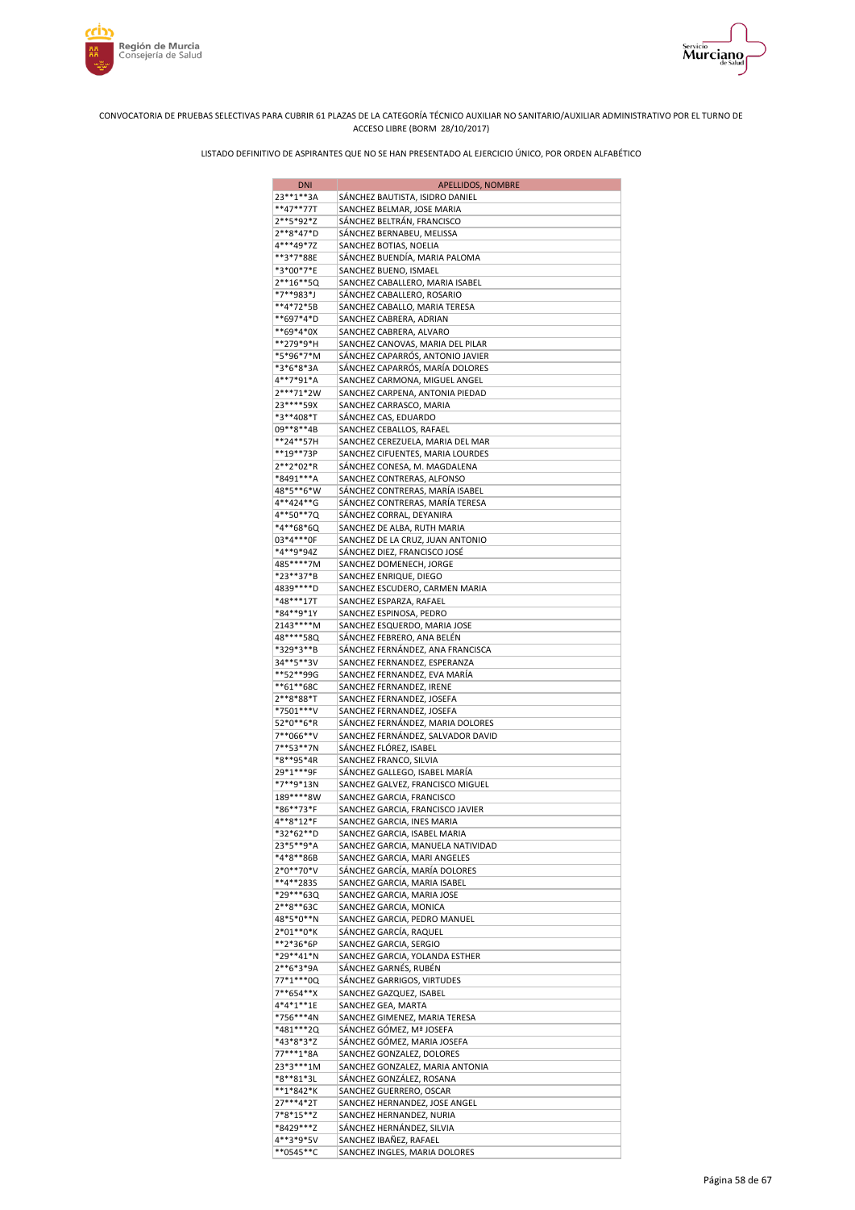CONVOCATORIA DE PRUEBAS SELECTIVAS PARA CUBRIR 61 PLAZAS DE LA CATEGORÍA TÉCNICO AUXILIAR NO SANITARIO/AUXILIAR ADMINISTRATIVO POR EL TURNO DE ACCESO LIBRE (BORM 28/10/2017)

LISTADO DEFINITIVO DE ASPIRANTES QUE NO SE HAN PRESENTADO AL EJERCICIO ÚNICO, POR ORDEN ALFABÉTICO

| DNI | APELLIDOS, NOMBRE |
|---|---|
| 23**1**3A | SÁNCHEZ BAUTISTA, ISIDRO DANIEL |
| **47**77T | SANCHEZ BELMAR, JOSE MARIA |
| 2**5*92*Z | SÁNCHEZ BELTRÁN, FRANCISCO |
| 2**8*47*D | SÁNCHEZ BERNABEU, MELISSA |
| 4***49*7Z | SANCHEZ BOTIAS, NOELIA |
| **3*7*88E | SÁNCHEZ BUENDÍA, MARIA PALOMA |
| *3*00*7*E | SANCHEZ BUENO, ISMAEL |
| 2**16**5Q | SANCHEZ CABALLERO, MARIA ISABEL |
| *7**983*J | SÁNCHEZ CABALLERO, ROSARIO |
| **4*72*5B | SANCHEZ CABALLO, MARIA TERESA |
| **697*4*D | SANCHEZ CABRERA, ADRIAN |
| **69*4*0X | SANCHEZ CABRERA, ALVARO |
| **279*9*H | SANCHEZ CANOVAS, MARIA DEL PILAR |
| *5*96*7*M | SÁNCHEZ CAPARRÓS, ANTONIO JAVIER |
| *3*6*8*3A | SÁNCHEZ CAPARRÓS, MARÍA DOLORES |
| 4**7*91*A | SANCHEZ CARMONA, MIGUEL ANGEL |
| 2***71*2W | SANCHEZ CARPENA, ANTONIA PIEDAD |
| 23****59X | SANCHEZ CARRASCO, MARIA |
| *3**408*T | SÁNCHEZ CAS, EDUARDO |
| 09**8**4B | SANCHEZ CEBALLOS, RAFAEL |
| **24**57H | SANCHEZ CEREZUELA, MARIA DEL MAR |
| **19**73P | SANCHEZ CIFUENTES, MARIA LOURDES |
| 2**2*02*R | SÁNCHEZ CONESA, M. MAGDALENA |
| *8491***A | SANCHEZ CONTRERAS, ALFONSO |
| 48*5**6*W | SÁNCHEZ CONTRERAS, MARÍA ISABEL |
| 4**424**G | SÁNCHEZ CONTRERAS, MARÍA TERESA |
| 4**50**7Q | SÁNCHEZ CORRAL, DEYANIRA |
| *4**68*6Q | SANCHEZ DE ALBA, RUTH MARIA |
| 03*4***0F | SANCHEZ DE LA CRUZ, JUAN ANTONIO |
| *4**9*94Z | SÁNCHEZ DIEZ, FRANCISCO JOSÉ |
| 485****7M | SANCHEZ DOMENECH, JORGE |
| *23**37*B | SANCHEZ ENRIQUE, DIEGO |
| 4839****D | SANCHEZ ESCUDERO, CARMEN MARIA |
| *48***17T | SANCHEZ ESPARZA, RAFAEL |
| *84**9*1Y | SANCHEZ ESPINOSA, PEDRO |
| 2143****M | SANCHEZ ESQUERDO, MARIA JOSE |
| 48****58Q | SÁNCHEZ FEBRERO, ANA BELÉN |
| *329*3**B | SÁNCHEZ FERNÁNDEZ, ANA FRANCISCA |
| 34**5**3V | SANCHEZ FERNANDEZ, ESPERANZA |
| **52**99G | SANCHEZ FERNANDEZ, EVA MARÍA |
| **61**68C | SANCHEZ FERNANDEZ, IRENE |
| 2**8*88*T | SANCHEZ FERNANDEZ, JOSEFA |
| *7501***V | SANCHEZ FERNANDEZ, JOSEFA |
| 52*0**6*R | SÁNCHEZ FERNÁNDEZ, MARIA DOLORES |
| 7**066**V | SANCHEZ FERNÁNDEZ, SALVADOR DAVID |
| 7**53**7N | SÁNCHEZ FLÓREZ, ISABEL |
| *8**95*4R | SANCHEZ FRANCO, SILVIA |
| 29*1***9F | SÁNCHEZ GALLEGO, ISABEL MARÍA |
| *7**9*13N | SANCHEZ GALVEZ, FRANCISCO MIGUEL |
| 189****8W | SANCHEZ GARCIA, FRANCISCO |
| *86**73*F | SANCHEZ GARCIA, FRANCISCO JAVIER |
| 4**8*12*F | SANCHEZ GARCIA, INES MARIA |
| *32*62**D | SANCHEZ GARCIA, ISABEL MARIA |
| 23*5**9*A | SANCHEZ GARCIA, MANUELA NATIVIDAD |
| *4*8**86B | SANCHEZ GARCIA, MARI ANGELES |
| 2*0**70*V | SÁNCHEZ GARCÍA, MARÍA DOLORES |
| **4**283S | SANCHEZ GARCIA, MARIA ISABEL |
| *29***63Q | SANCHEZ GARCIA, MARIA JOSE |
| 2**8**63C | SANCHEZ GARCIA, MONICA |
| 48*5*0**N | SANCHEZ GARCIA, PEDRO MANUEL |
| 2*01**0*K | SÁNCHEZ GARCÍA, RAQUEL |
| **2*36*6P | SANCHEZ GARCIA, SERGIO |
| *29**41*N | SANCHEZ GARCIA, YOLANDA ESTHER |
| 2**6*3*9A | SÁNCHEZ GARNÉS, RUBÉN |
| 77*1***0Q | SÁNCHEZ GARRIGOS, VIRTUDES |
| 7**654**X | SANCHEZ GAZQUEZ, ISABEL |
| 4*4*1**1E | SANCHEZ GEA, MARTA |
| *756***4N | SANCHEZ GIMENEZ, MARIA TERESA |
| *481***2Q | SÁNCHEZ GÓMEZ, Mª JOSEFA |
| *43*8*3*Z | SÁNCHEZ GÓMEZ, MARIA JOSEFA |
| 77***1*8A | SANCHEZ GONZALEZ, DOLORES |
| 23*3***1M | SANCHEZ GONZALEZ, MARIA ANTONIA |
| *8**81*3L | SÁNCHEZ GONZÁLEZ, ROSANA |
| **1*842*K | SANCHEZ GUERRERO, OSCAR |
| 27***4*2T | SANCHEZ HERNANDEZ, JOSE ANGEL |
| 7*8*15**Z | SANCHEZ HERNANDEZ, NURIA |
| *8429***Z | SÁNCHEZ HERNÁNDEZ, SILVIA |
| 4**3*9*5V | SANCHEZ IBAÑEZ, RAFAEL |
| **0545**C | SANCHEZ INGLES, MARIA DOLORES |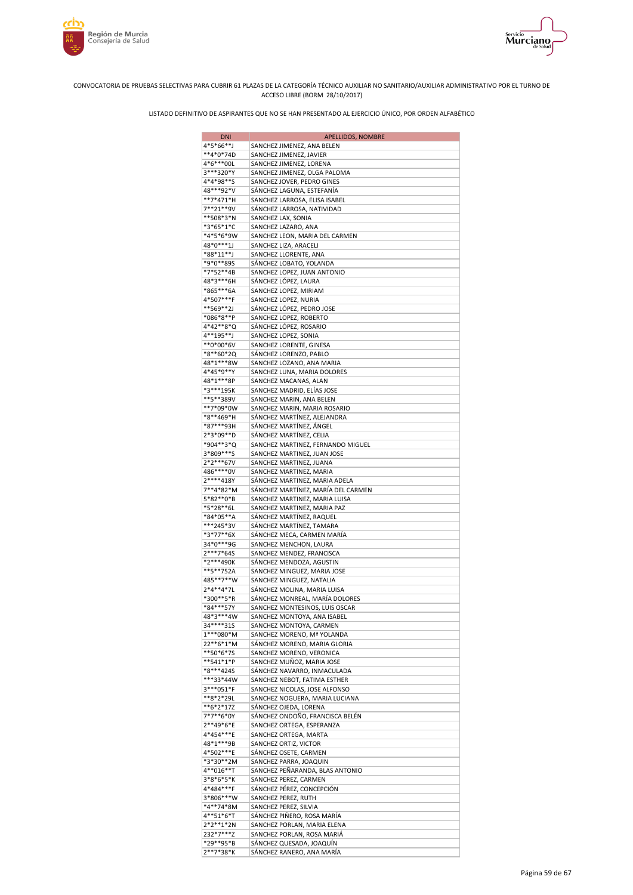CONVOCATORIA DE PRUEBAS SELECTIVAS PARA CUBRIR 61 PLAZAS DE LA CATEGORÍA TÉCNICO AUXILIAR NO SANITARIO/AUXILIAR ADMINISTRATIVO POR EL TURNO DE ACCESO LIBRE (BORM 28/10/2017)

LISTADO DEFINITIVO DE ASPIRANTES QUE NO SE HAN PRESENTADO AL EJERCICIO ÚNICO, POR ORDEN ALFABÉTICO

| DNI | APELLIDOS, NOMBRE |
|---|---|
| 4*5*66**J | SANCHEZ JIMENEZ, ANA BELEN |
| **4*0*74D | SANCHEZ JIMENEZ, JAVIER |
| 4*6***00L | SANCHEZ JIMENEZ, LORENA |
| 3***320*Y | SANCHEZ JIMENEZ, OLGA PALOMA |
| 4*4*98**S | SANCHEZ JOVER, PEDRO GINES |
| 48***92*V | SÁNCHEZ LAGUNA, ESTEFANÍA |
| **7*471*H | SANCHEZ LARROSA, ELISA ISABEL |
| 7**21**9V | SÁNCHEZ LARROSA, NATIVIDAD |
| **508*3*N | SANCHEZ LAX, SONIA |
| *3*65*1*C | SANCHEZ LAZARO, ANA |
| *4*5*6*9W | SANCHEZ LEON, MARIA DEL CARMEN |
| 48*0***1J | SANCHEZ LIZA, ARACELI |
| *88*11**J | SANCHEZ LLORENTE, ANA |
| *9*0**89S | SÁNCHEZ LOBATO, YOLANDA |
| *7*52**4B | SANCHEZ LOPEZ, JUAN ANTONIO |
| 48*3***6H | SÁNCHEZ LÓPEZ, LAURA |
| *865***6A | SANCHEZ LOPEZ, MIRIAM |
| 4*507***F | SANCHEZ LOPEZ, NURIA |
| **569**2J | SÁNCHEZ LÓPEZ, PEDRO JOSE |
| *086*8**P | SANCHEZ LOPEZ, ROBERTO |
| 4*42**8*Q | SÁNCHEZ LÓPEZ, ROSARIO |
| 4**195**J | SANCHEZ LOPEZ, SONIA |
| **0*00*6V | SANCHEZ LORENTE, GINESA |
| *8**60*2Q | SÁNCHEZ LORENZO, PABLO |
| 48*1***8W | SANCHEZ LOZANO, ANA MARIA |
| 4*45*9**Y | SANCHEZ LUNA, MARIA DOLORES |
| 48*1***8P | SANCHEZ MACANAS, ALAN |
| *3***195K | SANCHEZ MADRID, ELÍAS JOSE |
| **5**389V | SANCHEZ MARIN, ANA BELEN |
| **7*09*0W | SANCHEZ MARIN, MARIA ROSARIO |
| *8**469*H | SÁNCHEZ MARTÍNEZ, ALEJANDRA |
| *87***93H | SÁNCHEZ MARTÍNEZ, ÁNGEL |
| 2*3*09**D | SÁNCHEZ MARTÍNEZ, CELIA |
| *904**3*Q | SANCHEZ MARTINEZ, FERNANDO MIGUEL |
| 3*809***S | SANCHEZ MARTINEZ, JUAN JOSE |
| 2*2***67V | SANCHEZ MARTINEZ, JUANA |
| 486****0V | SANCHEZ MARTINEZ, MARIA |
| 2****418Y | SÁNCHEZ MARTINEZ, MARIA ADELA |
| 7**4*82*M | SÁNCHEZ MARTÍNEZ, MARÍA DEL CARMEN |
| 5*82**0*B | SANCHEZ MARTINEZ, MARIA LUISA |
| *5*28**6L | SANCHEZ MARTINEZ, MARIA PAZ |
| *84*05**A | SÁNCHEZ MARTÍNEZ, RAQUEL |
| ***245*3V | SÁNCHEZ MARTÍNEZ, TAMARA |
| *3*77**6X | SÁNCHEZ MECA, CARMEN MARÍA |
| 34*0***9G | SANCHEZ MENCHON, LAURA |
| 2***7*64S | SANCHEZ MENDEZ, FRANCISCA |
| *2***490K | SÁNCHEZ MENDOZA, AGUSTIN |
| **5**752A | SANCHEZ MINGUEZ, MARIA JOSE |
| 485**7**W | SANCHEZ MINGUEZ, NATALIA |
| 2*4**4*7L | SÁNCHEZ MOLINA, MARIA LUISA |
| *300**5*R | SÁNCHEZ MONREAL, MARÍA DOLORES |
| *84***57Y | SANCHEZ MONTESINOS, LUIS OSCAR |
| 48*3***4W | SANCHEZ MONTOYA, ANA ISABEL |
| 34****31S | SANCHEZ MONTOYA, CARMEN |
| 1***080*M | SANCHEZ MORENO, Mª YOLANDA |
| 22**6*1*M | SÁNCHEZ MORENO, MARIA GLORIA |
| **50*6*7S | SANCHEZ MORENO, VERONICA |
| **541*1*P | SANCHEZ MUÑOZ, MARIA JOSE |
| *8***424S | SÁNCHEZ NAVARRO, INMACULADA |
| ***33*44W | SANCHEZ NEBOT, FATIMA ESTHER |
| 3***051*F | SANCHEZ NICOLAS, JOSE ALFONSO |
| **8*2*29L | SANCHEZ NOGUERA, MARIA LUCIANA |
| **6*2*17Z | SÁNCHEZ OJEDA, LORENA |
| 7*7**6*0Y | SÁNCHEZ ONDOÑO, FRANCISCA BELÉN |
| 2**49*6*E | SANCHEZ ORTEGA, ESPERANZA |
| 4*454***E | SANCHEZ ORTEGA, MARTA |
| 48*1***9B | SANCHEZ ORTIZ, VICTOR |
| 4*502***E | SÁNCHEZ OSETE, CARMEN |
| *3*30**2M | SANCHEZ PARRA, JOAQUIN |
| 4**016**T | SANCHEZ PEÑARANDA, BLAS ANTONIO |
| 3*8*6*5*K | SANCHEZ PEREZ, CARMEN |
| 4*484***F | SÁNCHEZ PÉREZ, CONCEPCIÓN |
| 3*806***W | SANCHEZ PEREZ, RUTH |
| *4**74*8M | SANCHEZ PEREZ, SILVIA |
| 4**51*6*T | SÁNCHEZ PIÑERO, ROSA MARÍA |
| 2*2**1*2N | SANCHEZ PORLAN, MARIA ELENA |
| 232*7***Z | SANCHEZ PORLAN, ROSA MARIÁ |
| *29**95*B | SÁNCHEZ QUESADA, JOAQUÍN |
| 2**7*38*K | SÁNCHEZ RANERO, ANA MARÍA |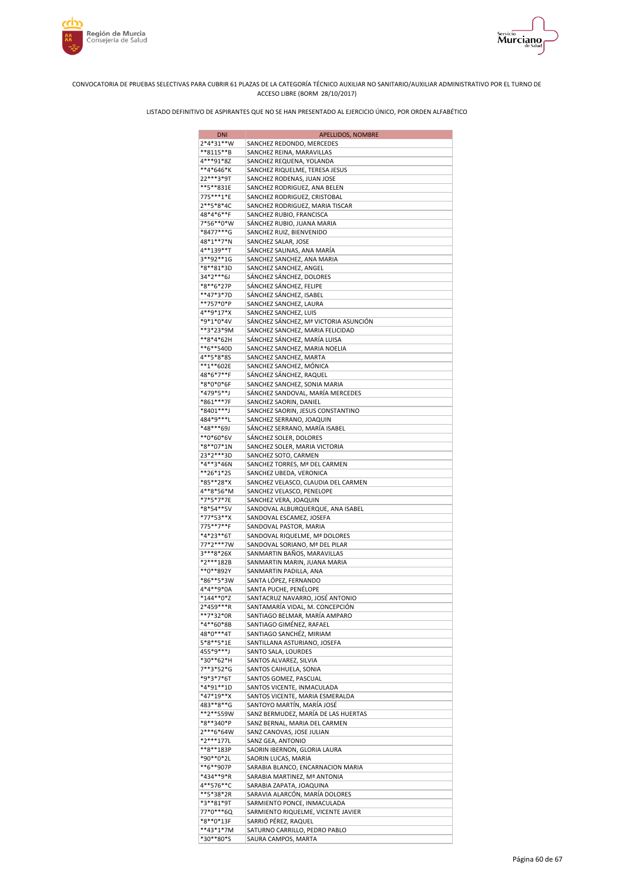CONVOCATORIA DE PRUEBAS SELECTIVAS PARA CUBRIR 61 PLAZAS DE LA CATEGORÍA TÉCNICO AUXILIAR NO SANITARIO/AUXILIAR ADMINISTRATIVO POR EL TURNO DE ACCESO LIBRE (BORM 28/10/2017)

LISTADO DEFINITIVO DE ASPIRANTES QUE NO SE HAN PRESENTADO AL EJERCICIO ÚNICO, POR ORDEN ALFABÉTICO

| DNI | APELLIDOS, NOMBRE |
|---|---|
| 2*4*31**W | SANCHEZ REDONDO, MERCEDES |
| **8115**B | SANCHEZ REINA, MARAVILLAS |
| 4***91*8Z | SANCHEZ REQUENA, YOLANDA |
| **4*646*K | SANCHEZ RIQUELME, TERESA JESUS |
| 22***3*9T | SANCHEZ RODENAS, JUAN JOSE |
| **5**831E | SANCHEZ RODRIGUEZ, ANA BELEN |
| 775***1*E | SANCHEZ RODRIGUEZ, CRISTOBAL |
| 2**5*8*4C | SANCHEZ RODRIGUEZ, MARIA TISCAR |
| 48*4*6**F | SANCHEZ RUBIO, FRANCISCA |
| 7*56**0*W | SÁNCHEZ RUBIO, JUANA MARIA |
| *8477***G | SANCHEZ RUIZ, BIENVENIDO |
| 48*1**7*N | SANCHEZ SALAR, JOSE |
| 4**139**T | SÁNCHEZ SALINAS, ANA MARÍA |
| 3**92**1G | SANCHEZ SANCHEZ, ANA MARIA |
| *8**81*3D | SANCHEZ SANCHEZ, ANGEL |
| 34*2***6J | SÁNCHEZ SÁNCHEZ, DOLORES |
| *8**6*27P | SÁNCHEZ SÁNCHEZ, FELIPE |
| **47*3*7D | SÁNCHEZ SÁNCHEZ, ISABEL |
| **757*0*P | SANCHEZ SANCHEZ, LAURA |
| 4**9*17*X | SANCHEZ SANCHEZ, LUIS |
| *9*1*0*4V | SÁNCHEZ SÁNCHEZ, Mª VICTORIA ASUNCIÓN |
| **3*23*9M | SANCHEZ SANCHEZ, MARIA FELICIDAD |
| **8*4*62H | SÁNCHEZ SÁNCHEZ, MARÍA LUISA |
| **6**540D | SANCHEZ SANCHEZ, MARIA NOELIA |
| 4**5*8*8S | SANCHEZ SANCHEZ, MARTA |
| **1**602E | SANCHEZ SANCHEZ, MÓNICA |
| 48*6*7**F | SÁNCHEZ SÁNCHEZ, RAQUEL |
| *8*0*0*6F | SANCHEZ SANCHEZ, SONIA MARIA |
| *479*5**J | SÁNCHEZ SANDOVAL, MARÍA MERCEDES |
| *861***7F | SANCHEZ SAORIN, DANIEL |
| *8401***J | SANCHEZ SAORIN, JESUS CONSTANTINO |
| 484*9***L | SANCHEZ SERRANO, JOAQUIN |
| *48***69J | SÁNCHEZ SERRANO, MARÍA ISABEL |
| **0*60*6V | SÁNCHEZ SOLER, DOLORES |
| *8**07*1N | SANCHEZ SOLER, MARIA VICTORIA |
| 23*2***3D | SANCHEZ SOTO, CARMEN |
| *4**3*46N | SANCHEZ TORRES, Mª DEL CARMEN |
| **26*1*2S | SANCHEZ UBEDA, VERONICA |
| *85**28*X | SANCHEZ VELASCO, CLAUDIA DEL CARMEN |
| 4**8*56*M | SANCHEZ VELASCO, PENELOPE |
| *7*5*7*7E | SANCHEZ VERA, JOAQUIN |
| *8*54**5V | SANDOVAL ALBURQUERQUE, ANA ISABEL |
| *77*53**X | SANDOVAL ESCAMEZ, JOSEFA |
| 775**7**F | SANDOVAL PASTOR, MARIA |
| *4*23**6T | SANDOVAL RIQUELME, Mª DOLORES |
| 77*2***7W | SANDOVAL SORIANO, Mª DEL PILAR |
| 3***8*26X | SANMARTIN BAÑOS, MARAVILLAS |
| *2***182B | SANMARTIN MARIN, JUANA MARIA |
| **0**892Y | SANMARTIN PADILLA, ANA |
| *86**5*3W | SANTA LÓPEZ, FERNANDO |
| 4*4**9*0A | SANTA PUCHE, PENÉLOPE |
| *144**0*Z | SANTACRUZ NAVARRO, JOSÉ ANTONIO |
| 2*459***R | SANTAMARÍA VIDAL, M. CONCEPCIÓN |
| **7*32*0R | SANTIAGO BELMAR, MARÍA AMPARO |
| *4**60*8B | SANTIAGO GIMÉNEZ, RAFAEL |
| 48*0***4T | SANTIAGO SANCHÉZ, MIRIAM |
| 5*8**5*1E | SANTILLANA ASTURIANO, JOSEFA |
| 455*9***J | SANTO SALA, LOURDES |
| *30**62*H | SANTOS ALVAREZ, SILVIA |
| 7**3*52*G | SANTOS CAIHUELA, SONIA |
| *9*3*7*6T | SANTOS GOMEZ, PASCUAL |
| *4*91**1D | SANTOS VICENTE, INMACULADA |
| *47*19**X | SANTOS VICENTE, MARIA ESMERALDA |
| 483**8**G | SANTOYO MARTÍN, MARÍA JOSÉ |
| **2**559W | SANZ BERMUDEZ, MARÍA DE LAS HUERTAS |
| *8**340*P | SANZ BERNAL, MARIA DEL CARMEN |
| 2***6*64W | SANZ CANOVAS, JOSE JULIAN |
| *2***177L | SANZ GEA, ANTONIO |
| **8**183P | SAORIN IBERNON, GLORIA LAURA |
| *90**0*2L | SAORIN LUCAS, MARIA |
| **6**907P | SARABIA BLANCO, ENCARNACION MARIA |
| *434**9*R | SARABIA MARTINEZ, Mª ANTONIA |
| 4**576**C | SARABIA ZAPATA, JOAQUINA |
| **5*38*2R | SARAVIA ALARCÓN, MARÍA DOLORES |
| *3**81*9T | SARMIENTO PONCE, INMACULADA |
| 77*0***6Q | SARMIENTO RIQUELME, VICENTE JAVIER |
| *8**0*13F | SARRIÓ PÉREZ, RAQUEL |
| **43*1*7M | SATURNO CARRILLO, PEDRO PABLO |
| *30**80*S | SAURA CAMPOS, MARTA |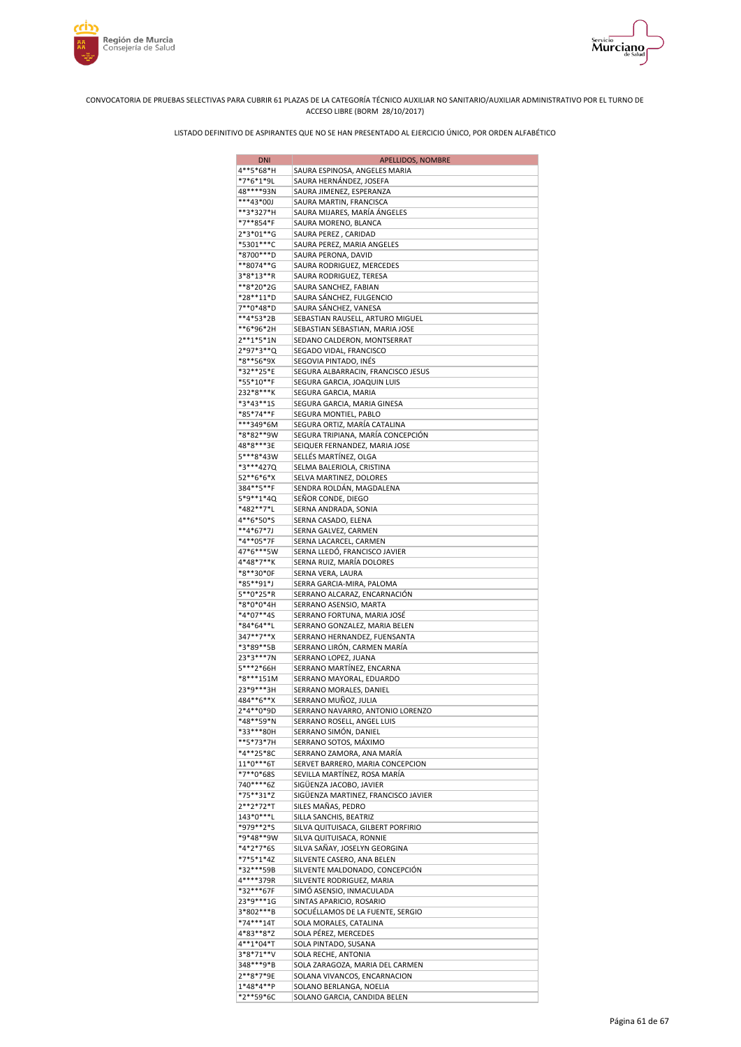CONVOCATORIA DE PRUEBAS SELECTIVAS PARA CUBRIR 61 PLAZAS DE LA CATEGORÍA TÉCNICO AUXILIAR NO SANITARIO/AUXILIAR ADMINISTRATIVO POR EL TURNO DE ACCESO LIBRE (BORM 28/10/2017)

LISTADO DEFINITIVO DE ASPIRANTES QUE NO SE HAN PRESENTADO AL EJERCICIO ÚNICO, POR ORDEN ALFABÉTICO

| DNI | APELLIDOS, NOMBRE |
|---|---|
| 4**5*68*H | SAURA ESPINOSA, ANGELES MARIA |
| *7*6*1*9L | SAURA HERNÁNDEZ, JOSEFA |
| 48****93N | SAURA JIMENEZ, ESPERANZA |
| ***43*00J | SAURA MARTIN, FRANCISCA |
| **3*327*H | SAURA MIJARES, MARÍA ÁNGELES |
| *7**854*F | SAURA MORENO, BLANCA |
| 2*3*01**G | SAURA PEREZ , CARIDAD |
| *5301***C | SAURA PEREZ, MARIA ANGELES |
| *8700***D | SAURA PERONA, DAVID |
| **8074**G | SAURA RODRIGUEZ, MERCEDES |
| 3*8*13**R | SAURA RODRIGUEZ, TERESA |
| **8*20*2G | SAURA SANCHEZ, FABIAN |
| *28**11*D | SAURA SÁNCHEZ, FULGENCIO |
| 7**0*48*D | SAURA SÁNCHEZ, VANESA |
| **4*53*2B | SEBASTIAN RAUSELL, ARTURO MIGUEL |
| **6*96*2H | SEBASTIAN SEBASTIAN, MARIA JOSE |
| 2**1*5*1N | SEDANO CALDERON, MONTSERRAT |
| 2*97*3**Q | SEGADO VIDAL, FRANCISCO |
| *8**56*9X | SEGOVIA PINTADO, INÉS |
| *32**25*E | SEGURA ALBARRACIN, FRANCISCO JESUS |
| *55*10**F | SEGURA GARCIA, JOAQUIN LUIS |
| 232*8***K | SEGURA GARCIA, MARIA |
| *3*43**1S | SEGURA GARCIA, MARIA GINESA |
| *85*74**F | SEGURA MONTIEL, PABLO |
| ***349*6M | SEGURA ORTIZ, MARÍA CATALINA |
| *8*82**9W | SEGURA TRIPIANA, MARÍA CONCEPCIÓN |
| 48*8***3E | SEIQUER FERNANDEZ, MARIA JOSE |
| 5***8*43W | SELLÉS MARTÍNEZ, OLGA |
| *3***427Q | SELMA BALERIOLA, CRISTINA |
| 52**6*6*X | SELVA MARTINEZ, DOLORES |
| 384**5**F | SENDRA ROLDÁN, MAGDALENA |
| 5*9**1*4Q | SEÑOR CONDE, DIEGO |
| *482**7*L | SERNA ANDRADA, SONIA |
| 4**6*50*S | SERNA CASADO, ELENA |
| **4*67*7J | SERNA GALVEZ, CARMEN |
| *4**05*7F | SERNA LACARCEL, CARMEN |
| 47*6***5W | SERNA LLEDÓ, FRANCISCO JAVIER |
| 4*48*7**K | SERNA RUIZ, MARÍA DOLORES |
| *8**30*0F | SERNA VERA, LAURA |
| *85**91*J | SERRA GARCIA-MIRA, PALOMA |
| 5**0*25*R | SERRANO ALCARAZ, ENCARNACIÓN |
| *8*0*0*4H | SERRANO ASENSIO, MARTA |
| *4*07**4S | SERRANO FORTUNA, MARIA JOSÉ |
| *84*64**L | SERRANO GONZALEZ, MARIA BELEN |
| 347**7**X | SERRANO HERNANDEZ, FUENSANTA |
| *3*89**5B | SERRANO LIRÓN, CARMEN MARÍA |
| 23*3***7N | SERRANO LOPEZ, JUANA |
| 5***2*66H | SERRANO MARTÍNEZ, ENCARNA |
| *8***151M | SERRANO MAYORAL, EDUARDO |
| 23*9***3H | SERRANO MORALES, DANIEL |
| 484**6**X | SERRANO MUÑOZ, JULIA |
| 2*4**0*9D | SERRANO NAVARRO, ANTONIO LORENZO |
| *48**59*N | SERRANO ROSELL, ANGEL LUIS |
| *33***80H | SERRANO SIMÓN, DANIEL |
| **5*73*7H | SERRANO SOTOS, MÁXIMO |
| *4**25*8C | SERRANO ZAMORA, ANA MARÍA |
| 11*0***6T | SERVET BARRERO, MARIA CONCEPCION |
| *7**0*68S | SEVILLA MARTÍNEZ, ROSA MARÍA |
| 740****6Z | SIGÜENZA JACOBO, JAVIER |
| *75**31*Z | SIGÜENZA MARTINEZ, FRANCISCO JAVIER |
| 2**2*72*T | SILES MAÑAS, PEDRO |
| 143*0***L | SILLA SANCHIS, BEATRIZ |
| *979**2*S | SILVA QUITUISACA, GILBERT PORFIRIO |
| *9*48**9W | SILVA QUITUISACA, RONNIE |
| *4*2*7*6S | SILVA SAÑAY, JOSELYN GEORGINA |
| *7*5*1*4Z | SILVENTE CASERO, ANA BELEN |
| *32***59B | SILVENTE MALDONADO, CONCEPCIÓN |
| 4****379R | SILVENTE RODRIGUEZ, MARIA |
| *32***67F | SIMÓ ASENSIO, INMACULADA |
| 23*9***1G | SINTAS APARICIO, ROSARIO |
| 3*802***B | SOCUÉLLAMOS DE LA FUENTE, SERGIO |
| *74***14T | SOLA MORALES, CATALINA |
| 4*83**8*Z | SOLA PÉREZ, MERCEDES |
| 4**1*04*T | SOLA PINTADO, SUSANA |
| 3*8*71**V | SOLA RECHE, ANTONIA |
| 348***9*B | SOLA ZARAGOZA, MARIA DEL CARMEN |
| 2**8*7*9E | SOLANA VIVANCOS, ENCARNACION |
| 1*48*4**P | SOLANO BERLANGA, NOELIA |
| *2**59*6C | SOLANO GARCIA, CANDIDA BELEN |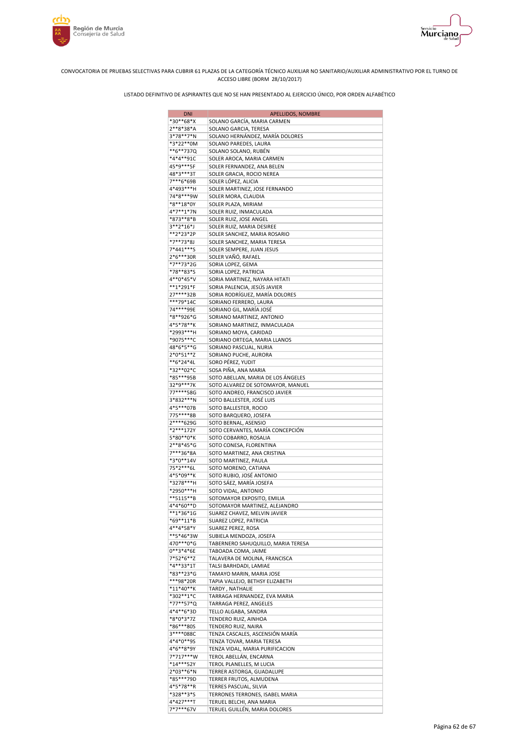CONVOCATORIA DE PRUEBAS SELECTIVAS PARA CUBRIR 61 PLAZAS DE LA CATEGORÍA TÉCNICO AUXILIAR NO SANITARIO/AUXILIAR ADMINISTRATIVO POR EL TURNO DE ACCESO LIBRE (BORM 28/10/2017)

LISTADO DEFINITIVO DE ASPIRANTES QUE NO SE HAN PRESENTADO AL EJERCICIO ÚNICO, POR ORDEN ALFABÉTICO

| DNI | APELLIDOS, NOMBRE |
|---|---|
| *30**68*X | SOLANO GARCÍA, MARIA CARMEN |
| 2**8*38*A | SOLANO GARCIA, TERESA |
| 3*78**7*N | SOLANO HERNÁNDEZ, MARÍA DOLORES |
| *3*22**0M | SOLANO PAREDES, LAURA |
| **6**737Q | SOLANO SOLANO, RUBÉN |
| *4*4**91C | SOLER AROCA, MARIA CARMEN |
| 45*9***5F | SOLER FERNANDEZ, ANA BELEN |
| 48*3***3T | SOLER GRACIA, ROCIO NEREA |
| 7***6*69B | SOLER LÓPEZ, ALICIA |
| 4*493***H | SOLER MARTINEZ, JOSE FERNANDO |
| 74*8***9W | SOLER MORA, CLAUDIA |
| *8**18*0Y | SOLER PLAZA, MIRIAM |
| 4*7**1*7N | SOLER RUIZ, INMACULADA |
| *873**8*B | SOLER RUIZ, JOSE ANGEL |
| 3**2*16*J | SOLER RUIZ, MARIA DESIREE |
| **2*23*2P | SOLER SANCHEZ, MARIA ROSARIO |
| *7**73*8J | SOLER SANCHEZ, MARIA TERESA |
| 7*441***S | SOLER SEMPERE, JUAN JESUS |
| 2*6***30R | SOLER VAÑÓ, RAFAEL |
| *7**73*2G | SORIA LOPEZ, GEMA |
| *78**83*S | SORIA LOPEZ, PATRICIA |
| 4**0*45*V | SORIA MARTINEZ, NAYARA HITATI |
| **1*291*F | SORIA PALENCIA, JESÚS JAVIER |
| 27****32B | SORIA RODRÍGUEZ, MARÍA DOLORES |
| ***79*14C | SORIANO FERRERO, LAURA |
| 74****99E | SORIANO GIL, MARÍA JOSÉ |
| *8**926*G | SORIANO MARTINEZ, ANTONIO |
| 4*5*78**K | SORIANO MARTINEZ, INMACULADA |
| *2993***H | SORIANO MOYA, CARIDAD |
| *9075***C | SORIANO ORTEGA, MARIA LLANOS |
| 48*6*5**G | SORIANO PASCUAL, NURIA |
| 2*0*51**Z | SORIANO PUCHE, AURORA |
| **6*24*4L | SORO PÉREZ, YUDIT |
| *32**02*C | SOSA PIÑA, ANA MARIA |
| *85***95B | SOTO ABELLAN, MARIA DE LOS ÁNGELES |
| 32*9***7K | SOTO ALVAREZ DE SOTOMAYOR, MANUEL |
| 77****58G | SOTO ANDREO, FRANCISCO JAVIER |
| 3*832***N | SOTO BALLESTER, JOSÉ LUIS |
| 4*5***07B | SOTO BALLESTER, ROCIO |
| 775****8B | SOTO BARQUERO, JOSEFA |
| 2****629G | SOTO BERNAL, ASENSIO |
| *2***172Y | SOTO CERVANTES, MARÍA CONCEPCIÓN |
| 5*80**0*K | SOTO COBARRO, ROSALIA |
| 2**8*45*G | SOTO CONESA, FLORENTINA |
| 7***36*8A | SOTO MARTINEZ, ANA CRISTINA |
| *3*0**14V | SOTO MARTINEZ, PAULA |
| 75*2***6L | SOTO MORENO, CATIANA |
| 4*5*09**K | SOTO RUBIO, JOSÉ ANTONIO |
| *3278***H | SOTO SÁEZ, MARÍA JOSEFA |
| *2950***H | SOTO VIDAL, ANTONIO |
| **5115**B | SOTOMAYOR EXPOSITO, EMILIA |
| 4*4*60**D | SOTOMAYOR MARTINEZ, ALEJANDRO |
| **1*36*1G | SUAREZ CHAVEZ, MELVIN JAVIER |
| *69**11*B | SUAREZ LOPEZ, PATRICIA |
| 4**4*58*Y | SUAREZ PEREZ, ROSA |
| **5*46*3W | SUBIELA MENDOZA, JOSEFA |
| 470***0*G | TABERNERO SAHUQUILLO, MARIA TERESA |
| 0**3*4*6E | TABOADA COMA, JAIME |
| 7*52*6**Z | TALAVERA DE MOLINA, FRANCISCA |
| *4**33*1T | TALSI BARHDADI, LAMIAE |
| *83**23*G | TAMAYO MARIN, MARIA JOSE |
| ***98*20R | TAPIA VALLEJO, BETHSY ELIZABETH |
| *11*40**K | TARDY , NATHALIE |
| *302**1*C | TARRAGA HERNANDEZ, EVA MARIA |
| *77**57*Q | TARRAGA PEREZ, ANGELES |
| 4*4**6*3D | TELLO ALGABA, SANDRA |
| *8*0*3*7Z | TENDERO RUIZ, AINHOA |
| *86***80S | TENDERO RUIZ, NAIRA |
| 3****088C | TENZA CASCALES, ASCENSIÓN MARÍA |
| 4*4*0**9S | TENZA TOVAR, MARIA TERESA |
| 4*6**8*9Y | TENZA VIDAL, MARIA PURIFICACION |
| 7*717***W | TEROL ABELLÁN, ENCARNA |
| *14***52Y | TEROL PLANELLES, M LUCIA |
| 2*03**6*N | TERRER ASTORGA, GUADALUPE |
| *85***79D | TERRER FRUTOS, ALMUDENA |
| 4*5*78**R | TERRES PASCUAL, SILVIA |
| *328**3*S | TERRONES TERRONES, ISABEL MARIA |
| 4*427***T | TERUEL BELCHI, ANA MARIA |
| 7*7***67V | TERUEL GUILLÉN, MARIA DOLORES |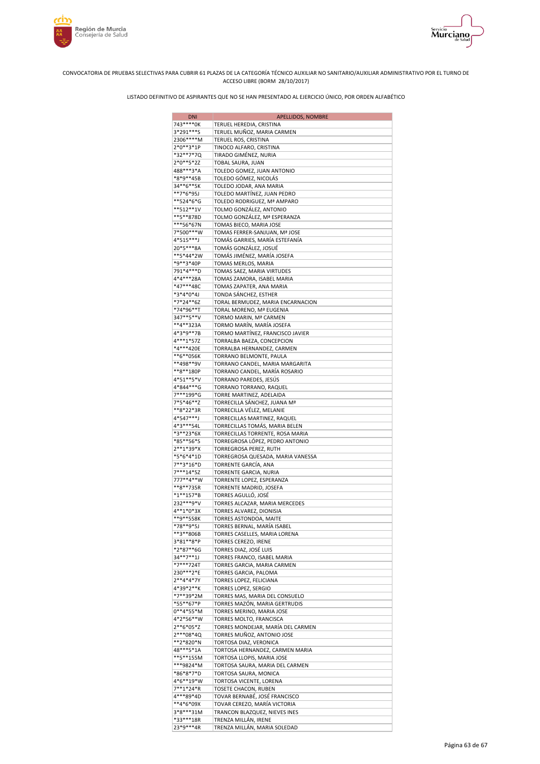CONVOCATORIA DE PRUEBAS SELECTIVAS PARA CUBRIR 61 PLAZAS DE LA CATEGORÍA TÉCNICO AUXILIAR NO SANITARIO/AUXILIAR ADMINISTRATIVO POR EL TURNO DE ACCESO LIBRE (BORM 28/10/2017)

LISTADO DEFINITIVO DE ASPIRANTES QUE NO SE HAN PRESENTADO AL EJERCICIO ÚNICO, POR ORDEN ALFABÉTICO

| DNI | APELLIDOS, NOMBRE |
|---|---|
| 743****0K | TERUEL HEREDIA, CRISTINA |
| 3*291***S | TERUEL MUÑOZ, MARIA CARMEN |
| 2306****M | TERUEL ROS, CRISTINA |
| 2*0**3*1P | TINOCO ALFARO, CRISTINA |
| *32**7*7Q | TIRADO GIMÉNEZ, NURIA |
| 2*0**5*2Z | TOBAL SAURA, JUAN |
| 488***3*A | TOLEDO GOMEZ, JUAN ANTONIO |
| *8*9**45B | TOLEDO GÓMEZ, NICOLÁS |
| 34**6**5K | TOLEDO JODAR, ANA MARIA |
| **7*6*95J | TOLEDO MARTÍNEZ, JUAN PEDRO |
| **524*6*G | TOLEDO RODRIGUEZ, Mª AMPARO |
| **512**1V | TOLMO GONZÁLEZ, ANTONIO |
| **5**878D | TOLMO GONZÁLEZ, Mª ESPERANZA |
| ***56*67N | TOMAS BIECO, MARIA JOSE |
| 7*500***W | TOMAS FERRER-SANJUAN, Mª JOSE |
| 4*515***J | TOMÁS GARRIES, MARÍA ESTEFANÍA |
| 20*5***8A | TOMÁS GONZÁLEZ, JOSUÉ |
| **5*44*2W | TOMÁS JIMÉNEZ, MARÍA JOSEFA |
| *9**3*40P | TOMAS MERLOS, MARIA |
| 791*4***D | TOMAS SAEZ, MARIA VIRTUDES |
| 4*4***28A | TOMAS ZAMORA, ISABEL MARIA |
| *47***48C | TOMAS ZAPATER, ANA MARIA |
| *3*4*0*4J | TONDA SÁNCHEZ, ESTHER |
| *7*24**6Z | TORAL BERMUDEZ, MARIA ENCARNACION |
| *74*96**T | TORAL MORENO, Mª EUGENIA |
| 347**5**V | TORMO MARIN, Mª CARMEN |
| **4**323A | TORMO MARÍN, MARÍA JOSEFA |
| 4*3*9**7B | TORMO MARTÍNEZ, FRANCISCO JAVIER |
| 4***1*57Z | TORRALBA BAEZA, CONCEPCION |
| *4***420E | TORRALBA HERNANDEZ, CARMEN |
| **6**056K | TORRANO BELMONTE, PAULA |
| **498**9V | TORRANO CANDEL, MARIA MARGARITA |
| **8**180P | TORRANO CANDEL, MARÍA ROSARIO |
| 4*51**5*V | TORRANO PAREDES, JESÚS |
| 4*844***G | TORRANO TORRANO, RAQUEL |
| 7***199*G | TORRE MARTINEZ, ADELAIDA |
| 7*5*46**Z | TORRECILLA SÁNCHEZ, JUANA Mª |
| **8*22*3R | TORRECILLA VÉLEZ, MELANIE |
| 4*547***J | TORRECILLAS MARTINEZ, RAQUEL |
| 4*3***54L | TORRECILLAS TOMÁS, MARIA BELEN |
| *3**23*6X | TORRECILLAS TORRENTE, ROSA MARIA |
| *85**56*S | TORREGROSA LÓPEZ, PEDRO ANTONIO |
| 2**1*39*X | TORREGROSA PEREZ, RUTH |
| *5*6*4*1D | TORREGROSA QUESADA, MARIA VANESSA |
| 7**3*16*D | TORRENTE GARCÍA, ANA |
| 7***14*5Z | TORRENTE GARCIA, NURIA |
| 777**4**W | TORRENTE LOPEZ, ESPERANZA |
| **8**735R | TORRENTE MADRID, JOSEFA |
| *1**157*B | TORRES AGULLÓ, JOSÉ |
| 232***9*V | TORRES ALCAZAR, MARIA MERCEDES |
| 4**1*0*3X | TORRES ALVAREZ, DIONISIA |
| **9**558K | TORRES ASTONDOA, MAITE |
| *78**9*5J | TORRES BERNAL, MARÍA ISABEL |
| **3**806B | TORRES CASELLES, MARIA LORENA |
| 3*81**8*P | TORRES CEREZO, IRENE |
| *2*87**6G | TORRES DIAZ, JOSÉ LUIS |
| 34**7**1J | TORRES FRANCO, ISABEL MARIA |
| *7***724T | TORRES GARCIA, MARIA CARMEN |
| 230***2*E | TORRES GARCIA, PALOMA |
| 2**4*4*7Y | TORRES LOPEZ, FELICIANA |
| 4*39*2**K | TORRES LOPEZ, SERGIO |
| *7**39*2M | TORRES MAS, MARIA DEL CONSUELO |
| *55**67*P | TORRES MAZÓN, MARIA GERTRUDIS |
| 0**4*55*M | TORRES MERINO, MARIA JOSE |
| 4*2*56**W | TORRES MOLTO, FRANCISCA |
| 2**6*05*Z | TORRES MONDEJAR, MARÍA DEL CARMEN |
| 2***08*4Q | TORRES MUÑOZ, ANTONIO JOSE |
| **2*820*N | TORTOSA DIAZ, VERONICA |
| 48***5*1A | TORTOSA HERNANDEZ, CARMEN MARIA |
| **5**155M | TORTOSA LLOPIS, MARIA JOSE |
| ***9824*M | TORTOSA SAURA, MARIA DEL CARMEN |
| *86*8*7*D | TORTOSA SAURA, MONICA |
| 4*6**19*W | TORTOSA VICENTE, LORENA |
| 7**1*24*R | TOSETE CHACON, RUBEN |
| 4***89*4D | TOVAR BERNABÉ, JOSÉ FRANCISCO |
| **4*6*09X | TOVAR CEREZO, MARÍA VICTORIA |
| 3*8***31M | TRANCON BLAZQUEZ, NIEVES INES |
| *33***18R | TRENZA MILLÁN, IRENE |
| 23*9***4R | TRENZA MILLÁN, MARIA SOLEDAD |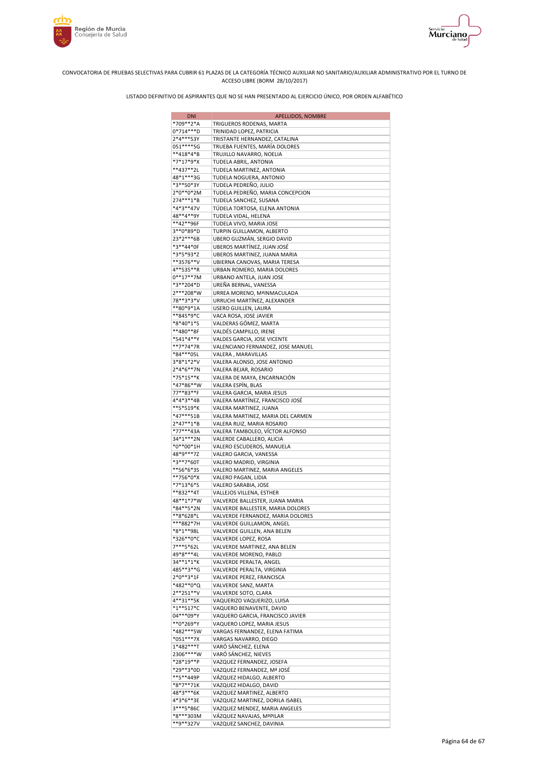CONVOCATORIA DE PRUEBAS SELECTIVAS PARA CUBRIR 61 PLAZAS DE LA CATEGORÍA TÉCNICO AUXILIAR NO SANITARIO/AUXILIAR ADMINISTRATIVO POR EL TURNO DE ACCESO LIBRE (BORM 28/10/2017)

LISTADO DEFINITIVO DE ASPIRANTES QUE NO SE HAN PRESENTADO AL EJERCICIO ÚNICO, POR ORDEN ALFABÉTICO

| DNI | APELLIDOS, NOMBRE |
|---|---|
| *709**2*A | TRIGUEROS RODENAS, MARTA |
| 0*714***D | TRINIDAD LOPEZ, PATRICIA |
| 2*4***53Y | TRISTANTE HERNANDEZ, CATALINA |
| 051****5G | TRUEBA FUENTES, MARÍA DOLORES |
| **418*4*B | TRUJILLO NAVARRO, NOELIA |
| *7*17*9*X | TUDELA ABRIL, ANTONIA |
| **437**2L | TUDELA MARTINEZ, ANTONIA |
| 48*1***3G | TUDELA NOGUERA, ANTONIO |
| *3**50*3Y | TUDELA PEDREÑO, JULIO |
| 2*0**0*2M | TUDELA PEDREÑO, MARIA CONCEPCION |
| 274***1*B | TUDELA SANCHEZ, SUSANA |
| *4*3**47V | TÚDELA TORTOSA, ELENA ANTONIA |
| 48**4**9Y | TUDELA VIDAL, HELENA |
| **42**96F | TUDELA VIVO, MARIA JOSE |
| 3**0*89*D | TURPIN GUILLAMON, ALBERTO |
| 23*2***6B | UBERO GUZMÁN, SERGIO DAVID |
| *3**44*0F | UBEROS MARTÍNEZ, JUAN JOSÉ |
| *3*5*93*Z | UBEROS MARTINEZ, JUANA MARIA |
| **3576**V | UBIERNA CANOVAS, MARIA TERESA |
| 4**535**R | URBAN ROMERO, MARIA DOLORES |
| 0**17**7M | URBANO ANTELA, JUAN JOSE |
| *3**204*D | UREÑA BERNAL, VANESSA |
| 2***208*W | URREA MORENO, MªINMACULADA |
| 78**3*3*V | URRUCHI MARTÍNEZ, ALEXANDER |
| **80*9*1A | USERO GUILLEN, LAURA |
| **845*9*C | VACA ROSA, JOSE JAVIER |
| *8*40*1*S | VALDERAS GÓMEZ, MARTA |
| **480**8F | VALDÉS CAMPILLO, IRENE |
| *541*4**Y | VALDES GARCIA, JOSE VICENTE |
| **7*74*7R | VALENCIANO FERNANDEZ, JOSE MANUEL |
| *84***05L | VALERA , MARAVILLAS |
| 3*8*1*2*V | VALERA ALONSO, JOSE ANTONIO |
| 2*4*6**7N | VALERA BEJAR, ROSARIO |
| *75*15**K | VALERA DE MAYA, ENCARNACIÓN |
| *47*86**W | VALERA ESPÍN, BLAS |
| 77**83**F | VALERA GARCIA, MARIA JESUS |
| 4*4*3**4B | VALERA MARTÍNEZ, FRANCISCO JOSÉ |
| **5*519*K | VALERA MARTINEZ, JUANA |
| *47***51B | VALERA MARTINEZ, MARIA DEL CARMEN |
| 2*47**1*B | VALERA RUIZ, MARIA ROSARIO |
| *77***43A | VALERA TAMBOLEO, VÍCTOR ALFONSO |
| 34*1***2N | VALERDE CABALLERO, ALICIA |
| *0**00*1H | VALERO ESCUDEROS, MANUELA |
| 48*9***7Z | VALERO GARCIA, VANESSA |
| *3**7*60T | VALERO MADRID, VIRGINIA |
| **56*6*3S | VALERO MARTINEZ, MARIA ANGELES |
| **756*0*X | VALERO PAGAN, LIDIA |
| *7*13*6*S | VALERO SARABIA, JOSE |
| **832**4T | VALLEJOS VILLENA, ESTHER |
| 48**1*7*W | VALVERDE BALLESTER, JUANA MARIA |
| *84**5*2N | VALVERDE BALLESTER, MARIA DOLORES |
| **8*628*L | VALVERDE FERNANDEZ, MARIA DOLORES |
| ***882*7H | VALVERDE GUILLAMON, ANGEL |
| *8*1**98L | VALVERDE GUILLEN, ANA BELEN |
| *326**0*C | VALVERDE LOPEZ, ROSA |
| 7***5*62L | VALVERDE MARTINEZ, ANA BELEN |
| 49*8***4L | VALVERDE MORENO, PABLO |
| 34**1*1*K | VALVERDE PERALTA, ANGEL |
| 485**3**G | VALVERDE PERALTA, VIRGINIA |
| 2*0**3*1F | VALVERDE PEREZ, FRANCISCA |
| *482**0*Q | VALVERDE SANZ, MARTA |
| 2**251**V | VALVERDE SOTO, CLARA |
| 4**31**5K | VAQUERIZO VAQUERIZO, LUISA |
| *1**517*C | VAQUERO BENAVENTE, DAVID |
| 04***09*Y | VAQUERO GARCIA, FRANCISCO JAVIER |
| **0*269*Y | VAQUERO LOPEZ, MARIA JESUS |
| *482***5W | VARGAS FERNANDEZ, ELENA FATIMA |
| *051***7X | VARGAS NAVARRO, DIEGO |
| 1*482***T | VARÓ SÁNCHEZ, ELENA |
| 2306****W | VARÓ SÁNCHEZ, NIEVES |
| *28*19**P | VAZQUEZ FERNANDEZ, JOSEFA |
| *29**3*0D | VAZQUEZ FERNANDEZ, Mª JOSÉ |
| **5**449P | VÁZQUEZ HIDALGO, ALBERTO |
| *8*7**71K | VAZQUEZ HIDALGO, DAVID |
| 48*3***6K | VAZQUEZ MARTINEZ, ALBERTO |
| 4*3*6**3E | VAZQUEZ MARTINEZ, DORILA ISABEL |
| 3***5*86C | VAZQUEZ MENDEZ, MARIA ANGELES |
| *8***303M | VÁZQUEZ NAVAJAS, MªPILAR |
| **9**327V | VAZQUEZ SANCHEZ, DAVINIA |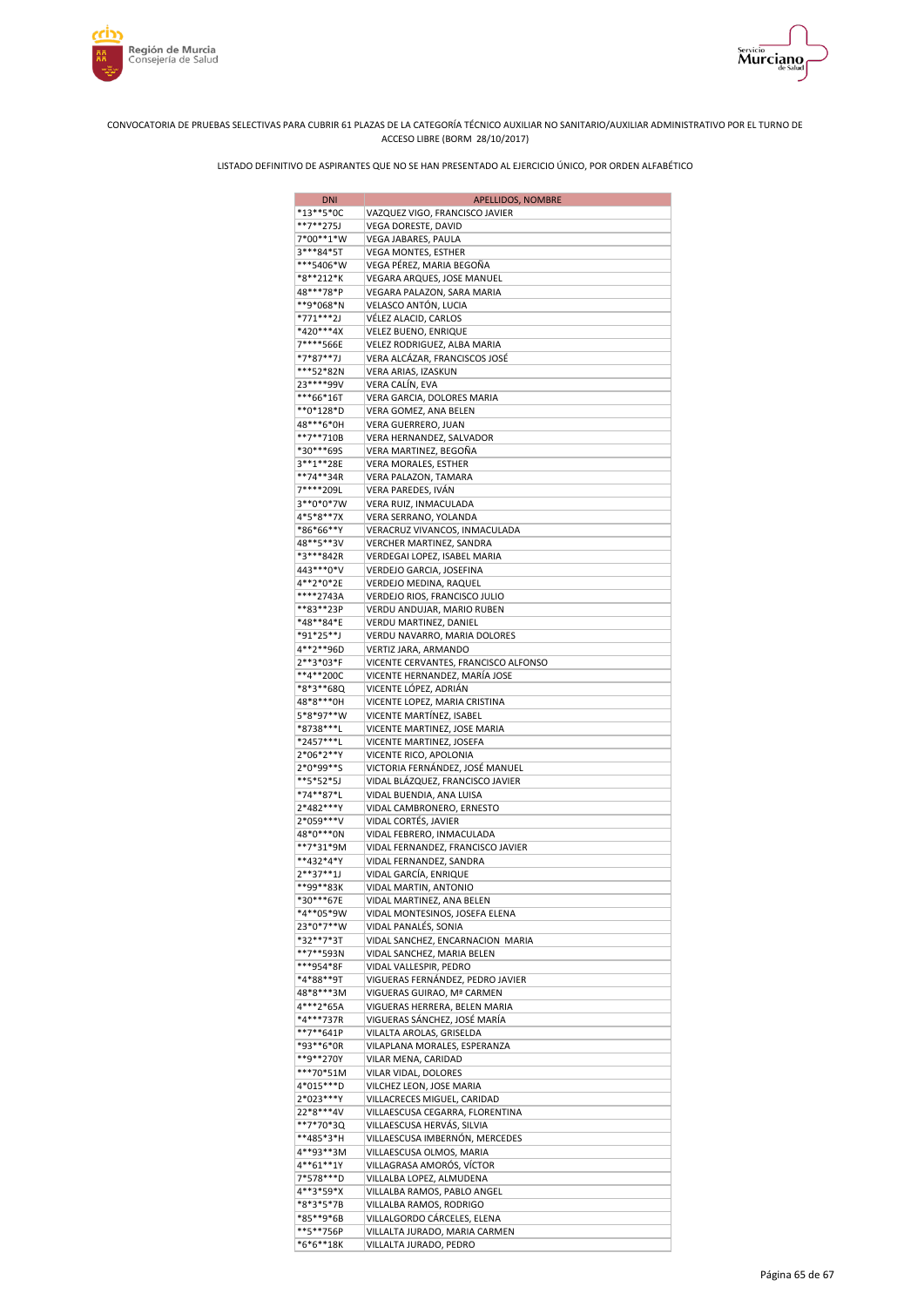CONVOCATORIA DE PRUEBAS SELECTIVAS PARA CUBRIR 61 PLAZAS DE LA CATEGORÍA TÉCNICO AUXILIAR NO SANITARIO/AUXILIAR ADMINISTRATIVO POR EL TURNO DE ACCESO LIBRE (BORM 28/10/2017)

LISTADO DEFINITIVO DE ASPIRANTES QUE NO SE HAN PRESENTADO AL EJERCICIO ÚNICO, POR ORDEN ALFABÉTICO

| DNI | APELLIDOS, NOMBRE |
|---|---|
| *13**5*0C | VAZQUEZ VIGO, FRANCISCO JAVIER |
| **7**275J | VEGA DORESTE, DAVID |
| 7*00**1*W | VEGA JABARES, PAULA |
| 3***84*5T | VEGA MONTES, ESTHER |
| ***5406*W | VEGA PÉREZ, MARIA BEGOÑA |
| *8**212*K | VEGARA ARQUES, JOSE MANUEL |
| 48***78*P | VEGARA PALAZON, SARA MARIA |
| **9*068*N | VELASCO ANTÓN, LUCIA |
| *771***2J | VÉLEZ ALACID, CARLOS |
| *420***4X | VELEZ BUENO, ENRIQUE |
| 7****566E | VELEZ RODRIGUEZ, ALBA MARIA |
| *7*87**7J | VERA ALCÁZAR, FRANCISCOS JOSÉ |
| ***52*82N | VERA ARIAS, IZASKUN |
| 23****99V | VERA CALÍN, EVA |
| ***66*16T | VERA GARCIA, DOLORES MARIA |
| **0*128*D | VERA GOMEZ, ANA BELEN |
| 48***6*0H | VERA GUERRERO, JUAN |
| **7**710B | VERA HERNANDEZ, SALVADOR |
| *30***69S | VERA MARTINEZ, BEGOÑA |
| 3**1**28E | VERA MORALES, ESTHER |
| **74**34R | VERA PALAZON, TAMARA |
| 7****209L | VERA PAREDES, IVÁN |
| 3**0*0*7W | VERA RUIZ, INMACULADA |
| 4*5*8**7X | VERA SERRANO, YOLANDA |
| *86*66**Y | VERACRUZ VIVANCOS, INMACULADA |
| 48**5**3V | VERCHER MARTINEZ, SANDRA |
| *3***842R | VERDEGAI LOPEZ, ISABEL MARIA |
| 443***0*V | VERDEJO GARCIA, JOSEFINA |
| 4**2*0*2E | VERDEJO MEDINA, RAQUEL |
| ****2743A | VERDEJO RIOS, FRANCISCO JULIO |
| **83**23P | VERDU ANDUJAR, MARIO RUBEN |
| *48**84*E | VERDU MARTINEZ, DANIEL |
| *91*25**J | VERDU NAVARRO, MARIA DOLORES |
| 4**2**96D | VERTIZ JARA, ARMANDO |
| 2**3*03*F | VICENTE CERVANTES, FRANCISCO ALFONSO |
| **4**200C | VICENTE HERNANDEZ, MARÍA JOSE |
| *8*3**68Q | VICENTE LÓPEZ, ADRIÁN |
| 48*8***0H | VICENTE LOPEZ, MARIA CRISTINA |
| 5*8*97**W | VICENTE MARTÍNEZ, ISABEL |
| *8738***L | VICENTE MARTINEZ, JOSE MARIA |
| *2457***L | VICENTE MARTINEZ, JOSEFA |
| 2*06*2**Y | VICENTE RICO, APOLONIA |
| 2*0*99**S | VICTORIA FERNÁNDEZ, JOSÉ MANUEL |
| **5*52*5J | VIDAL BLÁZQUEZ, FRANCISCO JAVIER |
| *74**87*L | VIDAL BUENDIA, ANA LUISA |
| 2*482***Y | VIDAL CAMBRONERO, ERNESTO |
| 2*059***V | VIDAL CORTÉS, JAVIER |
| 48*0***0N | VIDAL FEBRERO, INMACULADA |
| **7*31*9M | VIDAL FERNANDEZ, FRANCISCO JAVIER |
| **432*4*Y | VIDAL FERNANDEZ, SANDRA |
| 2**37**1J | VIDAL GARCÍA, ENRIQUE |
| **99**83K | VIDAL MARTIN, ANTONIO |
| *30***67E | VIDAL MARTINEZ, ANA BELEN |
| *4**05*9W | VIDAL MONTESINOS, JOSEFA ELENA |
| 23*0*7**W | VIDAL PANALÉS, SONIA |
| *32**7*3T | VIDAL SANCHEZ, ENCARNACION MARIA |
| **7**593N | VIDAL SANCHEZ, MARIA BELEN |
| ***954*8F | VIDAL VALLESPIR, PEDRO |
| *4*88**9T | VIGUERAS FERNÁNDEZ, PEDRO JAVIER |
| 48*8***3M | VIGUERAS GUIRAO, Mª CARMEN |
| 4***2*65A | VIGUERAS HERRERA, BELEN MARIA |
| *4***737R | VIGUERAS SÁNCHEZ, JOSÉ MARÍA |
| **7**641P | VILALTA AROLAS, GRISELDA |
| *93**6*0R | VILAPLANA MORALES, ESPERANZA |
| **9**270Y | VILAR MENA, CARIDAD |
| ***70*51M | VILAR VIDAL, DOLORES |
| 4*015***D | VILCHEZ LEON, JOSE MARIA |
| 2*023***Y | VILLACRECES MIGUEL, CARIDAD |
| 22*8***4V | VILLAESCUSA CEGARRA, FLORENTINA |
| **7*70*3Q | VILLAESCUSA HERVÁS, SILVIA |
| **485*3*H | VILLAESCUSA IMBERNÓN, MERCEDES |
| 4**93**3M | VILLAESCUSA OLMOS, MARIA |
| 4**61**1Y | VILLAGRASA AMORÓS, VÍCTOR |
| 7*578***D | VILLALBA LOPEZ, ALMUDENA |
| 4**3*59*X | VILLALBA RAMOS, PABLO ANGEL |
| *8*3*5*7B | VILLALBA RAMOS, RODRIGO |
| *85**9*6B | VILLALGORDO CÁRCELES, ELENA |
| **5**756P | VILLALTA JURADO, MARIA CARMEN |
| *6*6**18K | VILLALTA JURADO, PEDRO |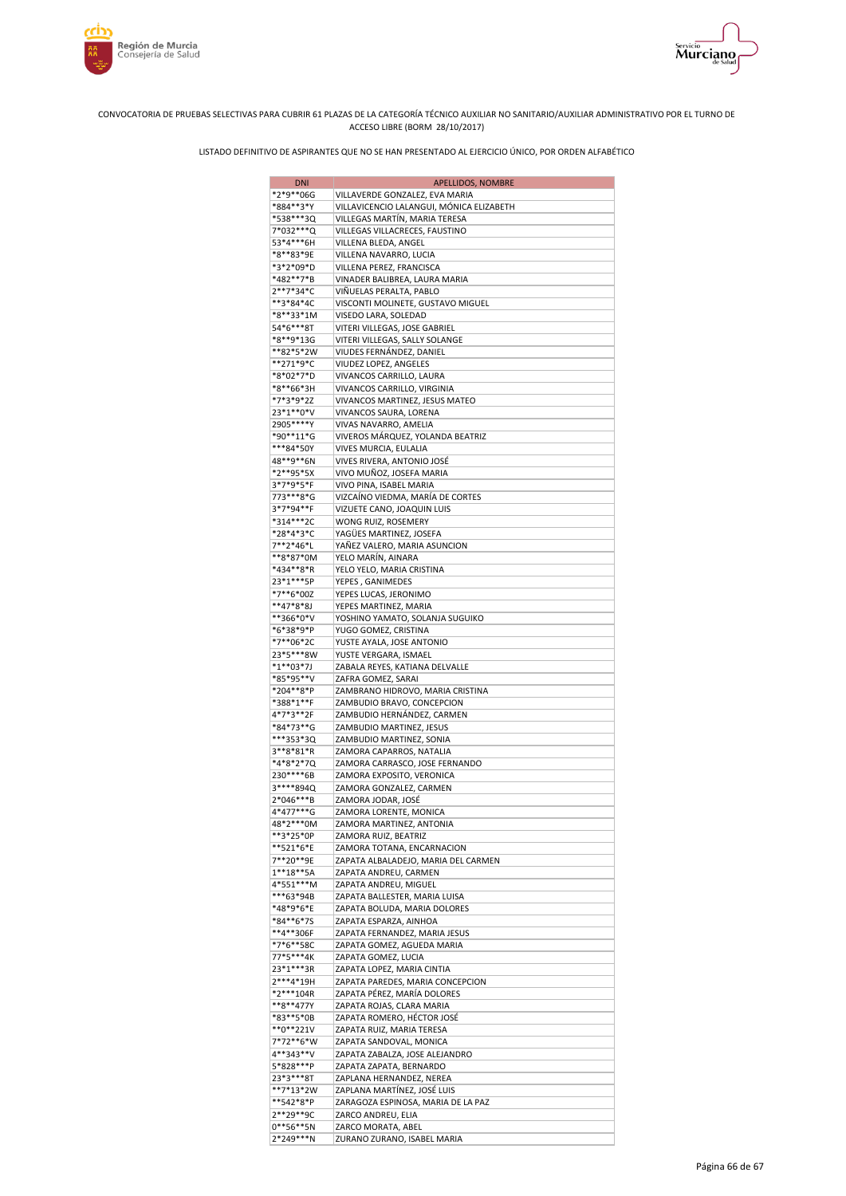CONVOCATORIA DE PRUEBAS SELECTIVAS PARA CUBRIR 61 PLAZAS DE LA CATEGORÍA TÉCNICO AUXILIAR NO SANITARIO/AUXILIAR ADMINISTRATIVO POR EL TURNO DE ACCESO LIBRE (BORM 28/10/2017)

LISTADO DEFINITIVO DE ASPIRANTES QUE NO SE HAN PRESENTADO AL EJERCICIO ÚNICO, POR ORDEN ALFABÉTICO

| DNI | APELLIDOS, NOMBRE |
|---|---|
| *2*9**06G | VILLAVERDE GONZALEZ, EVA MARIA |
| *884**3*Y | VILLAVICENCIO LALANGUI, MÓNICA ELIZABETH |
| *538***3Q | VILLEGAS MARTÍN, MARIA TERESA |
| 7*032***Q | VILLEGAS VILLACRECES, FAUSTINO |
| 53*4***6H | VILLENA BLEDA, ANGEL |
| *8**83*9E | VILLENA NAVARRO, LUCIA |
| *3*2*09*D | VILLENA PEREZ, FRANCISCA |
| *482**7*B | VINADER BALIBREA, LAURA MARIA |
| 2**7*34*C | VIÑUELAS PERALTA, PABLO |
| **3*84*4C | VISCONTI MOLINETE, GUSTAVO MIGUEL |
| *8**33*1M | VISEDO LARA, SOLEDAD |
| 54*6***8T | VITERI VILLEGAS, JOSE GABRIEL |
| *8**9*13G | VITERI VILLEGAS, SALLY SOLANGE |
| **82*5*2W | VIUDES FERNÁNDEZ, DANIEL |
| **271*9*C | VIUDEZ LOPEZ, ANGELES |
| *8*02*7*D | VIVANCOS CARRILLO, LAURA |
| *8**66*3H | VIVANCOS CARRILLO, VIRGINIA |
| *7*3*9*2Z | VIVANCOS MARTINEZ, JESUS MATEO |
| 23*1**0*V | VIVANCOS SAURA, LORENA |
| 2905****Y | VIVAS NAVARRO, AMELIA |
| *90**11*G | VIVEROS MÁRQUEZ, YOLANDA BEATRIZ |
| ***84*50Y | VIVES MURCIA, EULALIA |
| 48**9**6N | VIVES RIVERA, ANTONIO JOSÉ |
| *2**95*5X | VIVO MUÑOZ, JOSEFA MARIA |
| 3*7*9*5*F | VIVO PINA, ISABEL MARIA |
| 773***8*G | VIZCAÍNO VIEDMA, MARÍA DE CORTES |
| 3*7*94**F | VIZUETE CANO, JOAQUIN LUIS |
| *314***2C | WONG RUIZ, ROSEMERY |
| *28*4*3*C | YAGÜES MARTINEZ, JOSEFA |
| 7**2*46*L | YAÑEZ VALERO, MARIA ASUNCION |
| **8*87*0M | YELO MARÍN, AINARA |
| *434**8*R | YELO YELO, MARIA CRISTINA |
| 23*1***5P | YEPES , GANIMEDES |
| *7**6*00Z | YEPES LUCAS, JERONIMO |
| **47*8*8J | YEPES MARTINEZ, MARIA |
| **366*0*V | YOSHINO YAMATO, SOLANJA SUGUIKO |
| *6*38*9*P | YUGO GOMEZ, CRISTINA |
| *7**06*2C | YUSTE AYALA, JOSE ANTONIO |
| 23*5***8W | YUSTE VERGARA, ISMAEL |
| *1**03*7J | ZABALA REYES, KATIANA DELVALLE |
| *85*95**V | ZAFRA GOMEZ, SARAI |
| *204**8*P | ZAMBRANO HIDROVO, MARIA CRISTINA |
| *388*1**F | ZAMBUDIO BRAVO, CONCEPCION |
| 4*7*3**2F | ZAMBUDIO HERNÁNDEZ, CARMEN |
| *84*73**G | ZAMBUDIO MARTINEZ, JESUS |
| ***353*3Q | ZAMBUDIO MARTINEZ, SONIA |
| 3**8*81*R | ZAMORA CAPARROS, NATALIA |
| *4*8*2*7Q | ZAMORA CARRASCO, JOSE FERNANDO |
| 230****6B | ZAMORA EXPOSITO, VERONICA |
| 3****894Q | ZAMORA GONZALEZ, CARMEN |
| 2*046***B | ZAMORA JODAR, JOSÉ |
| 4*477***G | ZAMORA LORENTE, MONICA |
| 48*2***0M | ZAMORA MARTINEZ, ANTONIA |
| **3*25*0P | ZAMORA RUIZ, BEATRIZ |
| **521*6*E | ZAMORA TOTANA, ENCARNACION |
| 7**20**9E | ZAPATA ALBALADEJO, MARIA DEL CARMEN |
| 1**18**5A | ZAPATA ANDREU, CARMEN |
| 4*551***M | ZAPATA ANDREU, MIGUEL |
| ***63*94B | ZAPATA BALLESTER, MARIA LUISA |
| *48*9*6*E | ZAPATA BOLUDA, MARIA DOLORES |
| *84**6*7S | ZAPATA ESPARZA, AINHOA |
| **4**306F | ZAPATA FERNANDEZ, MARIA JESUS |
| *7*6**58C | ZAPATA GOMEZ, AGUEDA MARIA |
| 77*5***4K | ZAPATA GOMEZ, LUCIA |
| 23*1***3R | ZAPATA LOPEZ, MARIA CINTIA |
| 2***4*19H | ZAPATA PAREDES, MARIA CONCEPCION |
| *2***104R | ZAPATA PÉREZ, MARÍA DOLORES |
| **8**477Y | ZAPATA ROJAS, CLARA MARIA |
| *83**5*0B | ZAPATA ROMERO, HÉCTOR JOSÉ |
| **0**221V | ZAPATA RUIZ, MARIA TERESA |
| 7*72**6*W | ZAPATA SANDOVAL, MONICA |
| 4**343**V | ZAPATA ZABALZA, JOSE ALEJANDRO |
| 5*828***P | ZAPATA ZAPATA, BERNARDO |
| 23*3***8T | ZAPLANA HERNANDEZ, NEREA |
| **7*13*2W | ZAPLANA MARTÍNEZ, JOSÉ LUIS |
| **542*8*P | ZARAGOZA ESPINOSA, MARIA DE LA PAZ |
| 2**29**9C | ZARCO ANDREU, ELIA |
| 0**56**5N | ZARCO MORATA, ABEL |
| 2*249***N | ZURANO ZURANO, ISABEL MARIA |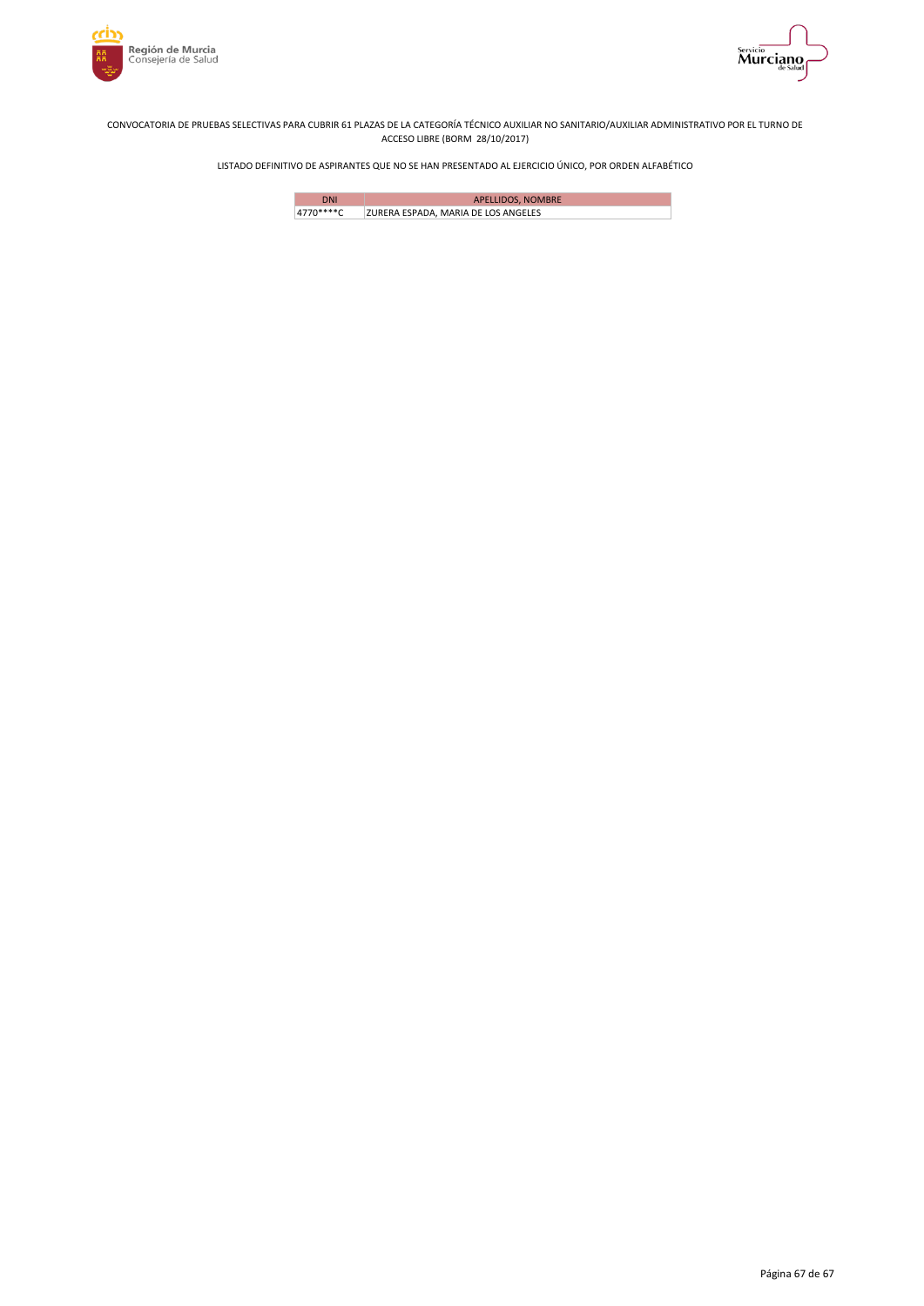CONVOCATORIA DE PRUEBAS SELECTIVAS PARA CUBRIR 61 PLAZAS DE LA CATEGORÍA TÉCNICO AUXILIAR NO SANITARIO/AUXILIAR ADMINISTRATIVO POR EL TURNO DE ACCESO LIBRE (BORM 28/10/2017)

LISTADO DEFINITIVO DE ASPIRANTES QUE NO SE HAN PRESENTADO AL EJERCICIO ÚNICO, POR ORDEN ALFABÉTICO

| DNI | APELLIDOS, NOMBRE |
|---|---|
| 4770****C | ZURERA ESPADA, MARIA DE LOS ANGELES |